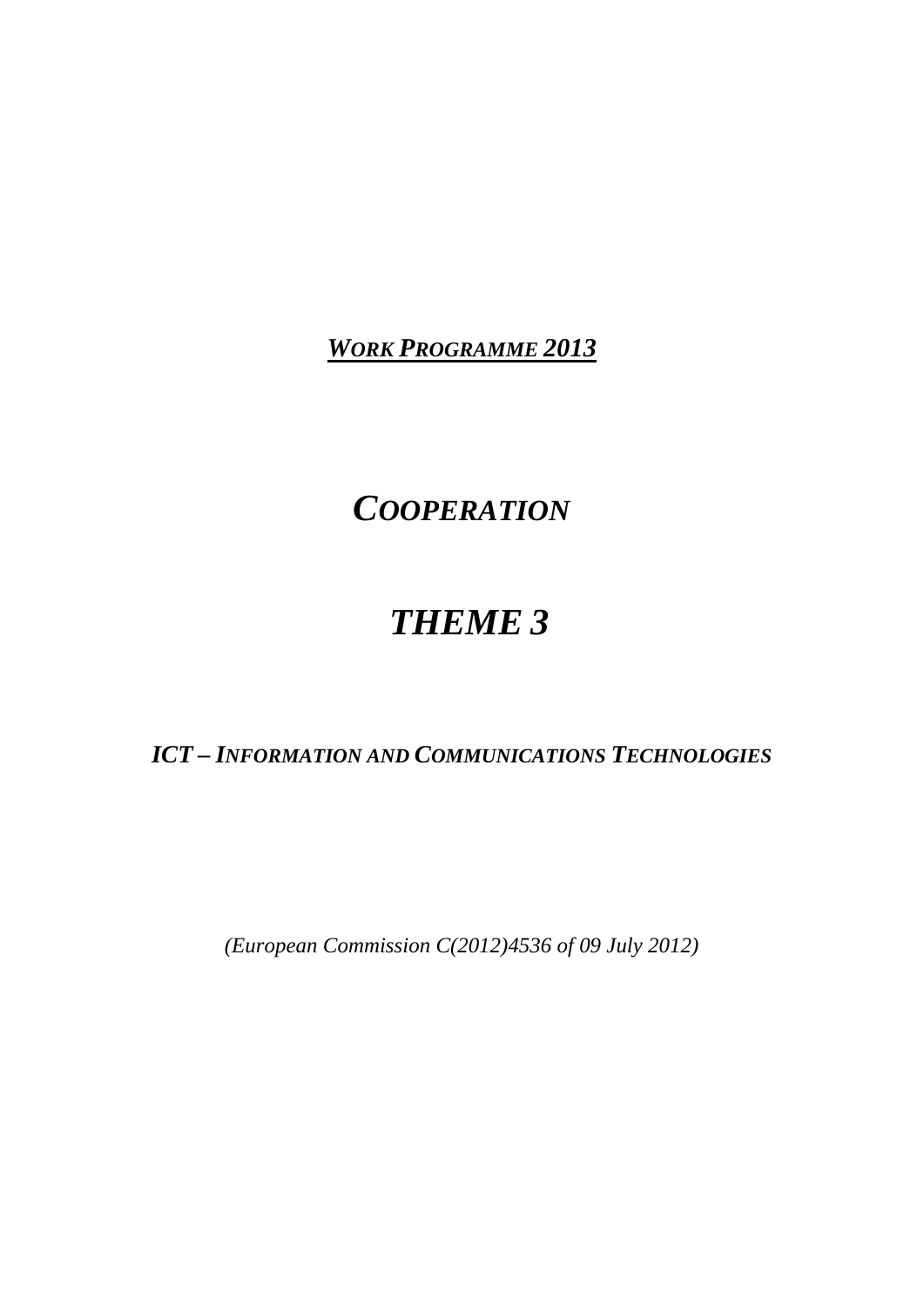***WORK PROGRAMME 2013***

# *COOPERATION*

# *THEME 3*

## *ICT – INFORMATION AND COMMUNICATIONS TECHNOLOGIES*

*(European Commission C(2012)4536 of 09 July 2012)*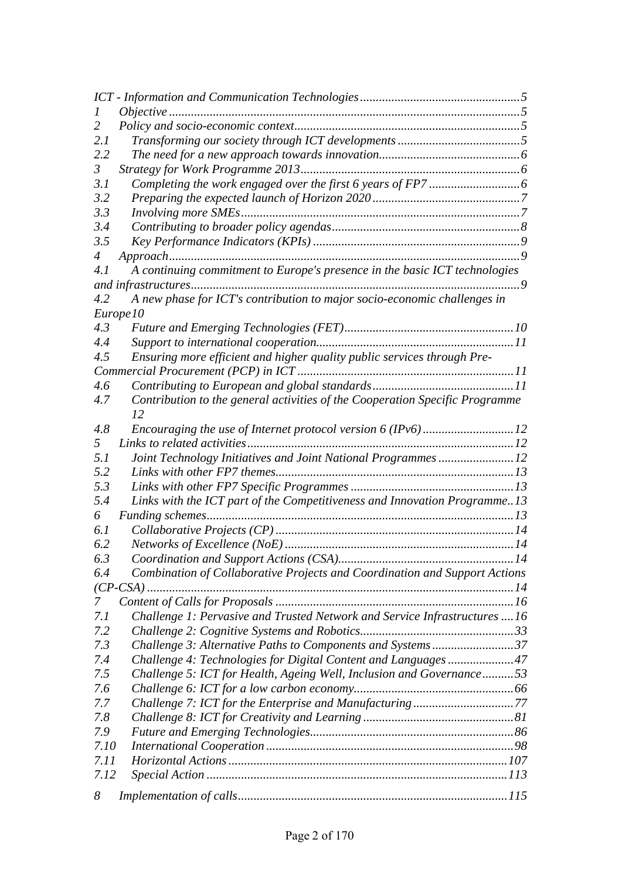*ICT - Information and Communication Technologies* ........ *5*

*1 Objective* ........ *5*

*2 Policy and socio-economic context* ........ *5*

*2.1 Transforming our society through ICT developments* ........ *5*

*2.2 The need for a new approach towards innovation* ........ *6*

*3 Strategy for Work Programme 2013* ........ *6*

*3.1 Completing the work engaged over the first 6 years of FP7* ........ *6*

*3.2 Preparing the expected launch of Horizon 2020* ........ *7*

*3.3 Involving more SMEs* ........ *7*

*3.4 Contributing to broader policy agendas* ........ *8*

*3.5 Key Performance Indicators (KPIs)* ........ *9*

*4 Approach* ........ *9*

*4.1 A continuing commitment to Europe's presence in the basic ICT technologies and infrastructures* ........ *9*

*4.2 A new phase for ICT's contribution to major socio-economic challenges in Europe* *10*

*4.3 Future and Emerging Technologies (FET)* ........ *10*

*4.4 Support to international cooperation* ........ *11*

*4.5 Ensuring more efficient and higher quality public services through Pre-Commercial Procurement (PCP) in ICT* ........ *11*

*4.6 Contributing to European and global standards* ........ *11*

*4.7 Contribution to the general activities of the Cooperation Specific Programme* *12*

*4.8 Encouraging the use of Internet protocol version 6 (IPv6)* ........ *12*

*5 Links to related activities* ........ *12*

*5.1 Joint Technology Initiatives and Joint National Programmes* ........ *12*

*5.2 Links with other FP7 themes* ........ *13*

*5.3 Links with other FP7 Specific Programmes* ........ *13*

*5.4 Links with the ICT part of the Competitiveness and Innovation Programme* .. *13*

*6 Funding schemes* ........ *13*

*6.1 Collaborative Projects (CP)* ........ *14*

*6.2 Networks of Excellence (NoE)* ........ *14*

*6.3 Coordination and Support Actions (CSA)* ........ *14*

*6.4 Combination of Collaborative Projects and Coordination and Support Actions (CP-CSA)* ........ *14*

*7 Content of Calls for Proposals* ........ *16*

*7.1 Challenge 1: Pervasive and Trusted Network and Service Infrastructures* .... *16*

*7.2 Challenge 2: Cognitive Systems and Robotics* ........ *33*

*7.3 Challenge 3: Alternative Paths to Components and Systems* ........ *37*

*7.4 Challenge 4: Technologies for Digital Content and Languages* ........ *47*

*7.5 Challenge 5: ICT for Health, Ageing Well, Inclusion and Governance* ........ *53*

*7.6 Challenge 6: ICT for a low carbon economy* ........ *66*

*7.7 Challenge 7: ICT for the Enterprise and Manufacturing* ........ *77*

*7.8 Challenge 8: ICT for Creativity and Learning* ........ *81*

*7.9 Future and Emerging Technologies* ........ *86*

*7.10 International Cooperation* ........ *98*

*7.11 Horizontal Actions* ........ *107*

*7.12 Special Action* ........ *113*

*8 Implementation of calls* ........ *115*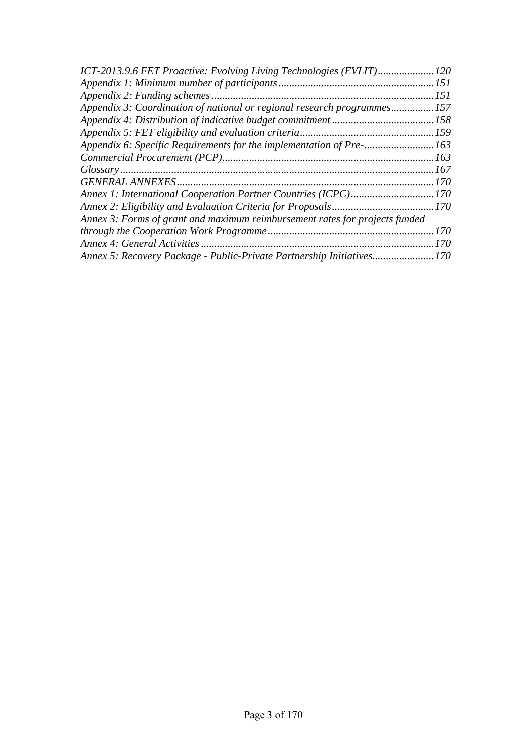*ICT-2013.9.6 FET Proactive: Evolving Living Technologies (EVLIT)......................120*
*Appendix 1: Minimum number of participants..........................................................151*
*Appendix 2: Funding schemes ..................................................................................151*
*Appendix 3: Coordination of national or regional research programmes................157*
*Appendix 4: Distribution of indicative budget commitment ......................................158*
*Appendix 5: FET eligibility and evaluation criteria..................................................159*
*Appendix 6: Specific Requirements for the implementation of Pre-..........................163*
*Commercial Procurement (PCP)..............................................................................163*
*Glossary....................................................................................................................167*
*GENERAL ANNEXES...............................................................................................170*
*Annex 1: International Cooperation Partner Countries (ICPC)...............................170*
*Annex 2: Eligibility and Evaluation Criteria for Proposals......................................170*
*Annex 3: Forms of grant and maximum reimbursement rates for projects funded through the Cooperation Work Programme.............................................................170*
*Annex 4: General Activities......................................................................................170*
*Annex 5: Recovery Package - Public-Private Partnership Initiatives.......................170*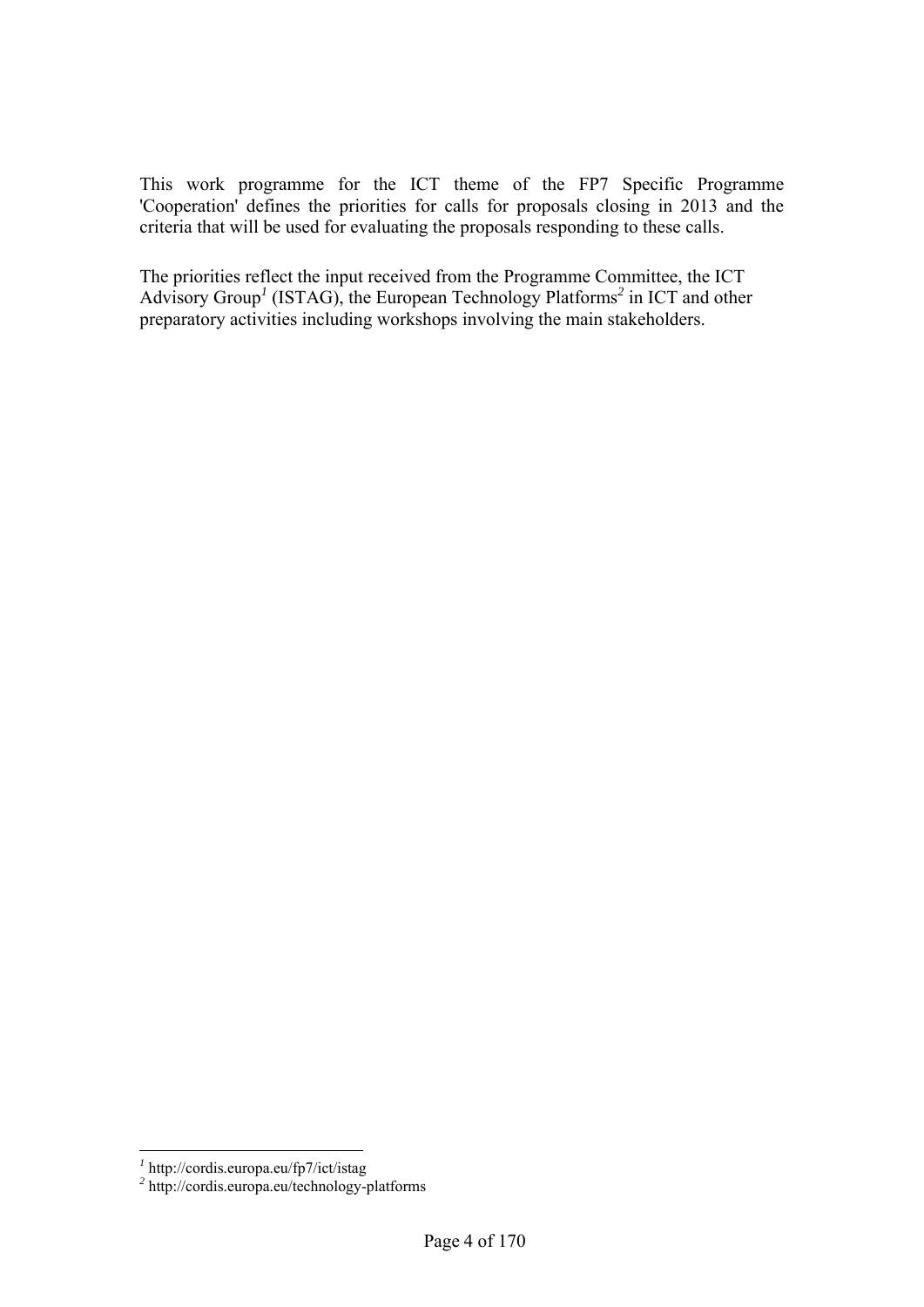This work programme for the ICT theme of the FP7 Specific Programme 'Cooperation' defines the priorities for calls for proposals closing in 2013 and the criteria that will be used for evaluating the proposals responding to these calls.

The priorities reflect the input received from the Programme Committee, the ICT Advisory Group[1] (ISTAG), the European Technology Platforms[2] in ICT and other preparatory activities including workshops involving the main stakeholders.

---

[1] http://cordis.europa.eu/fp7/ict/istag

[2] http://cordis.europa.eu/technology-platforms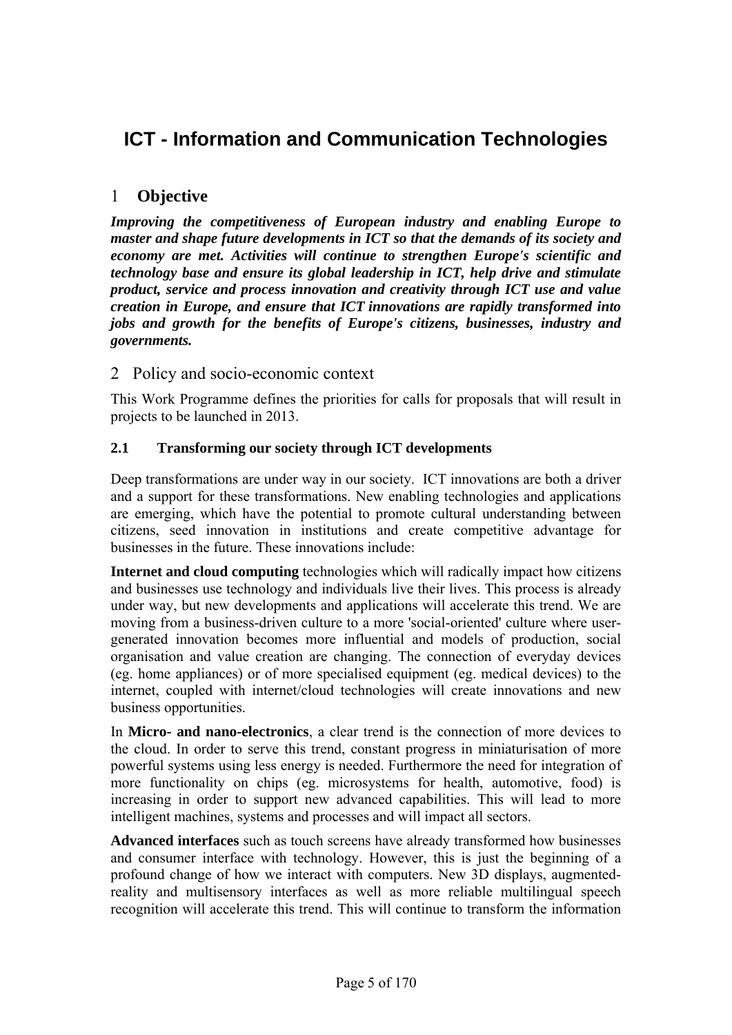# ICT - Information and Communication Technologies

## 1 Objective

***Improving the competitiveness of European industry and enabling Europe to master and shape future developments in ICT so that the demands of its society and economy are met. Activities will continue to strengthen Europe's scientific and technology base and ensure its global leadership in ICT, help drive and stimulate product, service and process innovation and creativity through ICT use and value creation in Europe, and ensure that ICT innovations are rapidly transformed into jobs and growth for the benefits of Europe's citizens, businesses, industry and governments.***

## 2 Policy and socio-economic context

This Work Programme defines the priorities for calls for proposals that will result in projects to be launched in 2013.

### 2.1 Transforming our society through ICT developments

Deep transformations are under way in our society. ICT innovations are both a driver and a support for these transformations. New enabling technologies and applications are emerging, which have the potential to promote cultural understanding between citizens, seed innovation in institutions and create competitive advantage for businesses in the future. These innovations include:

**Internet and cloud computing** technologies which will radically impact how citizens and businesses use technology and individuals live their lives. This process is already under way, but new developments and applications will accelerate this trend. We are moving from a business-driven culture to a more 'social-oriented' culture where user-generated innovation becomes more influential and models of production, social organisation and value creation are changing. The connection of everyday devices (eg. home appliances) or of more specialised equipment (eg. medical devices) to the internet, coupled with internet/cloud technologies will create innovations and new business opportunities.

In **Micro- and nano-electronics**, a clear trend is the connection of more devices to the cloud. In order to serve this trend, constant progress in miniaturisation of more powerful systems using less energy is needed. Furthermore the need for integration of more functionality on chips (eg. microsystems for health, automotive, food) is increasing in order to support new advanced capabilities. This will lead to more intelligent machines, systems and processes and will impact all sectors.

**Advanced interfaces** such as touch screens have already transformed how businesses and consumer interface with technology. However, this is just the beginning of a profound change of how we interact with computers. New 3D displays, augmented-reality and multisensory interfaces as well as more reliable multilingual speech recognition will accelerate this trend. This will continue to transform the information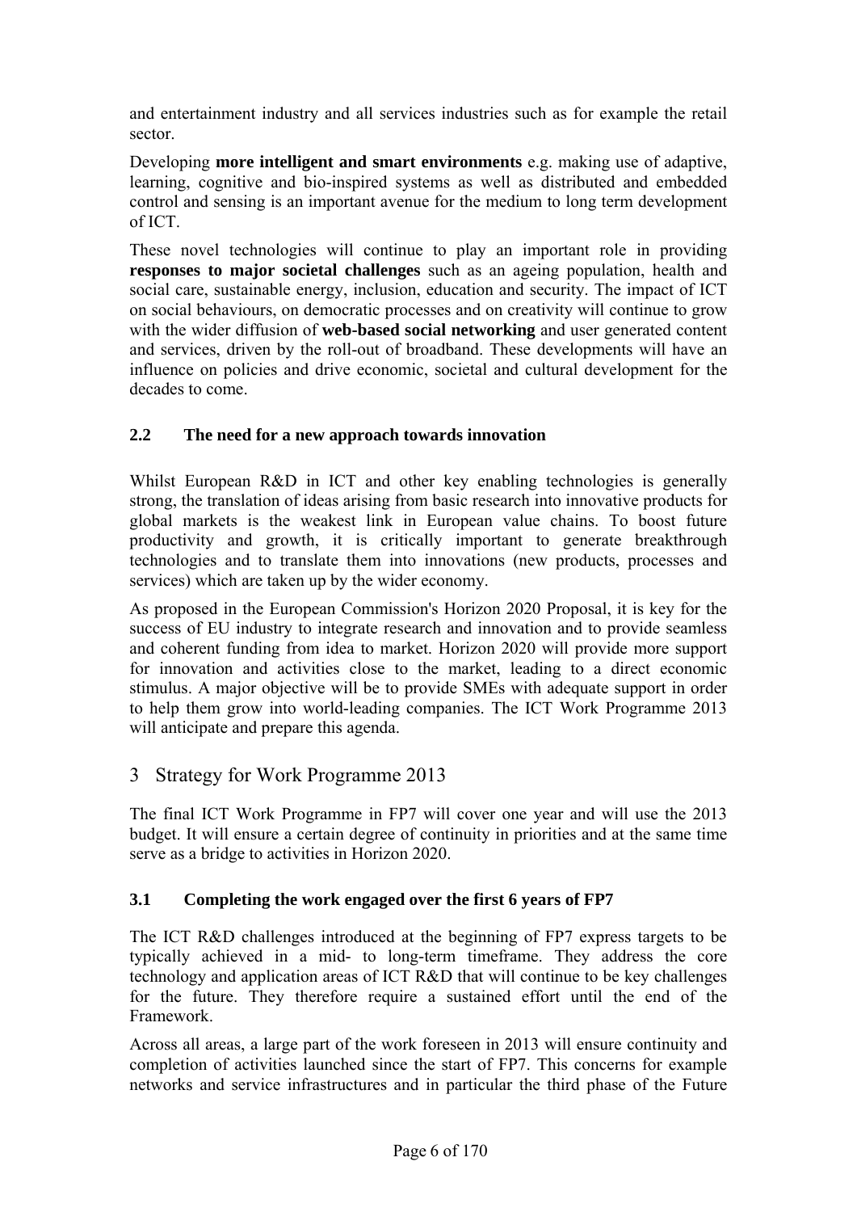and entertainment industry and all services industries such as for example the retail sector.

Developing **more intelligent and smart environments** e.g. making use of adaptive, learning, cognitive and bio-inspired systems as well as distributed and embedded control and sensing is an important avenue for the medium to long term development of ICT.

These novel technologies will continue to play an important role in providing **responses to major societal challenges** such as an ageing population, health and social care, sustainable energy, inclusion, education and security. The impact of ICT on social behaviours, on democratic processes and on creativity will continue to grow with the wider diffusion of **web-based social networking** and user generated content and services, driven by the roll-out of broadband. These developments will have an influence on policies and drive economic, societal and cultural development for the decades to come.

### 2.2 The need for a new approach towards innovation

Whilst European R&D in ICT and other key enabling technologies is generally strong, the translation of ideas arising from basic research into innovative products for global markets is the weakest link in European value chains. To boost future productivity and growth, it is critically important to generate breakthrough technologies and to translate them into innovations (new products, processes and services) which are taken up by the wider economy.

As proposed in the European Commission's Horizon 2020 Proposal, it is key for the success of EU industry to integrate research and innovation and to provide seamless and coherent funding from idea to market. Horizon 2020 will provide more support for innovation and activities close to the market, leading to a direct economic stimulus. A major objective will be to provide SMEs with adequate support in order to help them grow into world-leading companies. The ICT Work Programme 2013 will anticipate and prepare this agenda.

## 3 Strategy for Work Programme 2013

The final ICT Work Programme in FP7 will cover one year and will use the 2013 budget. It will ensure a certain degree of continuity in priorities and at the same time serve as a bridge to activities in Horizon 2020.

### 3.1 Completing the work engaged over the first 6 years of FP7

The ICT R&D challenges introduced at the beginning of FP7 express targets to be typically achieved in a mid- to long-term timeframe. They address the core technology and application areas of ICT R&D that will continue to be key challenges for the future. They therefore require a sustained effort until the end of the Framework.

Across all areas, a large part of the work foreseen in 2013 will ensure continuity and completion of activities launched since the start of FP7. This concerns for example networks and service infrastructures and in particular the third phase of the Future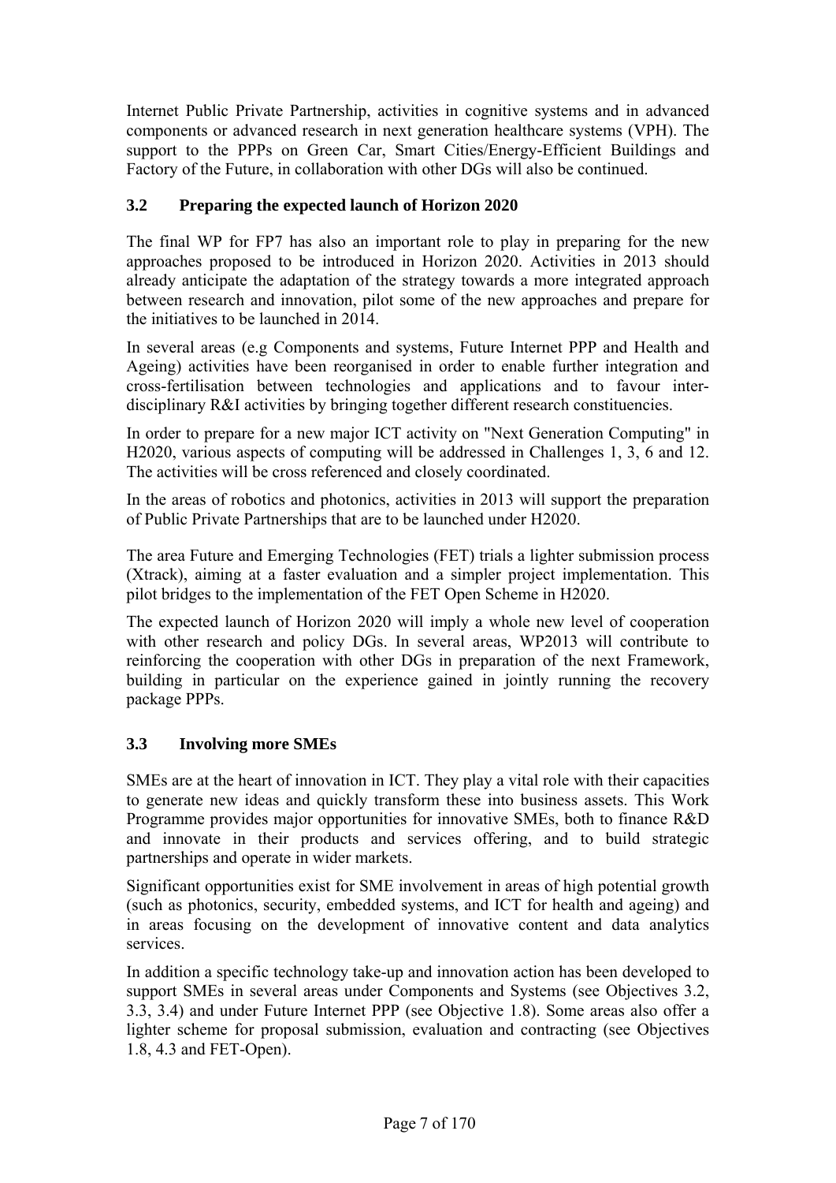Internet Public Private Partnership, activities in cognitive systems and in advanced components or advanced research in next generation healthcare systems (VPH). The support to the PPPs on Green Car, Smart Cities/Energy-Efficient Buildings and Factory of the Future, in collaboration with other DGs will also be continued.

### 3.2 Preparing the expected launch of Horizon 2020

The final WP for FP7 has also an important role to play in preparing for the new approaches proposed to be introduced in Horizon 2020. Activities in 2013 should already anticipate the adaptation of the strategy towards a more integrated approach between research and innovation, pilot some of the new approaches and prepare for the initiatives to be launched in 2014.

In several areas (e.g Components and systems, Future Internet PPP and Health and Ageing) activities have been reorganised in order to enable further integration and cross-fertilisation between technologies and applications and to favour inter-disciplinary R&I activities by bringing together different research constituencies.

In order to prepare for a new major ICT activity on "Next Generation Computing" in H2020, various aspects of computing will be addressed in Challenges 1, 3, 6 and 12. The activities will be cross referenced and closely coordinated.

In the areas of robotics and photonics, activities in 2013 will support the preparation of Public Private Partnerships that are to be launched under H2020.

The area Future and Emerging Technologies (FET) trials a lighter submission process (Xtrack), aiming at a faster evaluation and a simpler project implementation. This pilot bridges to the implementation of the FET Open Scheme in H2020.

The expected launch of Horizon 2020 will imply a whole new level of cooperation with other research and policy DGs. In several areas, WP2013 will contribute to reinforcing the cooperation with other DGs in preparation of the next Framework, building in particular on the experience gained in jointly running the recovery package PPPs.

### 3.3 Involving more SMEs

SMEs are at the heart of innovation in ICT. They play a vital role with their capacities to generate new ideas and quickly transform these into business assets. This Work Programme provides major opportunities for innovative SMEs, both to finance R&D and innovate in their products and services offering, and to build strategic partnerships and operate in wider markets.

Significant opportunities exist for SME involvement in areas of high potential growth (such as photonics, security, embedded systems, and ICT for health and ageing) and in areas focusing on the development of innovative content and data analytics services.

In addition a specific technology take-up and innovation action has been developed to support SMEs in several areas under Components and Systems (see Objectives 3.2, 3.3, 3.4) and under Future Internet PPP (see Objective 1.8). Some areas also offer a lighter scheme for proposal submission, evaluation and contracting (see Objectives 1.8, 4.3 and FET-Open).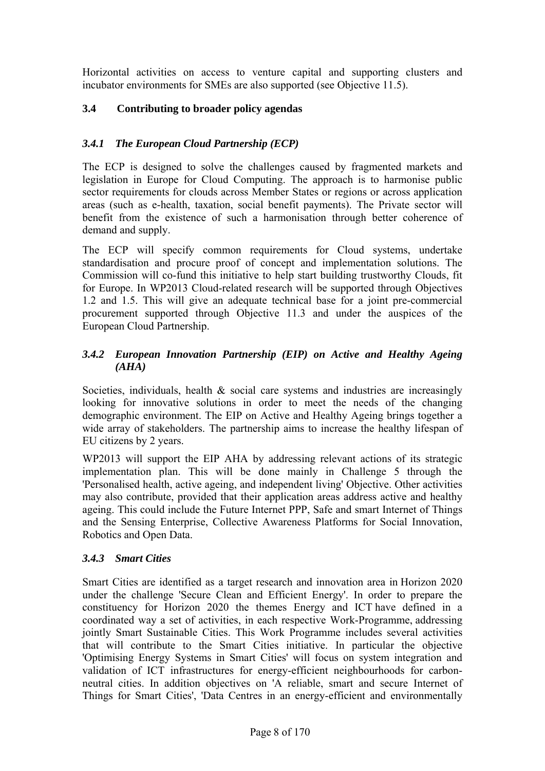Horizontal activities on access to venture capital and supporting clusters and incubator environments for SMEs are also supported (see Objective 11.5).

## 3.4 Contributing to broader policy agendas

### *3.4.1 The European Cloud Partnership (ECP)*

The ECP is designed to solve the challenges caused by fragmented markets and legislation in Europe for Cloud Computing. The approach is to harmonise public sector requirements for clouds across Member States or regions or across application areas (such as e-health, taxation, social benefit payments). The Private sector will benefit from the existence of such a harmonisation through better coherence of demand and supply.

The ECP will specify common requirements for Cloud systems, undertake standardisation and procure proof of concept and implementation solutions. The Commission will co-fund this initiative to help start building trustworthy Clouds, fit for Europe. In WP2013 Cloud-related research will be supported through Objectives 1.2 and 1.5. This will give an adequate technical base for a joint pre-commercial procurement supported through Objective 11.3 and under the auspices of the European Cloud Partnership.

### *3.4.2 European Innovation Partnership (EIP) on Active and Healthy Ageing (AHA)*

Societies, individuals, health & social care systems and industries are increasingly looking for innovative solutions in order to meet the needs of the changing demographic environment. The EIP on Active and Healthy Ageing brings together a wide array of stakeholders. The partnership aims to increase the healthy lifespan of EU citizens by 2 years.

WP2013 will support the EIP AHA by addressing relevant actions of its strategic implementation plan. This will be done mainly in Challenge 5 through the 'Personalised health, active ageing, and independent living' Objective. Other activities may also contribute, provided that their application areas address active and healthy ageing. This could include the Future Internet PPP, Safe and smart Internet of Things and the Sensing Enterprise, Collective Awareness Platforms for Social Innovation, Robotics and Open Data.

### *3.4.3 Smart Cities*

Smart Cities are identified as a target research and innovation area in Horizon 2020 under the challenge 'Secure Clean and Efficient Energy'. In order to prepare the constituency for Horizon 2020 the themes Energy and ICT have defined in a coordinated way a set of activities, in each respective Work-Programme, addressing jointly Smart Sustainable Cities. This Work Programme includes several activities that will contribute to the Smart Cities initiative. In particular the objective 'Optimising Energy Systems in Smart Cities' will focus on system integration and validation of ICT infrastructures for energy-efficient neighbourhoods for carbon-neutral cities. In addition objectives on 'A reliable, smart and secure Internet of Things for Smart Cities', 'Data Centres in an energy-efficient and environmentally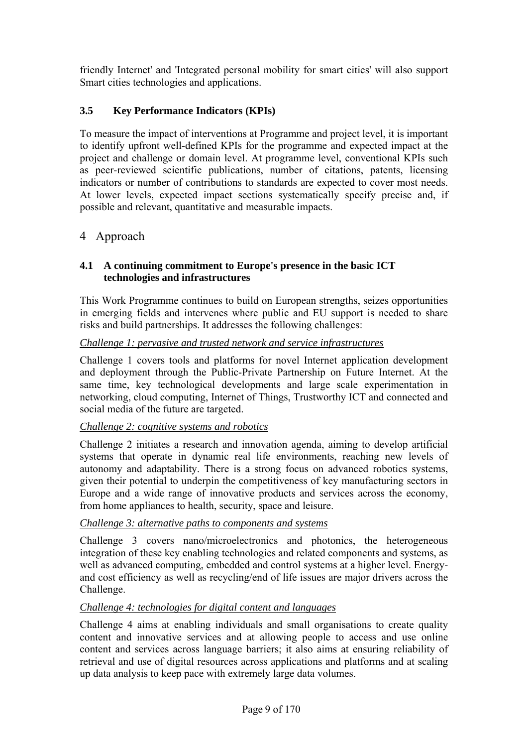friendly Internet' and 'Integrated personal mobility for smart cities' will also support Smart cities technologies and applications.

### 3.5 Key Performance Indicators (KPIs)

To measure the impact of interventions at Programme and project level, it is important to identify upfront well-defined KPIs for the programme and expected impact at the project and challenge or domain level. At programme level, conventional KPIs such as peer-reviewed scientific publications, number of citations, patents, licensing indicators or number of contributions to standards are expected to cover most needs. At lower levels, expected impact sections systematically specify precise and, if possible and relevant, quantitative and measurable impacts.

## 4 Approach

### 4.1 A continuing commitment to Europe's presence in the basic ICT technologies and infrastructures

This Work Programme continues to build on European strengths, seizes opportunities in emerging fields and intervenes where public and EU support is needed to share risks and build partnerships. It addresses the following challenges:

*Challenge 1: pervasive and trusted network and service infrastructures*

Challenge 1 covers tools and platforms for novel Internet application development and deployment through the Public-Private Partnership on Future Internet. At the same time, key technological developments and large scale experimentation in networking, cloud computing, Internet of Things, Trustworthy ICT and connected and social media of the future are targeted.

*Challenge 2: cognitive systems and robotics*

Challenge 2 initiates a research and innovation agenda, aiming to develop artificial systems that operate in dynamic real life environments, reaching new levels of autonomy and adaptability. There is a strong focus on advanced robotics systems, given their potential to underpin the competitiveness of key manufacturing sectors in Europe and a wide range of innovative products and services across the economy, from home appliances to health, security, space and leisure.

*Challenge 3: alternative paths to components and systems*

Challenge 3 covers nano/microelectronics and photonics, the heterogeneous integration of these key enabling technologies and related components and systems, as well as advanced computing, embedded and control systems at a higher level. Energy- and cost efficiency as well as recycling/end of life issues are major drivers across the Challenge.

*Challenge 4: technologies for digital content and languages*

Challenge 4 aims at enabling individuals and small organisations to create quality content and innovative services and at allowing people to access and use online content and services across language barriers; it also aims at ensuring reliability of retrieval and use of digital resources across applications and platforms and at scaling up data analysis to keep pace with extremely large data volumes.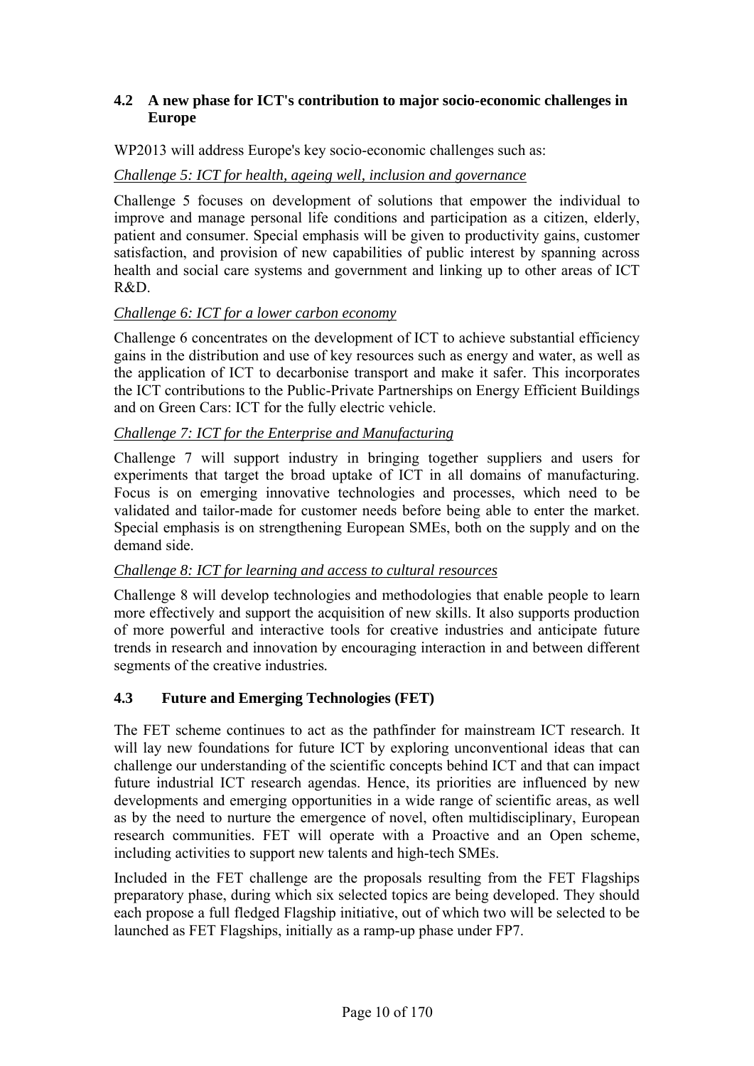## 4.2 A new phase for ICT's contribution to major socio-economic challenges in Europe

WP2013 will address Europe's key socio-economic challenges such as:

*Challenge 5: ICT for health, ageing well, inclusion and governance*

Challenge 5 focuses on development of solutions that empower the individual to improve and manage personal life conditions and participation as a citizen, elderly, patient and consumer. Special emphasis will be given to productivity gains, customer satisfaction, and provision of new capabilities of public interest by spanning across health and social care systems and government and linking up to other areas of ICT R&D.

*Challenge 6: ICT for a lower carbon economy*

Challenge 6 concentrates on the development of ICT to achieve substantial efficiency gains in the distribution and use of key resources such as energy and water, as well as the application of ICT to decarbonise transport and make it safer. This incorporates the ICT contributions to the Public-Private Partnerships on Energy Efficient Buildings and on Green Cars: ICT for the fully electric vehicle.

*Challenge 7: ICT for the Enterprise and Manufacturing*

Challenge 7 will support industry in bringing together suppliers and users for experiments that target the broad uptake of ICT in all domains of manufacturing. Focus is on emerging innovative technologies and processes, which need to be validated and tailor-made for customer needs before being able to enter the market. Special emphasis is on strengthening European SMEs, both on the supply and on the demand side.

*Challenge 8: ICT for learning and access to cultural resources*

Challenge 8 will develop technologies and methodologies that enable people to learn more effectively and support the acquisition of new skills. It also supports production of more powerful and interactive tools for creative industries and anticipate future trends in research and innovation by encouraging interaction in and between different segments of the creative industries.

## 4.3 Future and Emerging Technologies (FET)

The FET scheme continues to act as the pathfinder for mainstream ICT research. It will lay new foundations for future ICT by exploring unconventional ideas that can challenge our understanding of the scientific concepts behind ICT and that can impact future industrial ICT research agendas. Hence, its priorities are influenced by new developments and emerging opportunities in a wide range of scientific areas, as well as by the need to nurture the emergence of novel, often multidisciplinary, European research communities. FET will operate with a Proactive and an Open scheme, including activities to support new talents and high-tech SMEs.

Included in the FET challenge are the proposals resulting from the FET Flagships preparatory phase, during which six selected topics are being developed. They should each propose a full fledged Flagship initiative, out of which two will be selected to be launched as FET Flagships, initially as a ramp-up phase under FP7.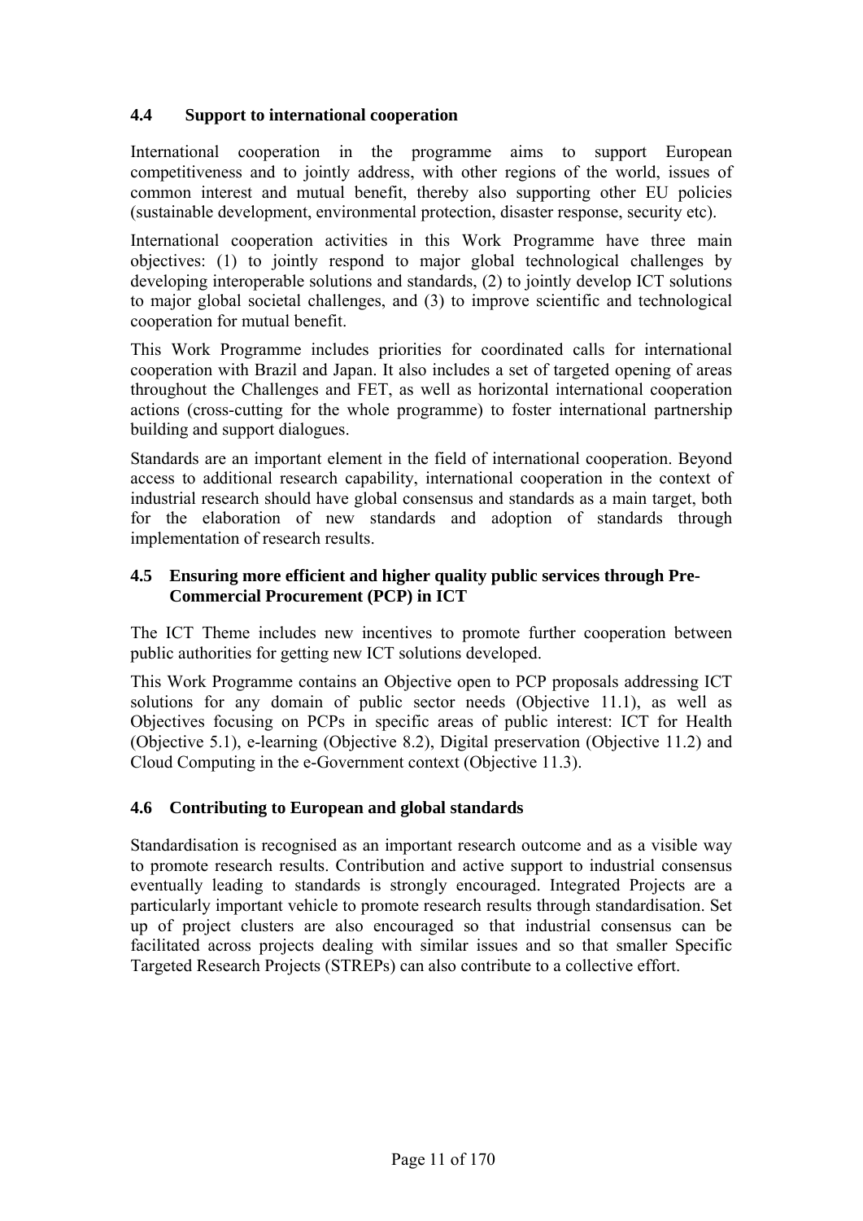### 4.4 Support to international cooperation

International cooperation in the programme aims to support European competitiveness and to jointly address, with other regions of the world, issues of common interest and mutual benefit, thereby also supporting other EU policies (sustainable development, environmental protection, disaster response, security etc).

International cooperation activities in this Work Programme have three main objectives: (1) to jointly respond to major global technological challenges by developing interoperable solutions and standards, (2) to jointly develop ICT solutions to major global societal challenges, and (3) to improve scientific and technological cooperation for mutual benefit.

This Work Programme includes priorities for coordinated calls for international cooperation with Brazil and Japan. It also includes a set of targeted opening of areas throughout the Challenges and FET, as well as horizontal international cooperation actions (cross-cutting for the whole programme) to foster international partnership building and support dialogues.

Standards are an important element in the field of international cooperation. Beyond access to additional research capability, international cooperation in the context of industrial research should have global consensus and standards as a main target, both for the elaboration of new standards and adoption of standards through implementation of research results.

### 4.5 Ensuring more efficient and higher quality public services through Pre-Commercial Procurement (PCP) in ICT

The ICT Theme includes new incentives to promote further cooperation between public authorities for getting new ICT solutions developed.

This Work Programme contains an Objective open to PCP proposals addressing ICT solutions for any domain of public sector needs (Objective 11.1), as well as Objectives focusing on PCPs in specific areas of public interest: ICT for Health (Objective 5.1), e-learning (Objective 8.2), Digital preservation (Objective 11.2) and Cloud Computing in the e-Government context (Objective 11.3).

### 4.6 Contributing to European and global standards

Standardisation is recognised as an important research outcome and as a visible way to promote research results. Contribution and active support to industrial consensus eventually leading to standards is strongly encouraged. Integrated Projects are a particularly important vehicle to promote research results through standardisation. Set up of project clusters are also encouraged so that industrial consensus can be facilitated across projects dealing with similar issues and so that smaller Specific Targeted Research Projects (STREPs) can also contribute to a collective effort.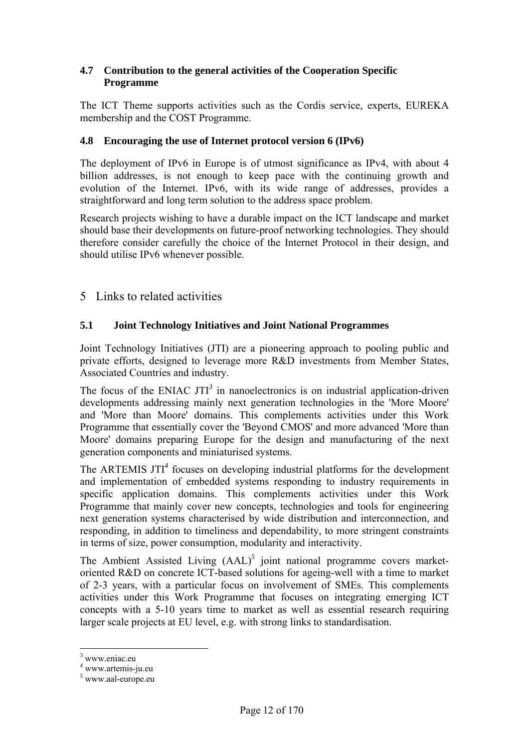### 4.7 Contribution to the general activities of the Cooperation Specific Programme

The ICT Theme supports activities such as the Cordis service, experts, EUREKA membership and the COST Programme.

### 4.8 Encouraging the use of Internet protocol version 6 (IPv6)

The deployment of IPv6 in Europe is of utmost significance as IPv4, with about 4 billion addresses, is not enough to keep pace with the continuing growth and evolution of the Internet. IPv6, with its wide range of addresses, provides a straightforward and long term solution to the address space problem.

Research projects wishing to have a durable impact on the ICT landscape and market should base their developments on future-proof networking technologies. They should therefore consider carefully the choice of the Internet Protocol in their design, and should utilise IPv6 whenever possible.

## 5 Links to related activities

### 5.1 Joint Technology Initiatives and Joint National Programmes

Joint Technology Initiatives (JTI) are a pioneering approach to pooling public and private efforts, designed to leverage more R&D investments from Member States, Associated Countries and industry.

The focus of the ENIAC JTI[3] in nanoelectronics is on industrial application-driven developments addressing mainly next generation technologies in the 'More Moore' and 'More than Moore' domains. This complements activities under this Work Programme that essentially cover the 'Beyond CMOS' and more advanced 'More than Moore' domains preparing Europe for the design and manufacturing of the next generation components and miniaturised systems.

The ARTEMIS JTI[4] focuses on developing industrial platforms for the development and implementation of embedded systems responding to industry requirements in specific application domains. This complements activities under this Work Programme that mainly cover new concepts, technologies and tools for engineering next generation systems characterised by wide distribution and interconnection, and responding, in addition to timeliness and dependability, to more stringent constraints in terms of size, power consumption, modularity and interactivity.

The Ambient Assisted Living (AAL)[5] joint national programme covers market-oriented R&D on concrete ICT-based solutions for ageing-well with a time to market of 2-3 years, with a particular focus on involvement of SMEs. This complements activities under this Work Programme that focuses on integrating emerging ICT concepts with a 5-10 years time to market as well as essential research requiring larger scale projects at EU level, e.g. with strong links to standardisation.

---

[3] www.eniac.eu
[4] www.artemis-ju.eu
[5] www.aal-europe.eu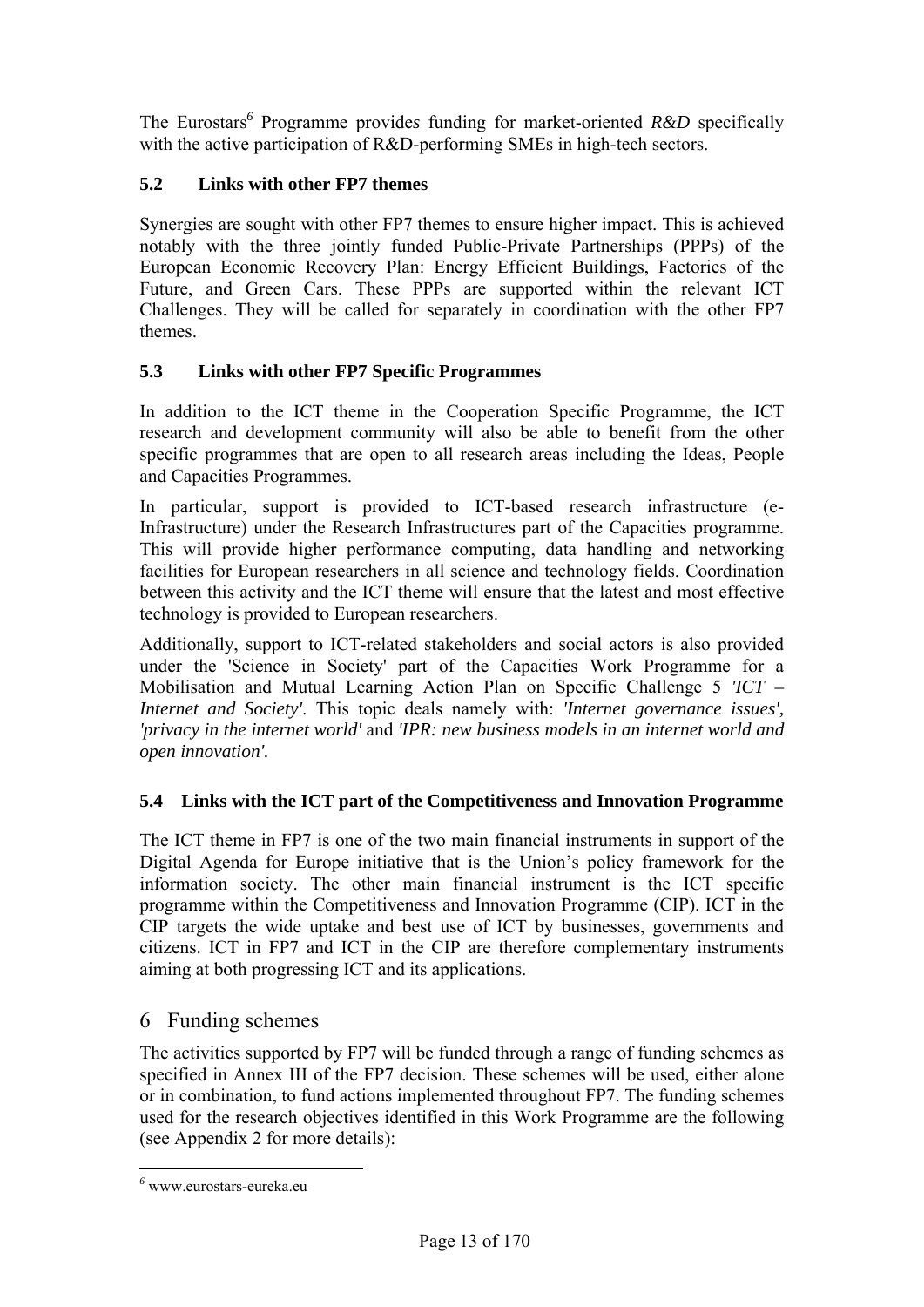The Eurostars[6] Programme provides funding for market-oriented *R&D* specifically with the active participation of R&D-performing SMEs in high-tech sectors.

### 5.2 Links with other FP7 themes

Synergies are sought with other FP7 themes to ensure higher impact. This is achieved notably with the three jointly funded Public-Private Partnerships (PPPs) of the European Economic Recovery Plan: Energy Efficient Buildings, Factories of the Future, and Green Cars. These PPPs are supported within the relevant ICT Challenges. They will be called for separately in coordination with the other FP7 themes.

### 5.3 Links with other FP7 Specific Programmes

In addition to the ICT theme in the Cooperation Specific Programme, the ICT research and development community will also be able to benefit from the other specific programmes that are open to all research areas including the Ideas, People and Capacities Programmes.

In particular, support is provided to ICT-based research infrastructure (e-Infrastructure) under the Research Infrastructures part of the Capacities programme. This will provide higher performance computing, data handling and networking facilities for European researchers in all science and technology fields. Coordination between this activity and the ICT theme will ensure that the latest and most effective technology is provided to European researchers.

Additionally, support to ICT-related stakeholders and social actors is also provided under the 'Science in Society' part of the Capacities Work Programme for a Mobilisation and Mutual Learning Action Plan on Specific Challenge 5 *'ICT – Internet and Society'*. This topic deals namely with: *'Internet governance issues', 'privacy in the internet world'* and *'IPR: new business models in an internet world and open innovation'*.

### 5.4 Links with the ICT part of the Competitiveness and Innovation Programme

The ICT theme in FP7 is one of the two main financial instruments in support of the Digital Agenda for Europe initiative that is the Union's policy framework for the information society. The other main financial instrument is the ICT specific programme within the Competitiveness and Innovation Programme (CIP). ICT in the CIP targets the wide uptake and best use of ICT by businesses, governments and citizens. ICT in FP7 and ICT in the CIP are therefore complementary instruments aiming at both progressing ICT and its applications.

## 6 Funding schemes

The activities supported by FP7 will be funded through a range of funding schemes as specified in Annex III of the FP7 decision. These schemes will be used, either alone or in combination, to fund actions implemented throughout FP7. The funding schemes used for the research objectives identified in this Work Programme are the following (see Appendix 2 for more details):

---

[6] www.eurostars-eureka.eu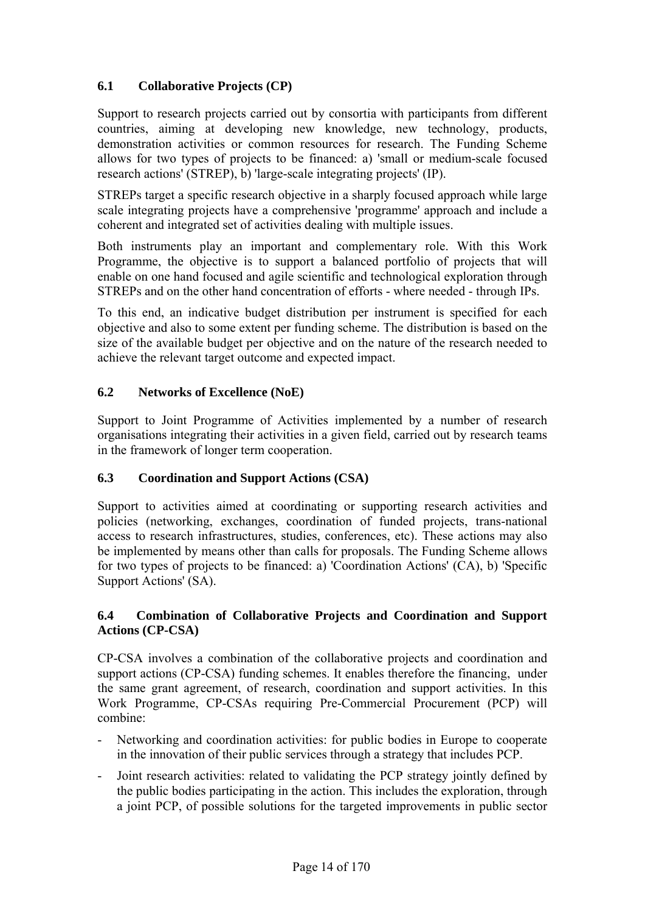### 6.1 Collaborative Projects (CP)

Support to research projects carried out by consortia with participants from different countries, aiming at developing new knowledge, new technology, products, demonstration activities or common resources for research. The Funding Scheme allows for two types of projects to be financed: a) 'small or medium-scale focused research actions' (STREP), b) 'large-scale integrating projects' (IP).

STREPs target a specific research objective in a sharply focused approach while large scale integrating projects have a comprehensive 'programme' approach and include a coherent and integrated set of activities dealing with multiple issues.

Both instruments play an important and complementary role. With this Work Programme, the objective is to support a balanced portfolio of projects that will enable on one hand focused and agile scientific and technological exploration through STREPs and on the other hand concentration of efforts - where needed - through IPs.

To this end, an indicative budget distribution per instrument is specified for each objective and also to some extent per funding scheme. The distribution is based on the size of the available budget per objective and on the nature of the research needed to achieve the relevant target outcome and expected impact.

### 6.2 Networks of Excellence (NoE)

Support to Joint Programme of Activities implemented by a number of research organisations integrating their activities in a given field, carried out by research teams in the framework of longer term cooperation.

### 6.3 Coordination and Support Actions (CSA)

Support to activities aimed at coordinating or supporting research activities and policies (networking, exchanges, coordination of funded projects, trans-national access to research infrastructures, studies, conferences, etc). These actions may also be implemented by means other than calls for proposals. The Funding Scheme allows for two types of projects to be financed: a) 'Coordination Actions' (CA), b) 'Specific Support Actions' (SA).

### 6.4 Combination of Collaborative Projects and Coordination and Support Actions (CP-CSA)

CP-CSA involves a combination of the collaborative projects and coordination and support actions (CP-CSA) funding schemes. It enables therefore the financing, under the same grant agreement, of research, coordination and support activities. In this Work Programme, CP-CSAs requiring Pre-Commercial Procurement (PCP) will combine:

- Networking and coordination activities: for public bodies in Europe to cooperate in the innovation of their public services through a strategy that includes PCP.
- Joint research activities: related to validating the PCP strategy jointly defined by the public bodies participating in the action. This includes the exploration, through a joint PCP, of possible solutions for the targeted improvements in public sector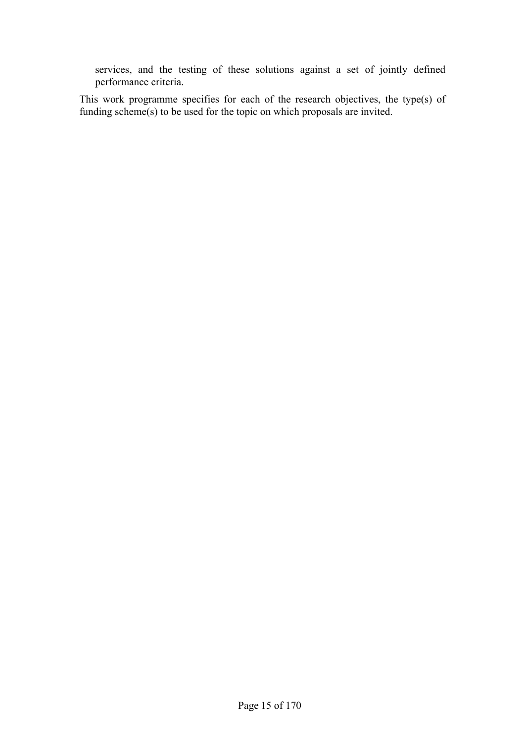services, and the testing of these solutions against a set of jointly defined performance criteria.

This work programme specifies for each of the research objectives, the type(s) of funding scheme(s) to be used for the topic on which proposals are invited.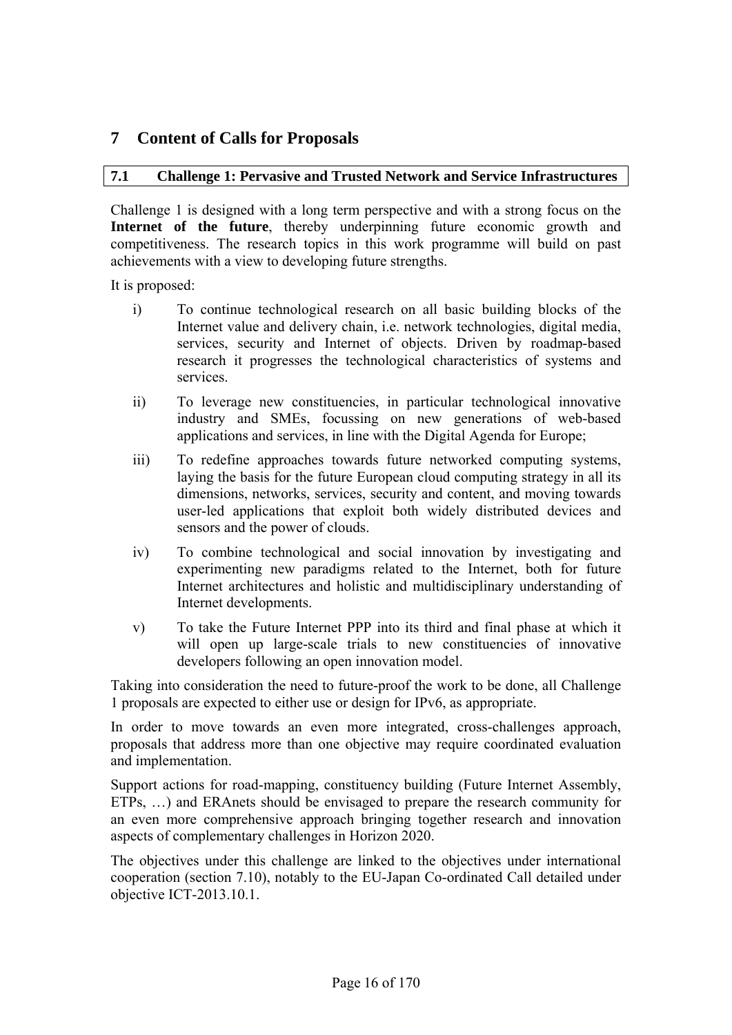# 7 Content of Calls for Proposals

## 7.1 Challenge 1: Pervasive and Trusted Network and Service Infrastructures

Challenge 1 is designed with a long term perspective and with a strong focus on the **Internet of the future**, thereby underpinning future economic growth and competitiveness. The research topics in this work programme will build on past achievements with a view to developing future strengths.

It is proposed:

i) To continue technological research on all basic building blocks of the Internet value and delivery chain, i.e. network technologies, digital media, services, security and Internet of objects. Driven by roadmap-based research it progresses the technological characteristics of systems and services.

ii) To leverage new constituencies, in particular technological innovative industry and SMEs, focussing on new generations of web-based applications and services, in line with the Digital Agenda for Europe;

iii) To redefine approaches towards future networked computing systems, laying the basis for the future European cloud computing strategy in all its dimensions, networks, services, security and content, and moving towards user-led applications that exploit both widely distributed devices and sensors and the power of clouds.

iv) To combine technological and social innovation by investigating and experimenting new paradigms related to the Internet, both for future Internet architectures and holistic and multidisciplinary understanding of Internet developments.

v) To take the Future Internet PPP into its third and final phase at which it will open up large-scale trials to new constituencies of innovative developers following an open innovation model.

Taking into consideration the need to future-proof the work to be done, all Challenge 1 proposals are expected to either use or design for IPv6, as appropriate.

In order to move towards an even more integrated, cross-challenges approach, proposals that address more than one objective may require coordinated evaluation and implementation.

Support actions for road-mapping, constituency building (Future Internet Assembly, ETPs, …) and ERAnets should be envisaged to prepare the research community for an even more comprehensive approach bringing together research and innovation aspects of complementary challenges in Horizon 2020.

The objectives under this challenge are linked to the objectives under international cooperation (section 7.10), notably to the EU-Japan Co-ordinated Call detailed under objective ICT-2013.10.1.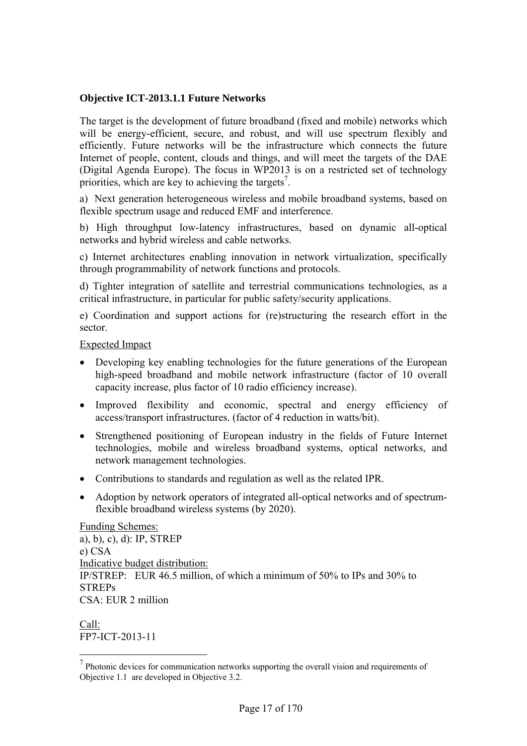**Objective ICT-2013.1.1 Future Networks**

The target is the development of future broadband (fixed and mobile) networks which will be energy-efficient, secure, and robust, and will use spectrum flexibly and efficiently. Future networks will be the infrastructure which connects the future Internet of people, content, clouds and things, and will meet the targets of the DAE (Digital Agenda Europe). The focus in WP2013 is on a restricted set of technology priorities, which are key to achieving the targets[7].

a) Next generation heterogeneous wireless and mobile broadband systems, based on flexible spectrum usage and reduced EMF and interference.

b) High throughput low-latency infrastructures, based on dynamic all-optical networks and hybrid wireless and cable networks.

c) Internet architectures enabling innovation in network virtualization, specifically through programmability of network functions and protocols.

d) Tighter integration of satellite and terrestrial communications technologies, as a critical infrastructure, in particular for public safety/security applications.

e) Coordination and support actions for (re)structuring the research effort in the sector.

Expected Impact

- Developing key enabling technologies for the future generations of the European high-speed broadband and mobile network infrastructure (factor of 10 overall capacity increase, plus factor of 10 radio efficiency increase).
- Improved flexibility and economic, spectral and energy efficiency of access/transport infrastructures. (factor of 4 reduction in watts/bit).
- Strengthened positioning of European industry in the fields of Future Internet technologies, mobile and wireless broadband systems, optical networks, and network management technologies.
- Contributions to standards and regulation as well as the related IPR.
- Adoption by network operators of integrated all-optical networks and of spectrum-flexible broadband wireless systems (by 2020).

Funding Schemes:
a), b), c), d): IP, STREP
e) CSA
Indicative budget distribution:
IP/STREP: EUR 46.5 million, of which a minimum of 50% to IPs and 30% to STREPs
CSA: EUR 2 million

Call:
FP7-ICT-2013-11

[7] Photonic devices for communication networks supporting the overall vision and requirements of Objective 1.1 are developed in Objective 3.2.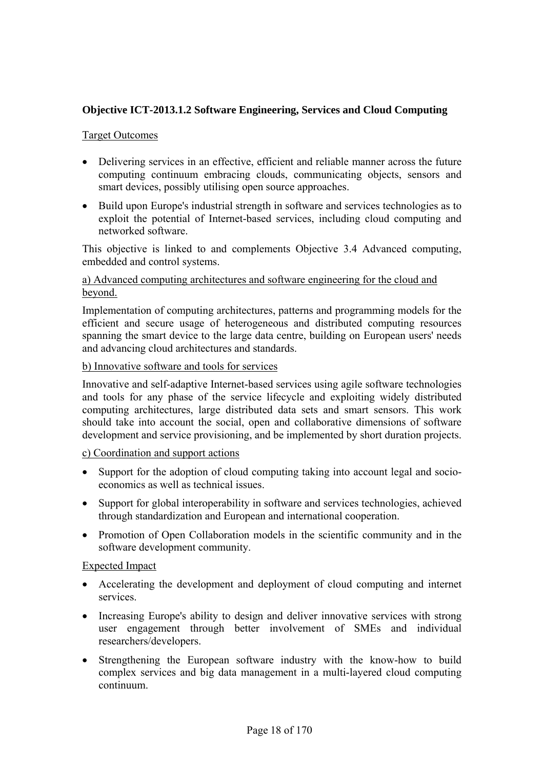**Objective ICT-2013.1.2 Software Engineering, Services and Cloud Computing**

Target Outcomes

- Delivering services in an effective, efficient and reliable manner across the future computing continuum embracing clouds, communicating objects, sensors and smart devices, possibly utilising open source approaches.
- Build upon Europe's industrial strength in software and services technologies as to exploit the potential of Internet-based services, including cloud computing and networked software.

This objective is linked to and complements Objective 3.4 Advanced computing, embedded and control systems.

a) Advanced computing architectures and software engineering for the cloud and beyond.

Implementation of computing architectures, patterns and programming models for the efficient and secure usage of heterogeneous and distributed computing resources spanning the smart device to the large data centre, building on European users' needs and advancing cloud architectures and standards.

b) Innovative software and tools for services

Innovative and self-adaptive Internet-based services using agile software technologies and tools for any phase of the service lifecycle and exploiting widely distributed computing architectures, large distributed data sets and smart sensors. This work should take into account the social, open and collaborative dimensions of software development and service provisioning, and be implemented by short duration projects.

c) Coordination and support actions

- Support for the adoption of cloud computing taking into account legal and socio-economics as well as technical issues.
- Support for global interoperability in software and services technologies, achieved through standardization and European and international cooperation.
- Promotion of Open Collaboration models in the scientific community and in the software development community.

Expected Impact

- Accelerating the development and deployment of cloud computing and internet services.
- Increasing Europe's ability to design and deliver innovative services with strong user engagement through better involvement of SMEs and individual researchers/developers.
- Strengthening the European software industry with the know-how to build complex services and big data management in a multi-layered cloud computing continuum.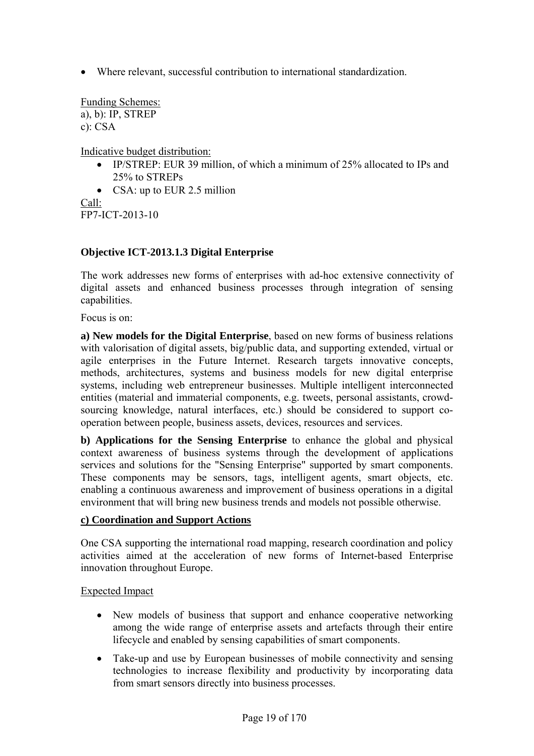- Where relevant, successful contribution to international standardization.

Funding Schemes:
a), b): IP, STREP
c): CSA

Indicative budget distribution:

- IP/STREP: EUR 39 million, of which a minimum of 25% allocated to IPs and 25% to STREPs
- CSA: up to EUR 2.5 million

Call:
FP7-ICT-2013-10

**Objective ICT-2013.1.3 Digital Enterprise**

The work addresses new forms of enterprises with ad-hoc extensive connectivity of digital assets and enhanced business processes through integration of sensing capabilities.

Focus is on:

**a) New models for the Digital Enterprise**, based on new forms of business relations with valorisation of digital assets, big/public data, and supporting extended, virtual or agile enterprises in the Future Internet. Research targets innovative concepts, methods, architectures, systems and business models for new digital enterprise systems, including web entrepreneur businesses. Multiple intelligent interconnected entities (material and immaterial components, e.g. tweets, personal assistants, crowd-sourcing knowledge, natural interfaces, etc.) should be considered to support co-operation between people, business assets, devices, resources and services.

**b) Applications for the Sensing Enterprise** to enhance the global and physical context awareness of business systems through the development of applications services and solutions for the "Sensing Enterprise" supported by smart components. These components may be sensors, tags, intelligent agents, smart objects, etc. enabling a continuous awareness and improvement of business operations in a digital environment that will bring new business trends and models not possible otherwise.

**c) Coordination and Support Actions**

One CSA supporting the international road mapping, research coordination and policy activities aimed at the acceleration of new forms of Internet-based Enterprise innovation throughout Europe.

Expected Impact

- New models of business that support and enhance cooperative networking among the wide range of enterprise assets and artefacts through their entire lifecycle and enabled by sensing capabilities of smart components.
- Take-up and use by European businesses of mobile connectivity and sensing technologies to increase flexibility and productivity by incorporating data from smart sensors directly into business processes.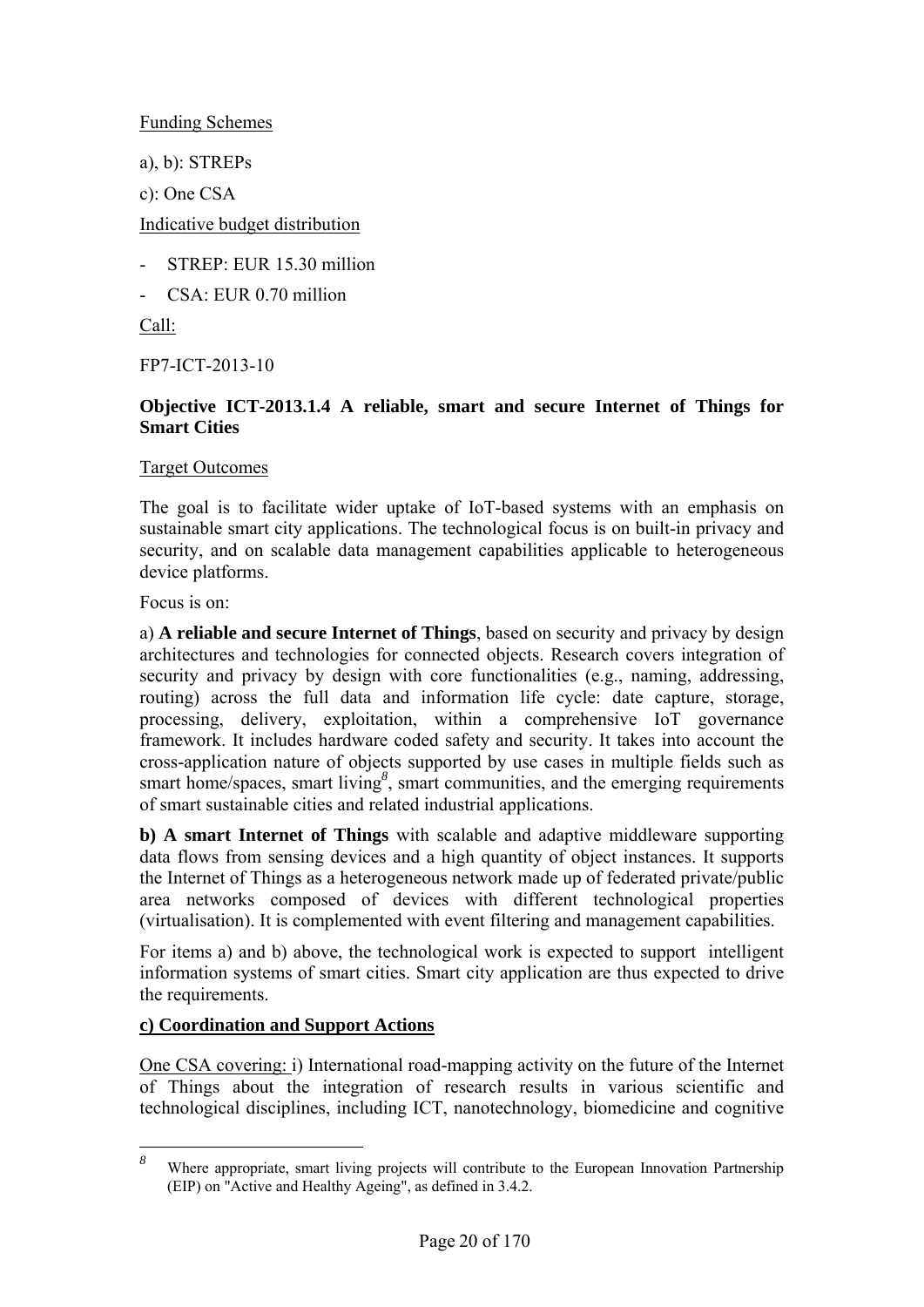Funding Schemes

a), b): STREPs

c): One CSA

Indicative budget distribution

- STREP: EUR 15.30 million
- CSA: EUR 0.70 million

Call:

FP7-ICT-2013-10

**Objective ICT-2013.1.4 A reliable, smart and secure Internet of Things for Smart Cities**

Target Outcomes

The goal is to facilitate wider uptake of IoT-based systems with an emphasis on sustainable smart city applications. The technological focus is on built-in privacy and security, and on scalable data management capabilities applicable to heterogeneous device platforms.

Focus is on:

a) **A reliable and secure Internet of Things**, based on security and privacy by design architectures and technologies for connected objects. Research covers integration of security and privacy by design with core functionalities (e.g., naming, addressing, routing) across the full data and information life cycle: date capture, storage, processing, delivery, exploitation, within a comprehensive IoT governance framework. It includes hardware coded safety and security. It takes into account the cross-application nature of objects supported by use cases in multiple fields such as smart home/spaces, smart living[8], smart communities, and the emerging requirements of smart sustainable cities and related industrial applications.

**b) A smart Internet of Things** with scalable and adaptive middleware supporting data flows from sensing devices and a high quantity of object instances. It supports the Internet of Things as a heterogeneous network made up of federated private/public area networks composed of devices with different technological properties (virtualisation). It is complemented with event filtering and management capabilities.

For items a) and b) above, the technological work is expected to support intelligent information systems of smart cities. Smart city application are thus expected to drive the requirements.

**c) Coordination and Support Actions**

One CSA covering: i) International road-mapping activity on the future of the Internet of Things about the integration of research results in various scientific and technological disciplines, including ICT, nanotechnology, biomedicine and cognitive

---

[8] Where appropriate, smart living projects will contribute to the European Innovation Partnership (EIP) on "Active and Healthy Ageing", as defined in 3.4.2.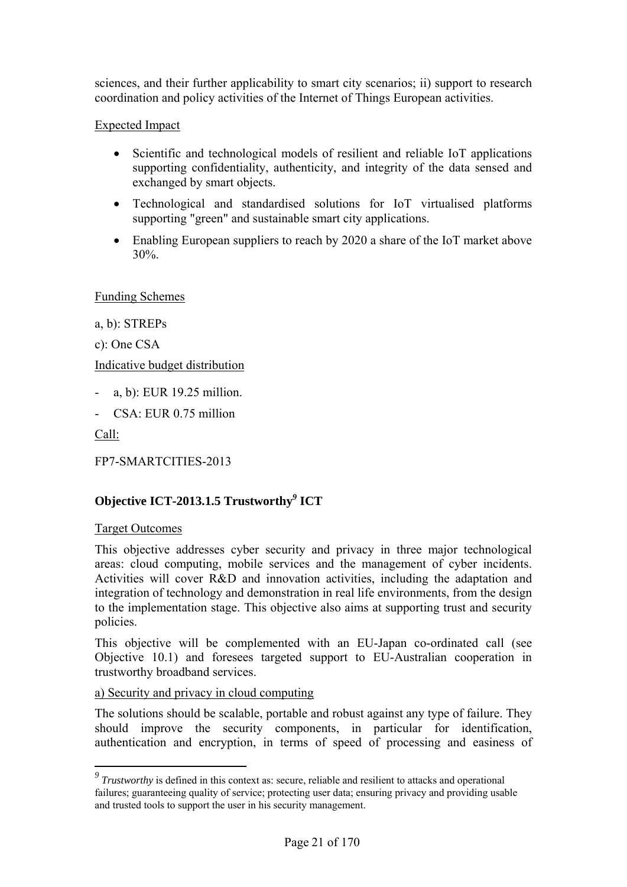sciences, and their further applicability to smart city scenarios; ii) support to research coordination and policy activities of the Internet of Things European activities.

Expected Impact

- Scientific and technological models of resilient and reliable IoT applications supporting confidentiality, authenticity, and integrity of the data sensed and exchanged by smart objects.
- Technological and standardised solutions for IoT virtualised platforms supporting "green" and sustainable smart city applications.
- Enabling European suppliers to reach by 2020 a share of the IoT market above 30%.

Funding Schemes

a, b): STREPs

c): One CSA

Indicative budget distribution

- a, b): EUR 19.25 million.
- CSA: EUR 0.75 million

Call:

FP7-SMARTCITIES-2013

### Objective ICT-2013.1.5 Trustworthy[9] ICT

Target Outcomes

This objective addresses cyber security and privacy in three major technological areas: cloud computing, mobile services and the management of cyber incidents. Activities will cover R&D and innovation activities, including the adaptation and integration of technology and demonstration in real life environments, from the design to the implementation stage. This objective also aims at supporting trust and security policies.

This objective will be complemented with an EU-Japan co-ordinated call (see Objective 10.1) and foresees targeted support to EU-Australian cooperation in trustworthy broadband services.

a) Security and privacy in cloud computing

The solutions should be scalable, portable and robust against any type of failure. They should improve the security components, in particular for identification, authentication and encryption, in terms of speed of processing and easiness of

[9] *Trustworthy* is defined in this context as: secure, reliable and resilient to attacks and operational failures; guaranteeing quality of service; protecting user data; ensuring privacy and providing usable and trusted tools to support the user in his security management.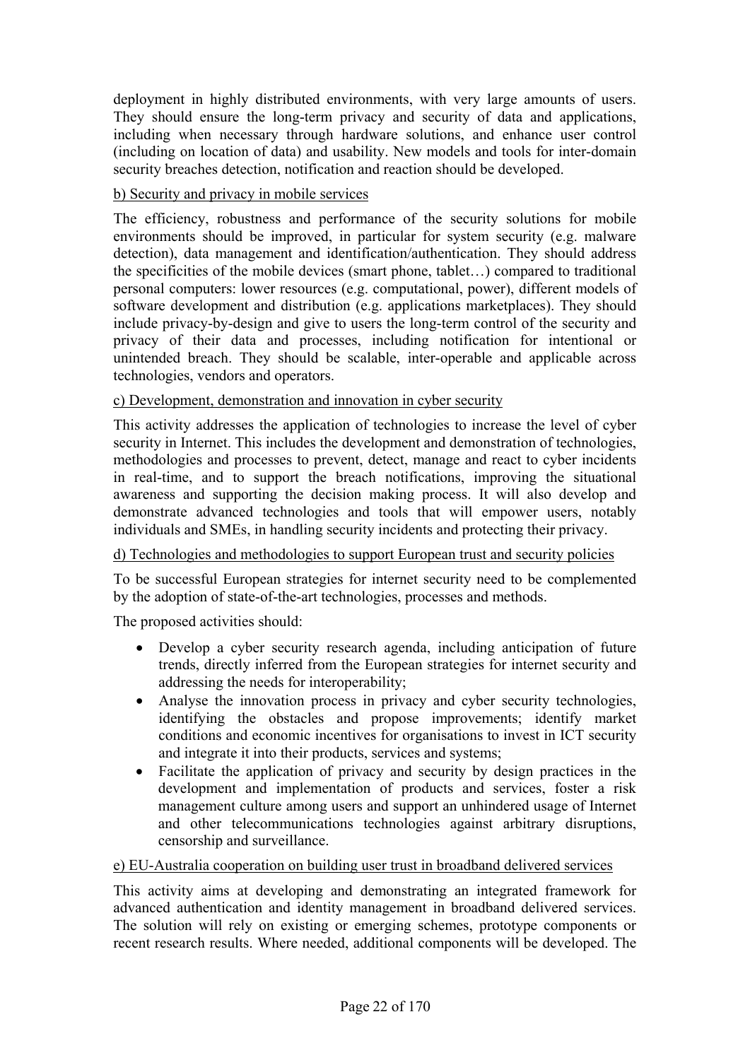deployment in highly distributed environments, with very large amounts of users. They should ensure the long-term privacy and security of data and applications, including when necessary through hardware solutions, and enhance user control (including on location of data) and usability. New models and tools for inter-domain security breaches detection, notification and reaction should be developed.

<u>b) Security and privacy in mobile services</u>

The efficiency, robustness and performance of the security solutions for mobile environments should be improved, in particular for system security (e.g. malware detection), data management and identification/authentication. They should address the specificities of the mobile devices (smart phone, tablet…) compared to traditional personal computers: lower resources (e.g. computational, power), different models of software development and distribution (e.g. applications marketplaces). They should include privacy-by-design and give to users the long-term control of the security and privacy of their data and processes, including notification for intentional or unintended breach. They should be scalable, inter-operable and applicable across technologies, vendors and operators.

<u>c) Development, demonstration and innovation in cyber security</u>

This activity addresses the application of technologies to increase the level of cyber security in Internet. This includes the development and demonstration of technologies, methodologies and processes to prevent, detect, manage and react to cyber incidents in real-time, and to support the breach notifications, improving the situational awareness and supporting the decision making process. It will also develop and demonstrate advanced technologies and tools that will empower users, notably individuals and SMEs, in handling security incidents and protecting their privacy.

<u>d) Technologies and methodologies to support European trust and security policies</u>

To be successful European strategies for internet security need to be complemented by the adoption of state-of-the-art technologies, processes and methods.

The proposed activities should:

- Develop a cyber security research agenda, including anticipation of future trends, directly inferred from the European strategies for internet security and addressing the needs for interoperability;
- Analyse the innovation process in privacy and cyber security technologies, identifying the obstacles and propose improvements; identify market conditions and economic incentives for organisations to invest in ICT security and integrate it into their products, services and systems;
- Facilitate the application of privacy and security by design practices in the development and implementation of products and services, foster a risk management culture among users and support an unhindered usage of Internet and other telecommunications technologies against arbitrary disruptions, censorship and surveillance.

<u>e) EU-Australia cooperation on building user trust in broadband delivered services</u>

This activity aims at developing and demonstrating an integrated framework for advanced authentication and identity management in broadband delivered services. The solution will rely on existing or emerging schemes, prototype components or recent research results. Where needed, additional components will be developed. The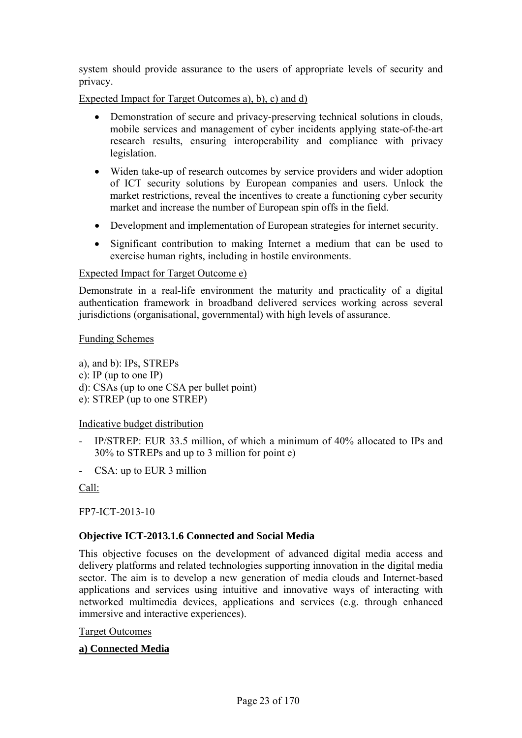system should provide assurance to the users of appropriate levels of security and privacy.

Expected Impact for Target Outcomes a), b), c) and d)

- Demonstration of secure and privacy-preserving technical solutions in clouds, mobile services and management of cyber incidents applying state-of-the-art research results, ensuring interoperability and compliance with privacy legislation.
- Widen take-up of research outcomes by service providers and wider adoption of ICT security solutions by European companies and users. Unlock the market restrictions, reveal the incentives to create a functioning cyber security market and increase the number of European spin offs in the field.
- Development and implementation of European strategies for internet security.
- Significant contribution to making Internet a medium that can be used to exercise human rights, including in hostile environments.

Expected Impact for Target Outcome e)

Demonstrate in a real-life environment the maturity and practicality of a digital authentication framework in broadband delivered services working across several jurisdictions (organisational, governmental) with high levels of assurance.

Funding Schemes

a), and b): IPs, STREPs
c): IP (up to one IP)
d): CSAs (up to one CSA per bullet point)
e): STREP (up to one STREP)

Indicative budget distribution

- IP/STREP: EUR 33.5 million, of which a minimum of 40% allocated to IPs and 30% to STREPs and up to 3 million for point e)
- CSA: up to EUR 3 million

Call:

FP7-ICT-2013-10

**Objective ICT-2013.1.6 Connected and Social Media**

This objective focuses on the development of advanced digital media access and delivery platforms and related technologies supporting innovation in the digital media sector. The aim is to develop a new generation of media clouds and Internet-based applications and services using intuitive and innovative ways of interacting with networked multimedia devices, applications and services (e.g. through enhanced immersive and interactive experiences).

Target Outcomes

**a) Connected Media**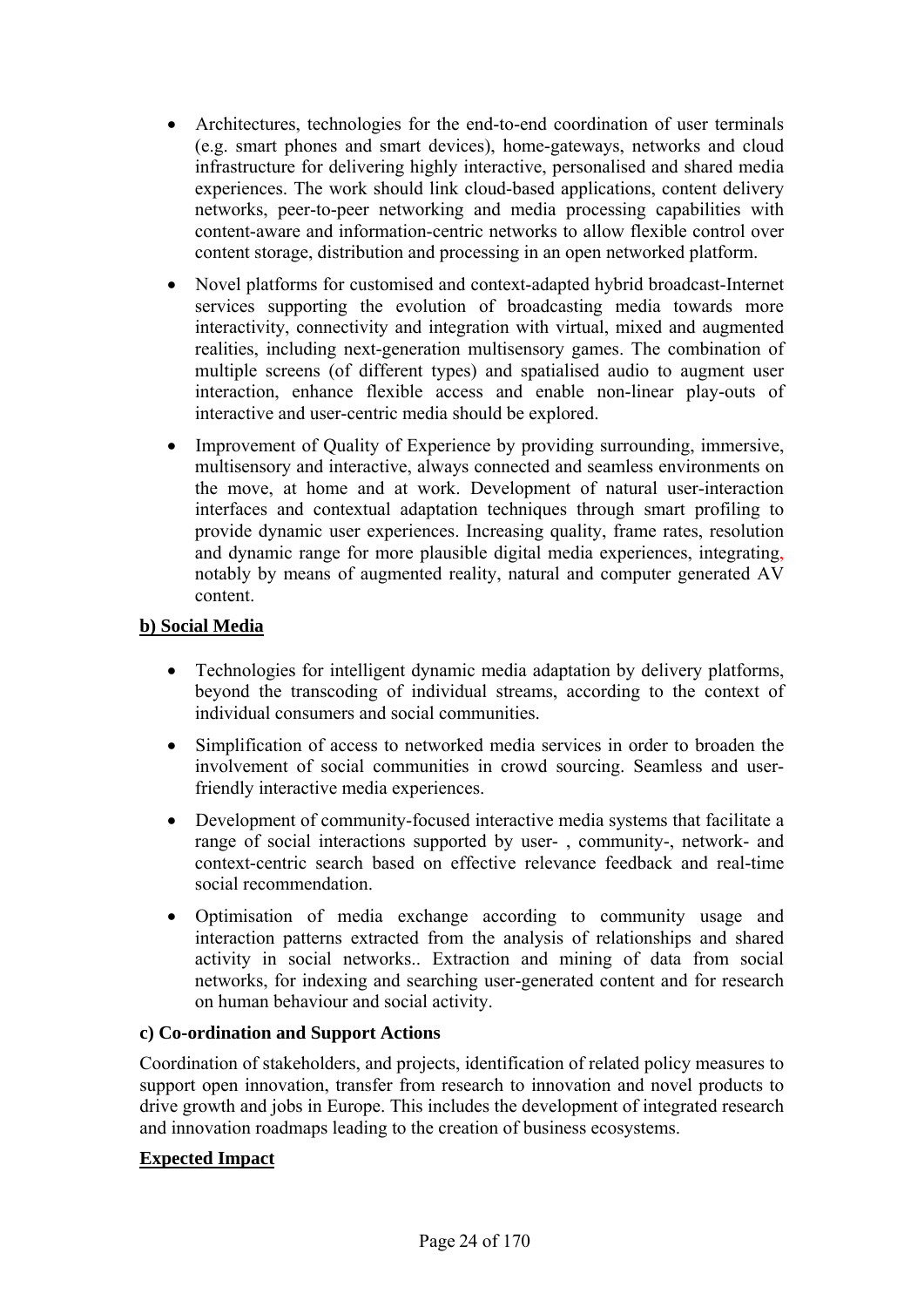- Architectures, technologies for the end-to-end coordination of user terminals (e.g. smart phones and smart devices), home-gateways, networks and cloud infrastructure for delivering highly interactive, personalised and shared media experiences. The work should link cloud-based applications, content delivery networks, peer-to-peer networking and media processing capabilities with content-aware and information-centric networks to allow flexible control over content storage, distribution and processing in an open networked platform.

- Novel platforms for customised and context-adapted hybrid broadcast-Internet services supporting the evolution of broadcasting media towards more interactivity, connectivity and integration with virtual, mixed and augmented realities, including next-generation multisensory games. The combination of multiple screens (of different types) and spatialised audio to augment user interaction, enhance flexible access and enable non-linear play-outs of interactive and user-centric media should be explored.

- Improvement of Quality of Experience by providing surrounding, immersive, multisensory and interactive, always connected and seamless environments on the move, at home and at work. Development of natural user-interaction interfaces and contextual adaptation techniques through smart profiling to provide dynamic user experiences. Increasing quality, frame rates, resolution and dynamic range for more plausible digital media experiences, integrating, notably by means of augmented reality, natural and computer generated AV content.

**b) Social Media**

- Technologies for intelligent dynamic media adaptation by delivery platforms, beyond the transcoding of individual streams, according to the context of individual consumers and social communities.

- Simplification of access to networked media services in order to broaden the involvement of social communities in crowd sourcing. Seamless and user-friendly interactive media experiences.

- Development of community-focused interactive media systems that facilitate a range of social interactions supported by user- , community-, network- and context-centric search based on effective relevance feedback and real-time social recommendation.

- Optimisation of media exchange according to community usage and interaction patterns extracted from the analysis of relationships and shared activity in social networks.. Extraction and mining of data from social networks, for indexing and searching user-generated content and for research on human behaviour and social activity.

**c) Co-ordination and Support Actions**

Coordination of stakeholders, and projects, identification of related policy measures to support open innovation, transfer from research to innovation and novel products to drive growth and jobs in Europe. This includes the development of integrated research and innovation roadmaps leading to the creation of business ecosystems.

**Expected Impact**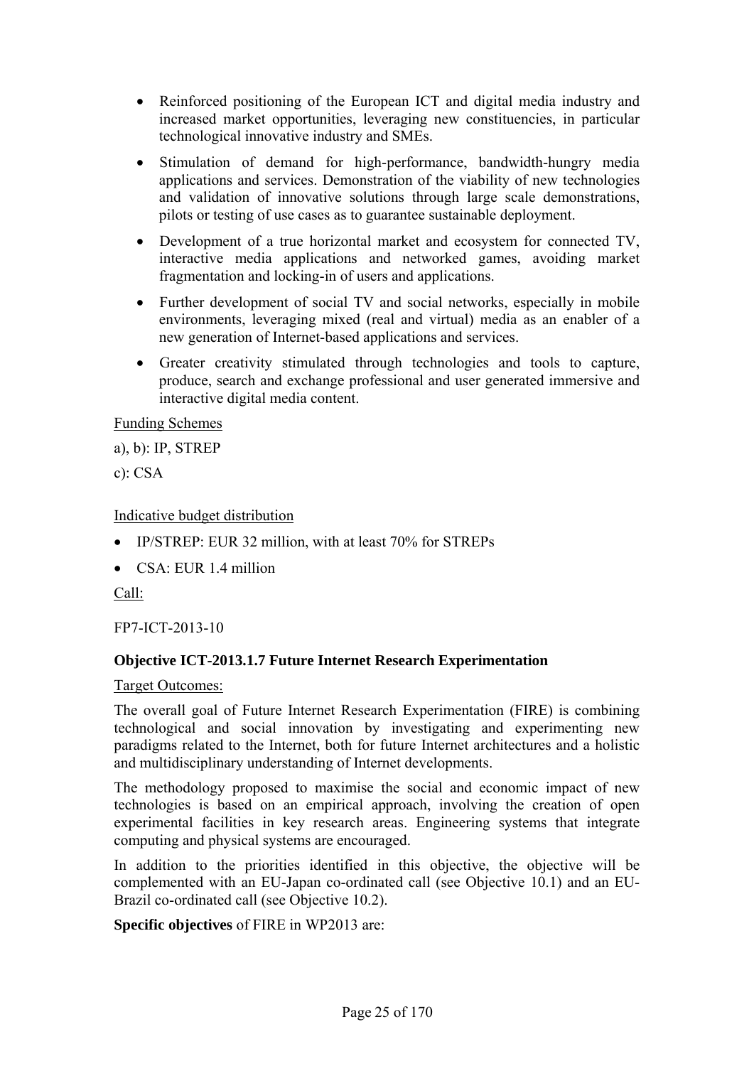- Reinforced positioning of the European ICT and digital media industry and increased market opportunities, leveraging new constituencies, in particular technological innovative industry and SMEs.
- Stimulation of demand for high-performance, bandwidth-hungry media applications and services. Demonstration of the viability of new technologies and validation of innovative solutions through large scale demonstrations, pilots or testing of use cases as to guarantee sustainable deployment.
- Development of a true horizontal market and ecosystem for connected TV, interactive media applications and networked games, avoiding market fragmentation and locking-in of users and applications.
- Further development of social TV and social networks, especially in mobile environments, leveraging mixed (real and virtual) media as an enabler of a new generation of Internet-based applications and services.
- Greater creativity stimulated through technologies and tools to capture, produce, search and exchange professional and user generated immersive and interactive digital media content.

Funding Schemes

a), b): IP, STREP

c): CSA

Indicative budget distribution

- IP/STREP: EUR 32 million, with at least 70% for STREPs
- CSA: EUR 1.4 million

Call:

FP7-ICT-2013-10

**Objective ICT-2013.1.7 Future Internet Research Experimentation**

Target Outcomes:

The overall goal of Future Internet Research Experimentation (FIRE) is combining technological and social innovation by investigating and experimenting new paradigms related to the Internet, both for future Internet architectures and a holistic and multidisciplinary understanding of Internet developments.

The methodology proposed to maximise the social and economic impact of new technologies is based on an empirical approach, involving the creation of open experimental facilities in key research areas. Engineering systems that integrate computing and physical systems are encouraged.

In addition to the priorities identified in this objective, the objective will be complemented with an EU-Japan co-ordinated call (see Objective 10.1) and an EU-Brazil co-ordinated call (see Objective 10.2).

**Specific objectives** of FIRE in WP2013 are: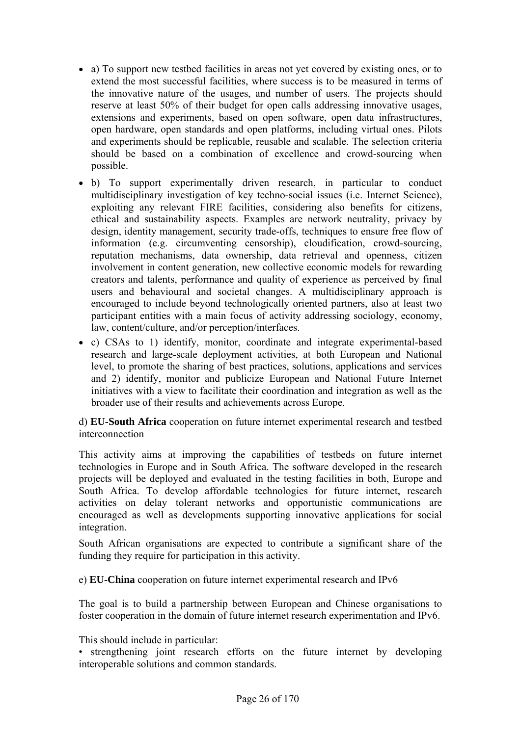- a) To support new testbed facilities in areas not yet covered by existing ones, or to extend the most successful facilities, where success is to be measured in terms of the innovative nature of the usages, and number of users. The projects should reserve at least 50% of their budget for open calls addressing innovative usages, extensions and experiments, based on open software, open data infrastructures, open hardware, open standards and open platforms, including virtual ones. Pilots and experiments should be replicable, reusable and scalable. The selection criteria should be based on a combination of excellence and crowd-sourcing when possible.
- b) To support experimentally driven research, in particular to conduct multidisciplinary investigation of key techno-social issues (i.e. Internet Science), exploiting any relevant FIRE facilities, considering also benefits for citizens, ethical and sustainability aspects. Examples are network neutrality, privacy by design, identity management, security trade-offs, techniques to ensure free flow of information (e.g. circumventing censorship), cloudification, crowd-sourcing, reputation mechanisms, data ownership, data retrieval and openness, citizen involvement in content generation, new collective economic models for rewarding creators and talents, performance and quality of experience as perceived by final users and behavioural and societal changes. A multidisciplinary approach is encouraged to include beyond technologically oriented partners, also at least two participant entities with a main focus of activity addressing sociology, economy, law, content/culture, and/or perception/interfaces.
- c) CSAs to 1) identify, monitor, coordinate and integrate experimental-based research and large-scale deployment activities, at both European and National level, to promote the sharing of best practices, solutions, applications and services and 2) identify, monitor and publicize European and National Future Internet initiatives with a view to facilitate their coordination and integration as well as the broader use of their results and achievements across Europe.

d) **EU-South Africa** cooperation on future internet experimental research and testbed interconnection

This activity aims at improving the capabilities of testbeds on future internet technologies in Europe and in South Africa. The software developed in the research projects will be deployed and evaluated in the testing facilities in both, Europe and South Africa. To develop affordable technologies for future internet, research activities on delay tolerant networks and opportunistic communications are encouraged as well as developments supporting innovative applications for social integration.

South African organisations are expected to contribute a significant share of the funding they require for participation in this activity.

e) **EU-China** cooperation on future internet experimental research and IPv6

The goal is to build a partnership between European and Chinese organisations to foster cooperation in the domain of future internet research experimentation and IPv6.

This should include in particular:

• strengthening joint research efforts on the future internet by developing interoperable solutions and common standards.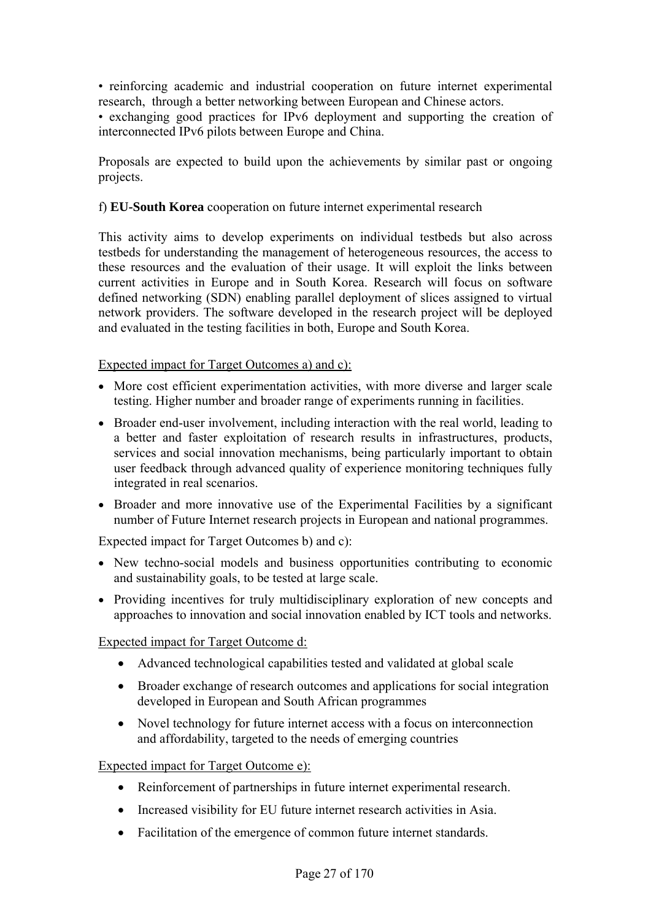• reinforcing academic and industrial cooperation on future internet experimental research, through a better networking between European and Chinese actors.
• exchanging good practices for IPv6 deployment and supporting the creation of interconnected IPv6 pilots between Europe and China.

Proposals are expected to build upon the achievements by similar past or ongoing projects.

f) **EU-South Korea** cooperation on future internet experimental research

This activity aims to develop experiments on individual testbeds but also across testbeds for understanding the management of heterogeneous resources, the access to these resources and the evaluation of their usage. It will exploit the links between current activities in Europe and in South Korea. Research will focus on software defined networking (SDN) enabling parallel deployment of slices assigned to virtual network providers. The software developed in the research project will be deployed and evaluated in the testing facilities in both, Europe and South Korea.

<u>Expected impact for Target Outcomes a) and c):</u>

- More cost efficient experimentation activities, with more diverse and larger scale testing. Higher number and broader range of experiments running in facilities.
- Broader end-user involvement, including interaction with the real world, leading to a better and faster exploitation of research results in infrastructures, products, services and social innovation mechanisms, being particularly important to obtain user feedback through advanced quality of experience monitoring techniques fully integrated in real scenarios.
- Broader and more innovative use of the Experimental Facilities by a significant number of Future Internet research projects in European and national programmes.

Expected impact for Target Outcomes b) and c):

- New techno-social models and business opportunities contributing to economic and sustainability goals, to be tested at large scale.
- Providing incentives for truly multidisciplinary exploration of new concepts and approaches to innovation and social innovation enabled by ICT tools and networks.

<u>Expected impact for Target Outcome d:</u>

- Advanced technological capabilities tested and validated at global scale
- Broader exchange of research outcomes and applications for social integration developed in European and South African programmes
- Novel technology for future internet access with a focus on interconnection and affordability, targeted to the needs of emerging countries

<u>Expected impact for Target Outcome e):</u>

- Reinforcement of partnerships in future internet experimental research.
- Increased visibility for EU future internet research activities in Asia.
- Facilitation of the emergence of common future internet standards.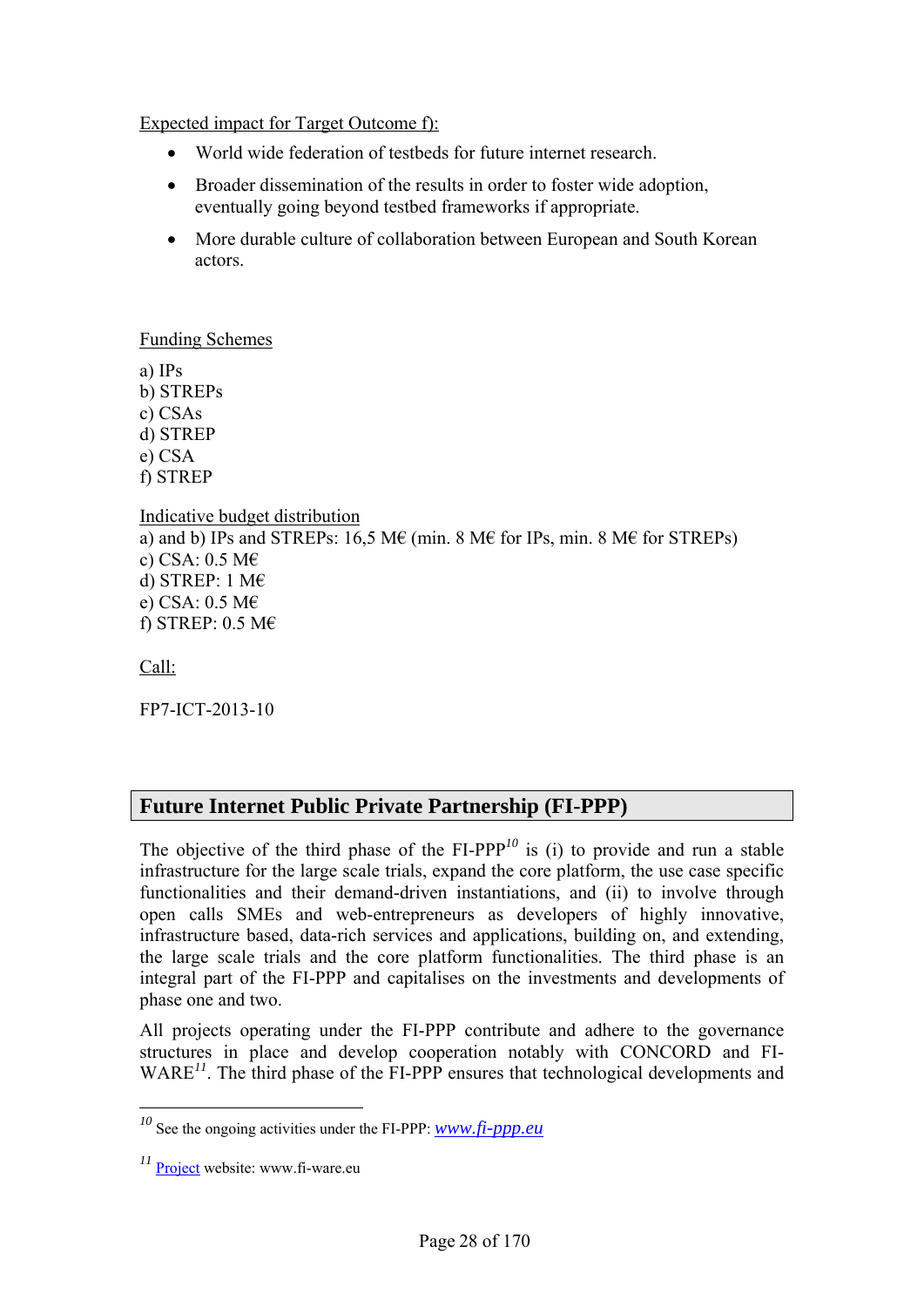Expected impact for Target Outcome f):

- World wide federation of testbeds for future internet research.
- Broader dissemination of the results in order to foster wide adoption, eventually going beyond testbed frameworks if appropriate.
- More durable culture of collaboration between European and South Korean actors.

Funding Schemes

a) IPs
b) STREPs
c) CSAs
d) STREP
e) CSA
f) STREP

Indicative budget distribution
a) and b) IPs and STREPs: 16,5 M€ (min. 8 M€ for IPs, min. 8 M€ for STREPs)
c) CSA: 0.5 M€
d) STREP: 1 M€
e) CSA: 0.5 M€
f) STREP: 0.5 M€

Call:

FP7-ICT-2013-10

## Future Internet Public Private Partnership (FI-PPP)

The objective of the third phase of the FI-PPP[10] is (i) to provide and run a stable infrastructure for the large scale trials, expand the core platform, the use case specific functionalities and their demand-driven instantiations, and (ii) to involve through open calls SMEs and web-entrepreneurs as developers of highly innovative, infrastructure based, data-rich services and applications, building on, and extending, the large scale trials and the core platform functionalities. The third phase is an integral part of the FI-PPP and capitalises on the investments and developments of phase one and two.

All projects operating under the FI-PPP contribute and adhere to the governance structures in place and develop cooperation notably with CONCORD and FI-WARE[11]. The third phase of the FI-PPP ensures that technological developments and

[10] See the ongoing activities under the FI-PPP: *www.fi-ppp.eu*

[11] Project website: www.fi-ware.eu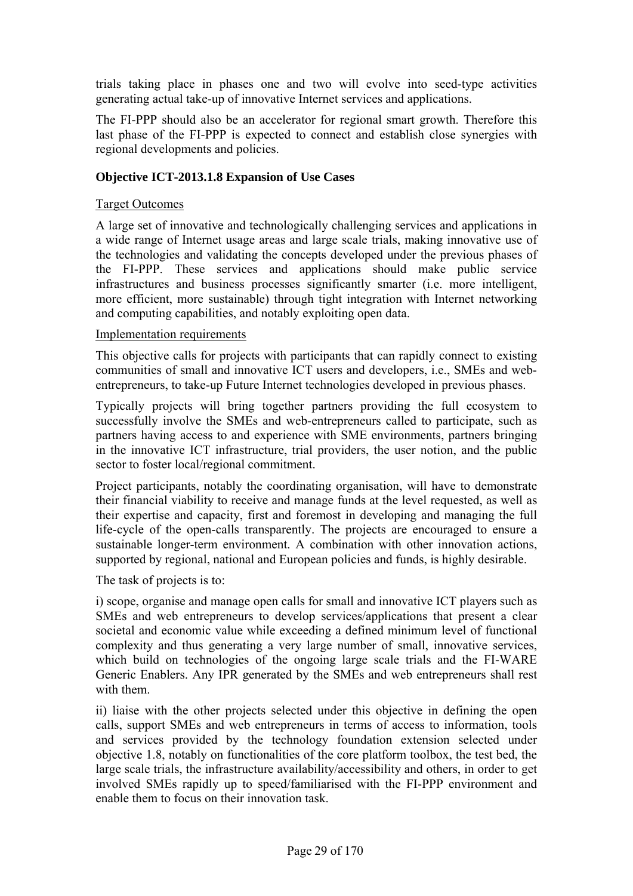trials taking place in phases one and two will evolve into seed-type activities generating actual take-up of innovative Internet services and applications.

The FI-PPP should also be an accelerator for regional smart growth. Therefore this last phase of the FI-PPP is expected to connect and establish close synergies with regional developments and policies.

### Objective ICT-2013.1.8 Expansion of Use Cases

Target Outcomes

A large set of innovative and technologically challenging services and applications in a wide range of Internet usage areas and large scale trials, making innovative use of the technologies and validating the concepts developed under the previous phases of the FI-PPP. These services and applications should make public service infrastructures and business processes significantly smarter (i.e. more intelligent, more efficient, more sustainable) through tight integration with Internet networking and computing capabilities, and notably exploiting open data.

Implementation requirements

This objective calls for projects with participants that can rapidly connect to existing communities of small and innovative ICT users and developers, i.e., SMEs and web-entrepreneurs, to take-up Future Internet technologies developed in previous phases.

Typically projects will bring together partners providing the full ecosystem to successfully involve the SMEs and web-entrepreneurs called to participate, such as partners having access to and experience with SME environments, partners bringing in the innovative ICT infrastructure, trial providers, the user notion, and the public sector to foster local/regional commitment.

Project participants, notably the coordinating organisation, will have to demonstrate their financial viability to receive and manage funds at the level requested, as well as their expertise and capacity, first and foremost in developing and managing the full life-cycle of the open-calls transparently. The projects are encouraged to ensure a sustainable longer-term environment. A combination with other innovation actions, supported by regional, national and European policies and funds, is highly desirable.

The task of projects is to:

i) scope, organise and manage open calls for small and innovative ICT players such as SMEs and web entrepreneurs to develop services/applications that present a clear societal and economic value while exceeding a defined minimum level of functional complexity and thus generating a very large number of small, innovative services, which build on technologies of the ongoing large scale trials and the FI-WARE Generic Enablers. Any IPR generated by the SMEs and web entrepreneurs shall rest with them.

ii) liaise with the other projects selected under this objective in defining the open calls, support SMEs and web entrepreneurs in terms of access to information, tools and services provided by the technology foundation extension selected under objective 1.8, notably on functionalities of the core platform toolbox, the test bed, the large scale trials, the infrastructure availability/accessibility and others, in order to get involved SMEs rapidly up to speed/familiarised with the FI-PPP environment and enable them to focus on their innovation task.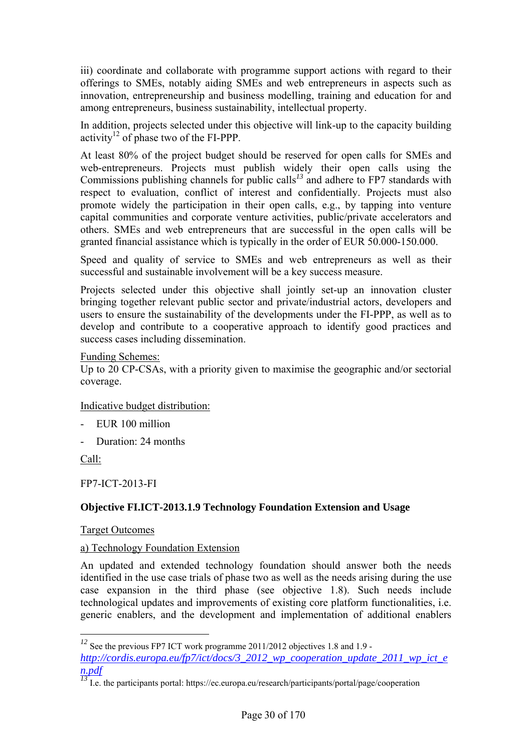iii) coordinate and collaborate with programme support actions with regard to their offerings to SMEs, notably aiding SMEs and web entrepreneurs in aspects such as innovation, entrepreneurship and business modelling, training and education for and among entrepreneurs, business sustainability, intellectual property.

In addition, projects selected under this objective will link-up to the capacity building activity[12] of phase two of the FI-PPP.

At least 80% of the project budget should be reserved for open calls for SMEs and web-entrepreneurs. Projects must publish widely their open calls using the Commissions publishing channels for public calls[13] and adhere to FP7 standards with respect to evaluation, conflict of interest and confidentially. Projects must also promote widely the participation in their open calls, e.g., by tapping into venture capital communities and corporate venture activities, public/private accelerators and others. SMEs and web entrepreneurs that are successful in the open calls will be granted financial assistance which is typically in the order of EUR 50.000-150.000.

Speed and quality of service to SMEs and web entrepreneurs as well as their successful and sustainable involvement will be a key success measure.

Projects selected under this objective shall jointly set-up an innovation cluster bringing together relevant public sector and private/industrial actors, developers and users to ensure the sustainability of the developments under the FI-PPP, as well as to develop and contribute to a cooperative approach to identify good practices and success cases including dissemination.

Funding Schemes:
Up to 20 CP-CSAs, with a priority given to maximise the geographic and/or sectorial coverage.

Indicative budget distribution:

- EUR 100 million
- Duration: 24 months

Call:

FP7-ICT-2013-FI

**Objective FI.ICT-2013.1.9 Technology Foundation Extension and Usage**

Target Outcomes

a) Technology Foundation Extension

An updated and extended technology foundation should answer both the needs identified in the use case trials of phase two as well as the needs arising during the use case expansion in the third phase (see objective 1.8). Such needs include technological updates and improvements of existing core platform functionalities, i.e. generic enablers, and the development and implementation of additional enablers

---

[12] See the previous FP7 ICT work programme 2011/2012 objectives 1.8 and 1.9 - *http://cordis.europa.eu/fp7/ict/docs/3_2012_wp_cooperation_update_2011_wp_ict_en.pdf*

[13] I.e. the participants portal: https://ec.europa.eu/research/participants/portal/page/cooperation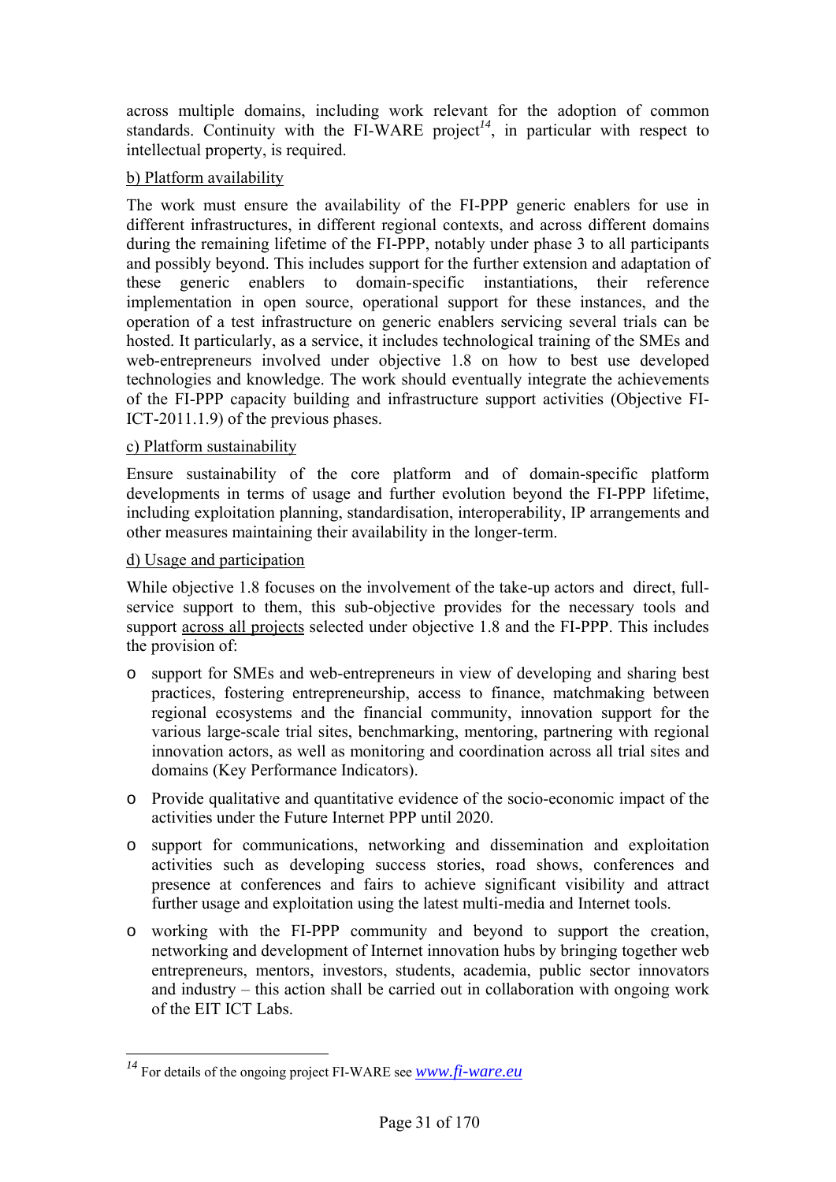across multiple domains, including work relevant for the adoption of common standards. Continuity with the FI-WARE project[14], in particular with respect to intellectual property, is required.

b) Platform availability

The work must ensure the availability of the FI-PPP generic enablers for use in different infrastructures, in different regional contexts, and across different domains during the remaining lifetime of the FI-PPP, notably under phase 3 to all participants and possibly beyond. This includes support for the further extension and adaptation of these generic enablers to domain-specific instantiations, their reference implementation in open source, operational support for these instances, and the operation of a test infrastructure on generic enablers servicing several trials can be hosted. It particularly, as a service, it includes technological training of the SMEs and web-entrepreneurs involved under objective 1.8 on how to best use developed technologies and knowledge. The work should eventually integrate the achievements of the FI-PPP capacity building and infrastructure support activities (Objective FI-ICT-2011.1.9) of the previous phases.

c) Platform sustainability

Ensure sustainability of the core platform and of domain-specific platform developments in terms of usage and further evolution beyond the FI-PPP lifetime, including exploitation planning, standardisation, interoperability, IP arrangements and other measures maintaining their availability in the longer-term.

d) Usage and participation

While objective 1.8 focuses on the involvement of the take-up actors and direct, full-service support to them, this sub-objective provides for the necessary tools and support across all projects selected under objective 1.8 and the FI-PPP. This includes the provision of:

- support for SMEs and web-entrepreneurs in view of developing and sharing best practices, fostering entrepreneurship, access to finance, matchmaking between regional ecosystems and the financial community, innovation support for the various large-scale trial sites, benchmarking, mentoring, partnering with regional innovation actors, as well as monitoring and coordination across all trial sites and domains (Key Performance Indicators).
- Provide qualitative and quantitative evidence of the socio-economic impact of the activities under the Future Internet PPP until 2020.
- support for communications, networking and dissemination and exploitation activities such as developing success stories, road shows, conferences and presence at conferences and fairs to achieve significant visibility and attract further usage and exploitation using the latest multi-media and Internet tools.
- working with the FI-PPP community and beyond to support the creation, networking and development of Internet innovation hubs by bringing together web entrepreneurs, mentors, investors, students, academia, public sector innovators and industry – this action shall be carried out in collaboration with ongoing work of the EIT ICT Labs.

---

[14] For details of the ongoing project FI-WARE see *www.fi-ware.eu*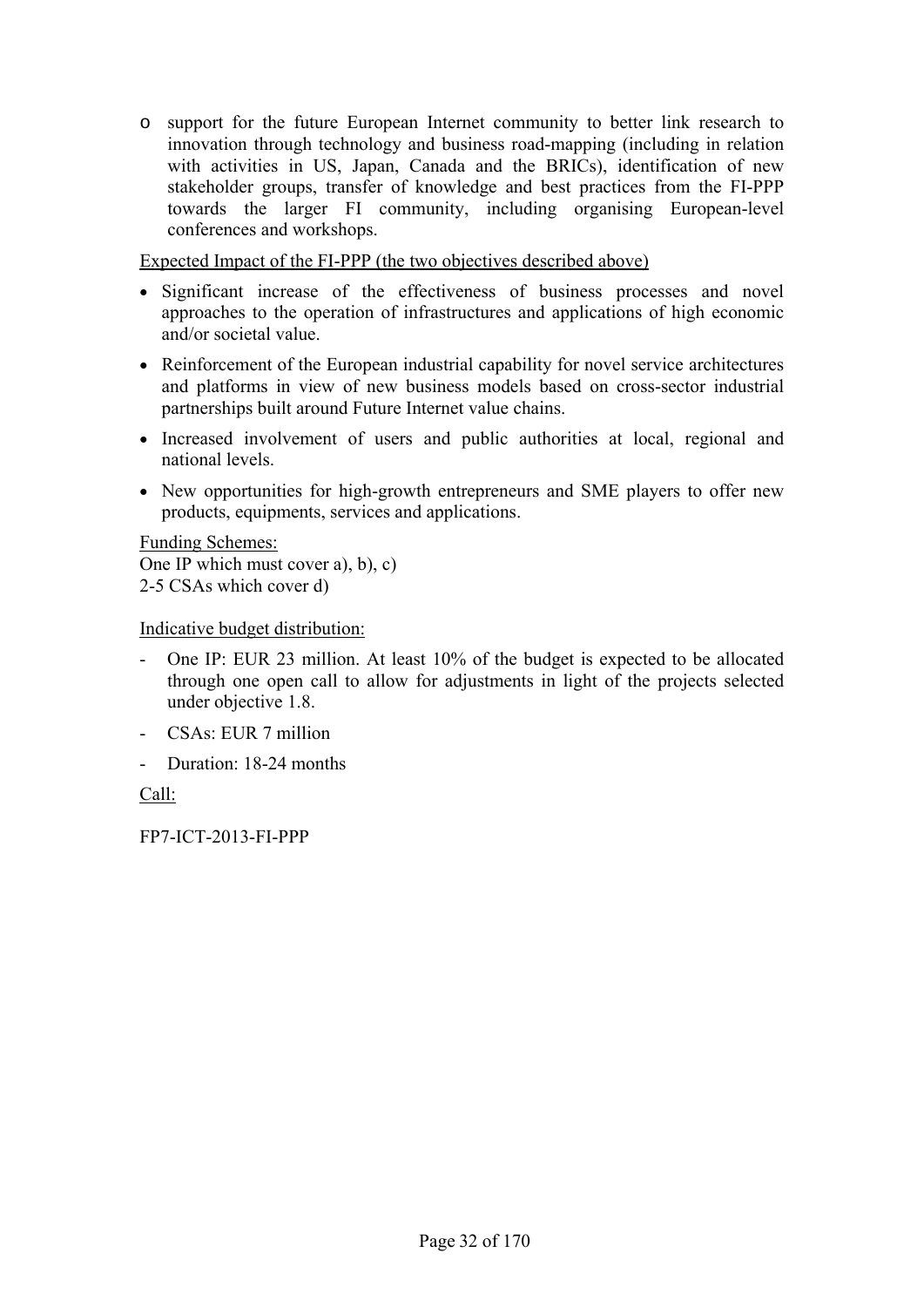- support for the future European Internet community to better link research to innovation through technology and business road-mapping (including in relation with activities in US, Japan, Canada and the BRICs), identification of new stakeholder groups, transfer of knowledge and best practices from the FI-PPP towards the larger FI community, including organising European-level conferences and workshops.

Expected Impact of the FI-PPP (the two objectives described above)

- Significant increase of the effectiveness of business processes and novel approaches to the operation of infrastructures and applications of high economic and/or societal value.
- Reinforcement of the European industrial capability for novel service architectures and platforms in view of new business models based on cross-sector industrial partnerships built around Future Internet value chains.
- Increased involvement of users and public authorities at local, regional and national levels.
- New opportunities for high-growth entrepreneurs and SME players to offer new products, equipments, services and applications.

Funding Schemes:
One IP which must cover a), b), c)
2-5 CSAs which cover d)

Indicative budget distribution:

- One IP: EUR 23 million. At least 10% of the budget is expected to be allocated through one open call to allow for adjustments in light of the projects selected under objective 1.8.
- CSAs: EUR 7 million
- Duration: 18-24 months

Call:

FP7-ICT-2013-FI-PPP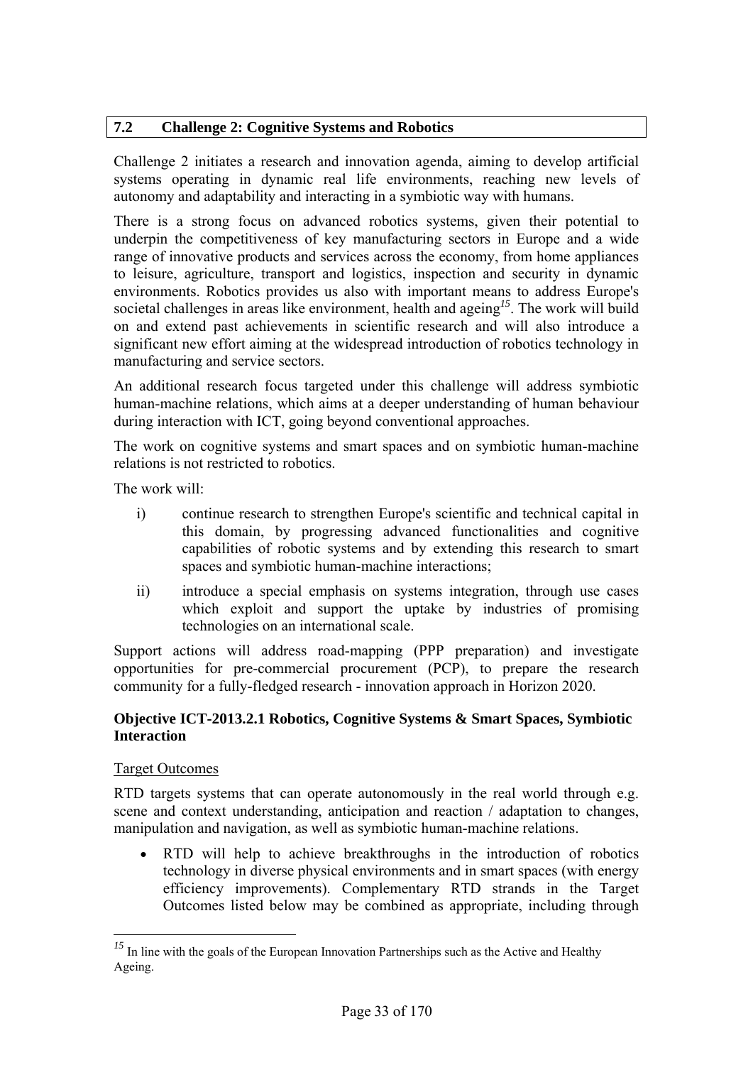## 7.2 Challenge 2: Cognitive Systems and Robotics

Challenge 2 initiates a research and innovation agenda, aiming to develop artificial systems operating in dynamic real life environments, reaching new levels of autonomy and adaptability and interacting in a symbiotic way with humans.

There is a strong focus on advanced robotics systems, given their potential to underpin the competitiveness of key manufacturing sectors in Europe and a wide range of innovative products and services across the economy, from home appliances to leisure, agriculture, transport and logistics, inspection and security in dynamic environments. Robotics provides us also with important means to address Europe's societal challenges in areas like environment, health and ageing[15]. The work will build on and extend past achievements in scientific research and will also introduce a significant new effort aiming at the widespread introduction of robotics technology in manufacturing and service sectors.

An additional research focus targeted under this challenge will address symbiotic human-machine relations, which aims at a deeper understanding of human behaviour during interaction with ICT, going beyond conventional approaches.

The work on cognitive systems and smart spaces and on symbiotic human-machine relations is not restricted to robotics.

The work will:

i) continue research to strengthen Europe's scientific and technical capital in this domain, by progressing advanced functionalities and cognitive capabilities of robotic systems and by extending this research to smart spaces and symbiotic human-machine interactions;

ii) introduce a special emphasis on systems integration, through use cases which exploit and support the uptake by industries of promising technologies on an international scale.

Support actions will address road-mapping (PPP preparation) and investigate opportunities for pre-commercial procurement (PCP), to prepare the research community for a fully-fledged research - innovation approach in Horizon 2020.

### Objective ICT-2013.2.1 Robotics, Cognitive Systems & Smart Spaces, Symbiotic Interaction

Target Outcomes

RTD targets systems that can operate autonomously in the real world through e.g. scene and context understanding, anticipation and reaction / adaptation to changes, manipulation and navigation, as well as symbiotic human-machine relations.

- RTD will help to achieve breakthroughs in the introduction of robotics technology in diverse physical environments and in smart spaces (with energy efficiency improvements). Complementary RTD strands in the Target Outcomes listed below may be combined as appropriate, including through

[15] In line with the goals of the European Innovation Partnerships such as the Active and Healthy Ageing.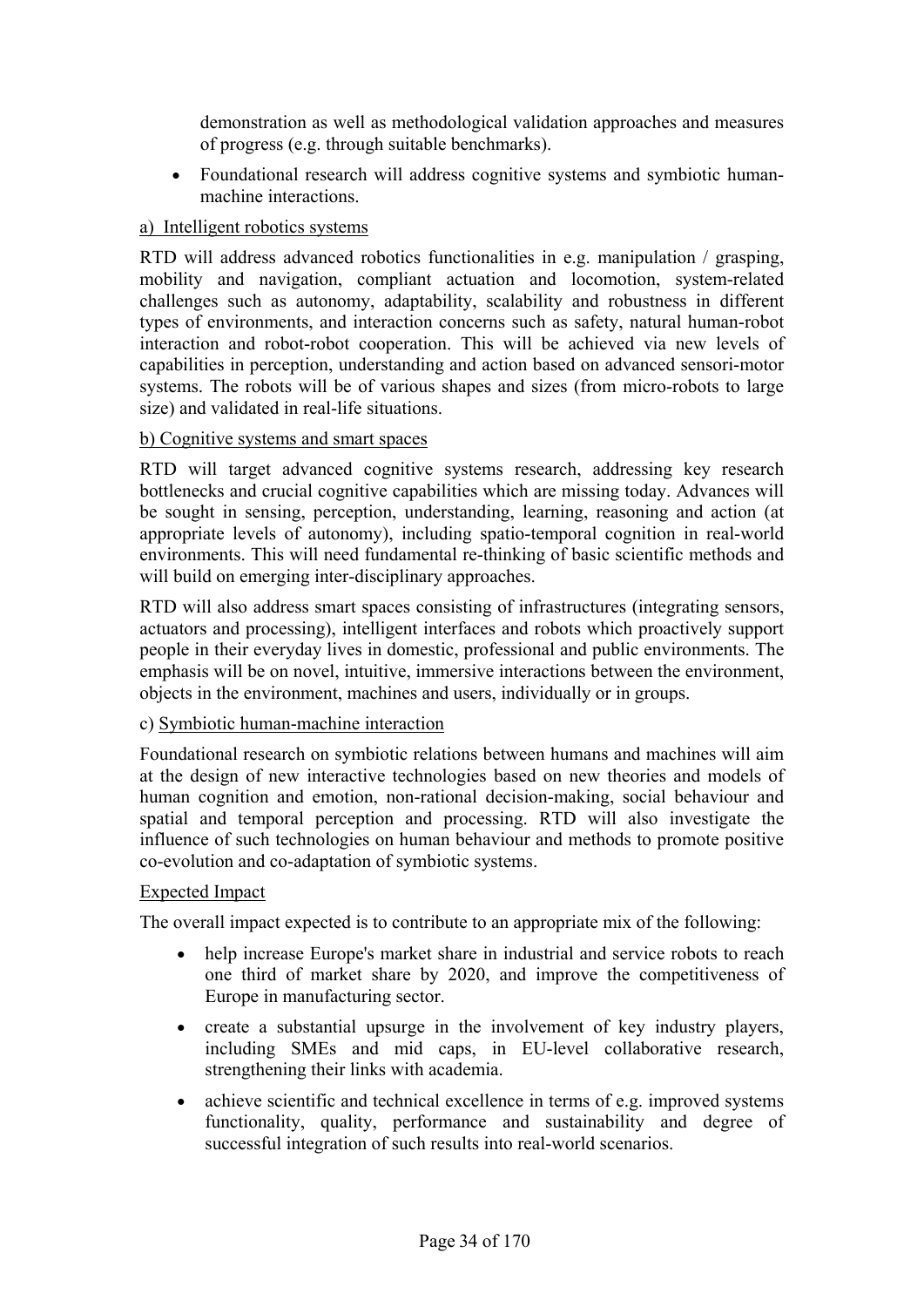demonstration as well as methodological validation approaches and measures of progress (e.g. through suitable benchmarks).

- Foundational research will address cognitive systems and symbiotic human-machine interactions.

a) Intelligent robotics systems

RTD will address advanced robotics functionalities in e.g. manipulation / grasping, mobility and navigation, compliant actuation and locomotion, system-related challenges such as autonomy, adaptability, scalability and robustness in different types of environments, and interaction concerns such as safety, natural human-robot interaction and robot-robot cooperation. This will be achieved via new levels of capabilities in perception, understanding and action based on advanced sensori-motor systems. The robots will be of various shapes and sizes (from micro-robots to large size) and validated in real-life situations.

b) Cognitive systems and smart spaces

RTD will target advanced cognitive systems research, addressing key research bottlenecks and crucial cognitive capabilities which are missing today. Advances will be sought in sensing, perception, understanding, learning, reasoning and action (at appropriate levels of autonomy), including spatio-temporal cognition in real-world environments. This will need fundamental re-thinking of basic scientific methods and will build on emerging inter-disciplinary approaches.

RTD will also address smart spaces consisting of infrastructures (integrating sensors, actuators and processing), intelligent interfaces and robots which proactively support people in their everyday lives in domestic, professional and public environments. The emphasis will be on novel, intuitive, immersive interactions between the environment, objects in the environment, machines and users, individually or in groups.

c) Symbiotic human-machine interaction

Foundational research on symbiotic relations between humans and machines will aim at the design of new interactive technologies based on new theories and models of human cognition and emotion, non-rational decision-making, social behaviour and spatial and temporal perception and processing. RTD will also investigate the influence of such technologies on human behaviour and methods to promote positive co-evolution and co-adaptation of symbiotic systems.

Expected Impact

The overall impact expected is to contribute to an appropriate mix of the following:

- help increase Europe's market share in industrial and service robots to reach one third of market share by 2020, and improve the competitiveness of Europe in manufacturing sector.
- create a substantial upsurge in the involvement of key industry players, including SMEs and mid caps, in EU-level collaborative research, strengthening their links with academia.
- achieve scientific and technical excellence in terms of e.g. improved systems functionality, quality, performance and sustainability and degree of successful integration of such results into real-world scenarios.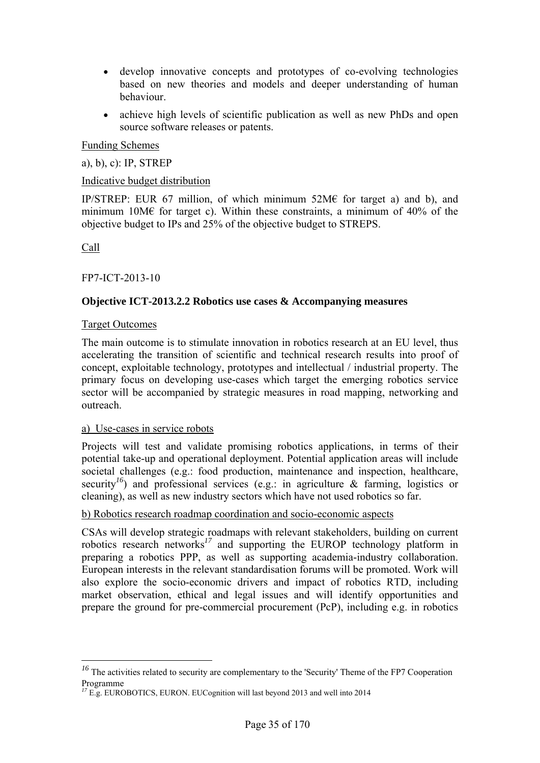- develop innovative concepts and prototypes of co-evolving technologies based on new theories and models and deeper understanding of human behaviour.
- achieve high levels of scientific publication as well as new PhDs and open source software releases or patents.

Funding Schemes

a), b), c): IP, STREP

Indicative budget distribution

IP/STREP: EUR 67 million, of which minimum 52M€ for target a) and b), and minimum 10M€ for target c). Within these constraints, a minimum of 40% of the objective budget to IPs and 25% of the objective budget to STREPS.

Call

FP7-ICT-2013-10

**Objective ICT-2013.2.2 Robotics use cases & Accompanying measures**

Target Outcomes

The main outcome is to stimulate innovation in robotics research at an EU level, thus accelerating the transition of scientific and technical research results into proof of concept, exploitable technology, prototypes and intellectual / industrial property. The primary focus on developing use-cases which target the emerging robotics service sector will be accompanied by strategic measures in road mapping, networking and outreach.

a) Use-cases in service robots

Projects will test and validate promising robotics applications, in terms of their potential take-up and operational deployment. Potential application areas will include societal challenges (e.g.: food production, maintenance and inspection, healthcare, security[16]) and professional services (e.g.: in agriculture & farming, logistics or cleaning), as well as new industry sectors which have not used robotics so far.

b) Robotics research roadmap coordination and socio-economic aspects

CSAs will develop strategic roadmaps with relevant stakeholders, building on current robotics research networks[17] and supporting the EUROP technology platform in preparing a robotics PPP, as well as supporting academia-industry collaboration. European interests in the relevant standardisation forums will be promoted. Work will also explore the socio-economic drivers and impact of robotics RTD, including market observation, ethical and legal issues and will identify opportunities and prepare the ground for pre-commercial procurement (PcP), including e.g. in robotics

---

[16] The activities related to security are complementary to the 'Security' Theme of the FP7 Cooperation Programme

[17] E.g. EUROBOTICS, EURON. EUCognition will last beyond 2013 and well into 2014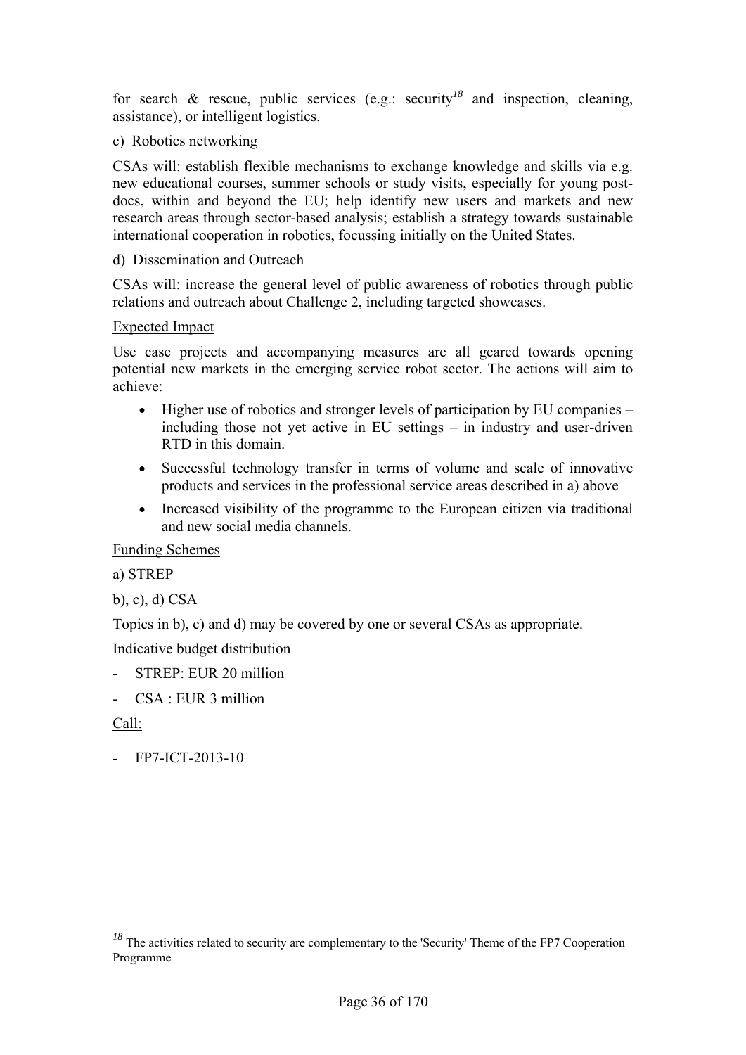for search & rescue, public services (e.g.: security[18] and inspection, cleaning, assistance), or intelligent logistics.

c) Robotics networking

CSAs will: establish flexible mechanisms to exchange knowledge and skills via e.g. new educational courses, summer schools or study visits, especially for young post-docs, within and beyond the EU; help identify new users and markets and new research areas through sector-based analysis; establish a strategy towards sustainable international cooperation in robotics, focussing initially on the United States.

d) Dissemination and Outreach

CSAs will: increase the general level of public awareness of robotics through public relations and outreach about Challenge 2, including targeted showcases.

Expected Impact

Use case projects and accompanying measures are all geared towards opening potential new markets in the emerging service robot sector. The actions will aim to achieve:

- Higher use of robotics and stronger levels of participation by EU companies – including those not yet active in EU settings – in industry and user-driven RTD in this domain.
- Successful technology transfer in terms of volume and scale of innovative products and services in the professional service areas described in a) above
- Increased visibility of the programme to the European citizen via traditional and new social media channels.

Funding Schemes

a) STREP

b), c), d) CSA

Topics in b), c) and d) may be covered by one or several CSAs as appropriate.

Indicative budget distribution

- STREP: EUR 20 million
- CSA : EUR 3 million

Call:

- FP7-ICT-2013-10

[18] The activities related to security are complementary to the 'Security' Theme of the FP7 Cooperation Programme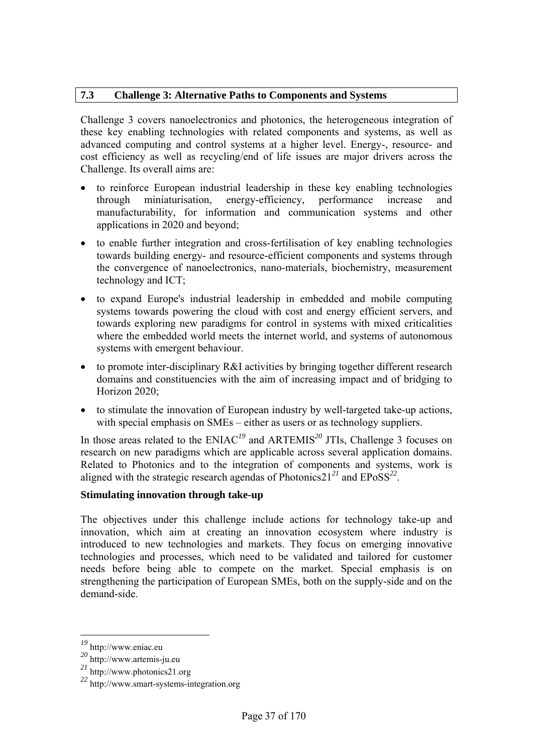## 7.3 Challenge 3: Alternative Paths to Components and Systems

Challenge 3 covers nanoelectronics and photonics, the heterogeneous integration of these key enabling technologies with related components and systems, as well as advanced computing and control systems at a higher level. Energy-, resource- and cost efficiency as well as recycling/end of life issues are major drivers across the Challenge. Its overall aims are:

- to reinforce European industrial leadership in these key enabling technologies through miniaturisation, energy-efficiency, performance increase and manufacturability, for information and communication systems and other applications in 2020 and beyond;
- to enable further integration and cross-fertilisation of key enabling technologies towards building energy- and resource-efficient components and systems through the convergence of nanoelectronics, nano-materials, biochemistry, measurement technology and ICT;
- to expand Europe's industrial leadership in embedded and mobile computing systems towards powering the cloud with cost and energy efficient servers, and towards exploring new paradigms for control in systems with mixed criticalities where the embedded world meets the internet world, and systems of autonomous systems with emergent behaviour.
- to promote inter-disciplinary R&I activities by bringing together different research domains and constituencies with the aim of increasing impact and of bridging to Horizon 2020;
- to stimulate the innovation of European industry by well-targeted take-up actions, with special emphasis on SMEs – either as users or as technology suppliers.

In those areas related to the ENIAC[19] and ARTEMIS[20] JTIs, Challenge 3 focuses on research on new paradigms which are applicable across several application domains. Related to Photonics and to the integration of components and systems, work is aligned with the strategic research agendas of Photonics21[21] and EPoSS[22].

**Stimulating innovation through take-up**

The objectives under this challenge include actions for technology take-up and innovation, which aim at creating an innovation ecosystem where industry is introduced to new technologies and markets. They focus on emerging innovative technologies and processes, which need to be validated and tailored for customer needs before being able to compete on the market. Special emphasis is on strengthening the participation of European SMEs, both on the supply-side and on the demand-side.

---

[19] http://www.eniac.eu

[20] http://www.artemis-ju.eu

[21] http://www.photonics21.org

[22] http://www.smart-systems-integration.org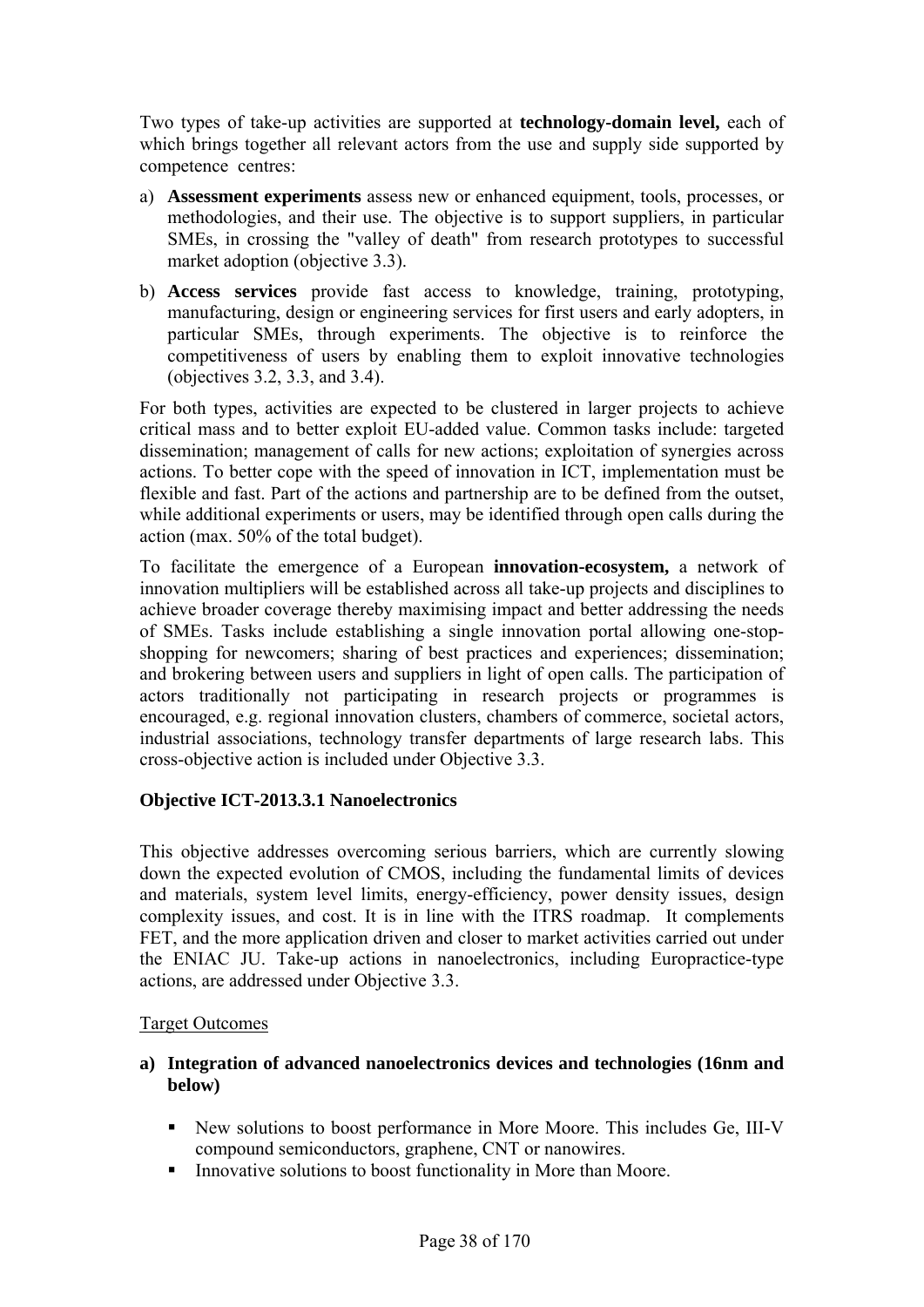Two types of take-up activities are supported at **technology-domain level,** each of which brings together all relevant actors from the use and supply side supported by competence centres:

a) **Assessment experiments** assess new or enhanced equipment, tools, processes, or methodologies, and their use. The objective is to support suppliers, in particular SMEs, in crossing the "valley of death" from research prototypes to successful market adoption (objective 3.3).

b) **Access services** provide fast access to knowledge, training, prototyping, manufacturing, design or engineering services for first users and early adopters, in particular SMEs, through experiments. The objective is to reinforce the competitiveness of users by enabling them to exploit innovative technologies (objectives 3.2, 3.3, and 3.4).

For both types, activities are expected to be clustered in larger projects to achieve critical mass and to better exploit EU-added value. Common tasks include: targeted dissemination; management of calls for new actions; exploitation of synergies across actions. To better cope with the speed of innovation in ICT, implementation must be flexible and fast. Part of the actions and partnership are to be defined from the outset, while additional experiments or users, may be identified through open calls during the action (max. 50% of the total budget).

To facilitate the emergence of a European **innovation-ecosystem,** a network of innovation multipliers will be established across all take-up projects and disciplines to achieve broader coverage thereby maximising impact and better addressing the needs of SMEs. Tasks include establishing a single innovation portal allowing one-stop-shopping for newcomers; sharing of best practices and experiences; dissemination; and brokering between users and suppliers in light of open calls. The participation of actors traditionally not participating in research projects or programmes is encouraged, e.g. regional innovation clusters, chambers of commerce, societal actors, industrial associations, technology transfer departments of large research labs. This cross-objective action is included under Objective 3.3.

### Objective ICT-2013.3.1 Nanoelectronics

This objective addresses overcoming serious barriers, which are currently slowing down the expected evolution of CMOS, including the fundamental limits of devices and materials, system level limits, energy-efficiency, power density issues, design complexity issues, and cost. It is in line with the ITRS roadmap. It complements FET, and the more application driven and closer to market activities carried out under the ENIAC JU. Take-up actions in nanoelectronics, including Europractice-type actions, are addressed under Objective 3.3.

Target Outcomes

**a) Integration of advanced nanoelectronics devices and technologies (16nm and below)**

- New solutions to boost performance in More Moore. This includes Ge, III-V compound semiconductors, graphene, CNT or nanowires.
- Innovative solutions to boost functionality in More than Moore.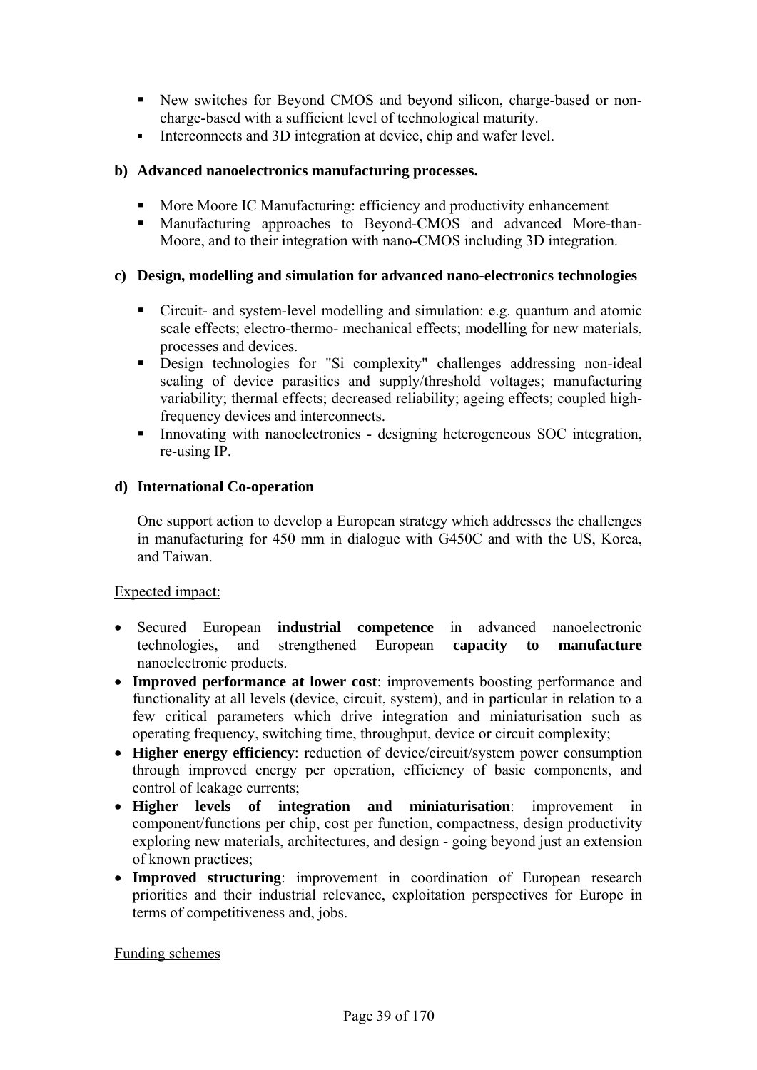- New switches for Beyond CMOS and beyond silicon, charge-based or non-charge-based with a sufficient level of technological maturity.
- Interconnects and 3D integration at device, chip and wafer level.

**b) Advanced nanoelectronics manufacturing processes.**

- More Moore IC Manufacturing: efficiency and productivity enhancement
- Manufacturing approaches to Beyond-CMOS and advanced More-than-Moore, and to their integration with nano-CMOS including 3D integration.

**c) Design, modelling and simulation for advanced nano-electronics technologies**

- Circuit- and system-level modelling and simulation: e.g. quantum and atomic scale effects; electro-thermo- mechanical effects; modelling for new materials, processes and devices.
- Design technologies for "Si complexity" challenges addressing non-ideal scaling of device parasitics and supply/threshold voltages; manufacturing variability; thermal effects; decreased reliability; ageing effects; coupled high-frequency devices and interconnects.
- Innovating with nanoelectronics - designing heterogeneous SOC integration, re-using IP.

**d) International Co-operation**

One support action to develop a European strategy which addresses the challenges in manufacturing for 450 mm in dialogue with G450C and with the US, Korea, and Taiwan.

Expected impact:

- Secured European **industrial competence** in advanced nanoelectronic technologies, and strengthened European **capacity to manufacture** nanoelectronic products.
- **Improved performance at lower cost**: improvements boosting performance and functionality at all levels (device, circuit, system), and in particular in relation to a few critical parameters which drive integration and miniaturisation such as operating frequency, switching time, throughput, device or circuit complexity;
- **Higher energy efficiency**: reduction of device/circuit/system power consumption through improved energy per operation, efficiency of basic components, and control of leakage currents;
- **Higher levels of integration and miniaturisation**: improvement in component/functions per chip, cost per function, compactness, design productivity exploring new materials, architectures, and design - going beyond just an extension of known practices;
- **Improved structuring**: improvement in coordination of European research priorities and their industrial relevance, exploitation perspectives for Europe in terms of competitiveness and, jobs.

Funding schemes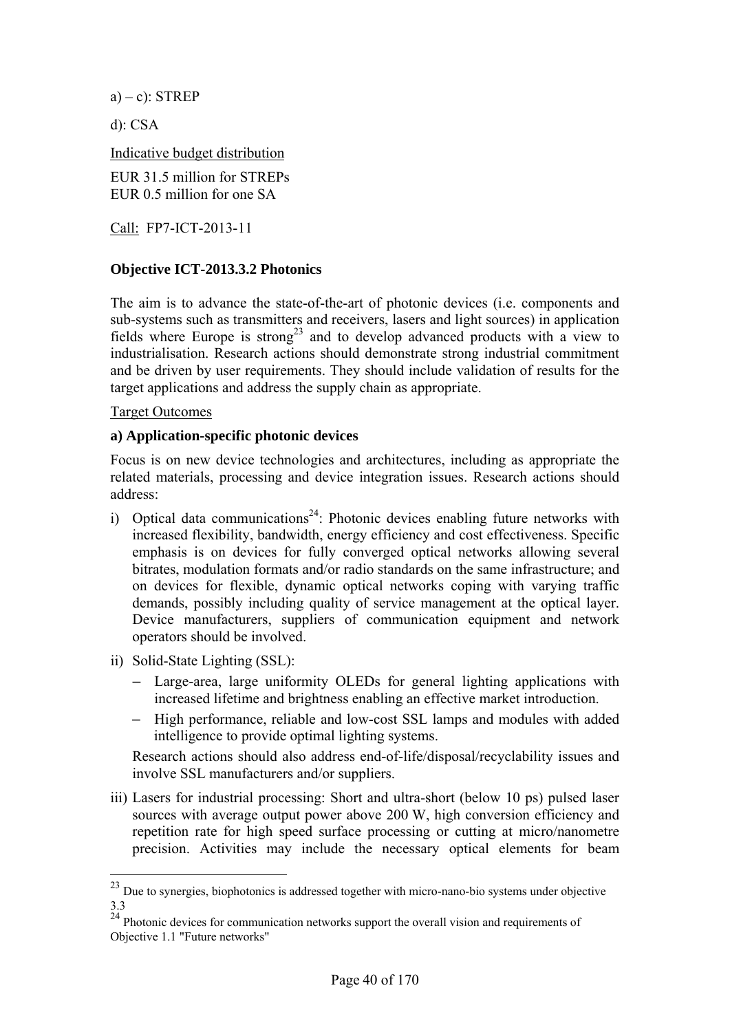a) – c): STREP

d): CSA

Indicative budget distribution

EUR 31.5 million for STREPs
EUR 0.5 million for one SA

Call: FP7-ICT-2013-11

**Objective ICT-2013.3.2 Photonics**

The aim is to advance the state-of-the-art of photonic devices (i.e. components and sub-systems such as transmitters and receivers, lasers and light sources) in application fields where Europe is strong[23] and to develop advanced products with a view to industrialisation. Research actions should demonstrate strong industrial commitment and be driven by user requirements. They should include validation of results for the target applications and address the supply chain as appropriate.

Target Outcomes

**a) Application-specific photonic devices**

Focus is on new device technologies and architectures, including as appropriate the related materials, processing and device integration issues. Research actions should address:

i) Optical data communications[24]: Photonic devices enabling future networks with increased flexibility, bandwidth, energy efficiency and cost effectiveness. Specific emphasis is on devices for fully converged optical networks allowing several bitrates, modulation formats and/or radio standards on the same infrastructure; and on devices for flexible, dynamic optical networks coping with varying traffic demands, possibly including quality of service management at the optical layer. Device manufacturers, suppliers of communication equipment and network operators should be involved.

ii) Solid-State Lighting (SSL):
   - Large-area, large uniformity OLEDs for general lighting applications with increased lifetime and brightness enabling an effective market introduction.
   - High performance, reliable and low-cost SSL lamps and modules with added intelligence to provide optimal lighting systems.

   Research actions should also address end-of-life/disposal/recyclability issues and involve SSL manufacturers and/or suppliers.

iii) Lasers for industrial processing: Short and ultra-short (below 10 ps) pulsed laser sources with average output power above 200 W, high conversion efficiency and repetition rate for high speed surface processing or cutting at micro/nanometre precision. Activities may include the necessary optical elements for beam

---

[23] Due to synergies, biophotonics is addressed together with micro-nano-bio systems under objective 3.3

[24] Photonic devices for communication networks support the overall vision and requirements of Objective 1.1 "Future networks"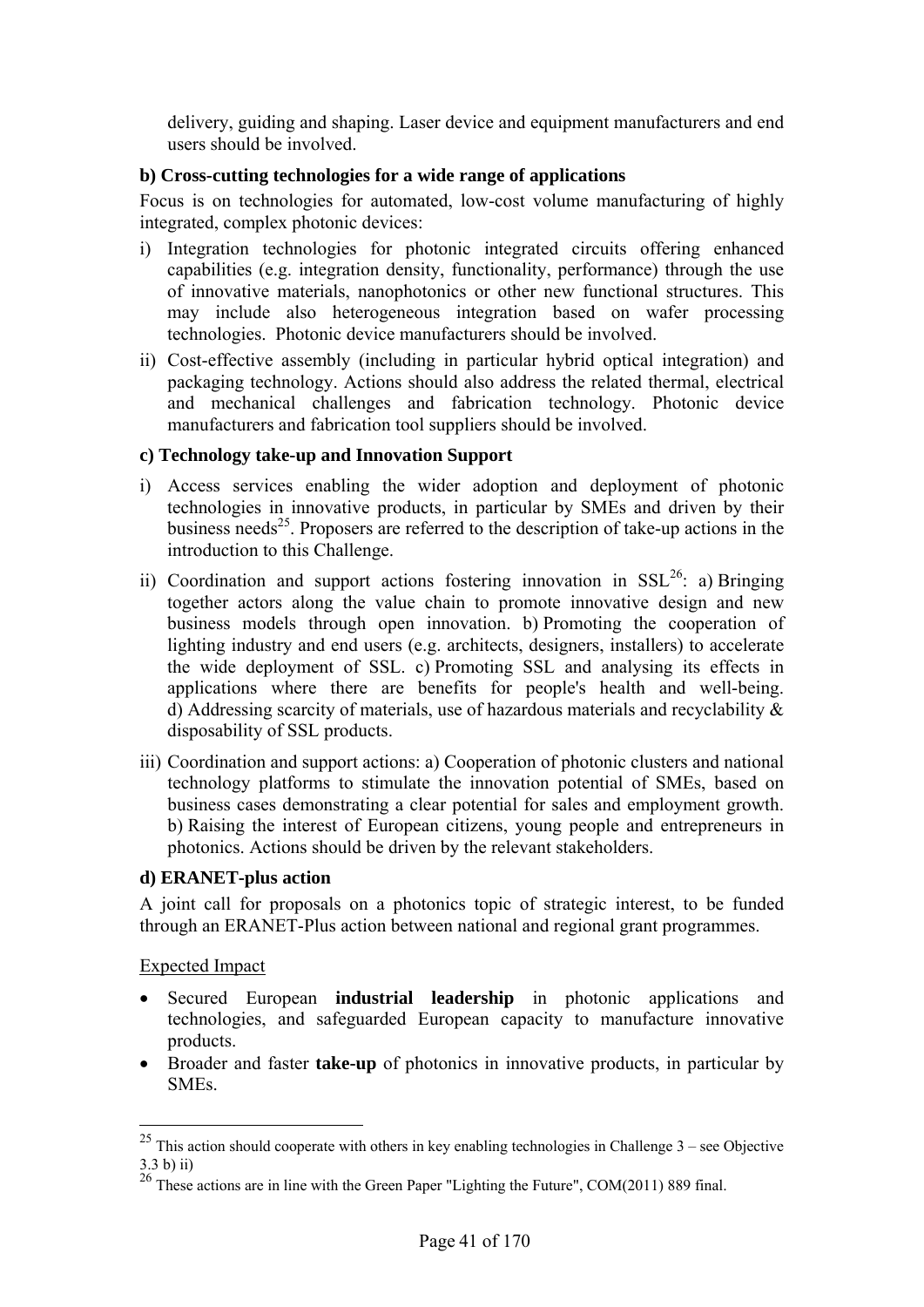delivery, guiding and shaping. Laser device and equipment manufacturers and end users should be involved.

**b) Cross-cutting technologies for a wide range of applications**

Focus is on technologies for automated, low-cost volume manufacturing of highly integrated, complex photonic devices:

i) Integration technologies for photonic integrated circuits offering enhanced capabilities (e.g. integration density, functionality, performance) through the use of innovative materials, nanophotonics or other new functional structures. This may include also heterogeneous integration based on wafer processing technologies. Photonic device manufacturers should be involved.

ii) Cost-effective assembly (including in particular hybrid optical integration) and packaging technology. Actions should also address the related thermal, electrical and mechanical challenges and fabrication technology. Photonic device manufacturers and fabrication tool suppliers should be involved.

**c) Technology take-up and Innovation Support**

i) Access services enabling the wider adoption and deployment of photonic technologies in innovative products, in particular by SMEs and driven by their business needs[25]. Proposers are referred to the description of take-up actions in the introduction to this Challenge.

ii) Coordination and support actions fostering innovation in SSL[26]: a) Bringing together actors along the value chain to promote innovative design and new business models through open innovation. b) Promoting the cooperation of lighting industry and end users (e.g. architects, designers, installers) to accelerate the wide deployment of SSL. c) Promoting SSL and analysing its effects in applications where there are benefits for people's health and well-being. d) Addressing scarcity of materials, use of hazardous materials and recyclability & disposability of SSL products.

iii) Coordination and support actions: a) Cooperation of photonic clusters and national technology platforms to stimulate the innovation potential of SMEs, based on business cases demonstrating a clear potential for sales and employment growth. b) Raising the interest of European citizens, young people and entrepreneurs in photonics. Actions should be driven by the relevant stakeholders.

**d) ERANET-plus action**

A joint call for proposals on a photonics topic of strategic interest, to be funded through an ERANET-Plus action between national and regional grant programmes.

Expected Impact

- Secured European **industrial leadership** in photonic applications and technologies, and safeguarded European capacity to manufacture innovative products.
- Broader and faster **take-up** of photonics in innovative products, in particular by SMEs.

---

[25] This action should cooperate with others in key enabling technologies in Challenge 3 – see Objective 3.3 b) ii)

[26] These actions are in line with the Green Paper "Lighting the Future", COM(2011) 889 final.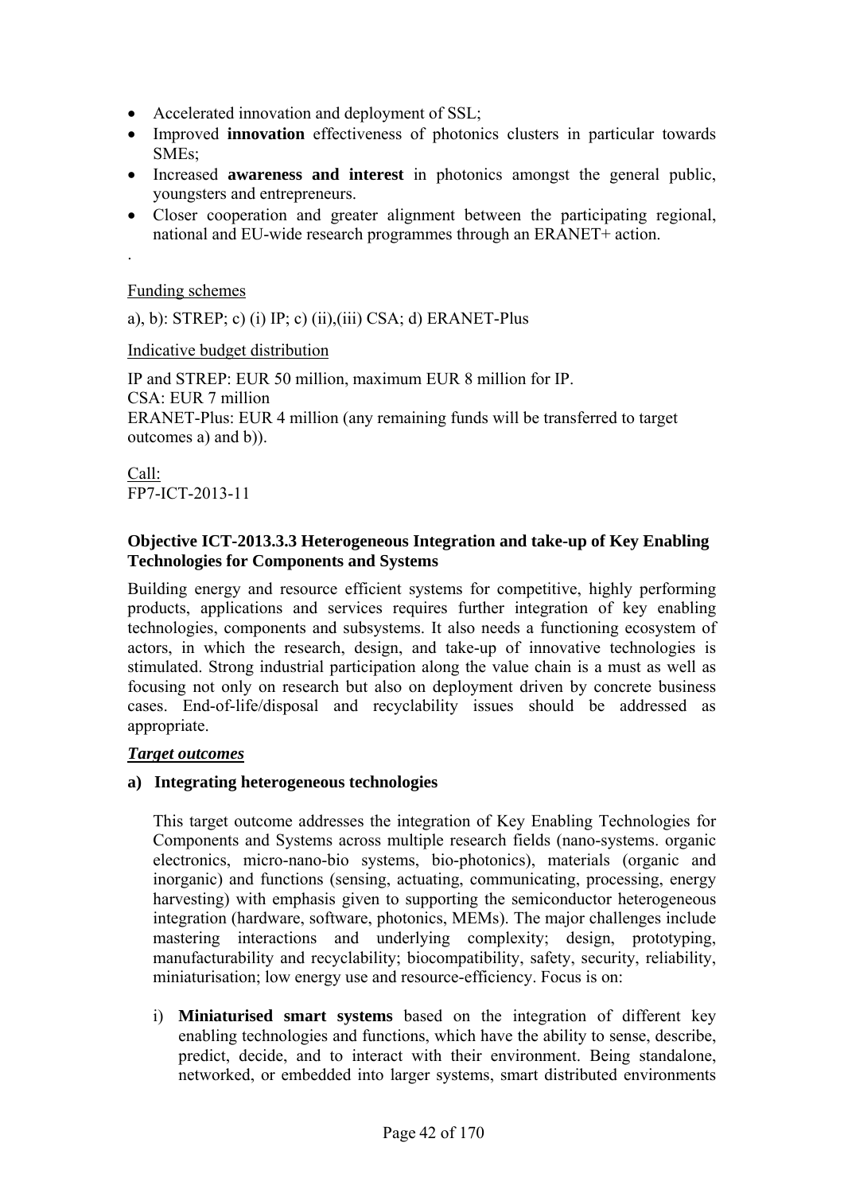- Accelerated innovation and deployment of SSL;
- Improved **innovation** effectiveness of photonics clusters in particular towards SMEs;
- Increased **awareness and interest** in photonics amongst the general public, youngsters and entrepreneurs.
- Closer cooperation and greater alignment between the participating regional, national and EU-wide research programmes through an ERANET+ action.

.

Funding schemes

a), b): STREP; c) (i) IP; c) (ii),(iii) CSA; d) ERANET-Plus

Indicative budget distribution

IP and STREP: EUR 50 million, maximum EUR 8 million for IP.
CSA: EUR 7 million
ERANET-Plus: EUR 4 million (any remaining funds will be transferred to target outcomes a) and b)).

Call:
FP7-ICT-2013-11

**Objective ICT-2013.3.3 Heterogeneous Integration and take-up of Key Enabling Technologies for Components and Systems**

Building energy and resource efficient systems for competitive, highly performing products, applications and services requires further integration of key enabling technologies, components and subsystems. It also needs a functioning ecosystem of actors, in which the research, design, and take-up of innovative technologies is stimulated. Strong industrial participation along the value chain is a must as well as focusing not only on research but also on deployment driven by concrete business cases. End-of-life/disposal and recyclability issues should be addressed as appropriate.

***Target outcomes***

**a) Integrating heterogeneous technologies**

This target outcome addresses the integration of Key Enabling Technologies for Components and Systems across multiple research fields (nano-systems. organic electronics, micro-nano-bio systems, bio-photonics), materials (organic and inorganic) and functions (sensing, actuating, communicating, processing, energy harvesting) with emphasis given to supporting the semiconductor heterogeneous integration (hardware, software, photonics, MEMs). The major challenges include mastering interactions and underlying complexity; design, prototyping, manufacturability and recyclability; biocompatibility, safety, security, reliability, miniaturisation; low energy use and resource-efficiency. Focus is on:

i) **Miniaturised smart systems** based on the integration of different key enabling technologies and functions, which have the ability to sense, describe, predict, decide, and to interact with their environment. Being standalone, networked, or embedded into larger systems, smart distributed environments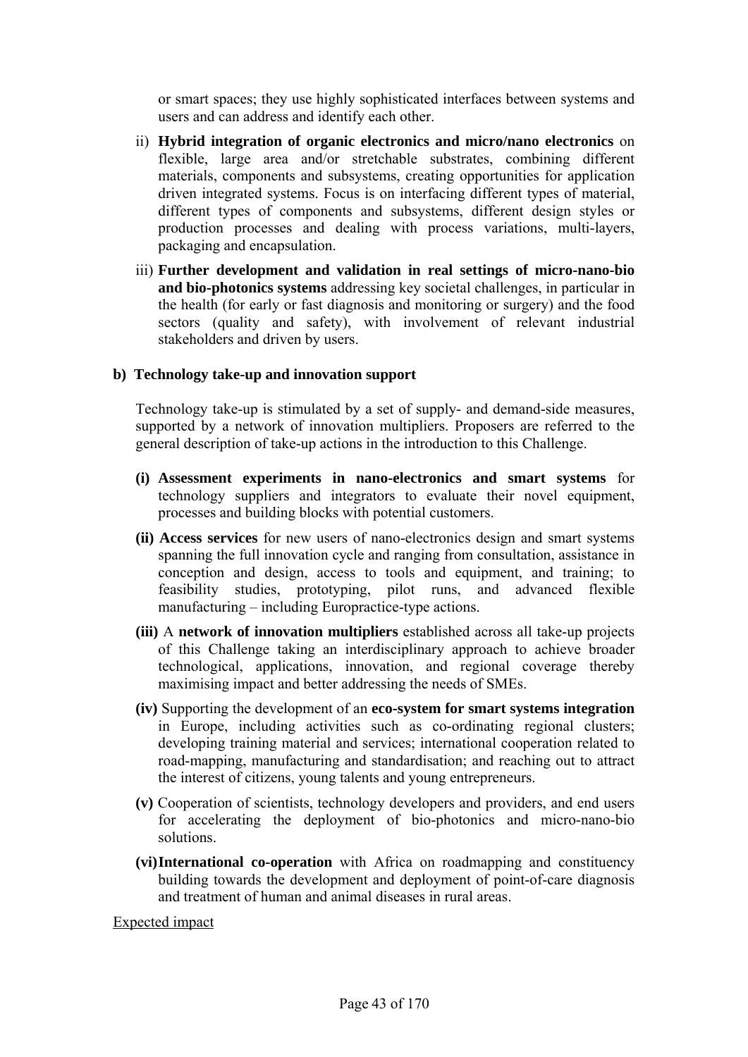or smart spaces; they use highly sophisticated interfaces between systems and users and can address and identify each other.

ii) **Hybrid integration of organic electronics and micro/nano electronics** on flexible, large area and/or stretchable substrates, combining different materials, components and subsystems, creating opportunities for application driven integrated systems. Focus is on interfacing different types of material, different types of components and subsystems, different design styles or production processes and dealing with process variations, multi-layers, packaging and encapsulation.

iii) **Further development and validation in real settings of micro-nano-bio and bio-photonics systems** addressing key societal challenges, in particular in the health (for early or fast diagnosis and monitoring or surgery) and the food sectors (quality and safety), with involvement of relevant industrial stakeholders and driven by users.

**b) Technology take-up and innovation support**

Technology take-up is stimulated by a set of supply- and demand-side measures, supported by a network of innovation multipliers. Proposers are referred to the general description of take-up actions in the introduction to this Challenge.

**(i) Assessment experiments in nano-electronics and smart systems** for technology suppliers and integrators to evaluate their novel equipment, processes and building blocks with potential customers.

**(ii) Access services** for new users of nano-electronics design and smart systems spanning the full innovation cycle and ranging from consultation, assistance in conception and design, access to tools and equipment, and training; to feasibility studies, prototyping, pilot runs, and advanced flexible manufacturing – including Europractice-type actions.

**(iii)** A **network of innovation multipliers** established across all take-up projects of this Challenge taking an interdisciplinary approach to achieve broader technological, applications, innovation, and regional coverage thereby maximising impact and better addressing the needs of SMEs.

**(iv)** Supporting the development of an **eco-system for smart systems integration** in Europe, including activities such as co-ordinating regional clusters; developing training material and services; international cooperation related to road-mapping, manufacturing and standardisation; and reaching out to attract the interest of citizens, young talents and young entrepreneurs.

**(v)** Cooperation of scientists, technology developers and providers, and end users for accelerating the deployment of bio-photonics and micro-nano-bio solutions.

**(vi) International co-operation** with Africa on roadmapping and constituency building towards the development and deployment of point-of-care diagnosis and treatment of human and animal diseases in rural areas.

Expected impact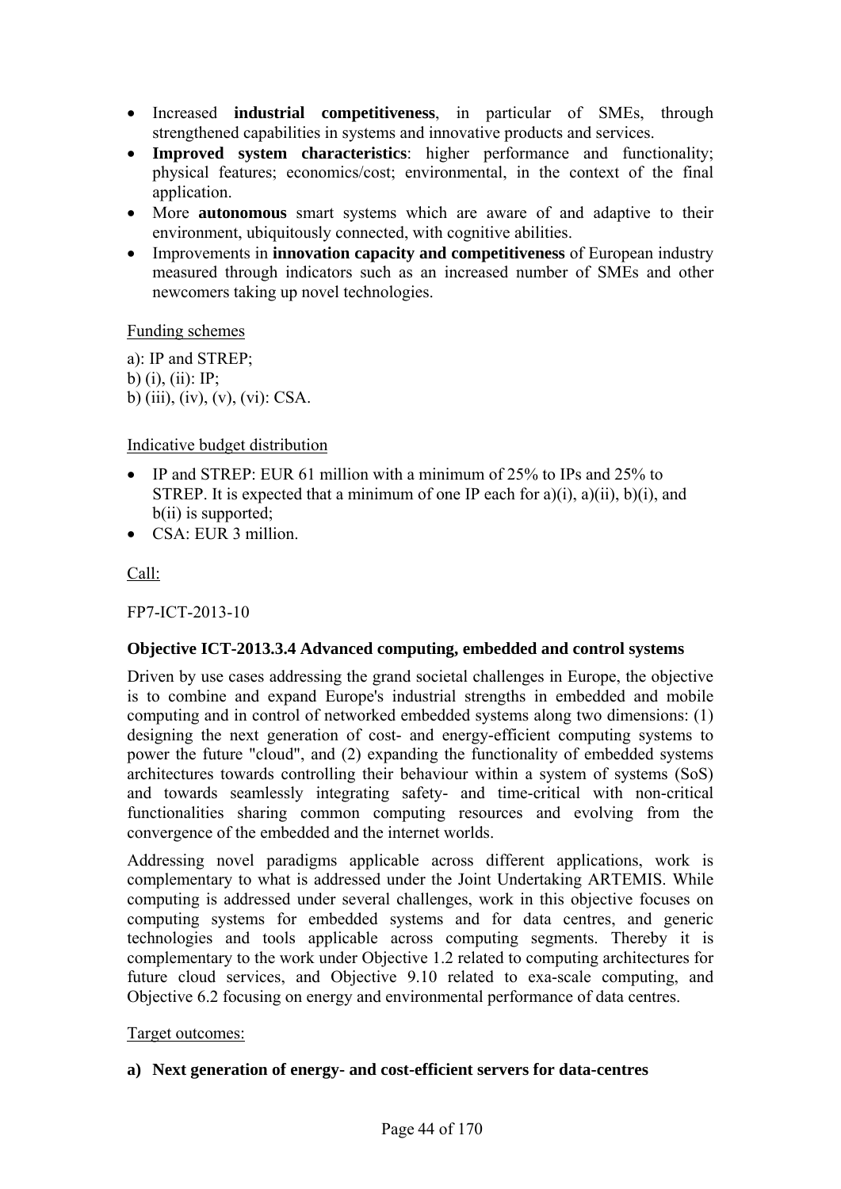- Increased **industrial competitiveness**, in particular of SMEs, through strengthened capabilities in systems and innovative products and services.
- **Improved system characteristics**: higher performance and functionality; physical features; economics/cost; environmental, in the context of the final application.
- More **autonomous** smart systems which are aware of and adaptive to their environment, ubiquitously connected, with cognitive abilities.
- Improvements in **innovation capacity and competitiveness** of European industry measured through indicators such as an increased number of SMEs and other newcomers taking up novel technologies.

Funding schemes

a): IP and STREP;
b) (i), (ii): IP;
b) (iii), (iv), (v), (vi): CSA.

Indicative budget distribution

- IP and STREP: EUR 61 million with a minimum of 25% to IPs and 25% to STREP. It is expected that a minimum of one IP each for a)(i), a)(ii), b)(i), and b(ii) is supported;
- CSA: EUR 3 million.

Call:

FP7-ICT-2013-10

**Objective ICT-2013.3.4 Advanced computing, embedded and control systems**

Driven by use cases addressing the grand societal challenges in Europe, the objective is to combine and expand Europe's industrial strengths in embedded and mobile computing and in control of networked embedded systems along two dimensions: (1) designing the next generation of cost- and energy-efficient computing systems to power the future "cloud", and (2) expanding the functionality of embedded systems architectures towards controlling their behaviour within a system of systems (SoS) and towards seamlessly integrating safety- and time-critical with non-critical functionalities sharing common computing resources and evolving from the convergence of the embedded and the internet worlds.

Addressing novel paradigms applicable across different applications, work is complementary to what is addressed under the Joint Undertaking ARTEMIS. While computing is addressed under several challenges, work in this objective focuses on computing systems for embedded systems and for data centres, and generic technologies and tools applicable across computing segments. Thereby it is complementary to the work under Objective 1.2 related to computing architectures for future cloud services, and Objective 9.10 related to exa-scale computing, and Objective 6.2 focusing on energy and environmental performance of data centres.

Target outcomes:

**a) Next generation of energy- and cost-efficient servers for data-centres**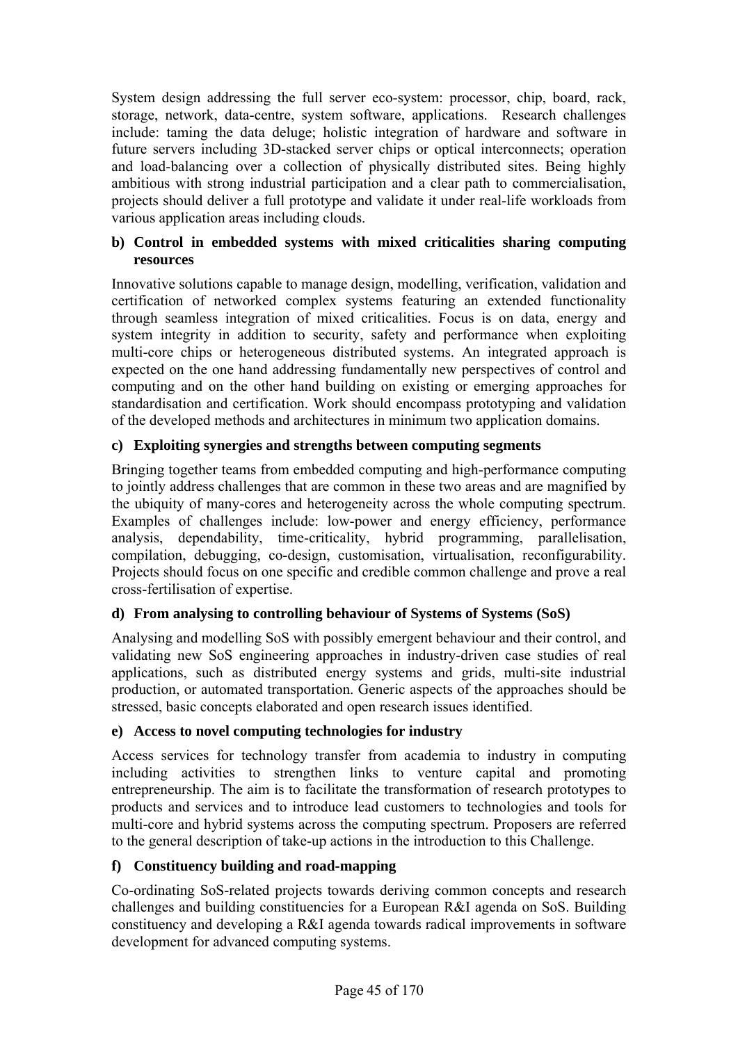System design addressing the full server eco-system: processor, chip, board, rack, storage, network, data-centre, system software, applications. Research challenges include: taming the data deluge; holistic integration of hardware and software in future servers including 3D-stacked server chips or optical interconnects; operation and load-balancing over a collection of physically distributed sites. Being highly ambitious with strong industrial participation and a clear path to commercialisation, projects should deliver a full prototype and validate it under real-life workloads from various application areas including clouds.

**b) Control in embedded systems with mixed criticalities sharing computing resources**

Innovative solutions capable to manage design, modelling, verification, validation and certification of networked complex systems featuring an extended functionality through seamless integration of mixed criticalities. Focus is on data, energy and system integrity in addition to security, safety and performance when exploiting multi-core chips or heterogeneous distributed systems. An integrated approach is expected on the one hand addressing fundamentally new perspectives of control and computing and on the other hand building on existing or emerging approaches for standardisation and certification. Work should encompass prototyping and validation of the developed methods and architectures in minimum two application domains.

**c) Exploiting synergies and strengths between computing segments**

Bringing together teams from embedded computing and high-performance computing to jointly address challenges that are common in these two areas and are magnified by the ubiquity of many-cores and heterogeneity across the whole computing spectrum. Examples of challenges include: low-power and energy efficiency, performance analysis, dependability, time-criticality, hybrid programming, parallelisation, compilation, debugging, co-design, customisation, virtualisation, reconfigurability. Projects should focus on one specific and credible common challenge and prove a real cross-fertilisation of expertise.

**d) From analysing to controlling behaviour of Systems of Systems (SoS)**

Analysing and modelling SoS with possibly emergent behaviour and their control, and validating new SoS engineering approaches in industry-driven case studies of real applications, such as distributed energy systems and grids, multi-site industrial production, or automated transportation. Generic aspects of the approaches should be stressed, basic concepts elaborated and open research issues identified.

**e) Access to novel computing technologies for industry**

Access services for technology transfer from academia to industry in computing including activities to strengthen links to venture capital and promoting entrepreneurship. The aim is to facilitate the transformation of research prototypes to products and services and to introduce lead customers to technologies and tools for multi-core and hybrid systems across the computing spectrum. Proposers are referred to the general description of take-up actions in the introduction to this Challenge.

**f) Constituency building and road-mapping**

Co-ordinating SoS-related projects towards deriving common concepts and research challenges and building constituencies for a European R&I agenda on SoS. Building constituency and developing a R&I agenda towards radical improvements in software development for advanced computing systems.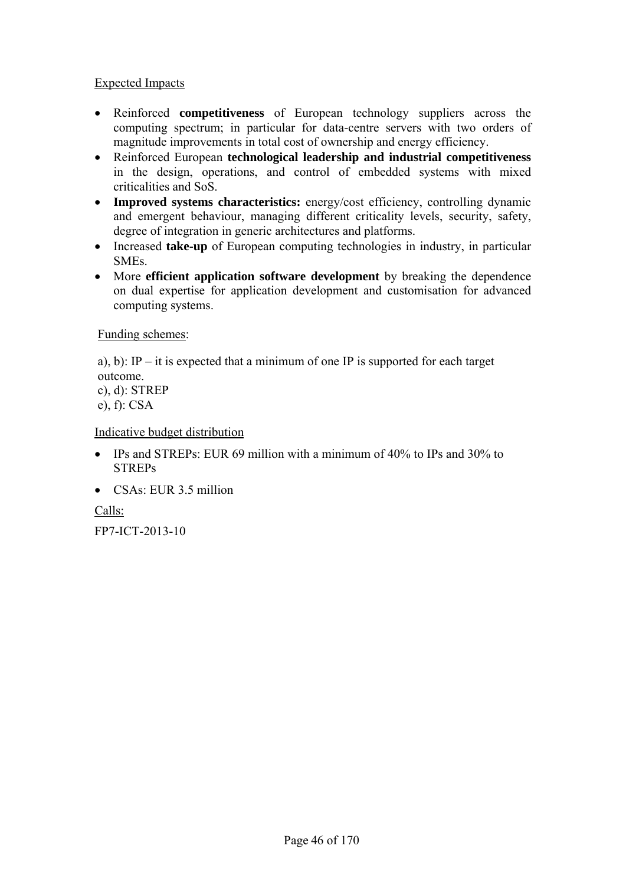Expected Impacts

- Reinforced **competitiveness** of European technology suppliers across the computing spectrum; in particular for data-centre servers with two orders of magnitude improvements in total cost of ownership and energy efficiency.
- Reinforced European **technological leadership and industrial competitiveness** in the design, operations, and control of embedded systems with mixed criticalities and SoS.
- **Improved systems characteristics:** energy/cost efficiency, controlling dynamic and emergent behaviour, managing different criticality levels, security, safety, degree of integration in generic architectures and platforms.
- Increased **take-up** of European computing technologies in industry, in particular SMEs.
- More **efficient application software development** by breaking the dependence on dual expertise for application development and customisation for advanced computing systems.

Funding schemes:

a), b): IP – it is expected that a minimum of one IP is supported for each target outcome.
c), d): STREP
e), f): CSA

Indicative budget distribution

- IPs and STREPs: EUR 69 million with a minimum of 40% to IPs and 30% to STREPs
- CSAs: EUR 3.5 million

Calls:

FP7-ICT-2013-10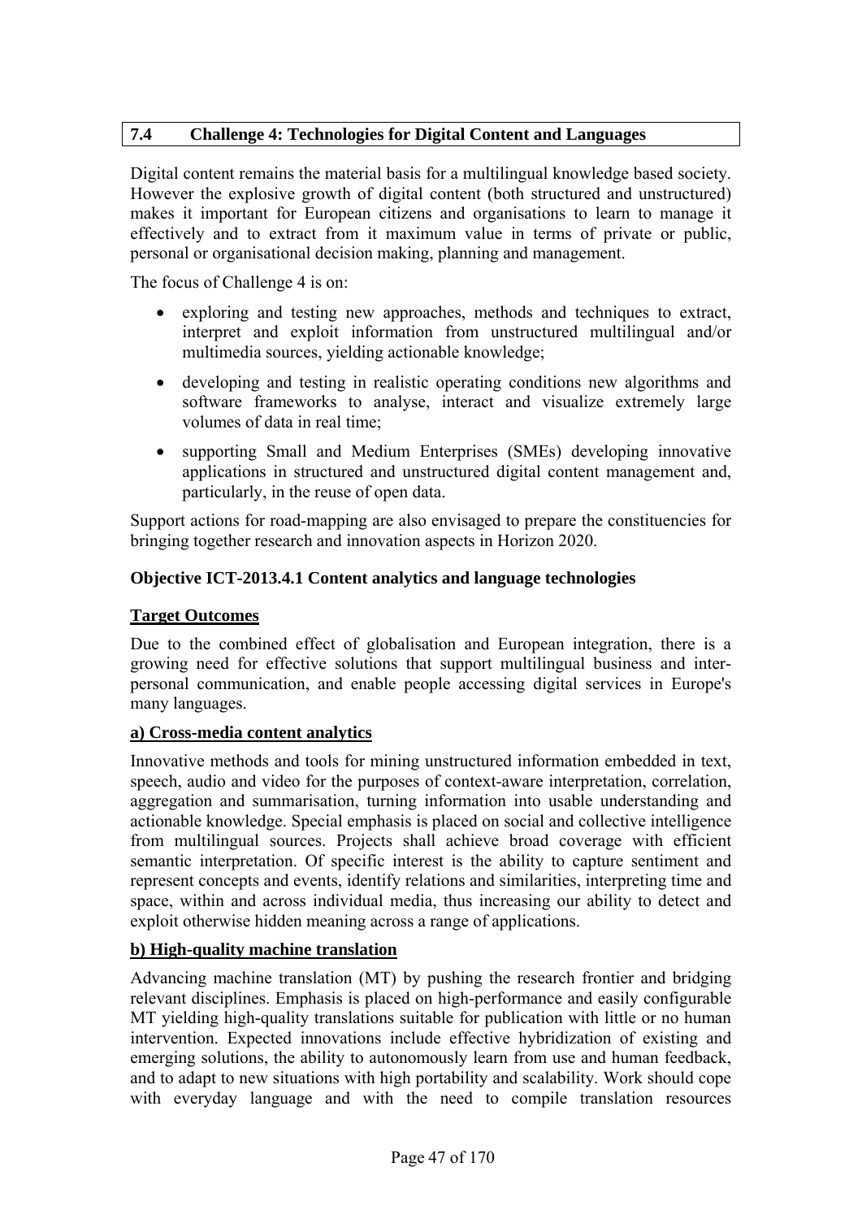## 7.4 Challenge 4: Technologies for Digital Content and Languages

Digital content remains the material basis for a multilingual knowledge based society. However the explosive growth of digital content (both structured and unstructured) makes it important for European citizens and organisations to learn to manage it effectively and to extract from it maximum value in terms of private or public, personal or organisational decision making, planning and management.

The focus of Challenge 4 is on:

- exploring and testing new approaches, methods and techniques to extract, interpret and exploit information from unstructured multilingual and/or multimedia sources, yielding actionable knowledge;
- developing and testing in realistic operating conditions new algorithms and software frameworks to analyse, interact and visualize extremely large volumes of data in real time;
- supporting Small and Medium Enterprises (SMEs) developing innovative applications in structured and unstructured digital content management and, particularly, in the reuse of open data.

Support actions for road-mapping are also envisaged to prepare the constituencies for bringing together research and innovation aspects in Horizon 2020.

### Objective ICT-2013.4.1 Content analytics and language technologies

**Target Outcomes**

Due to the combined effect of globalisation and European integration, there is a growing need for effective solutions that support multilingual business and inter-personal communication, and enable people accessing digital services in Europe's many languages.

**a) Cross-media content analytics**

Innovative methods and tools for mining unstructured information embedded in text, speech, audio and video for the purposes of context-aware interpretation, correlation, aggregation and summarisation, turning information into usable understanding and actionable knowledge. Special emphasis is placed on social and collective intelligence from multilingual sources. Projects shall achieve broad coverage with efficient semantic interpretation. Of specific interest is the ability to capture sentiment and represent concepts and events, identify relations and similarities, interpreting time and space, within and across individual media, thus increasing our ability to detect and exploit otherwise hidden meaning across a range of applications.

**b) High-quality machine translation**

Advancing machine translation (MT) by pushing the research frontier and bridging relevant disciplines. Emphasis is placed on high-performance and easily configurable MT yielding high-quality translations suitable for publication with little or no human intervention. Expected innovations include effective hybridization of existing and emerging solutions, the ability to autonomously learn from use and human feedback, and to adapt to new situations with high portability and scalability. Work should cope with everyday language and with the need to compile translation resources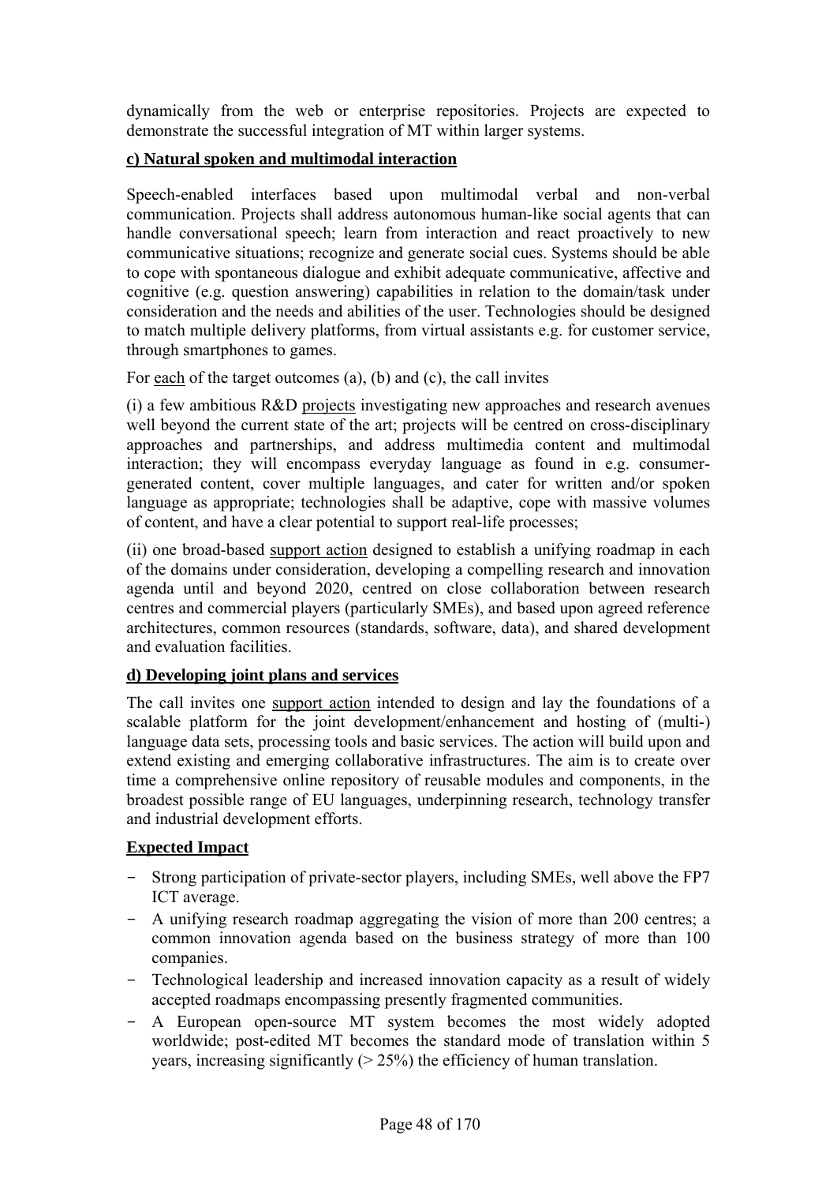dynamically from the web or enterprise repositories. Projects are expected to demonstrate the successful integration of MT within larger systems.

**c) Natural spoken and multimodal interaction**

Speech-enabled interfaces based upon multimodal verbal and non-verbal communication. Projects shall address autonomous human-like social agents that can handle conversational speech; learn from interaction and react proactively to new communicative situations; recognize and generate social cues. Systems should be able to cope with spontaneous dialogue and exhibit adequate communicative, affective and cognitive (e.g. question answering) capabilities in relation to the domain/task under consideration and the needs and abilities of the user. Technologies should be designed to match multiple delivery platforms, from virtual assistants e.g. for customer service, through smartphones to games.

For each of the target outcomes (a), (b) and (c), the call invites

(i) a few ambitious R&D projects investigating new approaches and research avenues well beyond the current state of the art; projects will be centred on cross-disciplinary approaches and partnerships, and address multimedia content and multimodal interaction; they will encompass everyday language as found in e.g. consumer-generated content, cover multiple languages, and cater for written and/or spoken language as appropriate; technologies shall be adaptive, cope with massive volumes of content, and have a clear potential to support real-life processes;

(ii) one broad-based support action designed to establish a unifying roadmap in each of the domains under consideration, developing a compelling research and innovation agenda until and beyond 2020, centred on close collaboration between research centres and commercial players (particularly SMEs), and based upon agreed reference architectures, common resources (standards, software, data), and shared development and evaluation facilities.

**d) Developing joint plans and services**

The call invites one support action intended to design and lay the foundations of a scalable platform for the joint development/enhancement and hosting of (multi-) language data sets, processing tools and basic services. The action will build upon and extend existing and emerging collaborative infrastructures. The aim is to create over time a comprehensive online repository of reusable modules and components, in the broadest possible range of EU languages, underpinning research, technology transfer and industrial development efforts.

**Expected Impact**

- Strong participation of private-sector players, including SMEs, well above the FP7 ICT average.
- A unifying research roadmap aggregating the vision of more than 200 centres; a common innovation agenda based on the business strategy of more than 100 companies.
- Technological leadership and increased innovation capacity as a result of widely accepted roadmaps encompassing presently fragmented communities.
- A European open-source MT system becomes the most widely adopted worldwide; post-edited MT becomes the standard mode of translation within 5 years, increasing significantly (> 25%) the efficiency of human translation.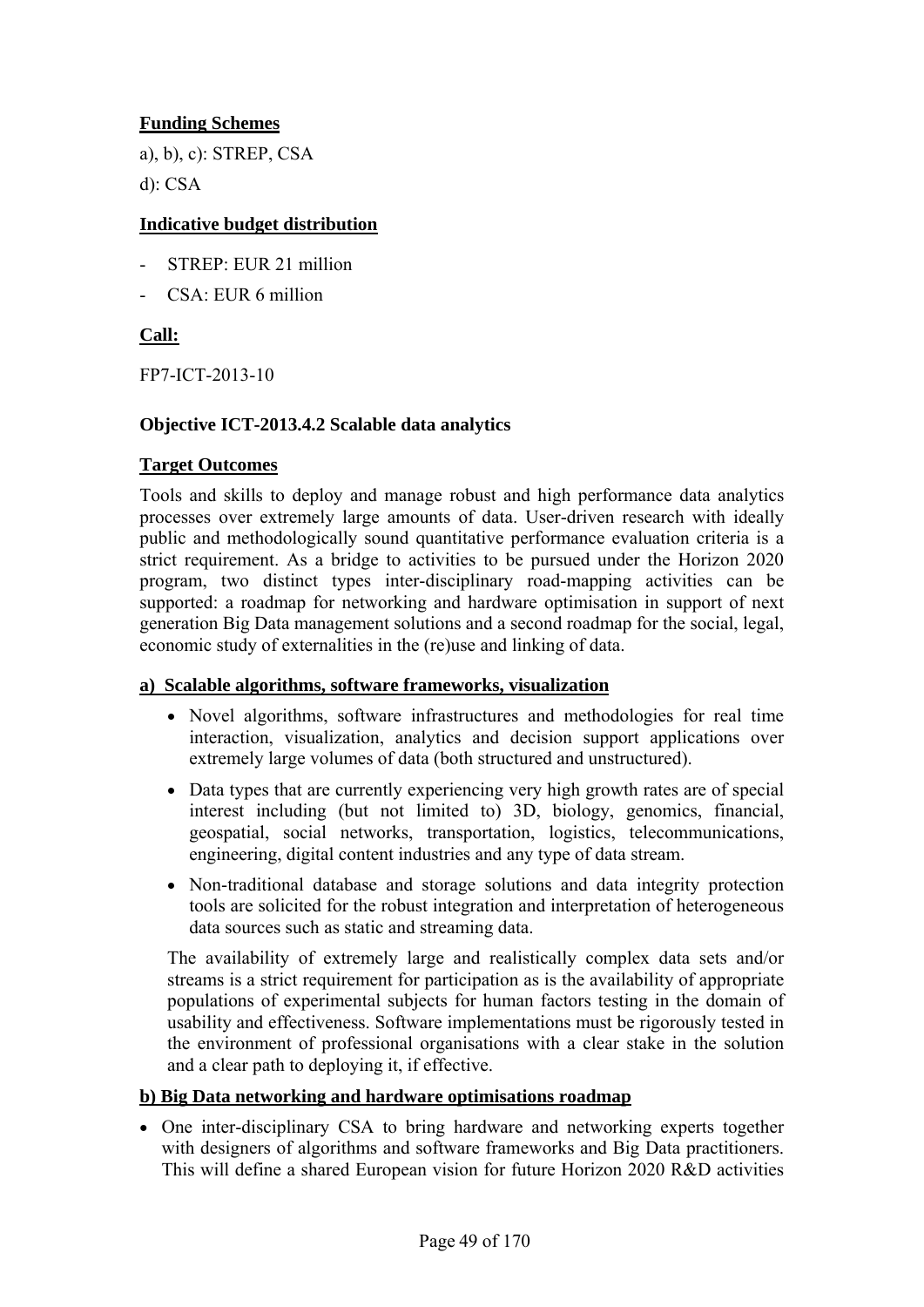**Funding Schemes**

a), b), c): STREP, CSA

d): CSA

**Indicative budget distribution**

- STREP: EUR 21 million
- CSA: EUR 6 million

**Call:**

FP7-ICT-2013-10

**Objective ICT-2013.4.2 Scalable data analytics**

**Target Outcomes**

Tools and skills to deploy and manage robust and high performance data analytics processes over extremely large amounts of data. User-driven research with ideally public and methodologically sound quantitative performance evaluation criteria is a strict requirement. As a bridge to activities to be pursued under the Horizon 2020 program, two distinct types inter-disciplinary road-mapping activities can be supported: a roadmap for networking and hardware optimisation in support of next generation Big Data management solutions and a second roadmap for the social, legal, economic study of externalities in the (re)use and linking of data.

**a) Scalable algorithms, software frameworks, visualization**

- Novel algorithms, software infrastructures and methodologies for real time interaction, visualization, analytics and decision support applications over extremely large volumes of data (both structured and unstructured).
- Data types that are currently experiencing very high growth rates are of special interest including (but not limited to) 3D, biology, genomics, financial, geospatial, social networks, transportation, logistics, telecommunications, engineering, digital content industries and any type of data stream.
- Non-traditional database and storage solutions and data integrity protection tools are solicited for the robust integration and interpretation of heterogeneous data sources such as static and streaming data.

The availability of extremely large and realistically complex data sets and/or streams is a strict requirement for participation as is the availability of appropriate populations of experimental subjects for human factors testing in the domain of usability and effectiveness. Software implementations must be rigorously tested in the environment of professional organisations with a clear stake in the solution and a clear path to deploying it, if effective.

**b) Big Data networking and hardware optimisations roadmap**

- One inter-disciplinary CSA to bring hardware and networking experts together with designers of algorithms and software frameworks and Big Data practitioners. This will define a shared European vision for future Horizon 2020 R&D activities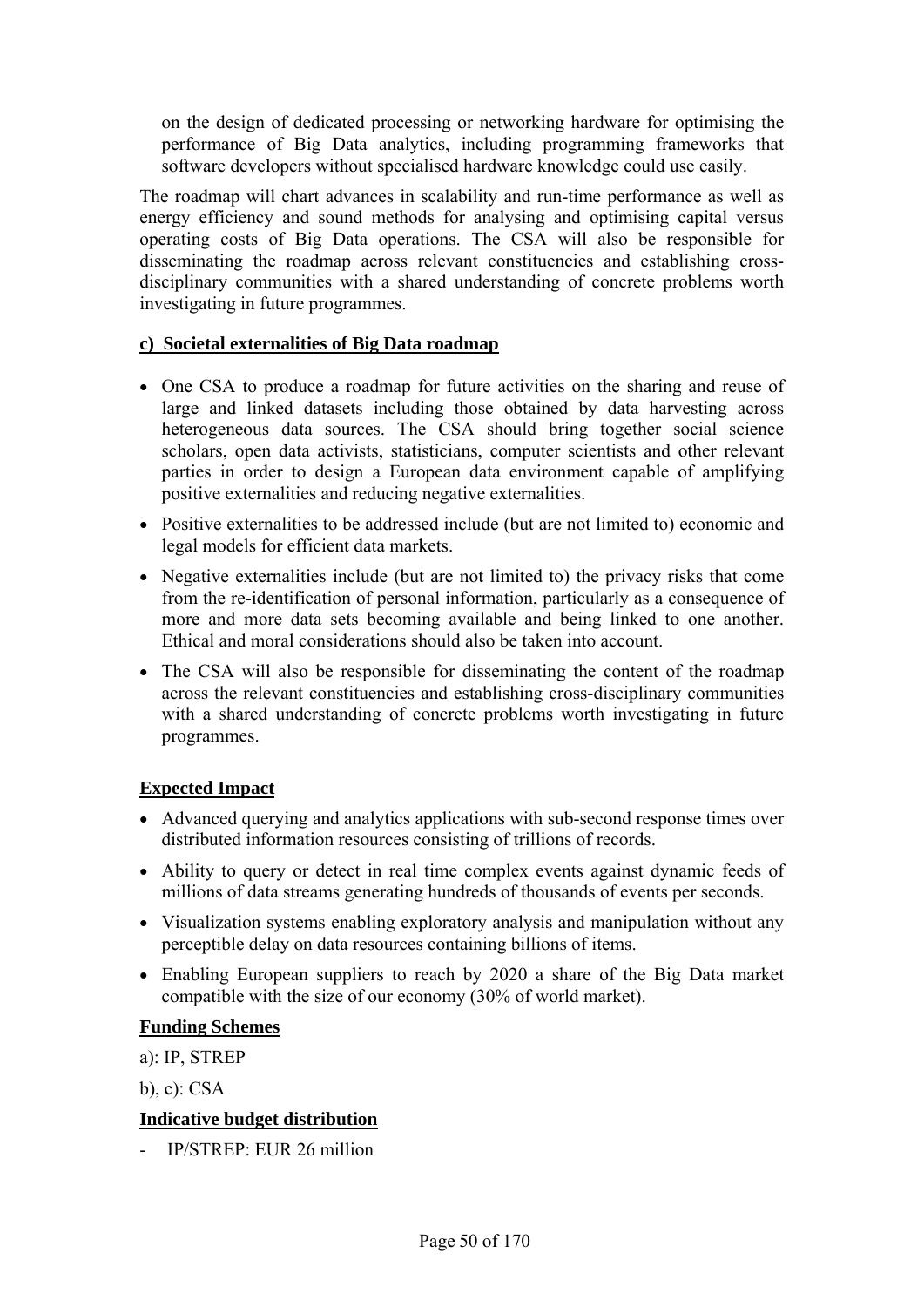on the design of dedicated processing or networking hardware for optimising the performance of Big Data analytics, including programming frameworks that software developers without specialised hardware knowledge could use easily.

The roadmap will chart advances in scalability and run-time performance as well as energy efficiency and sound methods for analysing and optimising capital versus operating costs of Big Data operations. The CSA will also be responsible for disseminating the roadmap across relevant constituencies and establishing cross-disciplinary communities with a shared understanding of concrete problems worth investigating in future programmes.

**c) Societal externalities of Big Data roadmap**

- One CSA to produce a roadmap for future activities on the sharing and reuse of large and linked datasets including those obtained by data harvesting across heterogeneous data sources. The CSA should bring together social science scholars, open data activists, statisticians, computer scientists and other relevant parties in order to design a European data environment capable of amplifying positive externalities and reducing negative externalities.
- Positive externalities to be addressed include (but are not limited to) economic and legal models for efficient data markets.
- Negative externalities include (but are not limited to) the privacy risks that come from the re-identification of personal information, particularly as a consequence of more and more data sets becoming available and being linked to one another. Ethical and moral considerations should also be taken into account.
- The CSA will also be responsible for disseminating the content of the roadmap across the relevant constituencies and establishing cross-disciplinary communities with a shared understanding of concrete problems worth investigating in future programmes.

**Expected Impact**

- Advanced querying and analytics applications with sub-second response times over distributed information resources consisting of trillions of records.
- Ability to query or detect in real time complex events against dynamic feeds of millions of data streams generating hundreds of thousands of events per seconds.
- Visualization systems enabling exploratory analysis and manipulation without any perceptible delay on data resources containing billions of items.
- Enabling European suppliers to reach by 2020 a share of the Big Data market compatible with the size of our economy (30% of world market).

**Funding Schemes**

a): IP, STREP

b), c): CSA

**Indicative budget distribution**

- IP/STREP: EUR 26 million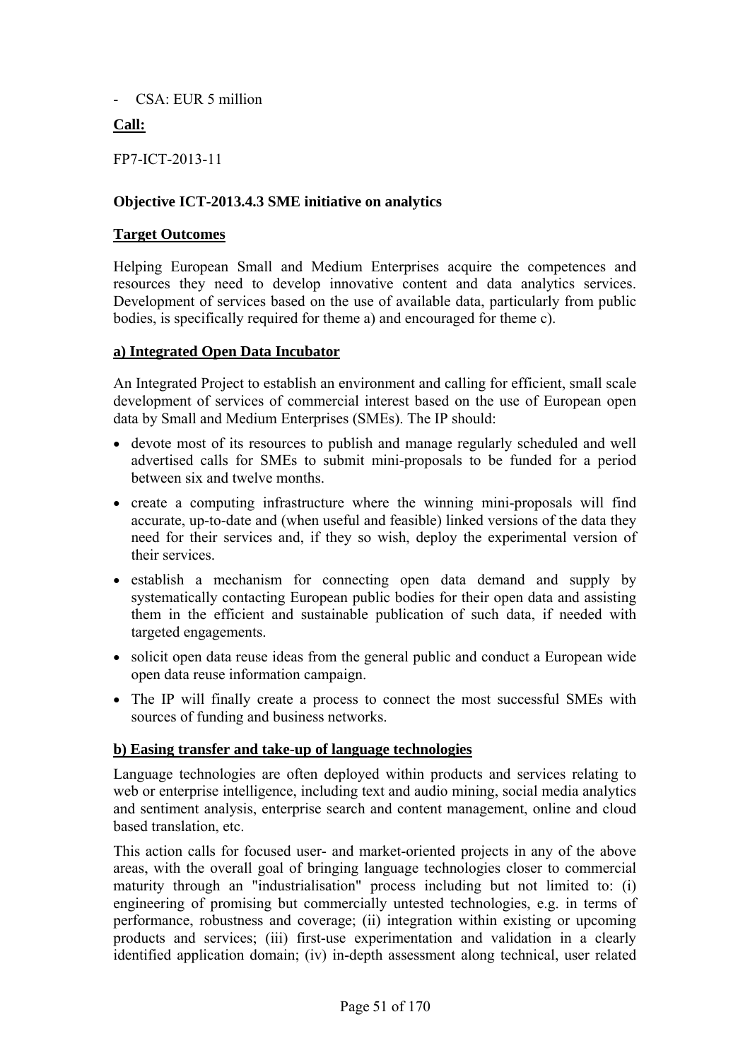- CSA: EUR 5 million

**Call:**

FP7-ICT-2013-11

**Objective ICT-2013.4.3 SME initiative on analytics**

**Target Outcomes**

Helping European Small and Medium Enterprises acquire the competences and resources they need to develop innovative content and data analytics services. Development of services based on the use of available data, particularly from public bodies, is specifically required for theme a) and encouraged for theme c).

**a) Integrated Open Data Incubator**

An Integrated Project to establish an environment and calling for efficient, small scale development of services of commercial interest based on the use of European open data by Small and Medium Enterprises (SMEs). The IP should:

- devote most of its resources to publish and manage regularly scheduled and well advertised calls for SMEs to submit mini-proposals to be funded for a period between six and twelve months.
- create a computing infrastructure where the winning mini-proposals will find accurate, up-to-date and (when useful and feasible) linked versions of the data they need for their services and, if they so wish, deploy the experimental version of their services.
- establish a mechanism for connecting open data demand and supply by systematically contacting European public bodies for their open data and assisting them in the efficient and sustainable publication of such data, if needed with targeted engagements.
- solicit open data reuse ideas from the general public and conduct a European wide open data reuse information campaign.
- The IP will finally create a process to connect the most successful SMEs with sources of funding and business networks.

**b) Easing transfer and take-up of language technologies**

Language technologies are often deployed within products and services relating to web or enterprise intelligence, including text and audio mining, social media analytics and sentiment analysis, enterprise search and content management, online and cloud based translation, etc.

This action calls for focused user- and market-oriented projects in any of the above areas, with the overall goal of bringing language technologies closer to commercial maturity through an "industrialisation" process including but not limited to: (i) engineering of promising but commercially untested technologies, e.g. in terms of performance, robustness and coverage; (ii) integration within existing or upcoming products and services; (iii) first-use experimentation and validation in a clearly identified application domain; (iv) in-depth assessment along technical, user related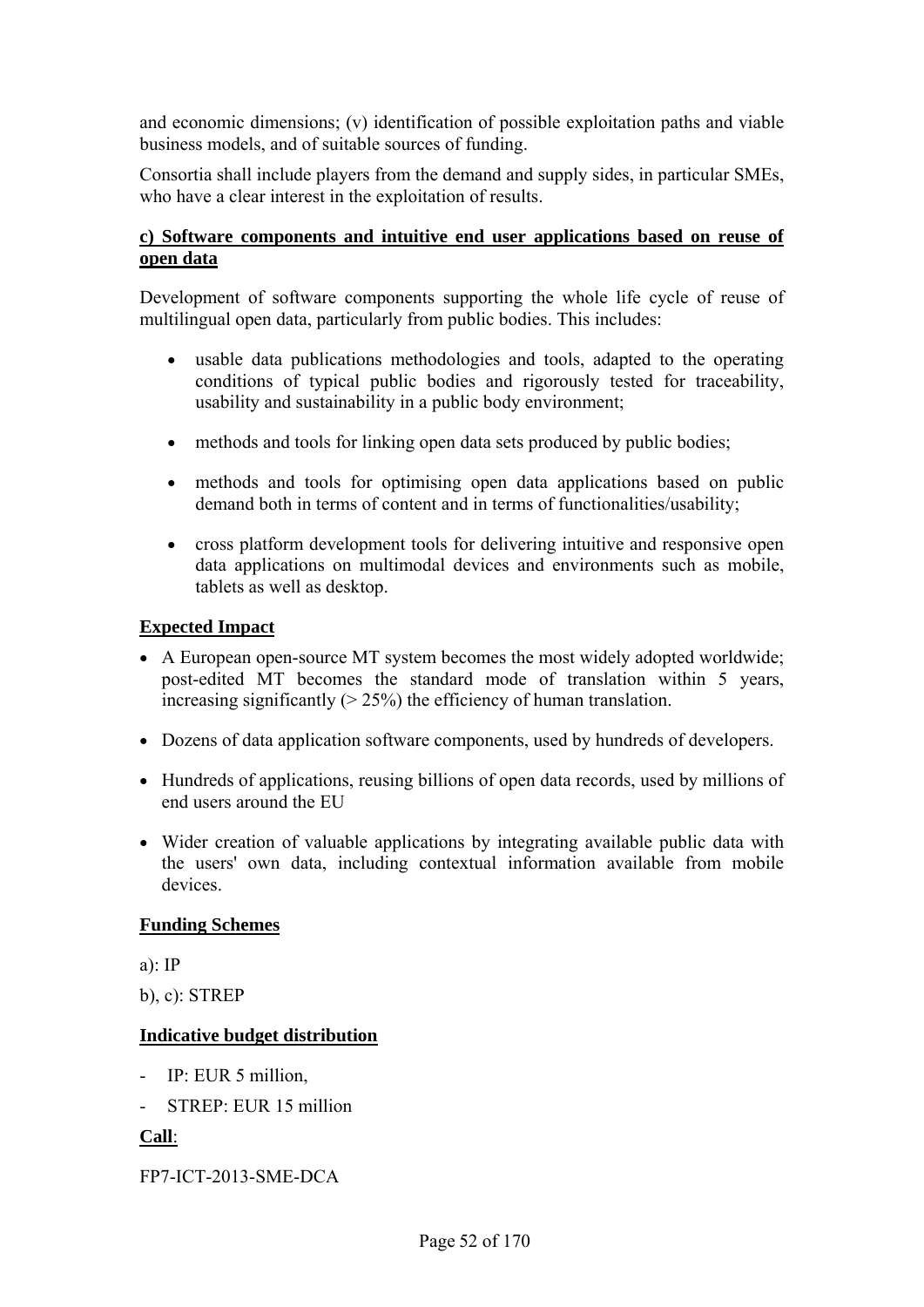and economic dimensions; (v) identification of possible exploitation paths and viable business models, and of suitable sources of funding.

Consortia shall include players from the demand and supply sides, in particular SMEs, who have a clear interest in the exploitation of results.

**c) Software components and intuitive end user applications based on reuse of open data**

Development of software components supporting the whole life cycle of reuse of multilingual open data, particularly from public bodies. This includes:

- usable data publications methodologies and tools, adapted to the operating conditions of typical public bodies and rigorously tested for traceability, usability and sustainability in a public body environment;
- methods and tools for linking open data sets produced by public bodies;
- methods and tools for optimising open data applications based on public demand both in terms of content and in terms of functionalities/usability;
- cross platform development tools for delivering intuitive and responsive open data applications on multimodal devices and environments such as mobile, tablets as well as desktop.

**Expected Impact**

- A European open-source MT system becomes the most widely adopted worldwide; post-edited MT becomes the standard mode of translation within 5 years, increasing significantly (> 25%) the efficiency of human translation.
- Dozens of data application software components, used by hundreds of developers.
- Hundreds of applications, reusing billions of open data records, used by millions of end users around the EU
- Wider creation of valuable applications by integrating available public data with the users' own data, including contextual information available from mobile devices.

**Funding Schemes**

a): IP

b), c): STREP

**Indicative budget distribution**

- IP: EUR 5 million,
- STREP: EUR 15 million

**Call**:

FP7-ICT-2013-SME-DCA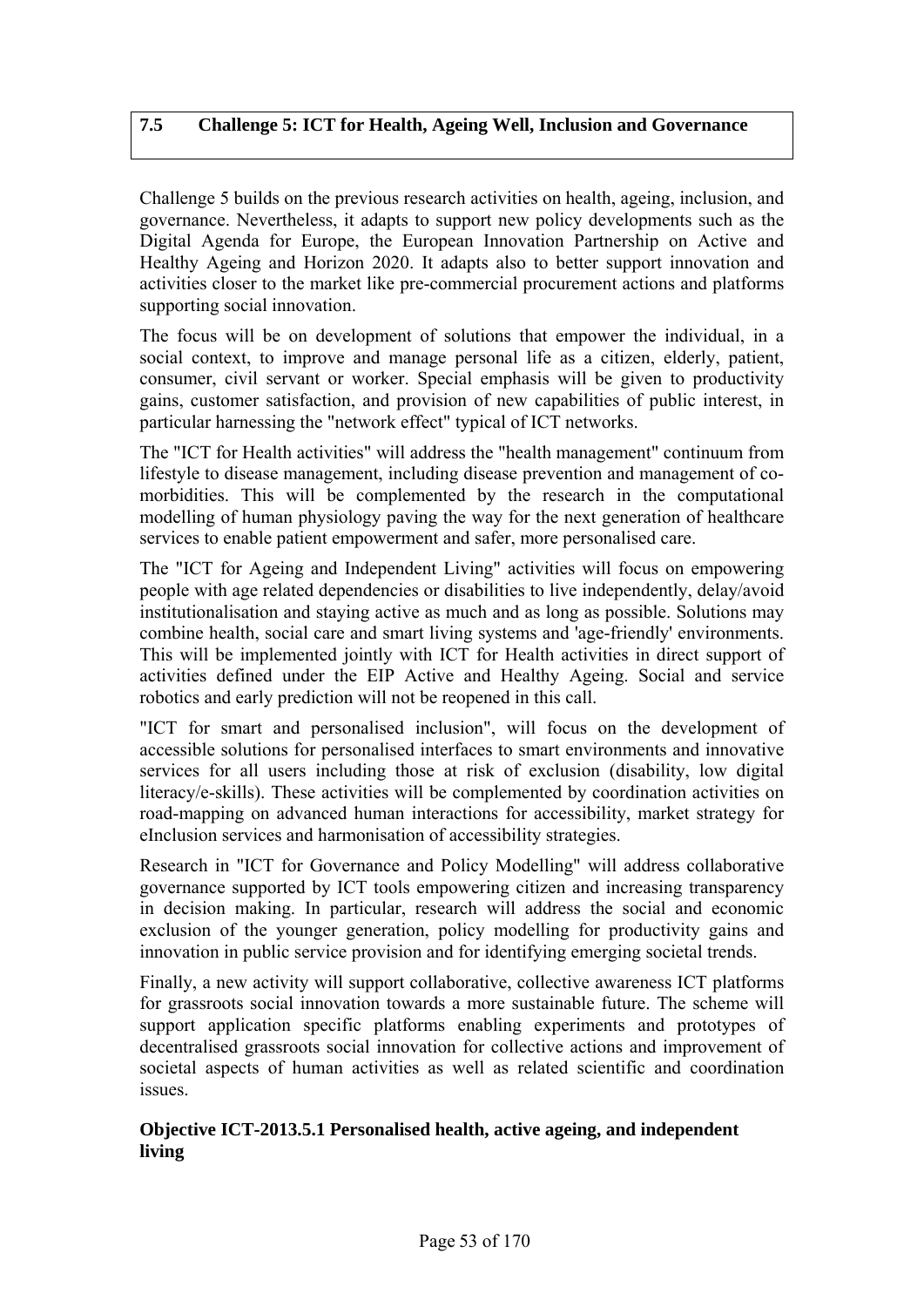## 7.5 Challenge 5: ICT for Health, Ageing Well, Inclusion and Governance

Challenge 5 builds on the previous research activities on health, ageing, inclusion, and governance. Nevertheless, it adapts to support new policy developments such as the Digital Agenda for Europe, the European Innovation Partnership on Active and Healthy Ageing and Horizon 2020. It adapts also to better support innovation and activities closer to the market like pre-commercial procurement actions and platforms supporting social innovation.

The focus will be on development of solutions that empower the individual, in a social context, to improve and manage personal life as a citizen, elderly, patient, consumer, civil servant or worker. Special emphasis will be given to productivity gains, customer satisfaction, and provision of new capabilities of public interest, in particular harnessing the "network effect" typical of ICT networks.

The "ICT for Health activities" will address the "health management" continuum from lifestyle to disease management, including disease prevention and management of co-morbidities. This will be complemented by the research in the computational modelling of human physiology paving the way for the next generation of healthcare services to enable patient empowerment and safer, more personalised care.

The "ICT for Ageing and Independent Living" activities will focus on empowering people with age related dependencies or disabilities to live independently, delay/avoid institutionalisation and staying active as much and as long as possible. Solutions may combine health, social care and smart living systems and 'age-friendly' environments. This will be implemented jointly with ICT for Health activities in direct support of activities defined under the EIP Active and Healthy Ageing. Social and service robotics and early prediction will not be reopened in this call.

"ICT for smart and personalised inclusion", will focus on the development of accessible solutions for personalised interfaces to smart environments and innovative services for all users including those at risk of exclusion (disability, low digital literacy/e-skills). These activities will be complemented by coordination activities on road-mapping on advanced human interactions for accessibility, market strategy for eInclusion services and harmonisation of accessibility strategies.

Research in "ICT for Governance and Policy Modelling" will address collaborative governance supported by ICT tools empowering citizen and increasing transparency in decision making. In particular, research will address the social and economic exclusion of the younger generation, policy modelling for productivity gains and innovation in public service provision and for identifying emerging societal trends.

Finally, a new activity will support collaborative, collective awareness ICT platforms for grassroots social innovation towards a more sustainable future. The scheme will support application specific platforms enabling experiments and prototypes of decentralised grassroots social innovation for collective actions and improvement of societal aspects of human activities as well as related scientific and coordination issues.

### Objective ICT-2013.5.1 Personalised health, active ageing, and independent living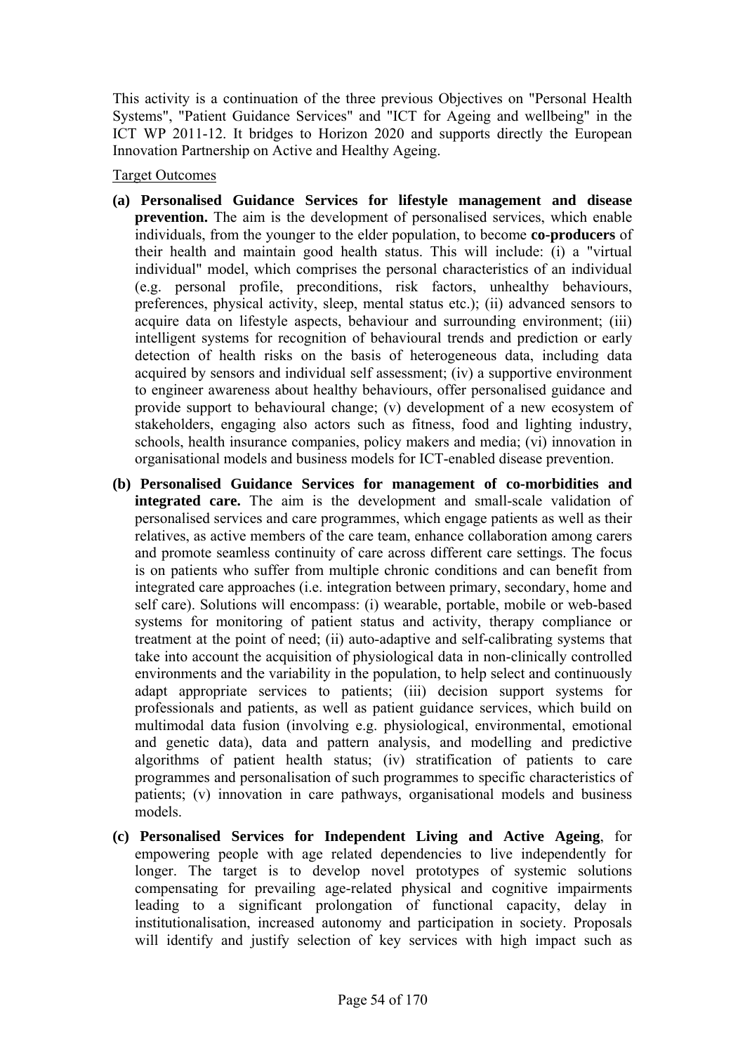This activity is a continuation of the three previous Objectives on "Personal Health Systems", "Patient Guidance Services" and "ICT for Ageing and wellbeing" in the ICT WP 2011-12. It bridges to Horizon 2020 and supports directly the European Innovation Partnership on Active and Healthy Ageing.

<u>Target Outcomes</u>

- **(a) Personalised Guidance Services for lifestyle management and disease prevention.** The aim is the development of personalised services, which enable individuals, from the younger to the elder population, to become **co-producers** of their health and maintain good health status. This will include: (i) a "virtual individual" model, which comprises the personal characteristics of an individual (e.g. personal profile, preconditions, risk factors, unhealthy behaviours, preferences, physical activity, sleep, mental status etc.); (ii) advanced sensors to acquire data on lifestyle aspects, behaviour and surrounding environment; (iii) intelligent systems for recognition of behavioural trends and prediction or early detection of health risks on the basis of heterogeneous data, including data acquired by sensors and individual self assessment; (iv) a supportive environment to engineer awareness about healthy behaviours, offer personalised guidance and provide support to behavioural change; (v) development of a new ecosystem of stakeholders, engaging also actors such as fitness, food and lighting industry, schools, health insurance companies, policy makers and media; (vi) innovation in organisational models and business models for ICT-enabled disease prevention.

- **(b) Personalised Guidance Services for management of co-morbidities and integrated care.** The aim is the development and small-scale validation of personalised services and care programmes, which engage patients as well as their relatives, as active members of the care team, enhance collaboration among carers and promote seamless continuity of care across different care settings. The focus is on patients who suffer from multiple chronic conditions and can benefit from integrated care approaches (i.e. integration between primary, secondary, home and self care). Solutions will encompass: (i) wearable, portable, mobile or web-based systems for monitoring of patient status and activity, therapy compliance or treatment at the point of need; (ii) auto-adaptive and self-calibrating systems that take into account the acquisition of physiological data in non-clinically controlled environments and the variability in the population, to help select and continuously adapt appropriate services to patients; (iii) decision support systems for professionals and patients, as well as patient guidance services, which build on multimodal data fusion (involving e.g. physiological, environmental, emotional and genetic data), data and pattern analysis, and modelling and predictive algorithms of patient health status; (iv) stratification of patients to care programmes and personalisation of such programmes to specific characteristics of patients; (v) innovation in care pathways, organisational models and business models.

- **(c) Personalised Services for Independent Living and Active Ageing**, for empowering people with age related dependencies to live independently for longer. The target is to develop novel prototypes of systemic solutions compensating for prevailing age-related physical and cognitive impairments leading to a significant prolongation of functional capacity, delay in institutionalisation, increased autonomy and participation in society. Proposals will identify and justify selection of key services with high impact such as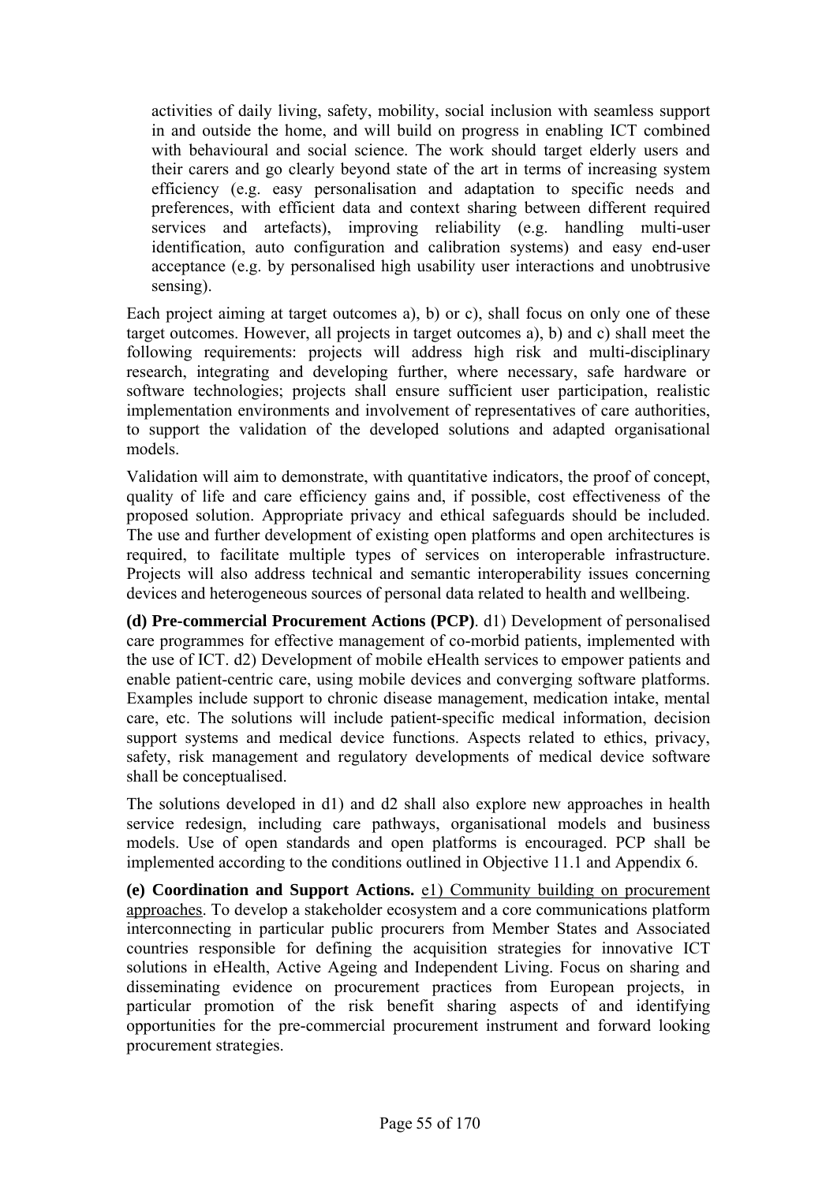activities of daily living, safety, mobility, social inclusion with seamless support in and outside the home, and will build on progress in enabling ICT combined with behavioural and social science. The work should target elderly users and their carers and go clearly beyond state of the art in terms of increasing system efficiency (e.g. easy personalisation and adaptation to specific needs and preferences, with efficient data and context sharing between different required services and artefacts), improving reliability (e.g. handling multi-user identification, auto configuration and calibration systems) and easy end-user acceptance (e.g. by personalised high usability user interactions and unobtrusive sensing).

Each project aiming at target outcomes a), b) or c), shall focus on only one of these target outcomes. However, all projects in target outcomes a), b) and c) shall meet the following requirements: projects will address high risk and multi-disciplinary research, integrating and developing further, where necessary, safe hardware or software technologies; projects shall ensure sufficient user participation, realistic implementation environments and involvement of representatives of care authorities, to support the validation of the developed solutions and adapted organisational models.

Validation will aim to demonstrate, with quantitative indicators, the proof of concept, quality of life and care efficiency gains and, if possible, cost effectiveness of the proposed solution. Appropriate privacy and ethical safeguards should be included. The use and further development of existing open platforms and open architectures is required, to facilitate multiple types of services on interoperable infrastructure. Projects will also address technical and semantic interoperability issues concerning devices and heterogeneous sources of personal data related to health and wellbeing.

**(d) Pre-commercial Procurement Actions (PCP)**. d1) Development of personalised care programmes for effective management of co-morbid patients, implemented with the use of ICT. d2) Development of mobile eHealth services to empower patients and enable patient-centric care, using mobile devices and converging software platforms. Examples include support to chronic disease management, medication intake, mental care, etc. The solutions will include patient-specific medical information, decision support systems and medical device functions. Aspects related to ethics, privacy, safety, risk management and regulatory developments of medical device software shall be conceptualised.

The solutions developed in d1) and d2 shall also explore new approaches in health service redesign, including care pathways, organisational models and business models. Use of open standards and open platforms is encouraged. PCP shall be implemented according to the conditions outlined in Objective 11.1 and Appendix 6.

**(e) Coordination and Support Actions.** e1) Community building on procurement approaches. To develop a stakeholder ecosystem and a core communications platform interconnecting in particular public procurers from Member States and Associated countries responsible for defining the acquisition strategies for innovative ICT solutions in eHealth, Active Ageing and Independent Living. Focus on sharing and disseminating evidence on procurement practices from European projects, in particular promotion of the risk benefit sharing aspects of and identifying opportunities for the pre-commercial procurement instrument and forward looking procurement strategies.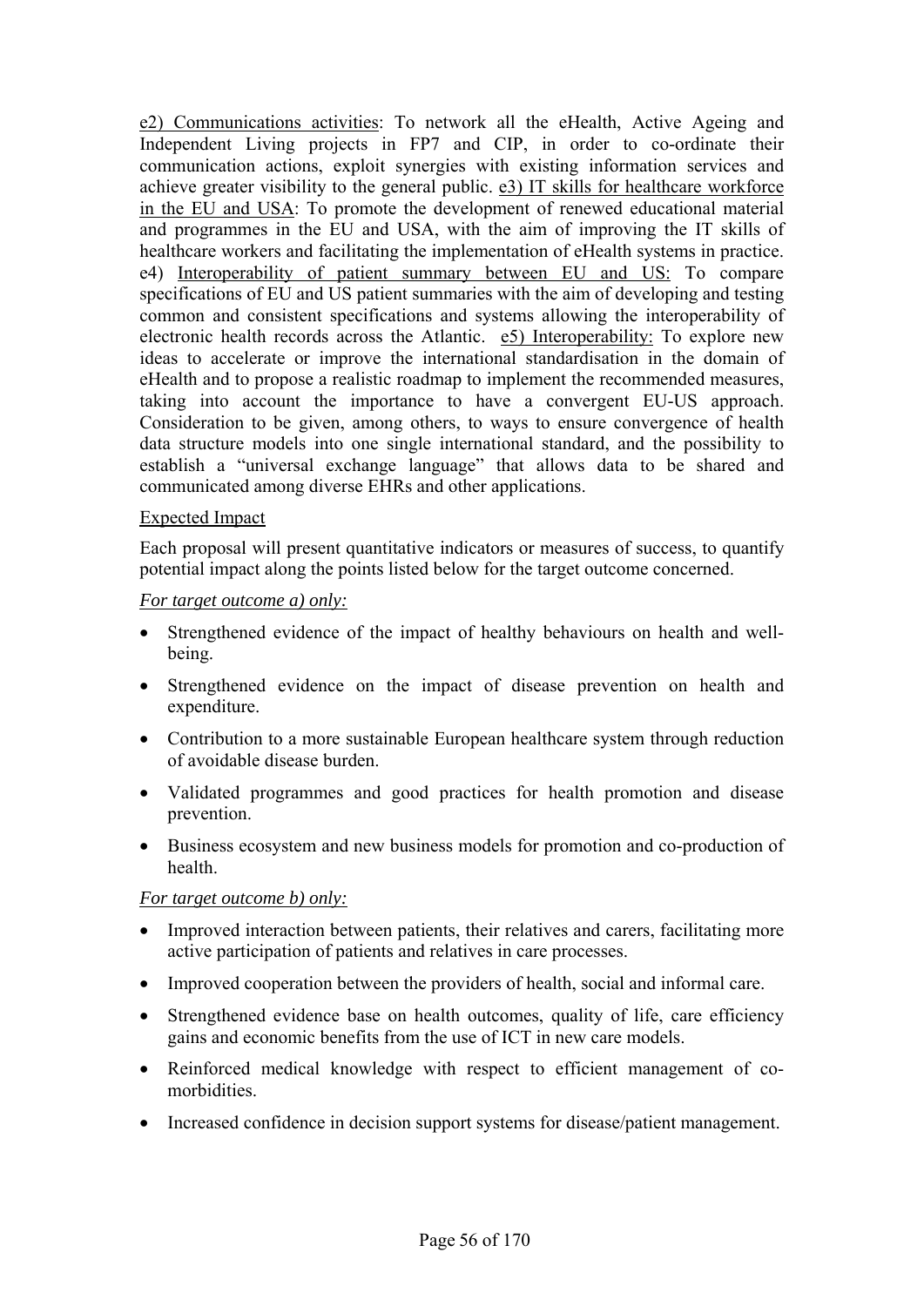e2) <u>Communications activities</u>: To network all the eHealth, Active Ageing and Independent Living projects in FP7 and CIP, in order to co-ordinate their communication actions, exploit synergies with existing information services and achieve greater visibility to the general public. e3) <u>IT skills for healthcare workforce in the EU and USA</u>: To promote the development of renewed educational material and programmes in the EU and USA, with the aim of improving the IT skills of healthcare workers and facilitating the implementation of eHealth systems in practice. e4) <u>Interoperability of patient summary between EU and US:</u> To compare specifications of EU and US patient summaries with the aim of developing and testing common and consistent specifications and systems allowing the interoperability of electronic health records across the Atlantic. e5) <u>Interoperability:</u> To explore new ideas to accelerate or improve the international standardisation in the domain of eHealth and to propose a realistic roadmap to implement the recommended measures, taking into account the importance to have a convergent EU-US approach. Consideration to be given, among others, to ways to ensure convergence of health data structure models into one single international standard, and the possibility to establish a "universal exchange language" that allows data to be shared and communicated among diverse EHRs and other applications.

<u>Expected Impact</u>

Each proposal will present quantitative indicators or measures of success, to quantify potential impact along the points listed below for the target outcome concerned.

*<u>For target outcome a) only:</u>*

- Strengthened evidence of the impact of healthy behaviours on health and well-being.
- Strengthened evidence on the impact of disease prevention on health and expenditure.
- Contribution to a more sustainable European healthcare system through reduction of avoidable disease burden.
- Validated programmes and good practices for health promotion and disease prevention.
- Business ecosystem and new business models for promotion and co-production of health.

*<u>For target outcome b) only:</u>*

- Improved interaction between patients, their relatives and carers, facilitating more active participation of patients and relatives in care processes.
- Improved cooperation between the providers of health, social and informal care.
- Strengthened evidence base on health outcomes, quality of life, care efficiency gains and economic benefits from the use of ICT in new care models.
- Reinforced medical knowledge with respect to efficient management of co-morbidities.
- Increased confidence in decision support systems for disease/patient management.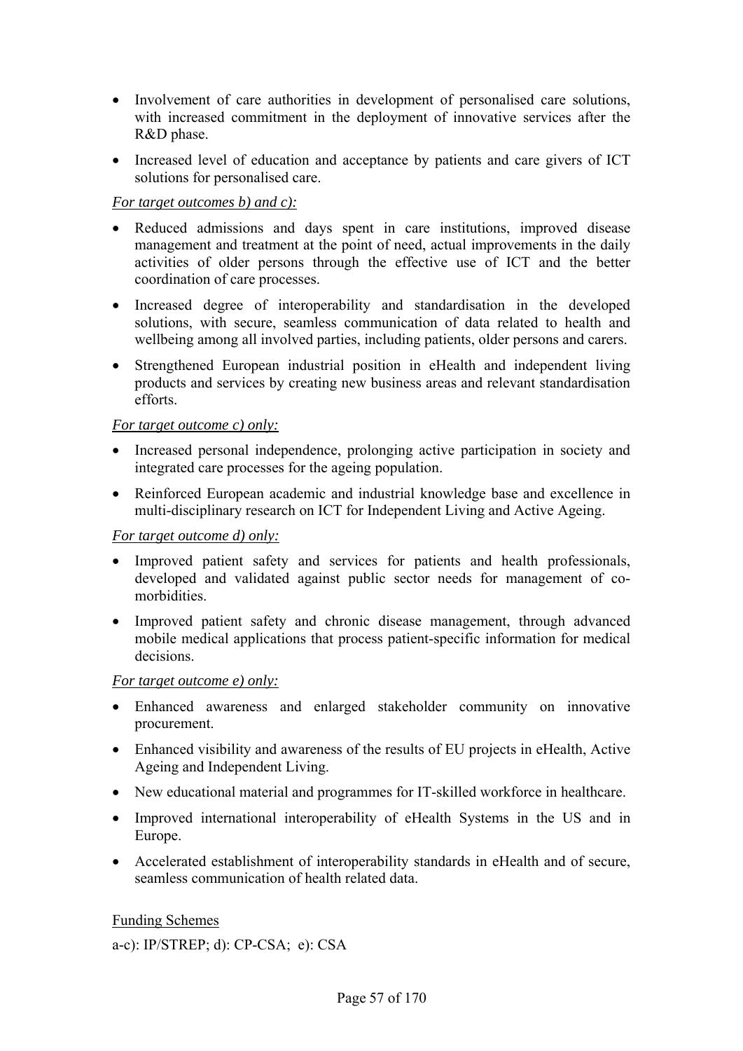- Involvement of care authorities in development of personalised care solutions, with increased commitment in the deployment of innovative services after the R&D phase.
- Increased level of education and acceptance by patients and care givers of ICT solutions for personalised care.

*For target outcomes b) and c):*

- Reduced admissions and days spent in care institutions, improved disease management and treatment at the point of need, actual improvements in the daily activities of older persons through the effective use of ICT and the better coordination of care processes.
- Increased degree of interoperability and standardisation in the developed solutions, with secure, seamless communication of data related to health and wellbeing among all involved parties, including patients, older persons and carers.
- Strengthened European industrial position in eHealth and independent living products and services by creating new business areas and relevant standardisation efforts.

*For target outcome c) only:*

- Increased personal independence, prolonging active participation in society and integrated care processes for the ageing population.
- Reinforced European academic and industrial knowledge base and excellence in multi-disciplinary research on ICT for Independent Living and Active Ageing.

*For target outcome d) only:*

- Improved patient safety and services for patients and health professionals, developed and validated against public sector needs for management of co-morbidities.
- Improved patient safety and chronic disease management, through advanced mobile medical applications that process patient-specific information for medical decisions.

*For target outcome e) only:*

- Enhanced awareness and enlarged stakeholder community on innovative procurement.
- Enhanced visibility and awareness of the results of EU projects in eHealth, Active Ageing and Independent Living.
- New educational material and programmes for IT-skilled workforce in healthcare.
- Improved international interoperability of eHealth Systems in the US and in Europe.
- Accelerated establishment of interoperability standards in eHealth and of secure, seamless communication of health related data.

Funding Schemes

a-c): IP/STREP; d): CP-CSA; e): CSA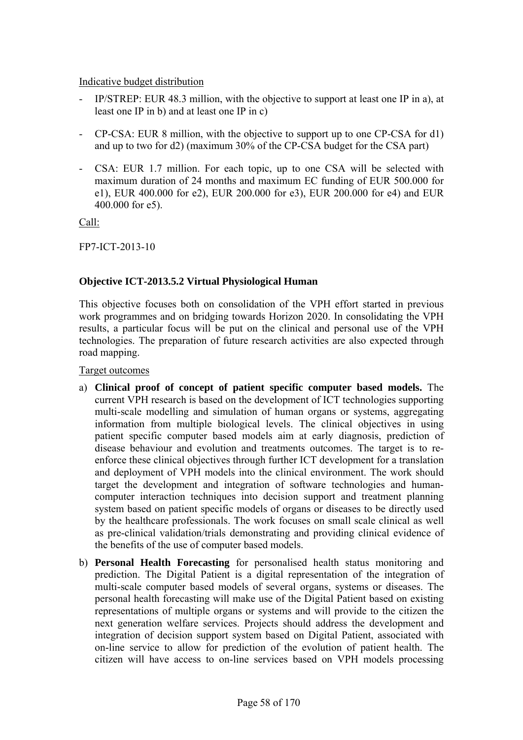Indicative budget distribution

- IP/STREP: EUR 48.3 million, with the objective to support at least one IP in a), at least one IP in b) and at least one IP in c)
- CP-CSA: EUR 8 million, with the objective to support up to one CP-CSA for d1) and up to two for d2) (maximum 30% of the CP-CSA budget for the CSA part)
- CSA: EUR 1.7 million. For each topic, up to one CSA will be selected with maximum duration of 24 months and maximum EC funding of EUR 500.000 for e1), EUR 400.000 for e2), EUR 200.000 for e3), EUR 200.000 for e4) and EUR 400.000 for e5).

Call:

FP7-ICT-2013-10

### Objective ICT-2013.5.2 Virtual Physiological Human

This objective focuses both on consolidation of the VPH effort started in previous work programmes and on bridging towards Horizon 2020. In consolidating the VPH results, a particular focus will be put on the clinical and personal use of the VPH technologies. The preparation of future research activities are also expected through road mapping.

Target outcomes

a) **Clinical proof of concept of patient specific computer based models.** The current VPH research is based on the development of ICT technologies supporting multi-scale modelling and simulation of human organs or systems, aggregating information from multiple biological levels. The clinical objectives in using patient specific computer based models aim at early diagnosis, prediction of disease behaviour and evolution and treatments outcomes. The target is to re-enforce these clinical objectives through further ICT development for a translation and deployment of VPH models into the clinical environment. The work should target the development and integration of software technologies and human-computer interaction techniques into decision support and treatment planning system based on patient specific models of organs or diseases to be directly used by the healthcare professionals. The work focuses on small scale clinical as well as pre-clinical validation/trials demonstrating and providing clinical evidence of the benefits of the use of computer based models.

b) **Personal Health Forecasting** for personalised health status monitoring and prediction. The Digital Patient is a digital representation of the integration of multi-scale computer based models of several organs, systems or diseases. The personal health forecasting will make use of the Digital Patient based on existing representations of multiple organs or systems and will provide to the citizen the next generation welfare services. Projects should address the development and integration of decision support system based on Digital Patient, associated with on-line service to allow for prediction of the evolution of patient health. The citizen will have access to on-line services based on VPH models processing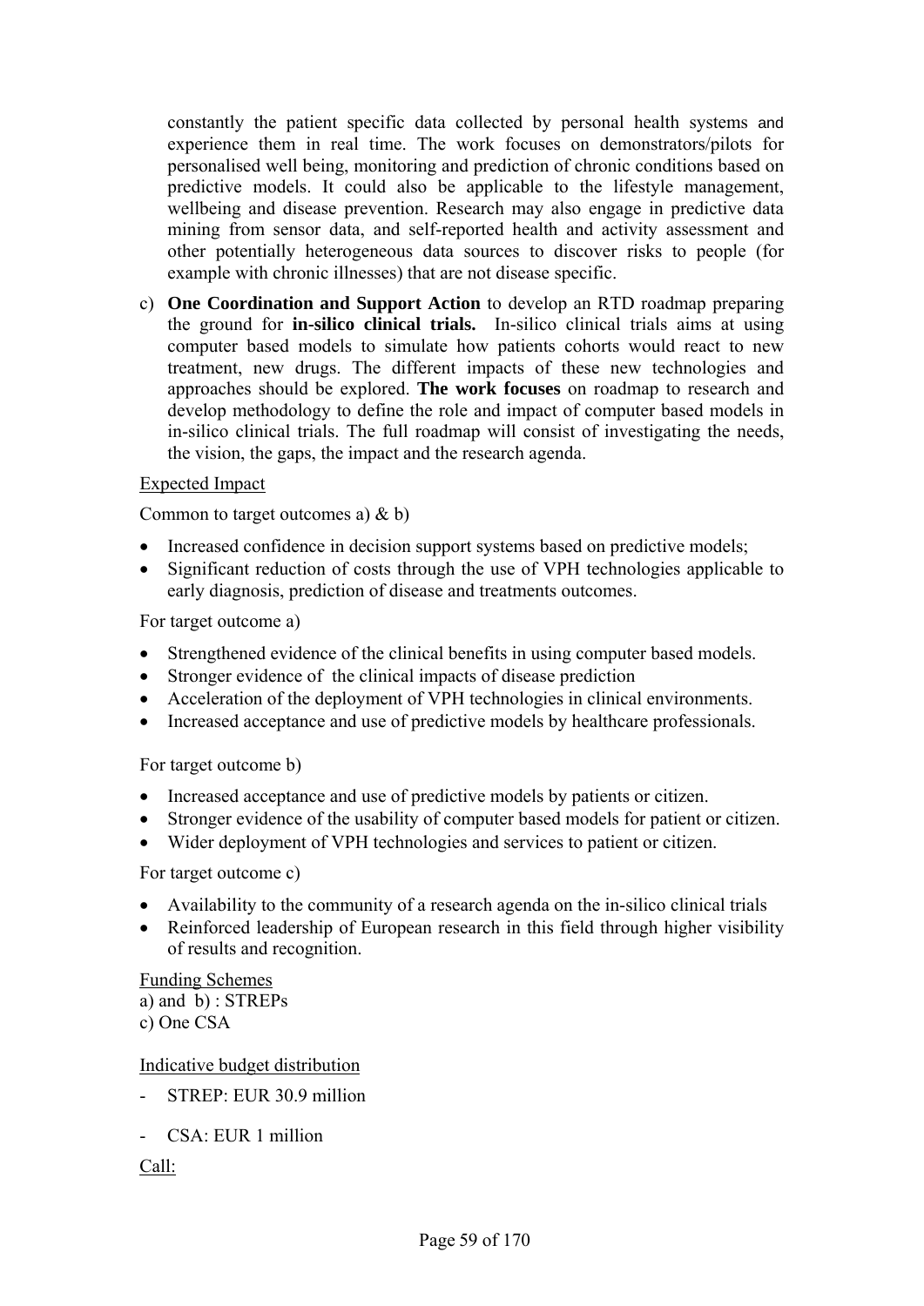constantly the patient specific data collected by personal health systems and experience them in real time. The work focuses on demonstrators/pilots for personalised well being, monitoring and prediction of chronic conditions based on predictive models. It could also be applicable to the lifestyle management, wellbeing and disease prevention. Research may also engage in predictive data mining from sensor data, and self-reported health and activity assessment and other potentially heterogeneous data sources to discover risks to people (for example with chronic illnesses) that are not disease specific.

c) **One Coordination and Support Action** to develop an RTD roadmap preparing the ground for **in-silico clinical trials.** In-silico clinical trials aims at using computer based models to simulate how patients cohorts would react to new treatment, new drugs. The different impacts of these new technologies and approaches should be explored. **The work focuses** on roadmap to research and develop methodology to define the role and impact of computer based models in in-silico clinical trials. The full roadmap will consist of investigating the needs, the vision, the gaps, the impact and the research agenda.

Expected Impact

Common to target outcomes a) & b)

- Increased confidence in decision support systems based on predictive models;
- Significant reduction of costs through the use of VPH technologies applicable to early diagnosis, prediction of disease and treatments outcomes.

For target outcome a)

- Strengthened evidence of the clinical benefits in using computer based models.
- Stronger evidence of the clinical impacts of disease prediction
- Acceleration of the deployment of VPH technologies in clinical environments.
- Increased acceptance and use of predictive models by healthcare professionals.

For target outcome b)

- Increased acceptance and use of predictive models by patients or citizen.
- Stronger evidence of the usability of computer based models for patient or citizen.
- Wider deployment of VPH technologies and services to patient or citizen.

For target outcome c)

- Availability to the community of a research agenda on the in-silico clinical trials
- Reinforced leadership of European research in this field through higher visibility of results and recognition.

Funding Schemes

a) and b) : STREPs

c) One CSA

Indicative budget distribution

- STREP: EUR 30.9 million

- CSA: EUR 1 million

Call: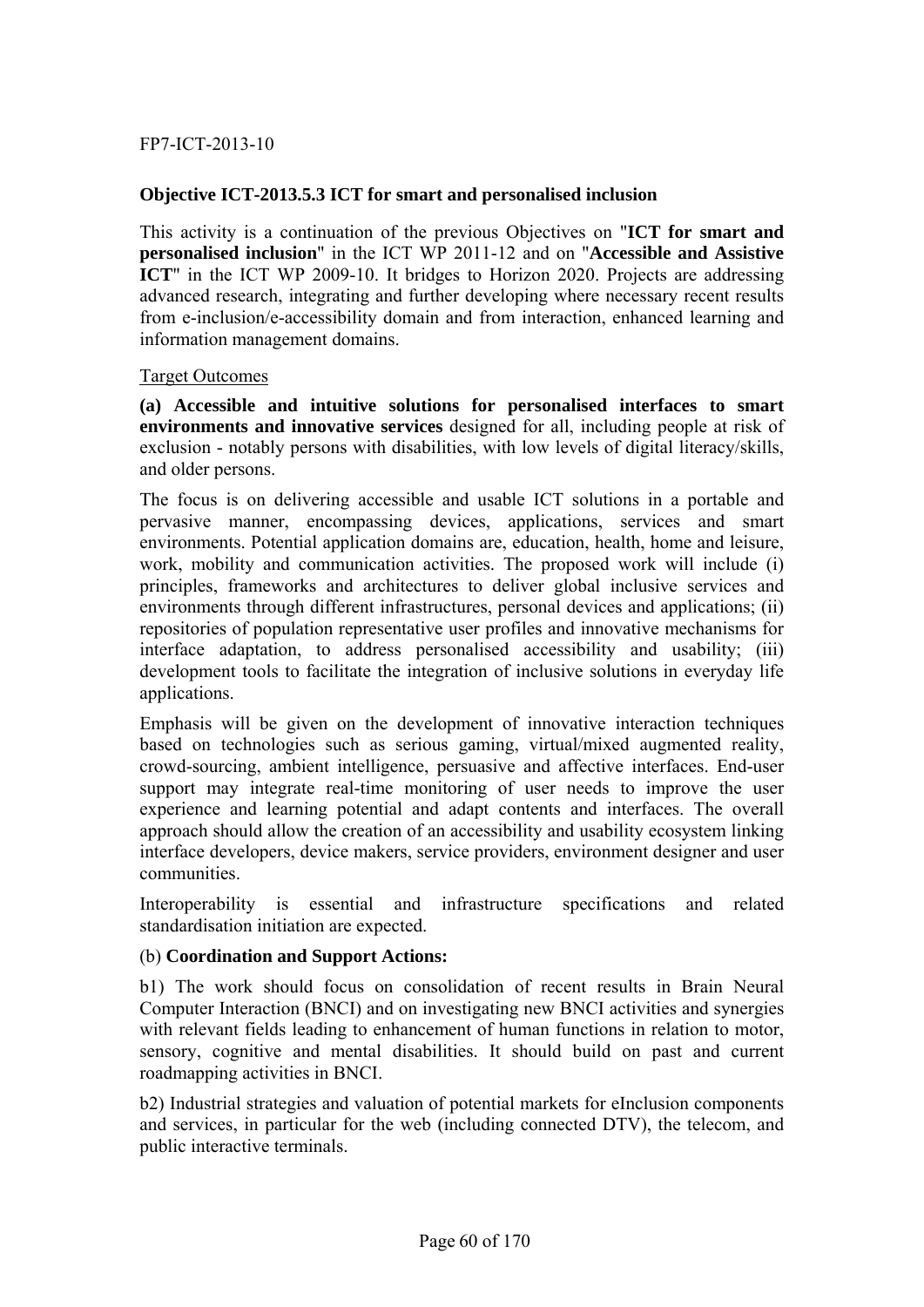FP7-ICT-2013-10

## Objective ICT-2013.5.3 ICT for smart and personalised inclusion

This activity is a continuation of the previous Objectives on "**ICT for smart and personalised inclusion**" in the ICT WP 2011-12 and on "**Accessible and Assistive ICT**" in the ICT WP 2009-10. It bridges to Horizon 2020. Projects are addressing advanced research, integrating and further developing where necessary recent results from e-inclusion/e-accessibility domain and from interaction, enhanced learning and information management domains.

Target Outcomes

**(a) Accessible and intuitive solutions for personalised interfaces to smart environments and innovative services** designed for all, including people at risk of exclusion - notably persons with disabilities, with low levels of digital literacy/skills, and older persons.

The focus is on delivering accessible and usable ICT solutions in a portable and pervasive manner, encompassing devices, applications, services and smart environments. Potential application domains are, education, health, home and leisure, work, mobility and communication activities. The proposed work will include (i) principles, frameworks and architectures to deliver global inclusive services and environments through different infrastructures, personal devices and applications; (ii) repositories of population representative user profiles and innovative mechanisms for interface adaptation, to address personalised accessibility and usability; (iii) development tools to facilitate the integration of inclusive solutions in everyday life applications.

Emphasis will be given on the development of innovative interaction techniques based on technologies such as serious gaming, virtual/mixed augmented reality, crowd-sourcing, ambient intelligence, persuasive and affective interfaces. End-user support may integrate real-time monitoring of user needs to improve the user experience and learning potential and adapt contents and interfaces. The overall approach should allow the creation of an accessibility and usability ecosystem linking interface developers, device makers, service providers, environment designer and user communities.

Interoperability is essential and infrastructure specifications and related standardisation initiation are expected.

(b) **Coordination and Support Actions:**

b1) The work should focus on consolidation of recent results in Brain Neural Computer Interaction (BNCI) and on investigating new BNCI activities and synergies with relevant fields leading to enhancement of human functions in relation to motor, sensory, cognitive and mental disabilities. It should build on past and current roadmapping activities in BNCI.

b2) Industrial strategies and valuation of potential markets for eInclusion components and services, in particular for the web (including connected DTV), the telecom, and public interactive terminals.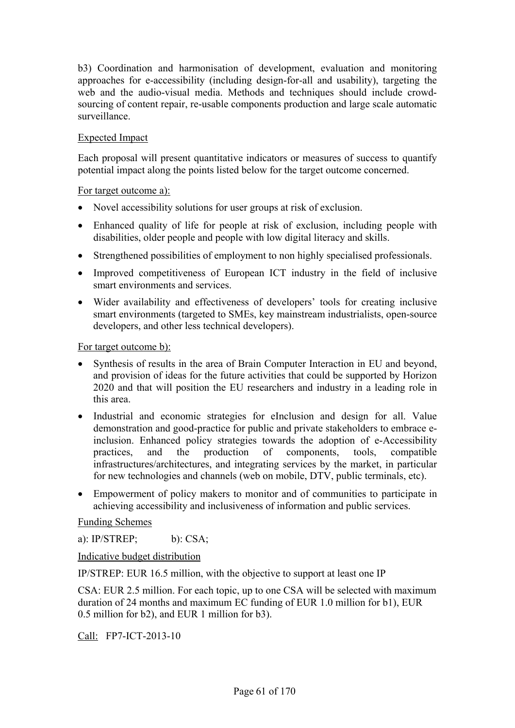b3) Coordination and harmonisation of development, evaluation and monitoring approaches for e-accessibility (including design-for-all and usability), targeting the web and the audio-visual media. Methods and techniques should include crowd-sourcing of content repair, re-usable components production and large scale automatic surveillance.

Expected Impact

Each proposal will present quantitative indicators or measures of success to quantify potential impact along the points listed below for the target outcome concerned.

For target outcome a):

- Novel accessibility solutions for user groups at risk of exclusion.
- Enhanced quality of life for people at risk of exclusion, including people with disabilities, older people and people with low digital literacy and skills.
- Strengthened possibilities of employment to non highly specialised professionals.
- Improved competitiveness of European ICT industry in the field of inclusive smart environments and services.
- Wider availability and effectiveness of developers' tools for creating inclusive smart environments (targeted to SMEs, key mainstream industrialists, open-source developers, and other less technical developers).

For target outcome b):

- Synthesis of results in the area of Brain Computer Interaction in EU and beyond, and provision of ideas for the future activities that could be supported by Horizon 2020 and that will position the EU researchers and industry in a leading role in this area.
- Industrial and economic strategies for eInclusion and design for all. Value demonstration and good-practice for public and private stakeholders to embrace e-inclusion. Enhanced policy strategies towards the adoption of e-Accessibility practices, and the production of components, tools, compatible infrastructures/architectures, and integrating services by the market, in particular for new technologies and channels (web on mobile, DTV, public terminals, etc).
- Empowerment of policy makers to monitor and of communities to participate in achieving accessibility and inclusiveness of information and public services.

Funding Schemes

a): IP/STREP; b): CSA;

Indicative budget distribution

IP/STREP: EUR 16.5 million, with the objective to support at least one IP

CSA: EUR 2.5 million. For each topic, up to one CSA will be selected with maximum duration of 24 months and maximum EC funding of EUR 1.0 million for b1), EUR 0.5 million for b2), and EUR 1 million for b3).

Call: FP7-ICT-2013-10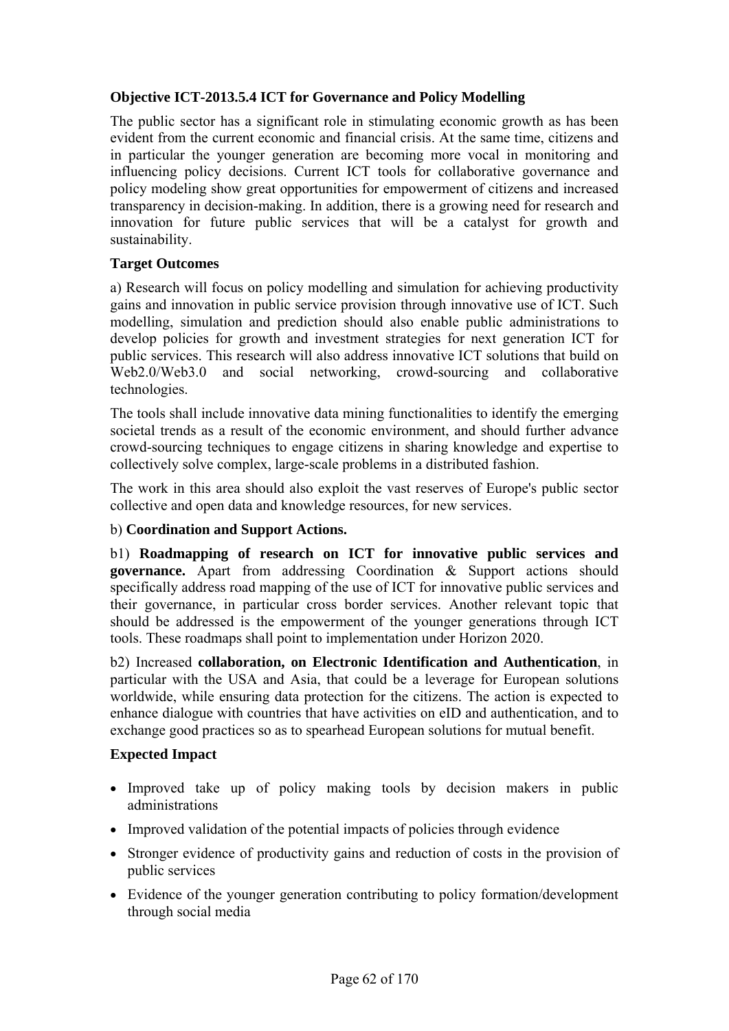### Objective ICT-2013.5.4 ICT for Governance and Policy Modelling

The public sector has a significant role in stimulating economic growth as has been evident from the current economic and financial crisis. At the same time, citizens and in particular the younger generation are becoming more vocal in monitoring and influencing policy decisions. Current ICT tools for collaborative governance and policy modeling show great opportunities for empowerment of citizens and increased transparency in decision-making. In addition, there is a growing need for research and innovation for future public services that will be a catalyst for growth and sustainability.

**Target Outcomes**

a) Research will focus on policy modelling and simulation for achieving productivity gains and innovation in public service provision through innovative use of ICT. Such modelling, simulation and prediction should also enable public administrations to develop policies for growth and investment strategies for next generation ICT for public services. This research will also address innovative ICT solutions that build on Web2.0/Web3.0 and social networking, crowd-sourcing and collaborative technologies.

The tools shall include innovative data mining functionalities to identify the emerging societal trends as a result of the economic environment, and should further advance crowd-sourcing techniques to engage citizens in sharing knowledge and expertise to collectively solve complex, large-scale problems in a distributed fashion.

The work in this area should also exploit the vast reserves of Europe's public sector collective and open data and knowledge resources, for new services.

b) **Coordination and Support Actions.**

b1) **Roadmapping of research on ICT for innovative public services and governance.** Apart from addressing Coordination & Support actions should specifically address road mapping of the use of ICT for innovative public services and their governance, in particular cross border services. Another relevant topic that should be addressed is the empowerment of the younger generations through ICT tools. These roadmaps shall point to implementation under Horizon 2020.

b2) Increased **collaboration, on Electronic Identification and Authentication**, in particular with the USA and Asia, that could be a leverage for European solutions worldwide, while ensuring data protection for the citizens. The action is expected to enhance dialogue with countries that have activities on eID and authentication, and to exchange good practices so as to spearhead European solutions for mutual benefit.

**Expected Impact**

- Improved take up of policy making tools by decision makers in public administrations
- Improved validation of the potential impacts of policies through evidence
- Stronger evidence of productivity gains and reduction of costs in the provision of public services
- Evidence of the younger generation contributing to policy formation/development through social media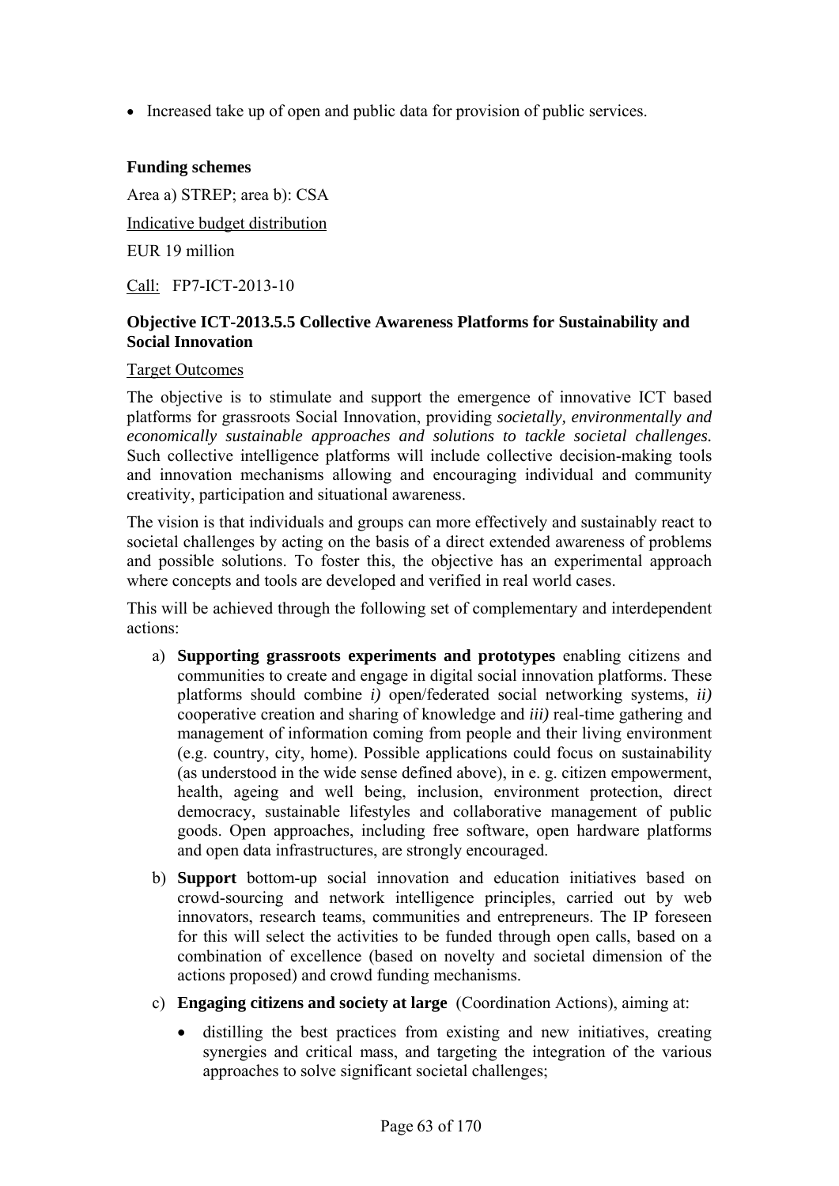- Increased take up of open and public data for provision of public services.

**Funding schemes**

Area a) STREP; area b): CSA

Indicative budget distribution

EUR 19 million

Call: FP7-ICT-2013-10

**Objective ICT-2013.5.5 Collective Awareness Platforms for Sustainability and Social Innovation**

Target Outcomes

The objective is to stimulate and support the emergence of innovative ICT based platforms for grassroots Social Innovation, providing *societally, environmentally and economically sustainable approaches and solutions to tackle societal challenges.* Such collective intelligence platforms will include collective decision-making tools and innovation mechanisms allowing and encouraging individual and community creativity, participation and situational awareness.

The vision is that individuals and groups can more effectively and sustainably react to societal challenges by acting on the basis of a direct extended awareness of problems and possible solutions. To foster this, the objective has an experimental approach where concepts and tools are developed and verified in real world cases.

This will be achieved through the following set of complementary and interdependent actions:

a) **Supporting grassroots experiments and prototypes** enabling citizens and communities to create and engage in digital social innovation platforms. These platforms should combine *i)* open/federated social networking systems, *ii)* cooperative creation and sharing of knowledge and *iii)* real-time gathering and management of information coming from people and their living environment (e.g. country, city, home). Possible applications could focus on sustainability (as understood in the wide sense defined above), in e. g. citizen empowerment, health, ageing and well being, inclusion, environment protection, direct democracy, sustainable lifestyles and collaborative management of public goods. Open approaches, including free software, open hardware platforms and open data infrastructures, are strongly encouraged.

b) **Support** bottom-up social innovation and education initiatives based on crowd-sourcing and network intelligence principles, carried out by web innovators, research teams, communities and entrepreneurs. The IP foreseen for this will select the activities to be funded through open calls, based on a combination of excellence (based on novelty and societal dimension of the actions proposed) and crowd funding mechanisms.

c) **Engaging citizens and society at large** (Coordination Actions), aiming at:

   - distilling the best practices from existing and new initiatives, creating synergies and critical mass, and targeting the integration of the various approaches to solve significant societal challenges;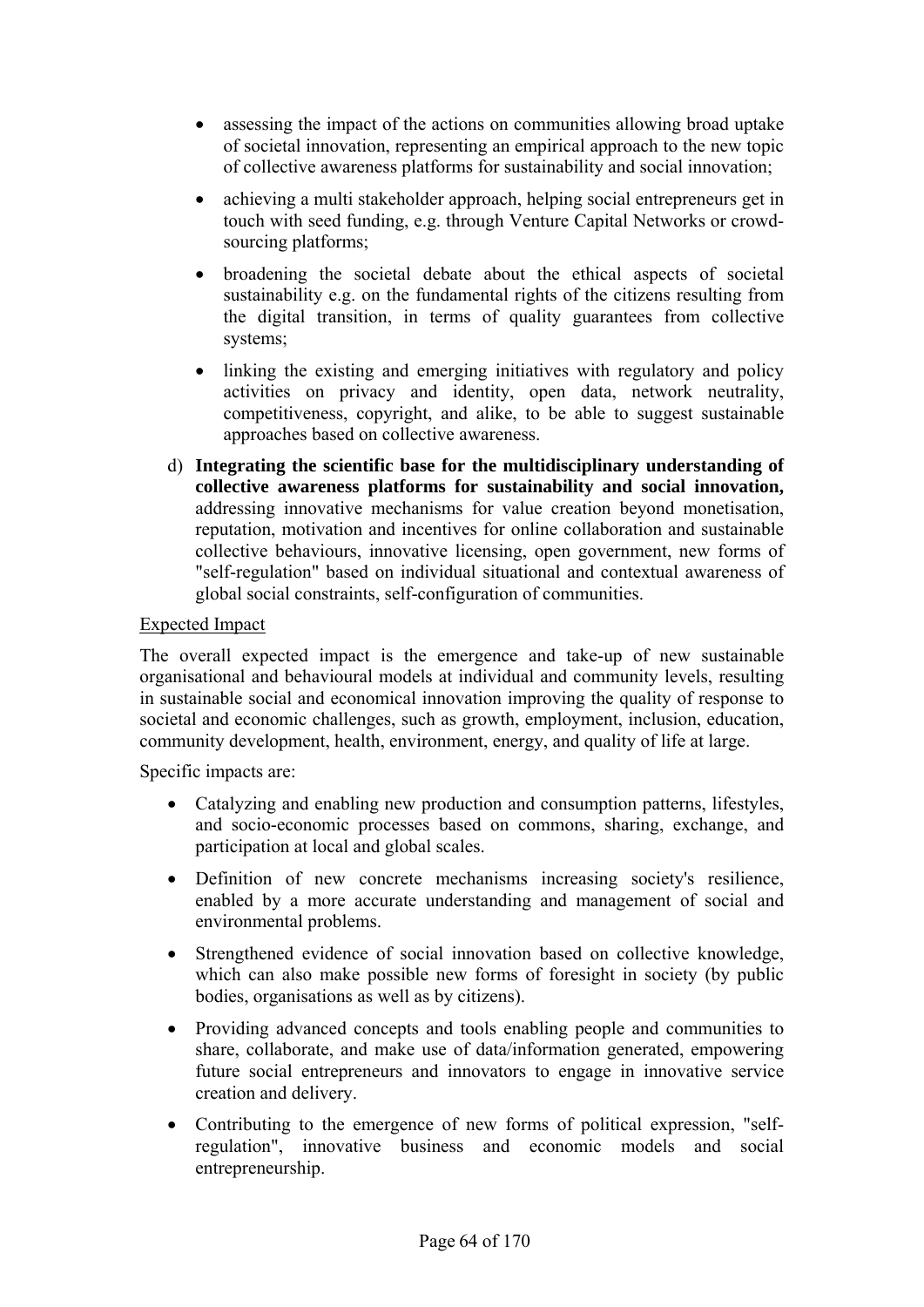- assessing the impact of the actions on communities allowing broad uptake of societal innovation, representing an empirical approach to the new topic of collective awareness platforms for sustainability and social innovation;
- achieving a multi stakeholder approach, helping social entrepreneurs get in touch with seed funding, e.g. through Venture Capital Networks or crowd-sourcing platforms;
- broadening the societal debate about the ethical aspects of societal sustainability e.g. on the fundamental rights of the citizens resulting from the digital transition, in terms of quality guarantees from collective systems;
- linking the existing and emerging initiatives with regulatory and policy activities on privacy and identity, open data, network neutrality, competitiveness, copyright, and alike, to be able to suggest sustainable approaches based on collective awareness.

d) **Integrating the scientific base for the multidisciplinary understanding of collective awareness platforms for sustainability and social innovation,** addressing innovative mechanisms for value creation beyond monetisation, reputation, motivation and incentives for online collaboration and sustainable collective behaviours, innovative licensing, open government, new forms of "self-regulation" based on individual situational and contextual awareness of global social constraints, self-configuration of communities.

Expected Impact

The overall expected impact is the emergence and take-up of new sustainable organisational and behavioural models at individual and community levels, resulting in sustainable social and economical innovation improving the quality of response to societal and economic challenges, such as growth, employment, inclusion, education, community development, health, environment, energy, and quality of life at large.

Specific impacts are:

- Catalyzing and enabling new production and consumption patterns, lifestyles, and socio-economic processes based on commons, sharing, exchange, and participation at local and global scales.
- Definition of new concrete mechanisms increasing society's resilience, enabled by a more accurate understanding and management of social and environmental problems.
- Strengthened evidence of social innovation based on collective knowledge, which can also make possible new forms of foresight in society (by public bodies, organisations as well as by citizens).
- Providing advanced concepts and tools enabling people and communities to share, collaborate, and make use of data/information generated, empowering future social entrepreneurs and innovators to engage in innovative service creation and delivery.
- Contributing to the emergence of new forms of political expression, "self-regulation", innovative business and economic models and social entrepreneurship.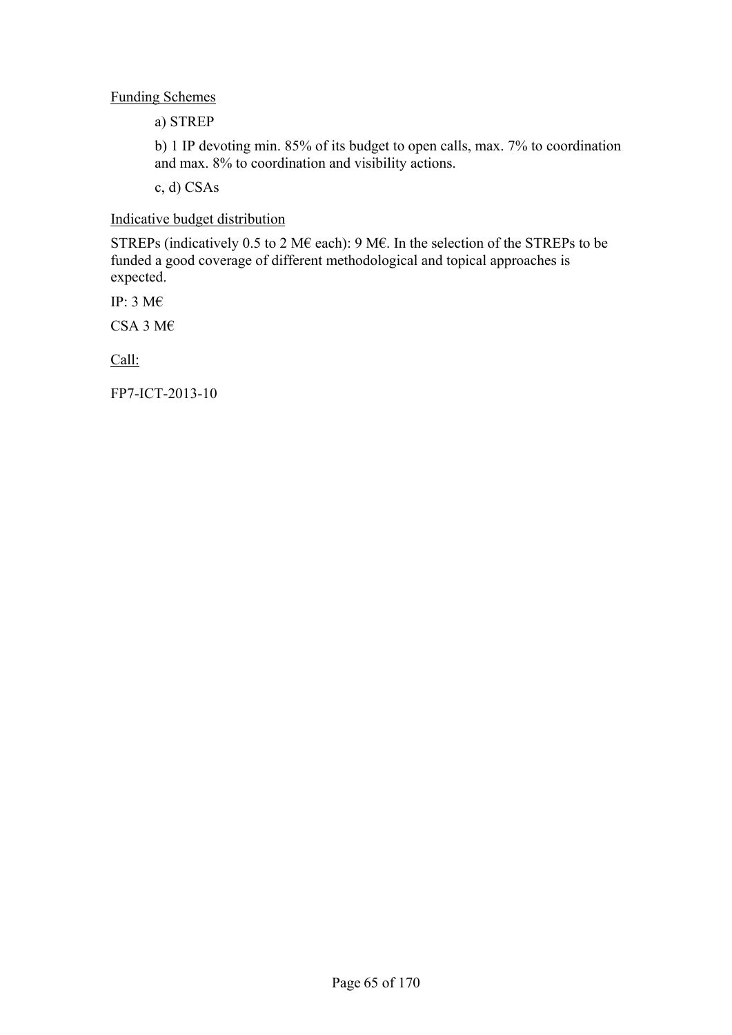Funding Schemes

a) STREP

b) 1 IP devoting min. 85% of its budget to open calls, max. 7% to coordination and max. 8% to coordination and visibility actions.

c, d) CSAs

Indicative budget distribution

STREPs (indicatively 0.5 to 2 M€ each): 9 M€. In the selection of the STREPs to be funded a good coverage of different methodological and topical approaches is expected.

IP: 3 M€

CSA 3 M€

Call:

FP7-ICT-2013-10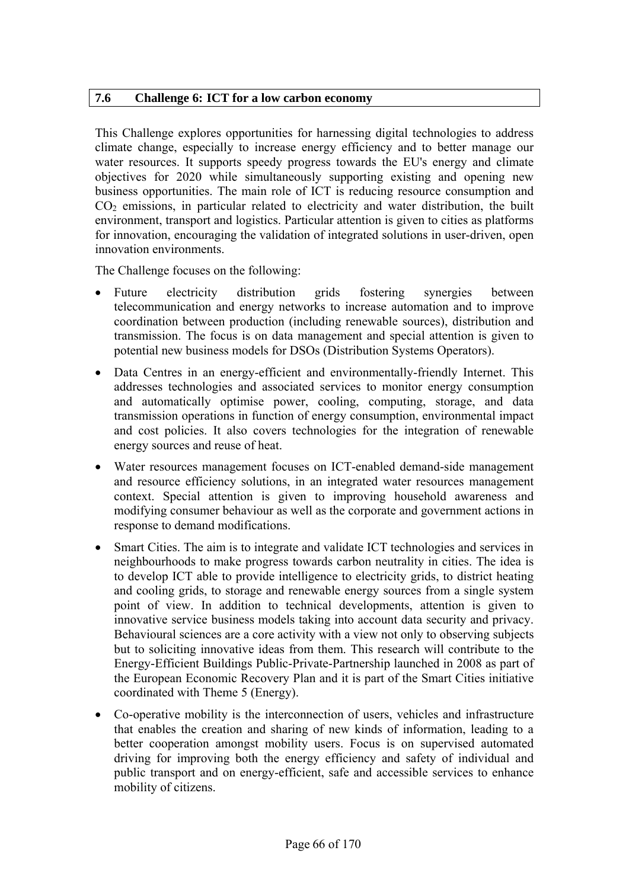### 7.6 Challenge 6: ICT for a low carbon economy

This Challenge explores opportunities for harnessing digital technologies to address climate change, especially to increase energy efficiency and to better manage our water resources. It supports speedy progress towards the EU's energy and climate objectives for 2020 while simultaneously supporting existing and opening new business opportunities. The main role of ICT is reducing resource consumption and $CO_2$ emissions, in particular related to electricity and water distribution, the built environment, transport and logistics. Particular attention is given to cities as platforms for innovation, encouraging the validation of integrated solutions in user-driven, open innovation environments.

The Challenge focuses on the following:

- Future electricity distribution grids fostering synergies between telecommunication and energy networks to increase automation and to improve coordination between production (including renewable sources), distribution and transmission. The focus is on data management and special attention is given to potential new business models for DSOs (Distribution Systems Operators).
- Data Centres in an energy-efficient and environmentally-friendly Internet. This addresses technologies and associated services to monitor energy consumption and automatically optimise power, cooling, computing, storage, and data transmission operations in function of energy consumption, environmental impact and cost policies. It also covers technologies for the integration of renewable energy sources and reuse of heat.
- Water resources management focuses on ICT-enabled demand-side management and resource efficiency solutions, in an integrated water resources management context. Special attention is given to improving household awareness and modifying consumer behaviour as well as the corporate and government actions in response to demand modifications.
- Smart Cities. The aim is to integrate and validate ICT technologies and services in neighbourhoods to make progress towards carbon neutrality in cities. The idea is to develop ICT able to provide intelligence to electricity grids, to district heating and cooling grids, to storage and renewable energy sources from a single system point of view. In addition to technical developments, attention is given to innovative service business models taking into account data security and privacy. Behavioural sciences are a core activity with a view not only to observing subjects but to soliciting innovative ideas from them. This research will contribute to the Energy-Efficient Buildings Public-Private-Partnership launched in 2008 as part of the European Economic Recovery Plan and it is part of the Smart Cities initiative coordinated with Theme 5 (Energy).
- Co-operative mobility is the interconnection of users, vehicles and infrastructure that enables the creation and sharing of new kinds of information, leading to a better cooperation amongst mobility users. Focus is on supervised automated driving for improving both the energy efficiency and safety of individual and public transport and on energy-efficient, safe and accessible services to enhance mobility of citizens.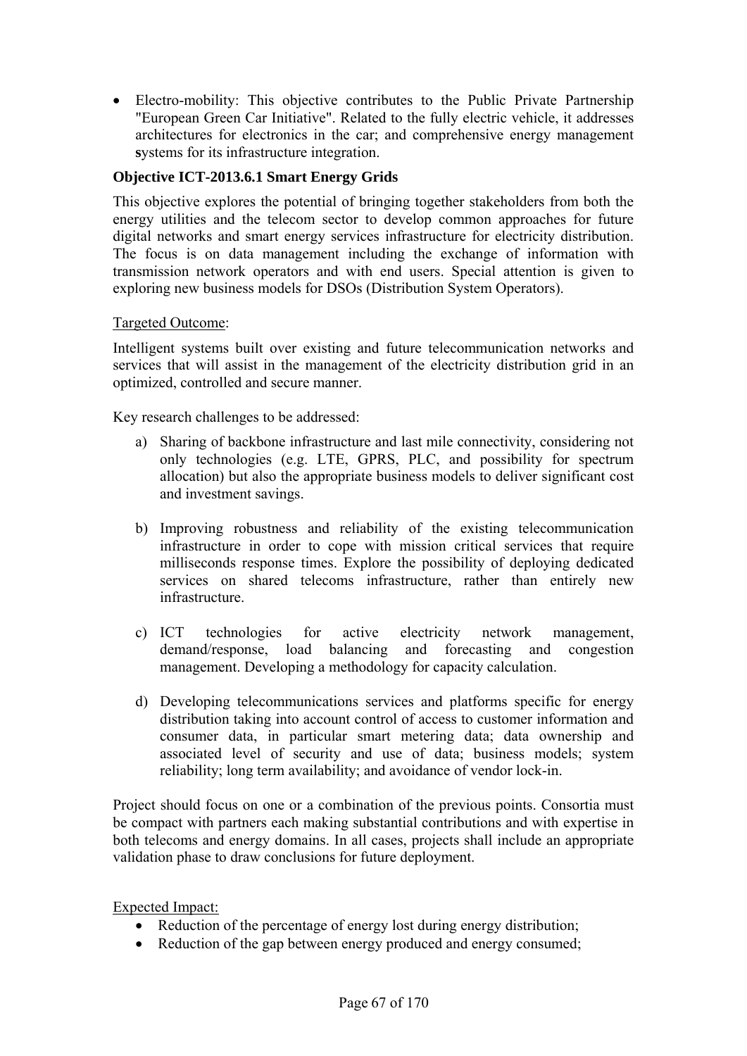- Electro-mobility: This objective contributes to the Public Private Partnership "European Green Car Initiative". Related to the fully electric vehicle, it addresses architectures for electronics in the car; and comprehensive energy management systems for its infrastructure integration.

**Objective ICT-2013.6.1 Smart Energy Grids**

This objective explores the potential of bringing together stakeholders from both the energy utilities and the telecom sector to develop common approaches for future digital networks and smart energy services infrastructure for electricity distribution. The focus is on data management including the exchange of information with transmission network operators and with end users. Special attention is given to exploring new business models for DSOs (Distribution System Operators).

<u>Targeted Outcome</u>:

Intelligent systems built over existing and future telecommunication networks and services that will assist in the management of the electricity distribution grid in an optimized, controlled and secure manner.

Key research challenges to be addressed:

a) Sharing of backbone infrastructure and last mile connectivity, considering not only technologies (e.g. LTE, GPRS, PLC, and possibility for spectrum allocation) but also the appropriate business models to deliver significant cost and investment savings.

b) Improving robustness and reliability of the existing telecommunication infrastructure in order to cope with mission critical services that require milliseconds response times. Explore the possibility of deploying dedicated services on shared telecoms infrastructure, rather than entirely new infrastructure.

c) ICT technologies for active electricity network management, demand/response, load balancing and forecasting and congestion management. Developing a methodology for capacity calculation.

d) Developing telecommunications services and platforms specific for energy distribution taking into account control of access to customer information and consumer data, in particular smart metering data; data ownership and associated level of security and use of data; business models; system reliability; long term availability; and avoidance of vendor lock-in.

Project should focus on one or a combination of the previous points. Consortia must be compact with partners each making substantial contributions and with expertise in both telecoms and energy domains. In all cases, projects shall include an appropriate validation phase to draw conclusions for future deployment.

<u>Expected Impact:</u>

- Reduction of the percentage of energy lost during energy distribution;
- Reduction of the gap between energy produced and energy consumed;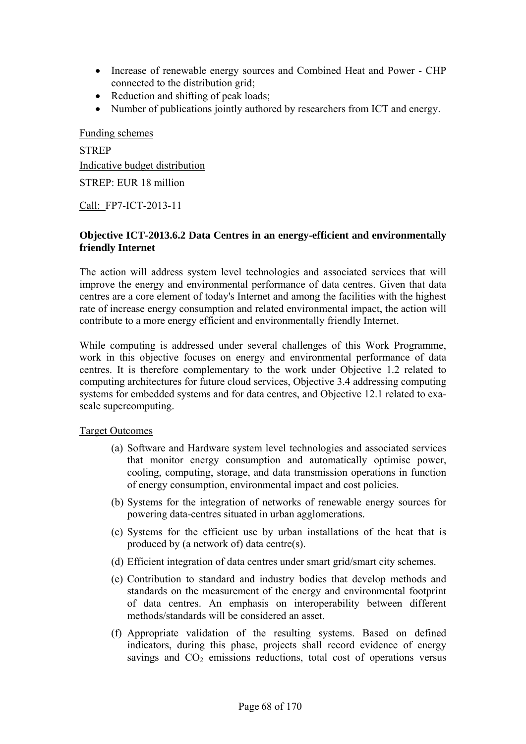- Increase of renewable energy sources and Combined Heat and Power - CHP connected to the distribution grid;
- Reduction and shifting of peak loads;
- Number of publications jointly authored by researchers from ICT and energy.

Funding schemes

STREP

Indicative budget distribution

STREP: EUR 18 million

Call: FP7-ICT-2013-11

**Objective ICT-2013.6.2 Data Centres in an energy-efficient and environmentally friendly Internet**

The action will address system level technologies and associated services that will improve the energy and environmental performance of data centres. Given that data centres are a core element of today's Internet and among the facilities with the highest rate of increase energy consumption and related environmental impact, the action will contribute to a more energy efficient and environmentally friendly Internet.

While computing is addressed under several challenges of this Work Programme, work in this objective focuses on energy and environmental performance of data centres. It is therefore complementary to the work under Objective 1.2 related to computing architectures for future cloud services, Objective 3.4 addressing computing systems for embedded systems and for data centres, and Objective 12.1 related to exa-scale supercomputing.

Target Outcomes

(a) Software and Hardware system level technologies and associated services that monitor energy consumption and automatically optimise power, cooling, computing, storage, and data transmission operations in function of energy consumption, environmental impact and cost policies.

(b) Systems for the integration of networks of renewable energy sources for powering data-centres situated in urban agglomerations.

(c) Systems for the efficient use by urban installations of the heat that is produced by (a network of) data centre(s).

(d) Efficient integration of data centres under smart grid/smart city schemes.

(e) Contribution to standard and industry bodies that develop methods and standards on the measurement of the energy and environmental footprint of data centres. An emphasis on interoperability between different methods/standards will be considered an asset.

(f) Appropriate validation of the resulting systems. Based on defined indicators, during this phase, projects shall record evidence of energy savings and $CO_2$ emissions reductions, total cost of operations versus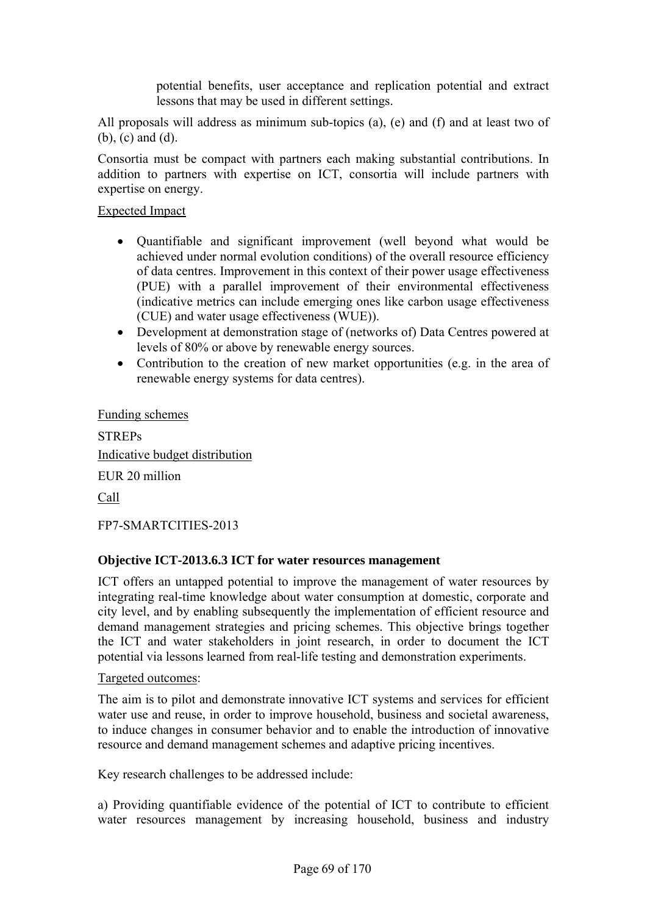potential benefits, user acceptance and replication potential and extract lessons that may be used in different settings.

All proposals will address as minimum sub-topics (a), (e) and (f) and at least two of (b), (c) and (d).

Consortia must be compact with partners each making substantial contributions. In addition to partners with expertise on ICT, consortia will include partners with expertise on energy.

Expected Impact

- Quantifiable and significant improvement (well beyond what would be achieved under normal evolution conditions) of the overall resource efficiency of data centres. Improvement in this context of their power usage effectiveness (PUE) with a parallel improvement of their environmental effectiveness (indicative metrics can include emerging ones like carbon usage effectiveness (CUE) and water usage effectiveness (WUE)).
- Development at demonstration stage of (networks of) Data Centres powered at levels of 80% or above by renewable energy sources.
- Contribution to the creation of new market opportunities (e.g. in the area of renewable energy systems for data centres).

Funding schemes

STREPs

Indicative budget distribution

EUR 20 million

Call

FP7-SMARTCITIES-2013

**Objective ICT-2013.6.3 ICT for water resources management**

ICT offers an untapped potential to improve the management of water resources by integrating real-time knowledge about water consumption at domestic, corporate and city level, and by enabling subsequently the implementation of efficient resource and demand management strategies and pricing schemes. This objective brings together the ICT and water stakeholders in joint research, in order to document the ICT potential via lessons learned from real-life testing and demonstration experiments.

Targeted outcomes:

The aim is to pilot and demonstrate innovative ICT systems and services for efficient water use and reuse, in order to improve household, business and societal awareness, to induce changes in consumer behavior and to enable the introduction of innovative resource and demand management schemes and adaptive pricing incentives.

Key research challenges to be addressed include:

a) Providing quantifiable evidence of the potential of ICT to contribute to efficient water resources management by increasing household, business and industry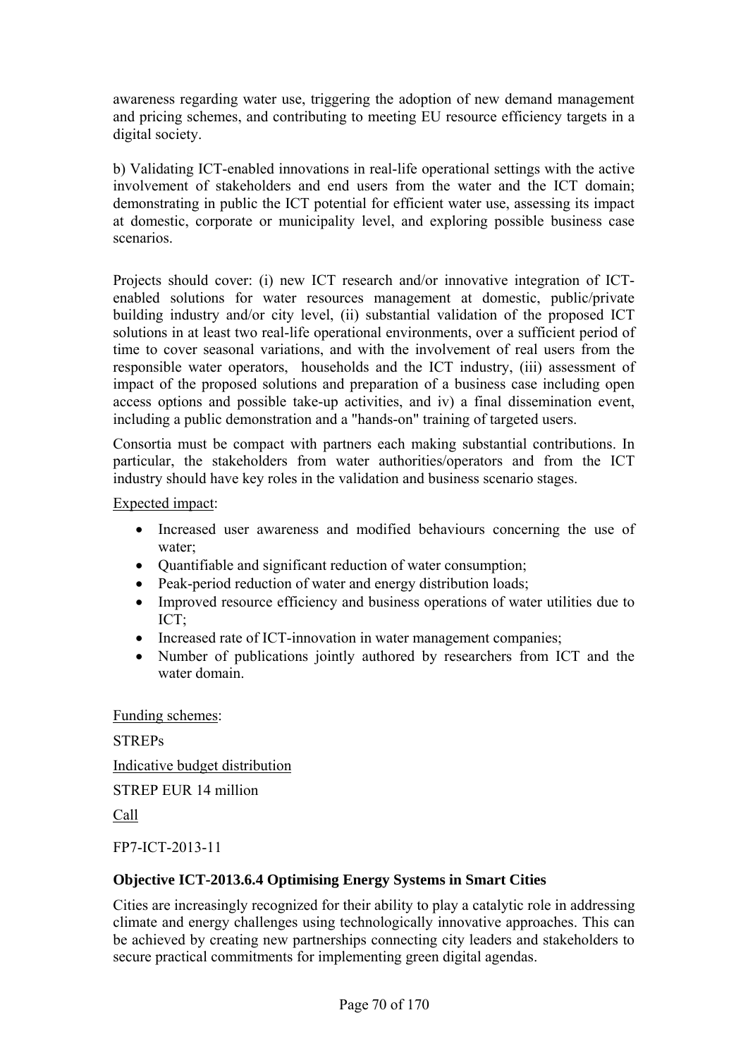awareness regarding water use, triggering the adoption of new demand management and pricing schemes, and contributing to meeting EU resource efficiency targets in a digital society.

b) Validating ICT-enabled innovations in real-life operational settings with the active involvement of stakeholders and end users from the water and the ICT domain; demonstrating in public the ICT potential for efficient water use, assessing its impact at domestic, corporate or municipality level, and exploring possible business case scenarios.

Projects should cover: (i) new ICT research and/or innovative integration of ICT-enabled solutions for water resources management at domestic, public/private building industry and/or city level, (ii) substantial validation of the proposed ICT solutions in at least two real-life operational environments, over a sufficient period of time to cover seasonal variations, and with the involvement of real users from the responsible water operators, households and the ICT industry, (iii) assessment of impact of the proposed solutions and preparation of a business case including open access options and possible take-up activities, and iv) a final dissemination event, including a public demonstration and a "hands-on" training of targeted users.

Consortia must be compact with partners each making substantial contributions. In particular, the stakeholders from water authorities/operators and from the ICT industry should have key roles in the validation and business scenario stages.

Expected impact:

- Increased user awareness and modified behaviours concerning the use of water;
- Quantifiable and significant reduction of water consumption;
- Peak-period reduction of water and energy distribution loads;
- Improved resource efficiency and business operations of water utilities due to ICT;
- Increased rate of ICT-innovation in water management companies;
- Number of publications jointly authored by researchers from ICT and the water domain.

Funding schemes:

STREPs

Indicative budget distribution

STREP EUR 14 million

Call

FP7-ICT-2013-11

**Objective ICT-2013.6.4 Optimising Energy Systems in Smart Cities**

Cities are increasingly recognized for their ability to play a catalytic role in addressing climate and energy challenges using technologically innovative approaches. This can be achieved by creating new partnerships connecting city leaders and stakeholders to secure practical commitments for implementing green digital agendas.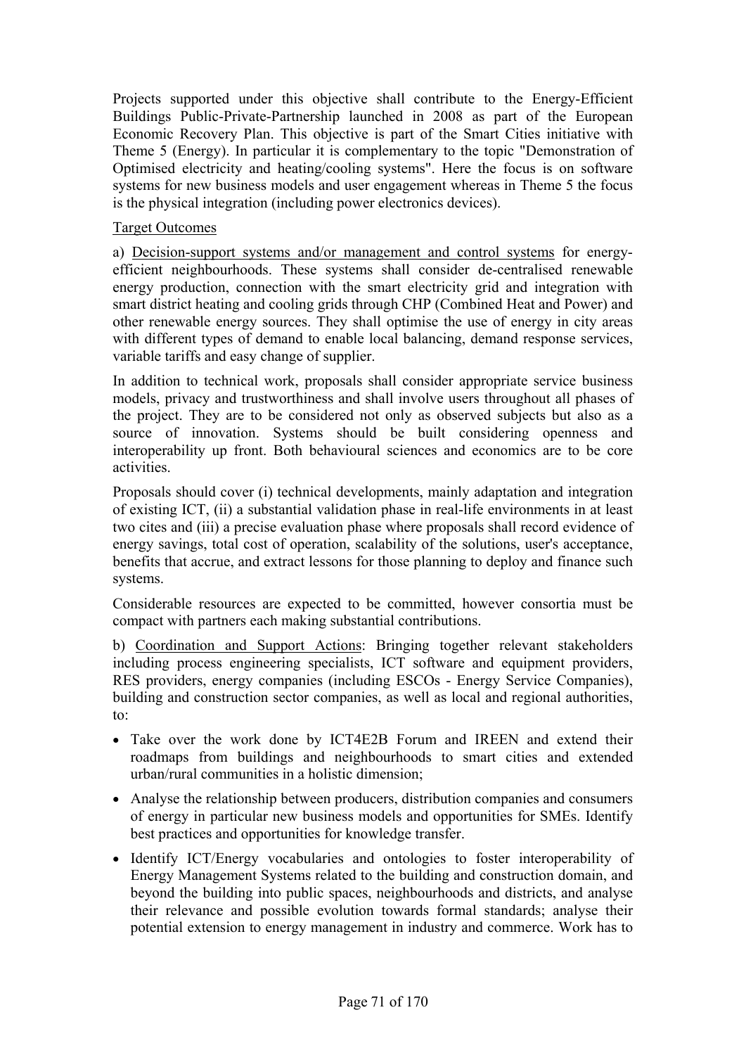Projects supported under this objective shall contribute to the Energy-Efficient Buildings Public-Private-Partnership launched in 2008 as part of the European Economic Recovery Plan. This objective is part of the Smart Cities initiative with Theme 5 (Energy). In particular it is complementary to the topic "Demonstration of Optimised electricity and heating/cooling systems". Here the focus is on software systems for new business models and user engagement whereas in Theme 5 the focus is the physical integration (including power electronics devices).

Target Outcomes

a) Decision-support systems and/or management and control systems for energy-efficient neighbourhoods. These systems shall consider de-centralised renewable energy production, connection with the smart electricity grid and integration with smart district heating and cooling grids through CHP (Combined Heat and Power) and other renewable energy sources. They shall optimise the use of energy in city areas with different types of demand to enable local balancing, demand response services, variable tariffs and easy change of supplier.

In addition to technical work, proposals shall consider appropriate service business models, privacy and trustworthiness and shall involve users throughout all phases of the project. They are to be considered not only as observed subjects but also as a source of innovation. Systems should be built considering openness and interoperability up front. Both behavioural sciences and economics are to be core activities.

Proposals should cover (i) technical developments, mainly adaptation and integration of existing ICT, (ii) a substantial validation phase in real-life environments in at least two cites and (iii) a precise evaluation phase where proposals shall record evidence of energy savings, total cost of operation, scalability of the solutions, user's acceptance, benefits that accrue, and extract lessons for those planning to deploy and finance such systems.

Considerable resources are expected to be committed, however consortia must be compact with partners each making substantial contributions.

b) Coordination and Support Actions: Bringing together relevant stakeholders including process engineering specialists, ICT software and equipment providers, RES providers, energy companies (including ESCOs - Energy Service Companies), building and construction sector companies, as well as local and regional authorities, to:

- Take over the work done by ICT4E2B Forum and IREEN and extend their roadmaps from buildings and neighbourhoods to smart cities and extended urban/rural communities in a holistic dimension;
- Analyse the relationship between producers, distribution companies and consumers of energy in particular new business models and opportunities for SMEs. Identify best practices and opportunities for knowledge transfer.
- Identify ICT/Energy vocabularies and ontologies to foster interoperability of Energy Management Systems related to the building and construction domain, and beyond the building into public spaces, neighbourhoods and districts, and analyse their relevance and possible evolution towards formal standards; analyse their potential extension to energy management in industry and commerce. Work has to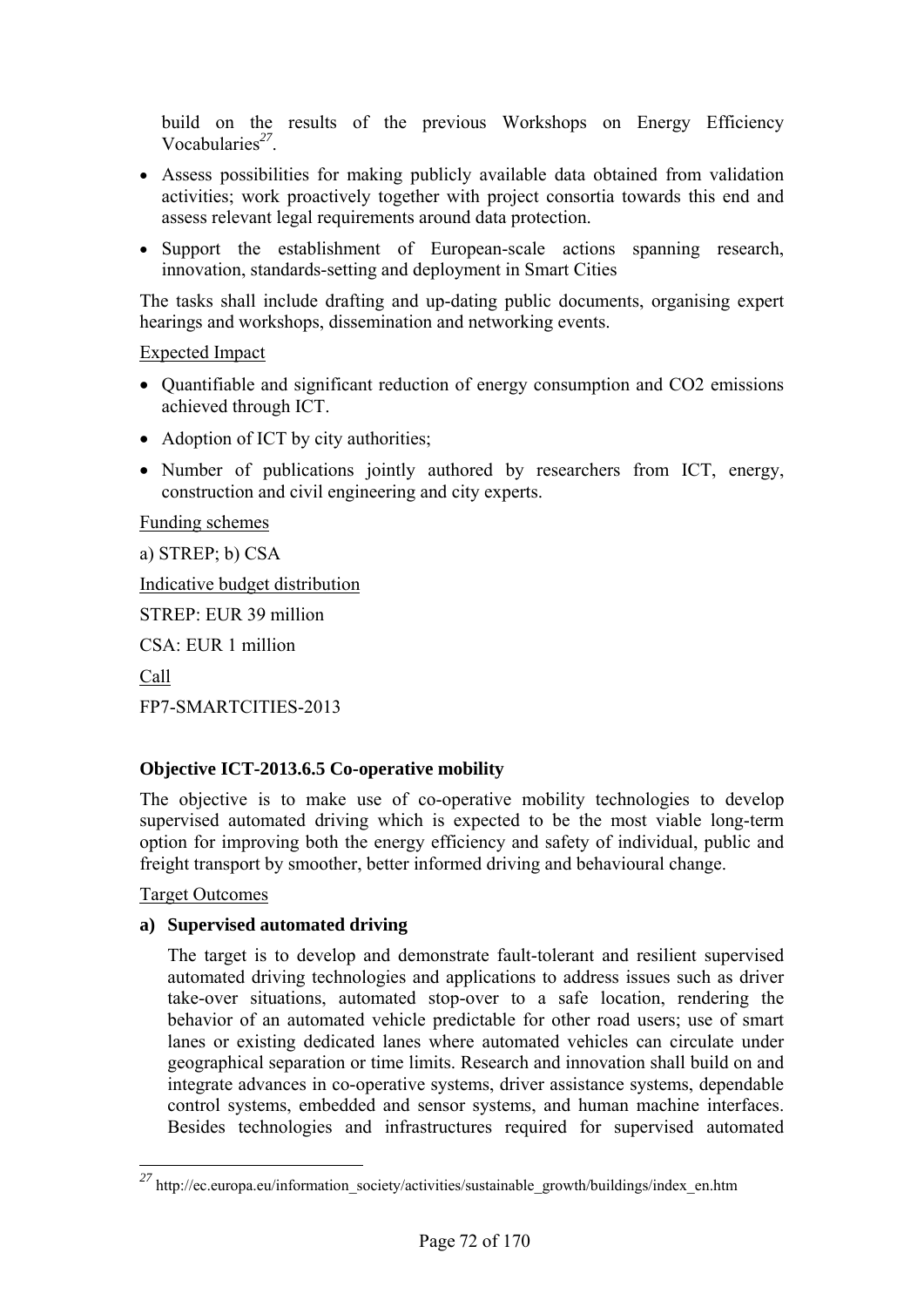build on the results of the previous Workshops on Energy Efficiency Vocabularies[27].

- Assess possibilities for making publicly available data obtained from validation activities; work proactively together with project consortia towards this end and assess relevant legal requirements around data protection.
- Support the establishment of European-scale actions spanning research, innovation, standards-setting and deployment in Smart Cities

The tasks shall include drafting and up-dating public documents, organising expert hearings and workshops, dissemination and networking events.

Expected Impact

- Quantifiable and significant reduction of energy consumption and $CO_2$ emissions achieved through ICT.
- Adoption of ICT by city authorities;
- Number of publications jointly authored by researchers from ICT, energy, construction and civil engineering and city experts.

Funding schemes

a) STREP; b) CSA

Indicative budget distribution

STREP: EUR 39 million

CSA: EUR 1 million

Call

FP7-SMARTCITIES-2013

**Objective ICT-2013.6.5 Co-operative mobility**

The objective is to make use of co-operative mobility technologies to develop supervised automated driving which is expected to be the most viable long-term option for improving both the energy efficiency and safety of individual, public and freight transport by smoother, better informed driving and behavioural change.

Target Outcomes

**a) Supervised automated driving**

The target is to develop and demonstrate fault-tolerant and resilient supervised automated driving technologies and applications to address issues such as driver take-over situations, automated stop-over to a safe location, rendering the behavior of an automated vehicle predictable for other road users; use of smart lanes or existing dedicated lanes where automated vehicles can circulate under geographical separation or time limits. Research and innovation shall build on and integrate advances in co-operative systems, driver assistance systems, dependable control systems, embedded and sensor systems, and human machine interfaces. Besides technologies and infrastructures required for supervised automated

[27] http://ec.europa.eu/information_society/activities/sustainable_growth/buildings/index_en.htm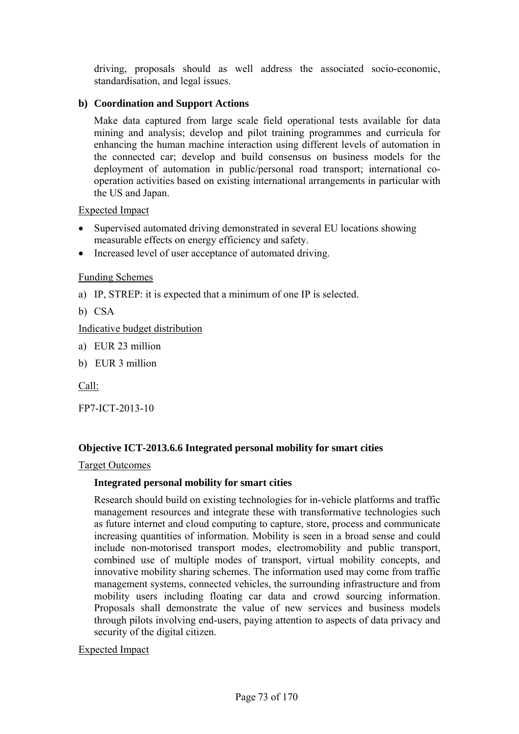driving, proposals should as well address the associated socio-economic, standardisation, and legal issues.

**b) Coordination and Support Actions**

Make data captured from large scale field operational tests available for data mining and analysis; develop and pilot training programmes and curricula for enhancing the human machine interaction using different levels of automation in the connected car; develop and build consensus on business models for the deployment of automation in public/personal road transport; international co-operation activities based on existing international arrangements in particular with the US and Japan.

Expected Impact

- Supervised automated driving demonstrated in several EU locations showing measurable effects on energy efficiency and safety.
- Increased level of user acceptance of automated driving.

Funding Schemes

a) IP, STREP: it is expected that a minimum of one IP is selected.

b) CSA

Indicative budget distribution

a) EUR 23 million

b) EUR 3 million

Call:

FP7-ICT-2013-10

**Objective ICT-2013.6.6 Integrated personal mobility for smart cities**

Target Outcomes

**Integrated personal mobility for smart cities**

Research should build on existing technologies for in-vehicle platforms and traffic management resources and integrate these with transformative technologies such as future internet and cloud computing to capture, store, process and communicate increasing quantities of information. Mobility is seen in a broad sense and could include non-motorised transport modes, electromobility and public transport, combined use of multiple modes of transport, virtual mobility concepts, and innovative mobility sharing schemes. The information used may come from traffic management systems, connected vehicles, the surrounding infrastructure and from mobility users including floating car data and crowd sourcing information. Proposals shall demonstrate the value of new services and business models through pilots involving end-users, paying attention to aspects of data privacy and security of the digital citizen.

Expected Impact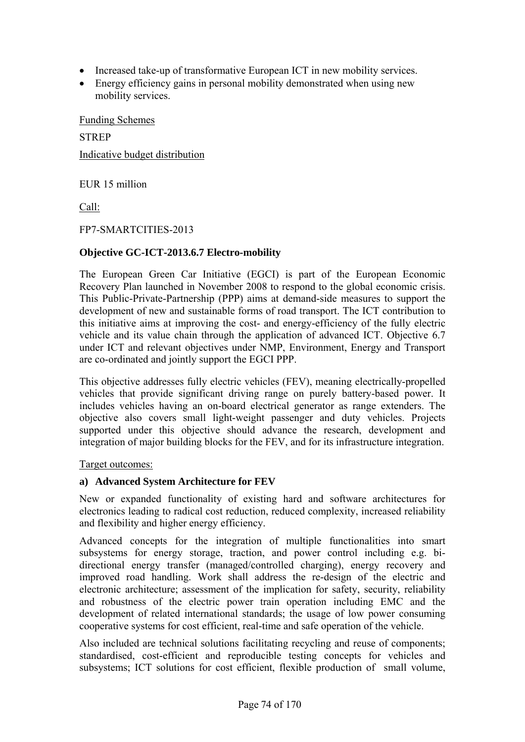- Increased take-up of transformative European ICT in new mobility services.
- Energy efficiency gains in personal mobility demonstrated when using new mobility services.

Funding Schemes

STREP

Indicative budget distribution

EUR 15 million

Call:

FP7-SMARTCITIES-2013

**Objective GC-ICT-2013.6.7 Electro-mobility**

The European Green Car Initiative (EGCI) is part of the European Economic Recovery Plan launched in November 2008 to respond to the global economic crisis. This Public-Private-Partnership (PPP) aims at demand-side measures to support the development of new and sustainable forms of road transport. The ICT contribution to this initiative aims at improving the cost- and energy-efficiency of the fully electric vehicle and its value chain through the application of advanced ICT. Objective 6.7 under ICT and relevant objectives under NMP, Environment, Energy and Transport are co-ordinated and jointly support the EGCI PPP.

This objective addresses fully electric vehicles (FEV), meaning electrically-propelled vehicles that provide significant driving range on purely battery-based power. It includes vehicles having an on-board electrical generator as range extenders. The objective also covers small light-weight passenger and duty vehicles. Projects supported under this objective should advance the research, development and integration of major building blocks for the FEV, and for its infrastructure integration.

Target outcomes:

**a) Advanced System Architecture for FEV**

New or expanded functionality of existing hard and software architectures for electronics leading to radical cost reduction, reduced complexity, increased reliability and flexibility and higher energy efficiency.

Advanced concepts for the integration of multiple functionalities into smart subsystems for energy storage, traction, and power control including e.g. bi-directional energy transfer (managed/controlled charging), energy recovery and improved road handling. Work shall address the re-design of the electric and electronic architecture; assessment of the implication for safety, security, reliability and robustness of the electric power train operation including EMC and the development of related international standards; the usage of low power consuming cooperative systems for cost efficient, real-time and safe operation of the vehicle.

Also included are technical solutions facilitating recycling and reuse of components; standardised, cost-efficient and reproducible testing concepts for vehicles and subsystems; ICT solutions for cost efficient, flexible production of small volume,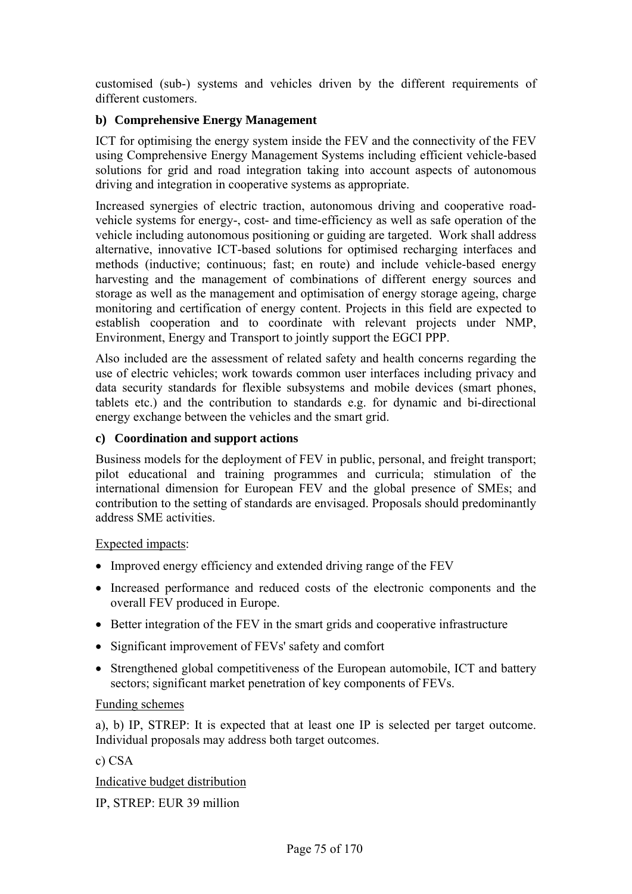customised (sub-) systems and vehicles driven by the different requirements of different customers.

**b) Comprehensive Energy Management**

ICT for optimising the energy system inside the FEV and the connectivity of the FEV using Comprehensive Energy Management Systems including efficient vehicle-based solutions for grid and road integration taking into account aspects of autonomous driving and integration in cooperative systems as appropriate.

Increased synergies of electric traction, autonomous driving and cooperative road-vehicle systems for energy-, cost- and time-efficiency as well as safe operation of the vehicle including autonomous positioning or guiding are targeted. Work shall address alternative, innovative ICT-based solutions for optimised recharging interfaces and methods (inductive; continuous; fast; en route) and include vehicle-based energy harvesting and the management of combinations of different energy sources and storage as well as the management and optimisation of energy storage ageing, charge monitoring and certification of energy content. Projects in this field are expected to establish cooperation and to coordinate with relevant projects under NMP, Environment, Energy and Transport to jointly support the EGCI PPP.

Also included are the assessment of related safety and health concerns regarding the use of electric vehicles; work towards common user interfaces including privacy and data security standards for flexible subsystems and mobile devices (smart phones, tablets etc.) and the contribution to standards e.g. for dynamic and bi-directional energy exchange between the vehicles and the smart grid.

**c) Coordination and support actions**

Business models for the deployment of FEV in public, personal, and freight transport; pilot educational and training programmes and curricula; stimulation of the international dimension for European FEV and the global presence of SMEs; and contribution to the setting of standards are envisaged. Proposals should predominantly address SME activities.

Expected impacts:

- Improved energy efficiency and extended driving range of the FEV
- Increased performance and reduced costs of the electronic components and the overall FEV produced in Europe.
- Better integration of the FEV in the smart grids and cooperative infrastructure
- Significant improvement of FEVs' safety and comfort
- Strengthened global competitiveness of the European automobile, ICT and battery sectors; significant market penetration of key components of FEVs.

Funding schemes

a), b) IP, STREP: It is expected that at least one IP is selected per target outcome. Individual proposals may address both target outcomes.

c) CSA

Indicative budget distribution

IP, STREP: EUR 39 million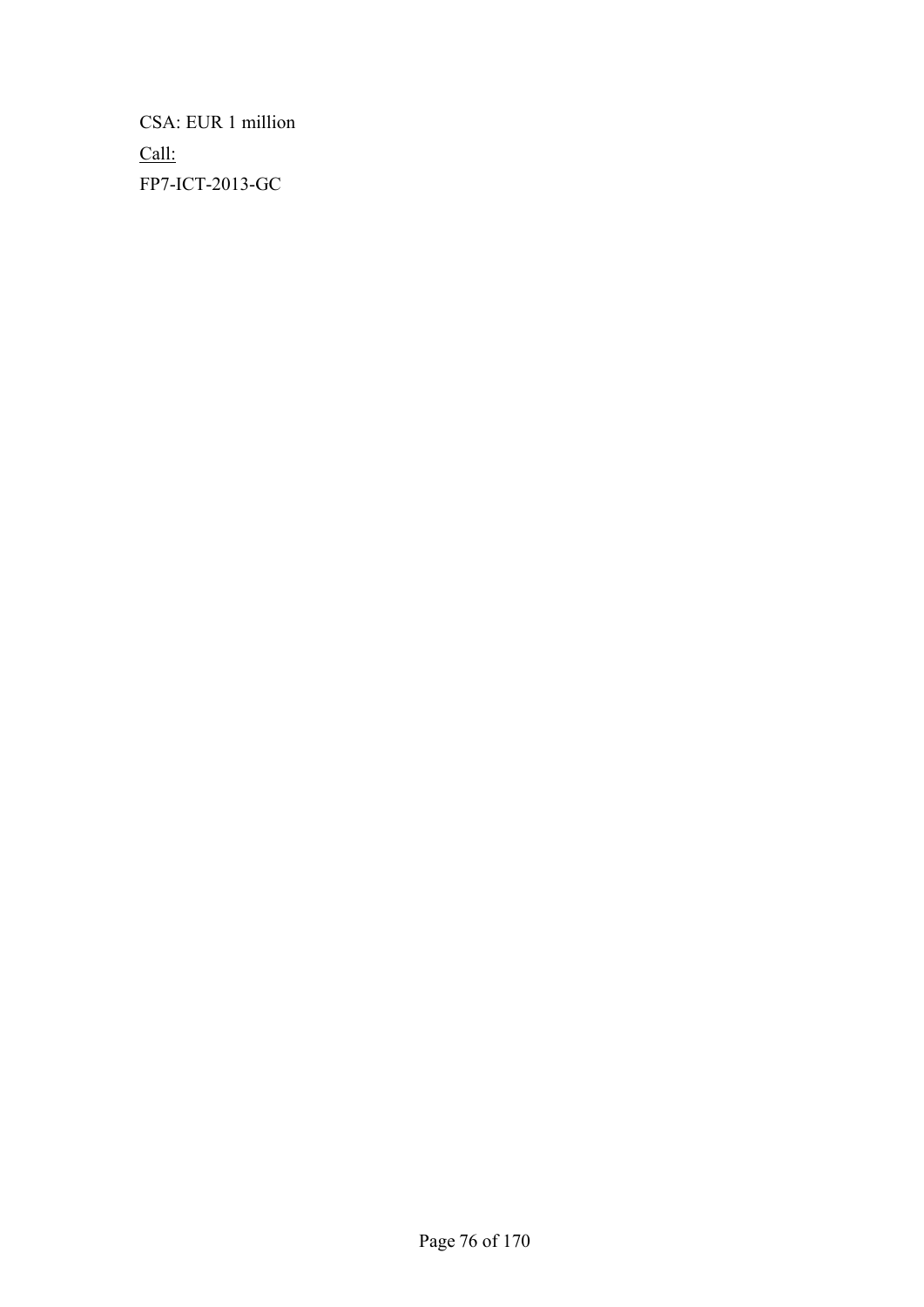CSA: EUR 1 million

<u>Call:</u>

FP7-ICT-2013-GC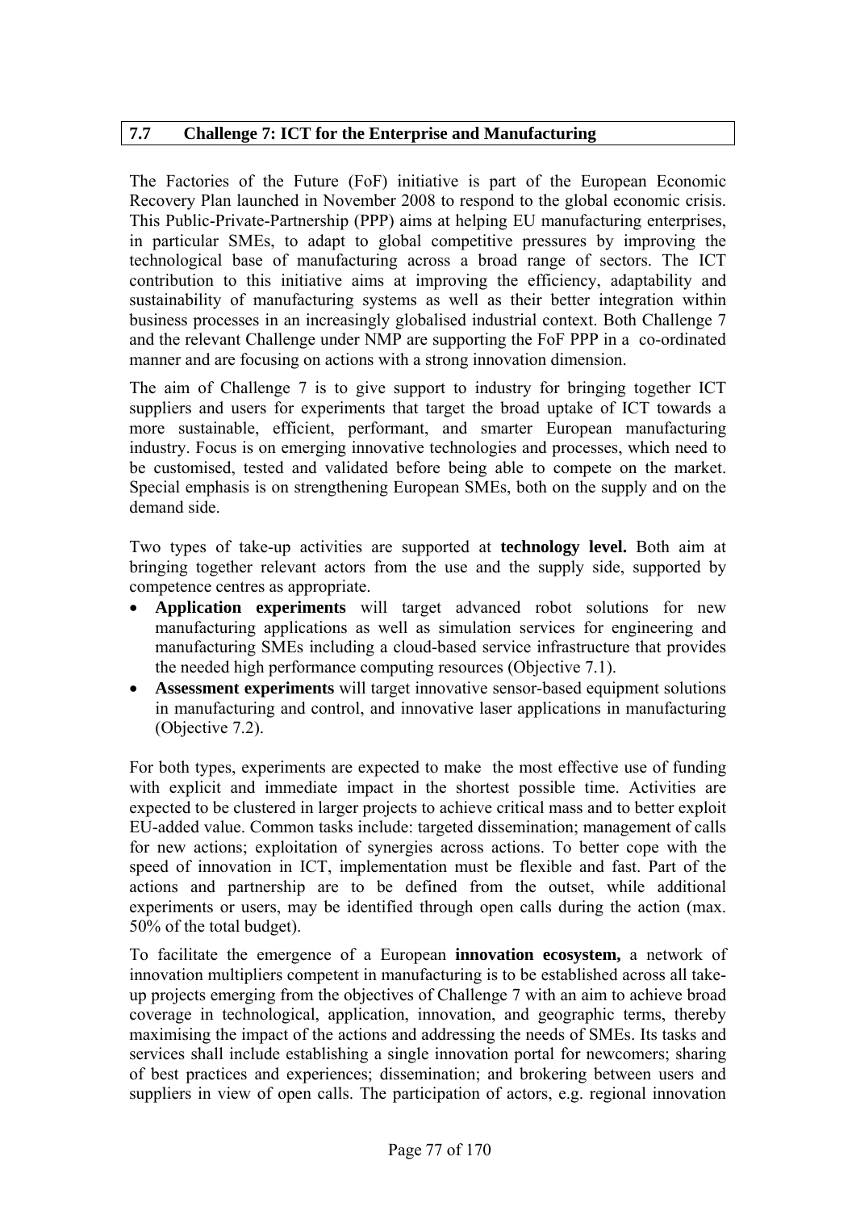## 7.7 Challenge 7: ICT for the Enterprise and Manufacturing

The Factories of the Future (FoF) initiative is part of the European Economic Recovery Plan launched in November 2008 to respond to the global economic crisis. This Public-Private-Partnership (PPP) aims at helping EU manufacturing enterprises, in particular SMEs, to adapt to global competitive pressures by improving the technological base of manufacturing across a broad range of sectors. The ICT contribution to this initiative aims at improving the efficiency, adaptability and sustainability of manufacturing systems as well as their better integration within business processes in an increasingly globalised industrial context. Both Challenge 7 and the relevant Challenge under NMP are supporting the FoF PPP in a co-ordinated manner and are focusing on actions with a strong innovation dimension.

The aim of Challenge 7 is to give support to industry for bringing together ICT suppliers and users for experiments that target the broad uptake of ICT towards a more sustainable, efficient, performant, and smarter European manufacturing industry. Focus is on emerging innovative technologies and processes, which need to be customised, tested and validated before being able to compete on the market. Special emphasis is on strengthening European SMEs, both on the supply and on the demand side.

Two types of take-up activities are supported at **technology level.** Both aim at bringing together relevant actors from the use and the supply side, supported by competence centres as appropriate.

- **Application experiments** will target advanced robot solutions for new manufacturing applications as well as simulation services for engineering and manufacturing SMEs including a cloud-based service infrastructure that provides the needed high performance computing resources (Objective 7.1).
- **Assessment experiments** will target innovative sensor-based equipment solutions in manufacturing and control, and innovative laser applications in manufacturing (Objective 7.2).

For both types, experiments are expected to make the most effective use of funding with explicit and immediate impact in the shortest possible time. Activities are expected to be clustered in larger projects to achieve critical mass and to better exploit EU-added value. Common tasks include: targeted dissemination; management of calls for new actions; exploitation of synergies across actions. To better cope with the speed of innovation in ICT, implementation must be flexible and fast. Part of the actions and partnership are to be defined from the outset, while additional experiments or users, may be identified through open calls during the action (max. 50% of the total budget).

To facilitate the emergence of a European **innovation ecosystem,** a network of innovation multipliers competent in manufacturing is to be established across all take-up projects emerging from the objectives of Challenge 7 with an aim to achieve broad coverage in technological, application, innovation, and geographic terms, thereby maximising the impact of the actions and addressing the needs of SMEs. Its tasks and services shall include establishing a single innovation portal for newcomers; sharing of best practices and experiences; dissemination; and brokering between users and suppliers in view of open calls. The participation of actors, e.g. regional innovation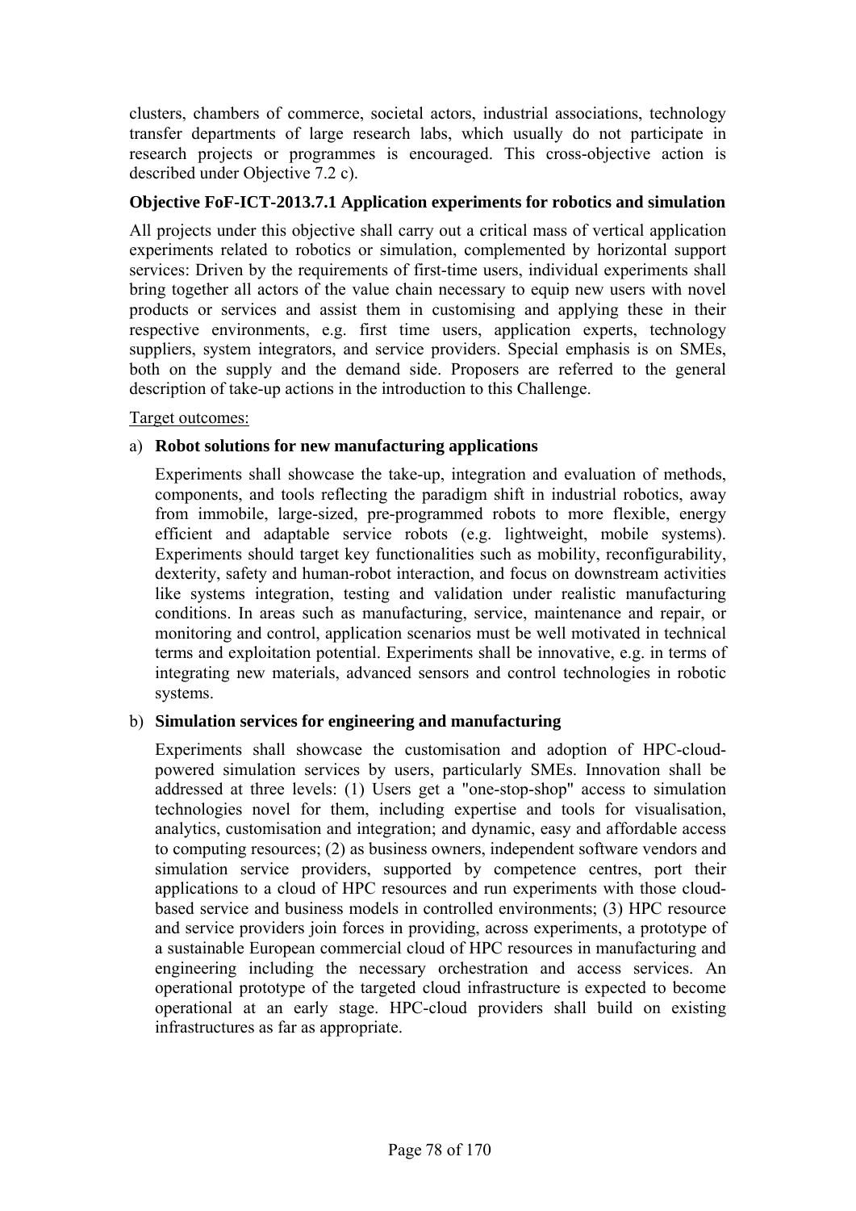clusters, chambers of commerce, societal actors, industrial associations, technology transfer departments of large research labs, which usually do not participate in research projects or programmes is encouraged. This cross-objective action is described under Objective 7.2 c).

**Objective FoF-ICT-2013.7.1 Application experiments for robotics and simulation**

All projects under this objective shall carry out a critical mass of vertical application experiments related to robotics or simulation, complemented by horizontal support services: Driven by the requirements of first-time users, individual experiments shall bring together all actors of the value chain necessary to equip new users with novel products or services and assist them in customising and applying these in their respective environments, e.g. first time users, application experts, technology suppliers, system integrators, and service providers. Special emphasis is on SMEs, both on the supply and the demand side. Proposers are referred to the general description of take-up actions in the introduction to this Challenge.

Target outcomes:

a) **Robot solutions for new manufacturing applications**

   Experiments shall showcase the take-up, integration and evaluation of methods, components, and tools reflecting the paradigm shift in industrial robotics, away from immobile, large-sized, pre-programmed robots to more flexible, energy efficient and adaptable service robots (e.g. lightweight, mobile systems). Experiments should target key functionalities such as mobility, reconfigurability, dexterity, safety and human-robot interaction, and focus on downstream activities like systems integration, testing and validation under realistic manufacturing conditions. In areas such as manufacturing, service, maintenance and repair, or monitoring and control, application scenarios must be well motivated in technical terms and exploitation potential. Experiments shall be innovative, e.g. in terms of integrating new materials, advanced sensors and control technologies in robotic systems.

b) **Simulation services for engineering and manufacturing**

   Experiments shall showcase the customisation and adoption of HPC-cloud-powered simulation services by users, particularly SMEs. Innovation shall be addressed at three levels: (1) Users get a "one-stop-shop" access to simulation technologies novel for them, including expertise and tools for visualisation, analytics, customisation and integration; and dynamic, easy and affordable access to computing resources; (2) as business owners, independent software vendors and simulation service providers, supported by competence centres, port their applications to a cloud of HPC resources and run experiments with those cloud-based service and business models in controlled environments; (3) HPC resource and service providers join forces in providing, across experiments, a prototype of a sustainable European commercial cloud of HPC resources in manufacturing and engineering including the necessary orchestration and access services. An operational prototype of the targeted cloud infrastructure is expected to become operational at an early stage. HPC-cloud providers shall build on existing infrastructures as far as appropriate.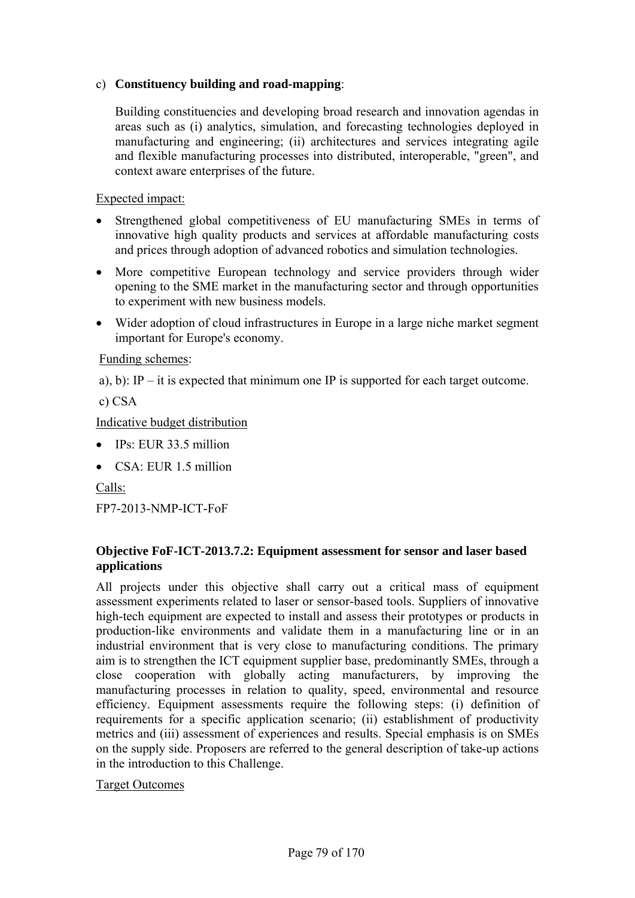c) **Constituency building and road-mapping**:

Building constituencies and developing broad research and innovation agendas in areas such as (i) analytics, simulation, and forecasting technologies deployed in manufacturing and engineering; (ii) architectures and services integrating agile and flexible manufacturing processes into distributed, interoperable, "green", and context aware enterprises of the future.

Expected impact:

- Strengthened global competitiveness of EU manufacturing SMEs in terms of innovative high quality products and services at affordable manufacturing costs and prices through adoption of advanced robotics and simulation technologies.
- More competitive European technology and service providers through wider opening to the SME market in the manufacturing sector and through opportunities to experiment with new business models.
- Wider adoption of cloud infrastructures in Europe in a large niche market segment important for Europe's economy.

Funding schemes:

a), b): IP – it is expected that minimum one IP is supported for each target outcome.

c) CSA

Indicative budget distribution

- IPs: EUR 33.5 million
- CSA: EUR 1.5 million

Calls:

FP7-2013-NMP-ICT-FoF

**Objective FoF-ICT-2013.7.2: Equipment assessment for sensor and laser based applications**

All projects under this objective shall carry out a critical mass of equipment assessment experiments related to laser or sensor-based tools. Suppliers of innovative high-tech equipment are expected to install and assess their prototypes or products in production-like environments and validate them in a manufacturing line or in an industrial environment that is very close to manufacturing conditions. The primary aim is to strengthen the ICT equipment supplier base, predominantly SMEs, through a close cooperation with globally acting manufacturers, by improving the manufacturing processes in relation to quality, speed, environmental and resource efficiency. Equipment assessments require the following steps: (i) definition of requirements for a specific application scenario; (ii) establishment of productivity metrics and (iii) assessment of experiences and results. Special emphasis is on SMEs on the supply side. Proposers are referred to the general description of take-up actions in the introduction to this Challenge.

Target Outcomes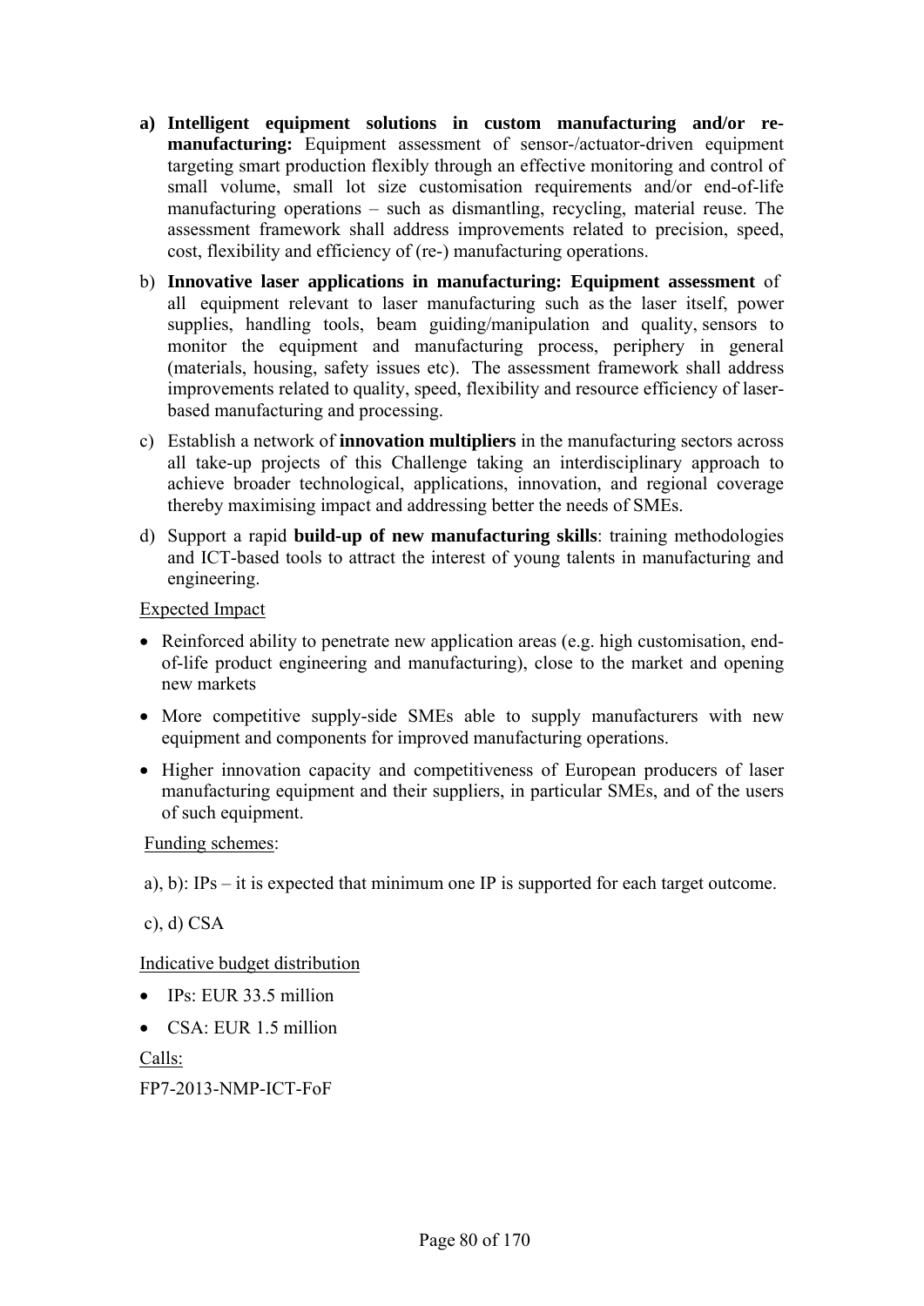a) **Intelligent equipment solutions in custom manufacturing and/or re-manufacturing:** Equipment assessment of sensor-/actuator-driven equipment targeting smart production flexibly through an effective monitoring and control of small volume, small lot size customisation requirements and/or end-of-life manufacturing operations – such as dismantling, recycling, material reuse. The assessment framework shall address improvements related to precision, speed, cost, flexibility and efficiency of (re-) manufacturing operations.

b) **Innovative laser applications in manufacturing: Equipment assessment** of all equipment relevant to laser manufacturing such as the laser itself, power supplies, handling tools, beam guiding/manipulation and quality, sensors to monitor the equipment and manufacturing process, periphery in general (materials, housing, safety issues etc). The assessment framework shall address improvements related to quality, speed, flexibility and resource efficiency of laser-based manufacturing and processing.

c) Establish a network of **innovation multipliers** in the manufacturing sectors across all take-up projects of this Challenge taking an interdisciplinary approach to achieve broader technological, applications, innovation, and regional coverage thereby maximising impact and addressing better the needs of SMEs.

d) Support a rapid **build-up of new manufacturing skills**: training methodologies and ICT-based tools to attract the interest of young talents in manufacturing and engineering.

Expected Impact

- Reinforced ability to penetrate new application areas (e.g. high customisation, end-of-life product engineering and manufacturing), close to the market and opening new markets
- More competitive supply-side SMEs able to supply manufacturers with new equipment and components for improved manufacturing operations.
- Higher innovation capacity and competitiveness of European producers of laser manufacturing equipment and their suppliers, in particular SMEs, and of the users of such equipment.

Funding schemes:

a), b): IPs – it is expected that minimum one IP is supported for each target outcome.

c), d) CSA

Indicative budget distribution

- IPs: EUR 33.5 million
- CSA: EUR 1.5 million

Calls:

FP7-2013-NMP-ICT-FoF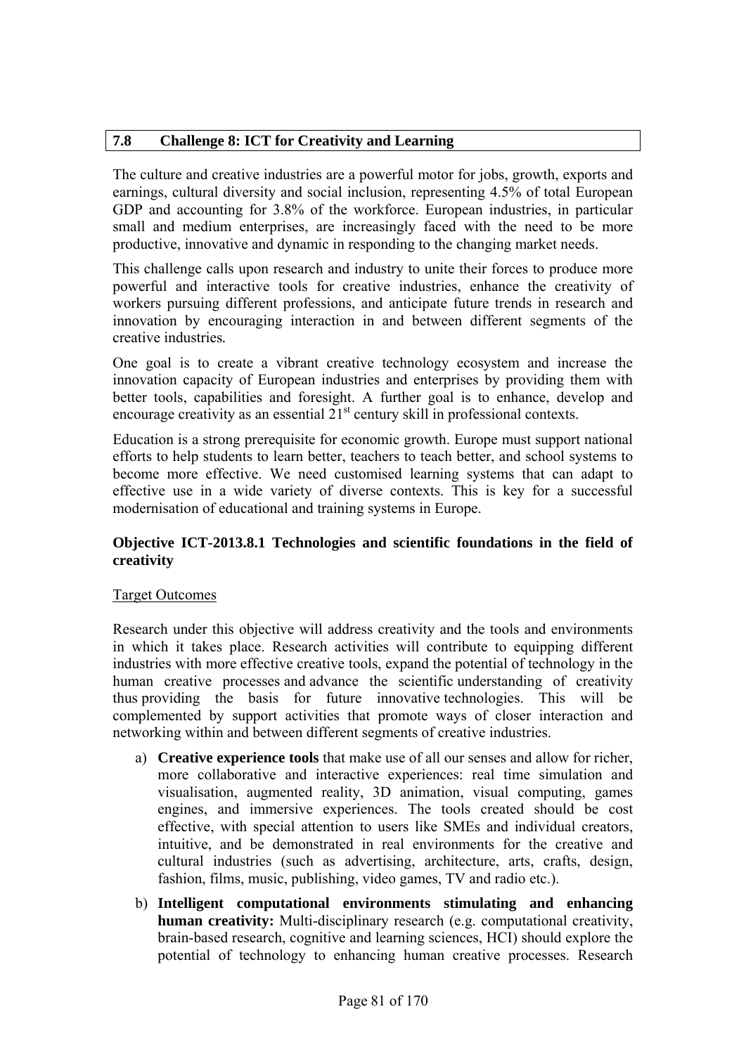## 7.8 Challenge 8: ICT for Creativity and Learning

The culture and creative industries are a powerful motor for jobs, growth, exports and earnings, cultural diversity and social inclusion, representing 4.5% of total European GDP and accounting for 3.8% of the workforce. European industries, in particular small and medium enterprises, are increasingly faced with the need to be more productive, innovative and dynamic in responding to the changing market needs.

This challenge calls upon research and industry to unite their forces to produce more powerful and interactive tools for creative industries, enhance the creativity of workers pursuing different professions, and anticipate future trends in research and innovation by encouraging interaction in and between different segments of the creative industries.

One goal is to create a vibrant creative technology ecosystem and increase the innovation capacity of European industries and enterprises by providing them with better tools, capabilities and foresight. A further goal is to enhance, develop and encourage creativity as an essential 21st century skill in professional contexts.

Education is a strong prerequisite for economic growth. Europe must support national efforts to help students to learn better, teachers to teach better, and school systems to become more effective. We need customised learning systems that can adapt to effective use in a wide variety of diverse contexts. This is key for a successful modernisation of educational and training systems in Europe.

### Objective ICT-2013.8.1 Technologies and scientific foundations in the field of creativity

Target Outcomes

Research under this objective will address creativity and the tools and environments in which it takes place. Research activities will contribute to equipping different industries with more effective creative tools, expand the potential of technology in the human creative processes and advance the scientific understanding of creativity thus providing the basis for future innovative technologies. This will be complemented by support activities that promote ways of closer interaction and networking within and between different segments of creative industries.

a) **Creative experience tools** that make use of all our senses and allow for richer, more collaborative and interactive experiences: real time simulation and visualisation, augmented reality, 3D animation, visual computing, games engines, and immersive experiences. The tools created should be cost effective, with special attention to users like SMEs and individual creators, intuitive, and be demonstrated in real environments for the creative and cultural industries (such as advertising, architecture, arts, crafts, design, fashion, films, music, publishing, video games, TV and radio etc.).

b) **Intelligent computational environments stimulating and enhancing human creativity:** Multi-disciplinary research (e.g. computational creativity, brain-based research, cognitive and learning sciences, HCI) should explore the potential of technology to enhancing human creative processes. Research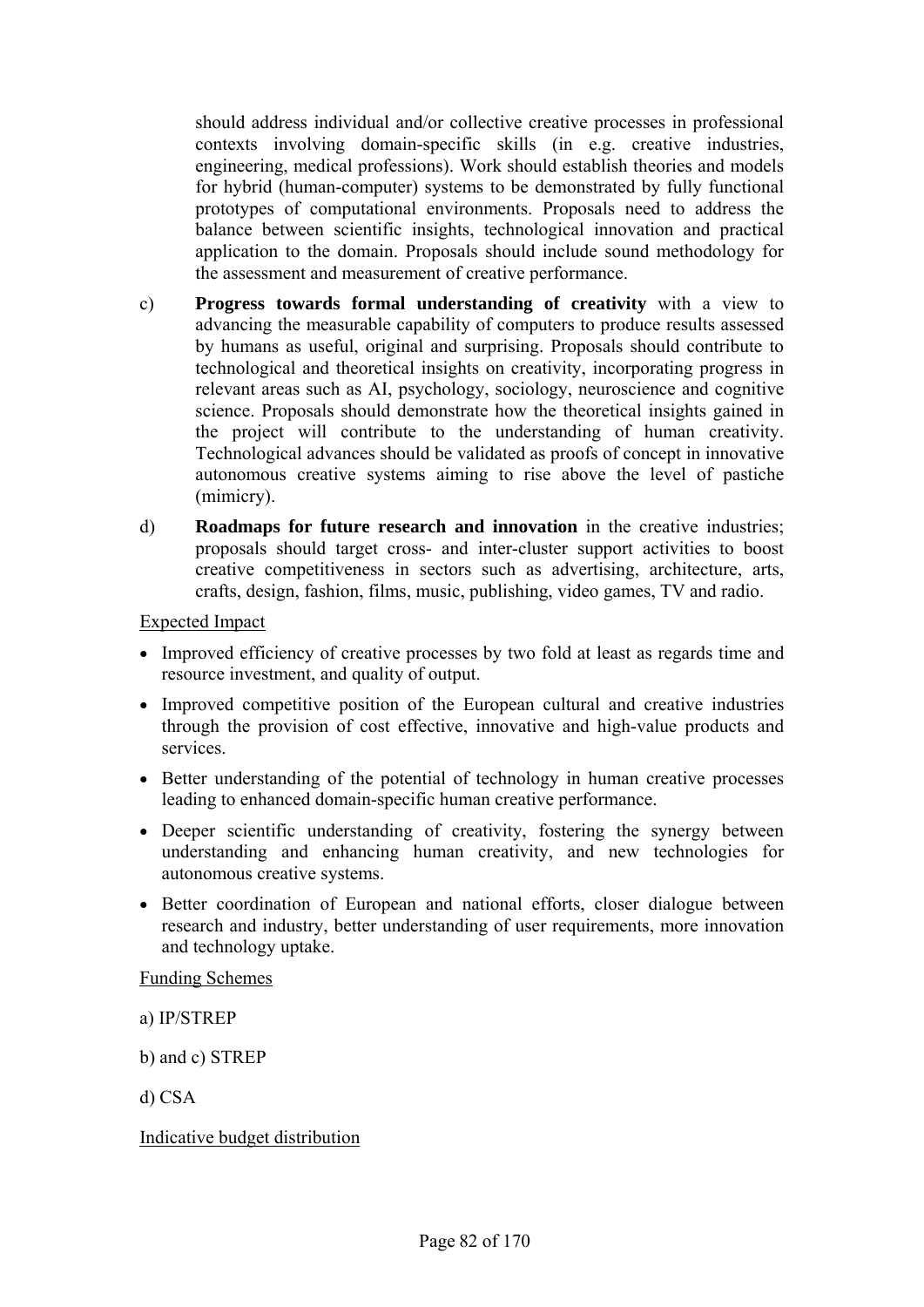should address individual and/or collective creative processes in professional contexts involving domain-specific skills (in e.g. creative industries, engineering, medical professions). Work should establish theories and models for hybrid (human-computer) systems to be demonstrated by fully functional prototypes of computational environments. Proposals need to address the balance between scientific insights, technological innovation and practical application to the domain. Proposals should include sound methodology for the assessment and measurement of creative performance.

c) **Progress towards formal understanding of creativity** with a view to advancing the measurable capability of computers to produce results assessed by humans as useful, original and surprising. Proposals should contribute to technological and theoretical insights on creativity, incorporating progress in relevant areas such as AI, psychology, sociology, neuroscience and cognitive science. Proposals should demonstrate how the theoretical insights gained in the project will contribute to the understanding of human creativity. Technological advances should be validated as proofs of concept in innovative autonomous creative systems aiming to rise above the level of pastiche (mimicry).

d) **Roadmaps for future research and innovation** in the creative industries; proposals should target cross- and inter-cluster support activities to boost creative competitiveness in sectors such as advertising, architecture, arts, crafts, design, fashion, films, music, publishing, video games, TV and radio.

Expected Impact

- Improved efficiency of creative processes by two fold at least as regards time and resource investment, and quality of output.
- Improved competitive position of the European cultural and creative industries through the provision of cost effective, innovative and high-value products and services.
- Better understanding of the potential of technology in human creative processes leading to enhanced domain-specific human creative performance.
- Deeper scientific understanding of creativity, fostering the synergy between understanding and enhancing human creativity, and new technologies for autonomous creative systems.
- Better coordination of European and national efforts, closer dialogue between research and industry, better understanding of user requirements, more innovation and technology uptake.

Funding Schemes

a) IP/STREP

b) and c) STREP

d) CSA

Indicative budget distribution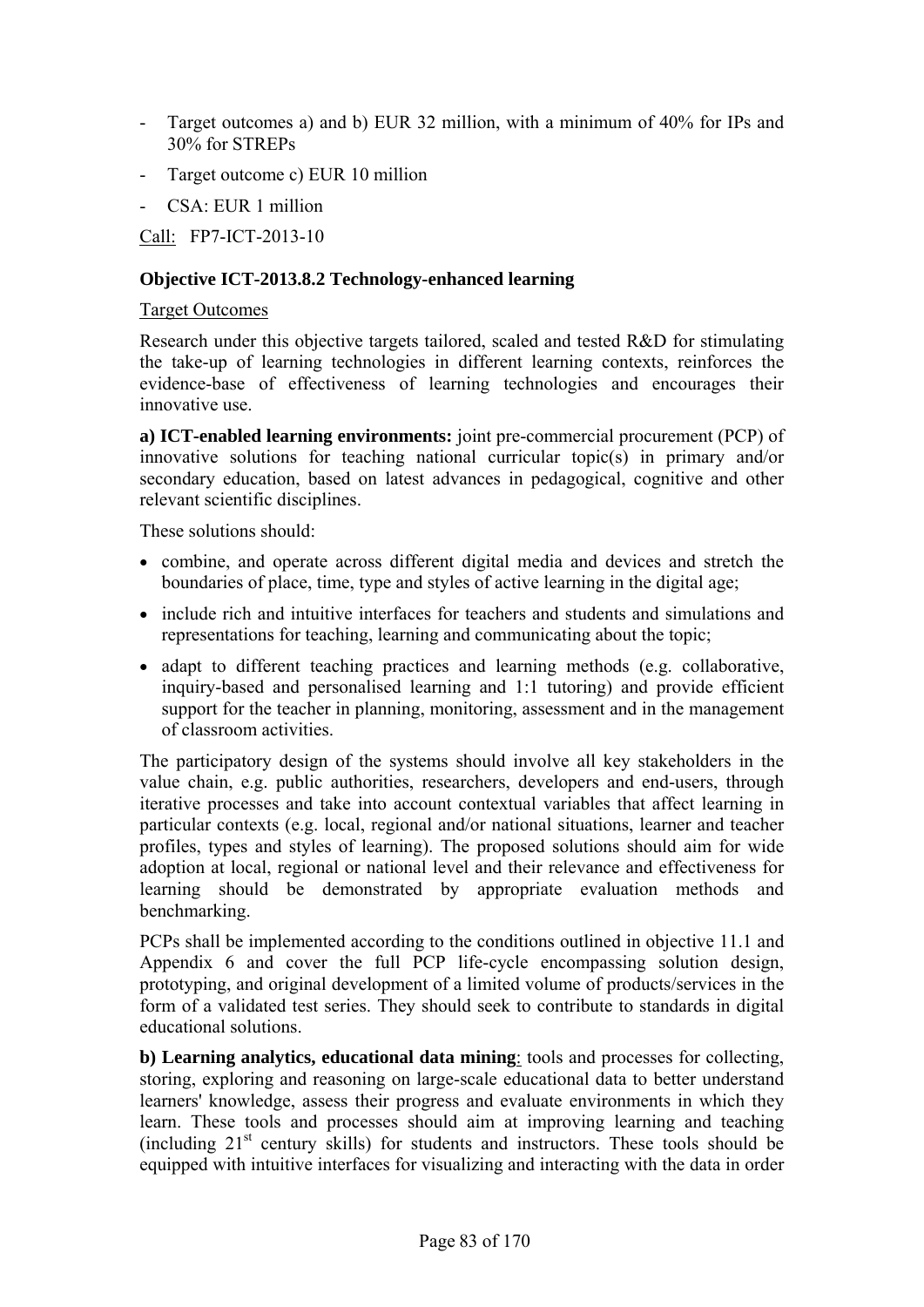- Target outcomes a) and b) EUR 32 million, with a minimum of 40% for IPs and 30% for STREPs
- Target outcome c) EUR 10 million
- CSA: EUR 1 million

Call: FP7-ICT-2013-10

**Objective ICT-2013.8.2 Technology-enhanced learning**

Target Outcomes

Research under this objective targets tailored, scaled and tested R&D for stimulating the take-up of learning technologies in different learning contexts, reinforces the evidence-base of effectiveness of learning technologies and encourages their innovative use.

**a) ICT-enabled learning environments:** joint pre-commercial procurement (PCP) of innovative solutions for teaching national curricular topic(s) in primary and/or secondary education, based on latest advances in pedagogical, cognitive and other relevant scientific disciplines.

These solutions should:

- combine, and operate across different digital media and devices and stretch the boundaries of place, time, type and styles of active learning in the digital age;
- include rich and intuitive interfaces for teachers and students and simulations and representations for teaching, learning and communicating about the topic;
- adapt to different teaching practices and learning methods (e.g. collaborative, inquiry-based and personalised learning and 1:1 tutoring) and provide efficient support for the teacher in planning, monitoring, assessment and in the management of classroom activities.

The participatory design of the systems should involve all key stakeholders in the value chain, e.g. public authorities, researchers, developers and end-users, through iterative processes and take into account contextual variables that affect learning in particular contexts (e.g. local, regional and/or national situations, learner and teacher profiles, types and styles of learning). The proposed solutions should aim for wide adoption at local, regional or national level and their relevance and effectiveness for learning should be demonstrated by appropriate evaluation methods and benchmarking.

PCPs shall be implemented according to the conditions outlined in objective 11.1 and Appendix 6 and cover the full PCP life-cycle encompassing solution design, prototyping, and original development of a limited volume of products/services in the form of a validated test series. They should seek to contribute to standards in digital educational solutions.

**b) Learning analytics, educational data mining**: tools and processes for collecting, storing, exploring and reasoning on large-scale educational data to better understand learners' knowledge, assess their progress and evaluate environments in which they learn. These tools and processes should aim at improving learning and teaching (including 21st century skills) for students and instructors. These tools should be equipped with intuitive interfaces for visualizing and interacting with the data in order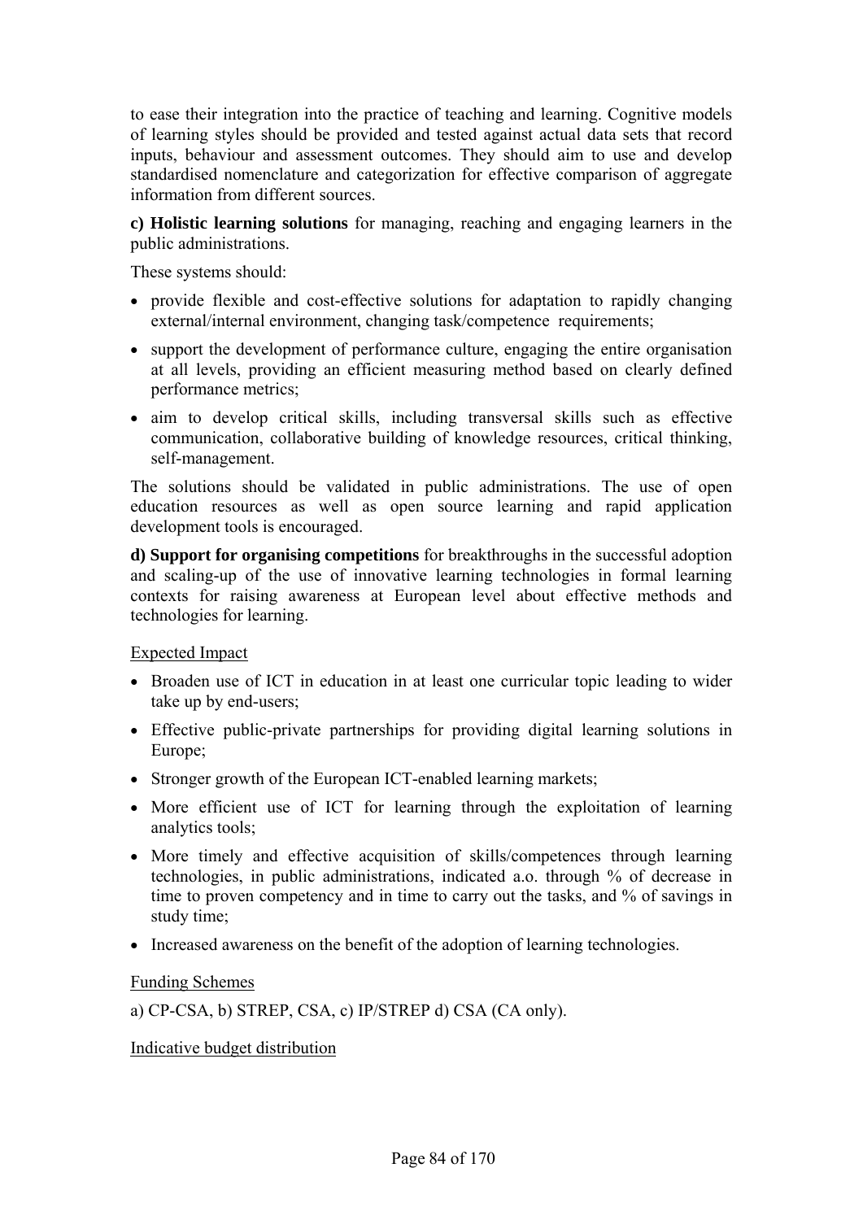to ease their integration into the practice of teaching and learning. Cognitive models of learning styles should be provided and tested against actual data sets that record inputs, behaviour and assessment outcomes. They should aim to use and develop standardised nomenclature and categorization for effective comparison of aggregate information from different sources.

**c) Holistic learning solutions** for managing, reaching and engaging learners in the public administrations.

These systems should:

- provide flexible and cost-effective solutions for adaptation to rapidly changing external/internal environment, changing task/competence requirements;
- support the development of performance culture, engaging the entire organisation at all levels, providing an efficient measuring method based on clearly defined performance metrics;
- aim to develop critical skills, including transversal skills such as effective communication, collaborative building of knowledge resources, critical thinking, self-management.

The solutions should be validated in public administrations. The use of open education resources as well as open source learning and rapid application development tools is encouraged.

**d) Support for organising competitions** for breakthroughs in the successful adoption and scaling-up of the use of innovative learning technologies in formal learning contexts for raising awareness at European level about effective methods and technologies for learning.

Expected Impact

- Broaden use of ICT in education in at least one curricular topic leading to wider take up by end-users;
- Effective public-private partnerships for providing digital learning solutions in Europe;
- Stronger growth of the European ICT-enabled learning markets;
- More efficient use of ICT for learning through the exploitation of learning analytics tools;
- More timely and effective acquisition of skills/competences through learning technologies, in public administrations, indicated a.o. through % of decrease in time to proven competency and in time to carry out the tasks, and % of savings in study time;
- Increased awareness on the benefit of the adoption of learning technologies.

Funding Schemes

a) CP-CSA, b) STREP, CSA, c) IP/STREP d) CSA (CA only).

Indicative budget distribution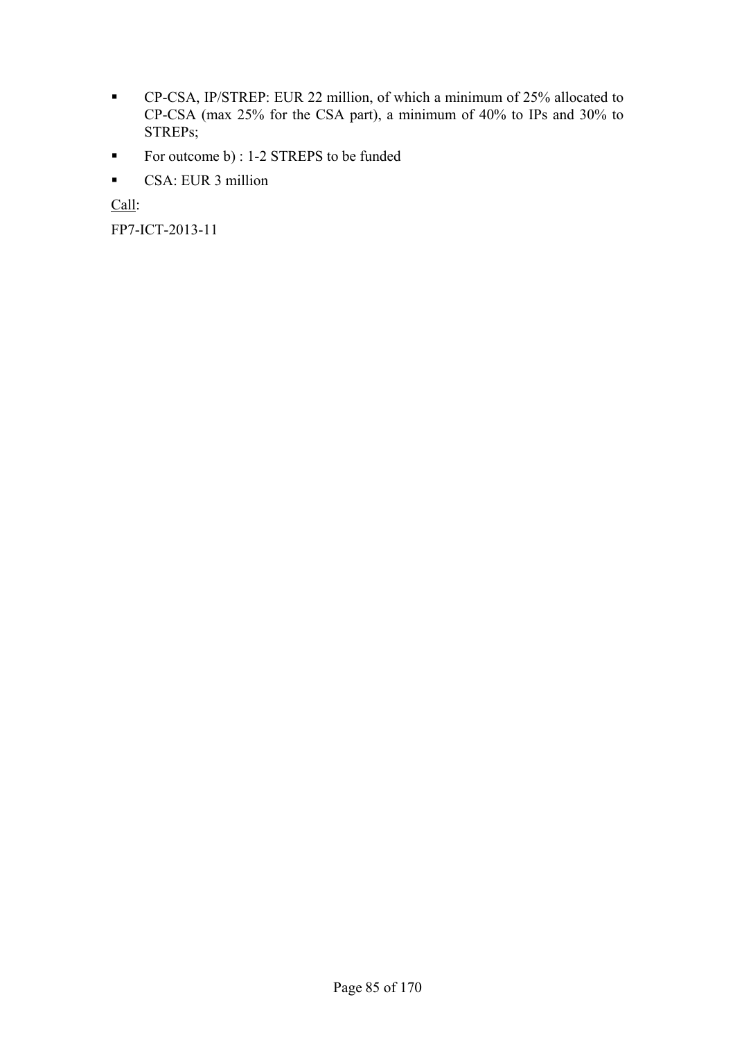- CP-CSA, IP/STREP: EUR 22 million, of which a minimum of 25% allocated to CP-CSA (max 25% for the CSA part), a minimum of 40% to IPs and 30% to STREPs;
- For outcome b) : 1-2 STREPS to be funded
- CSA: EUR 3 million

Call:

FP7-ICT-2013-11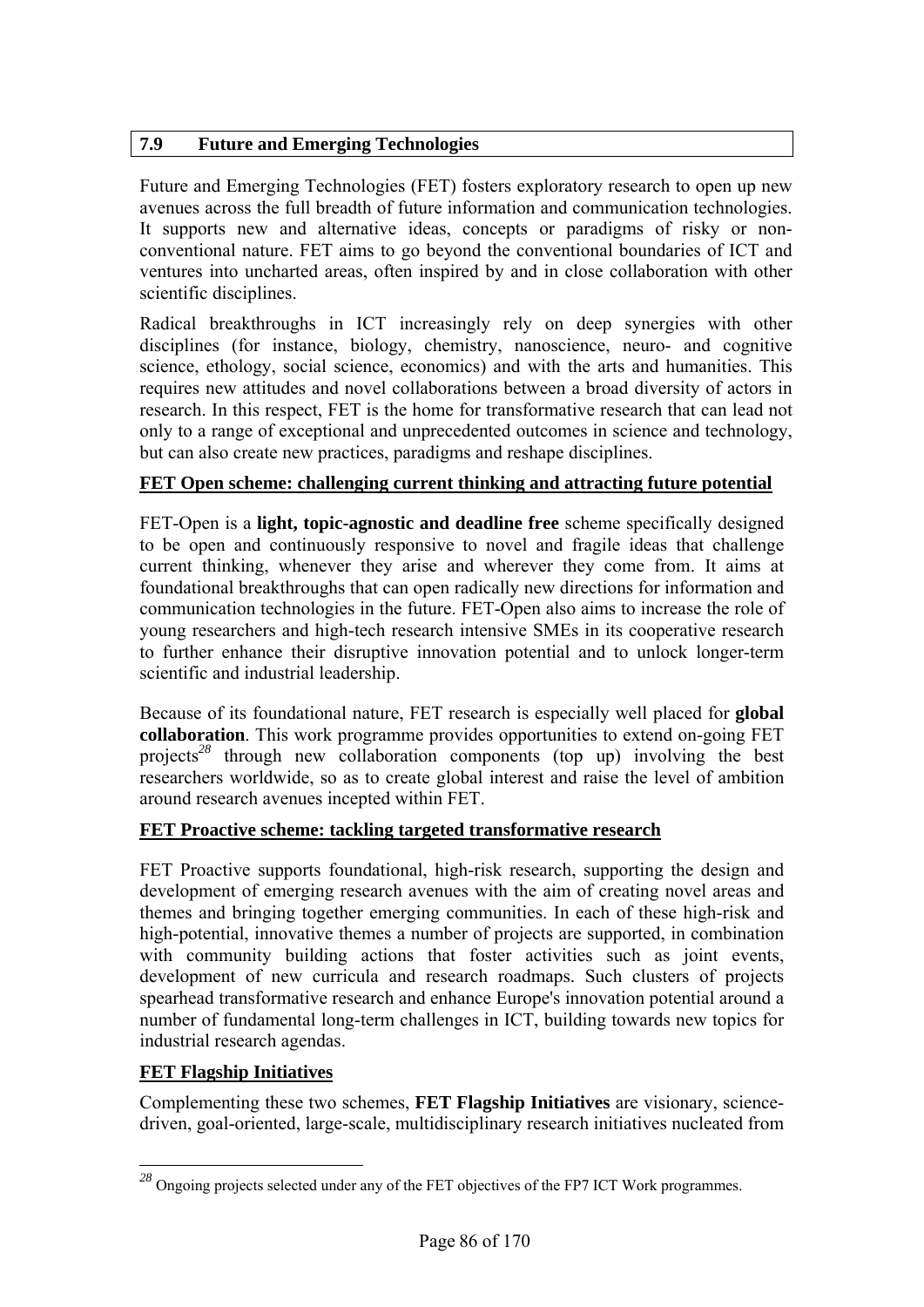## 7.9 Future and Emerging Technologies

Future and Emerging Technologies (FET) fosters exploratory research to open up new avenues across the full breadth of future information and communication technologies. It supports new and alternative ideas, concepts or paradigms of risky or non-conventional nature. FET aims to go beyond the conventional boundaries of ICT and ventures into uncharted areas, often inspired by and in close collaboration with other scientific disciplines.

Radical breakthroughs in ICT increasingly rely on deep synergies with other disciplines (for instance, biology, chemistry, nanoscience, neuro- and cognitive science, ethology, social science, economics) and with the arts and humanities. This requires new attitudes and novel collaborations between a broad diversity of actors in research. In this respect, FET is the home for transformative research that can lead not only to a range of exceptional and unprecedented outcomes in science and technology, but can also create new practices, paradigms and reshape disciplines.

**FET Open scheme: challenging current thinking and attracting future potential**

FET-Open is a **light, topic-agnostic and deadline free** scheme specifically designed to be open and continuously responsive to novel and fragile ideas that challenge current thinking, whenever they arise and wherever they come from. It aims at foundational breakthroughs that can open radically new directions for information and communication technologies in the future. FET-Open also aims to increase the role of young researchers and high-tech research intensive SMEs in its cooperative research to further enhance their disruptive innovation potential and to unlock longer-term scientific and industrial leadership.

Because of its foundational nature, FET research is especially well placed for **global collaboration**. This work programme provides opportunities to extend on-going FET projects[28] through new collaboration components (top up) involving the best researchers worldwide, so as to create global interest and raise the level of ambition around research avenues incepted within FET.

**FET Proactive scheme: tackling targeted transformative research**

FET Proactive supports foundational, high-risk research, supporting the design and development of emerging research avenues with the aim of creating novel areas and themes and bringing together emerging communities. In each of these high-risk and high-potential, innovative themes a number of projects are supported, in combination with community building actions that foster activities such as joint events, development of new curricula and research roadmaps. Such clusters of projects spearhead transformative research and enhance Europe's innovation potential around a number of fundamental long-term challenges in ICT, building towards new topics for industrial research agendas.

**FET Flagship Initiatives**

Complementing these two schemes, **FET Flagship Initiatives** are visionary, science-driven, goal-oriented, large-scale, multidisciplinary research initiatives nucleated from

[28] Ongoing projects selected under any of the FET objectives of the FP7 ICT Work programmes.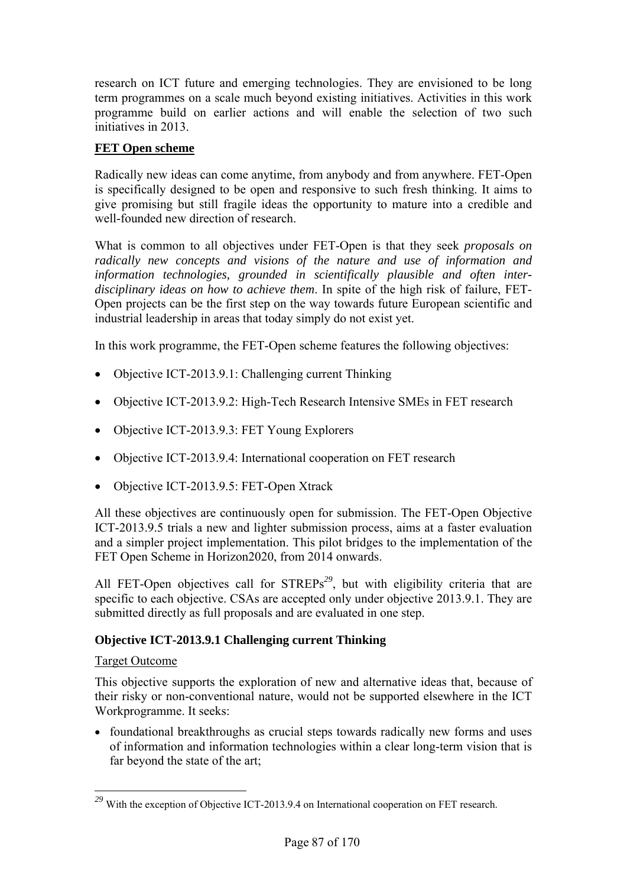research on ICT future and emerging technologies. They are envisioned to be long term programmes on a scale much beyond existing initiatives. Activities in this work programme build on earlier actions and will enable the selection of two such initiatives in 2013.

**FET Open scheme**

Radically new ideas can come anytime, from anybody and from anywhere. FET-Open is specifically designed to be open and responsive to such fresh thinking. It aims to give promising but still fragile ideas the opportunity to mature into a credible and well-founded new direction of research.

What is common to all objectives under FET-Open is that they seek *proposals on radically new concepts and visions of the nature and use of information and information technologies, grounded in scientifically plausible and often inter-disciplinary ideas on how to achieve them*. In spite of the high risk of failure, FET-Open projects can be the first step on the way towards future European scientific and industrial leadership in areas that today simply do not exist yet.

In this work programme, the FET-Open scheme features the following objectives:

- Objective ICT-2013.9.1: Challenging current Thinking
- Objective ICT-2013.9.2: High-Tech Research Intensive SMEs in FET research
- Objective ICT-2013.9.3: FET Young Explorers
- Objective ICT-2013.9.4: International cooperation on FET research
- Objective ICT-2013.9.5: FET-Open Xtrack

All these objectives are continuously open for submission. The FET-Open Objective ICT-2013.9.5 trials a new and lighter submission process, aims at a faster evaluation and a simpler project implementation. This pilot bridges to the implementation of the FET Open Scheme in Horizon2020, from 2014 onwards.

All FET-Open objectives call for STREPs[29], but with eligibility criteria that are specific to each objective. CSAs are accepted only under objective 2013.9.1. They are submitted directly as full proposals and are evaluated in one step.

### Objective ICT-2013.9.1 Challenging current Thinking

Target Outcome

This objective supports the exploration of new and alternative ideas that, because of their risky or non-conventional nature, would not be supported elsewhere in the ICT Workprogramme. It seeks:

- foundational breakthroughs as crucial steps towards radically new forms and uses of information and information technologies within a clear long-term vision that is far beyond the state of the art;

---

[29] With the exception of Objective ICT-2013.9.4 on International cooperation on FET research.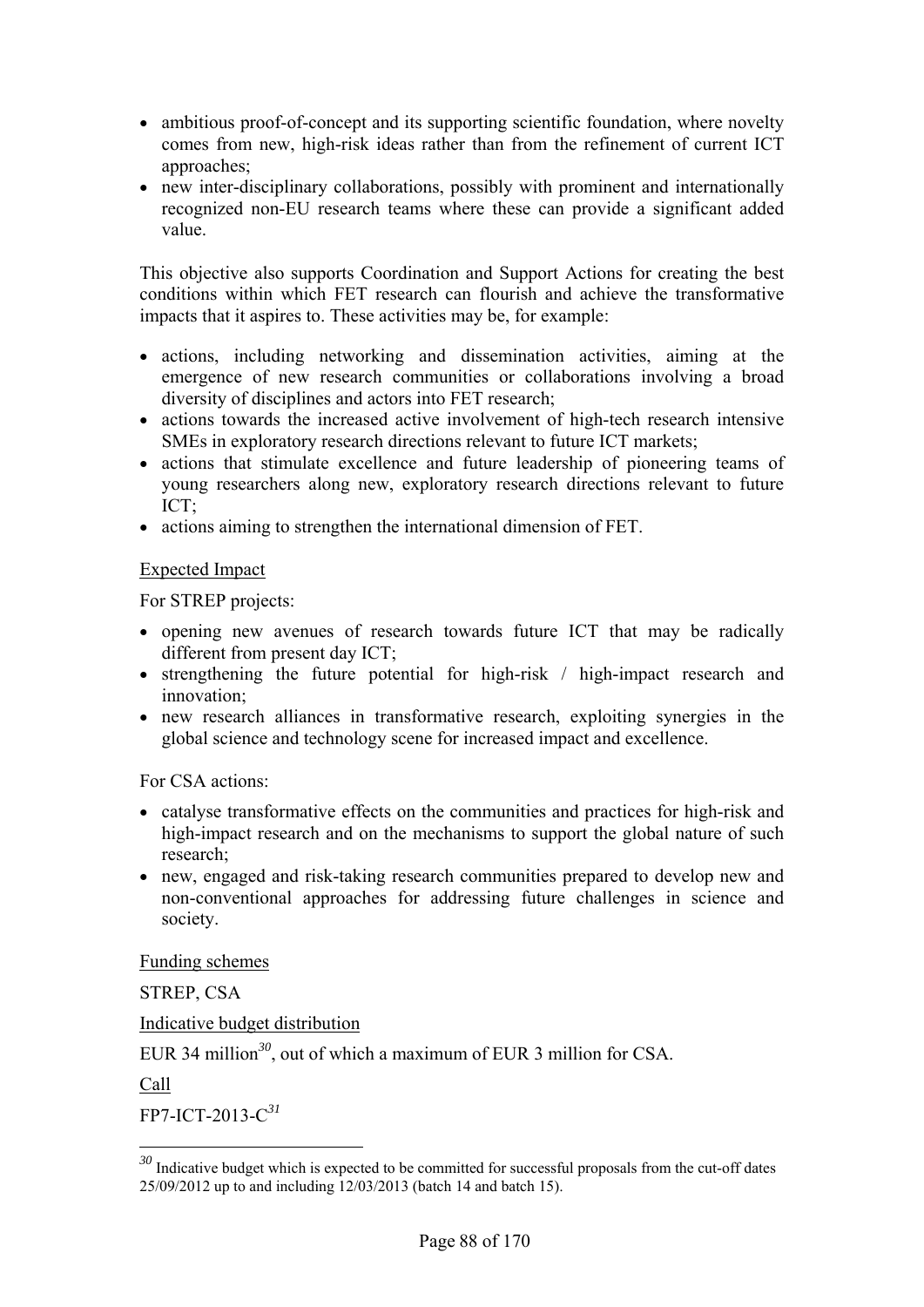- ambitious proof-of-concept and its supporting scientific foundation, where novelty comes from new, high-risk ideas rather than from the refinement of current ICT approaches;
- new inter-disciplinary collaborations, possibly with prominent and internationally recognized non-EU research teams where these can provide a significant added value.

This objective also supports Coordination and Support Actions for creating the best conditions within which FET research can flourish and achieve the transformative impacts that it aspires to. These activities may be, for example:

- actions, including networking and dissemination activities, aiming at the emergence of new research communities or collaborations involving a broad diversity of disciplines and actors into FET research;
- actions towards the increased active involvement of high-tech research intensive SMEs in exploratory research directions relevant to future ICT markets;
- actions that stimulate excellence and future leadership of pioneering teams of young researchers along new, exploratory research directions relevant to future ICT;
- actions aiming to strengthen the international dimension of FET.

Expected Impact

For STREP projects:

- opening new avenues of research towards future ICT that may be radically different from present day ICT;
- strengthening the future potential for high-risk / high-impact research and innovation;
- new research alliances in transformative research, exploiting synergies in the global science and technology scene for increased impact and excellence.

For CSA actions:

- catalyse transformative effects on the communities and practices for high-risk and high-impact research and on the mechanisms to support the global nature of such research;
- new, engaged and risk-taking research communities prepared to develop new and non-conventional approaches for addressing future challenges in science and society.

Funding schemes

STREP, CSA

Indicative budget distribution

EUR 34 million[30], out of which a maximum of EUR 3 million for CSA.

Call

FP7-ICT-2013-C[31]

[30] Indicative budget which is expected to be committed for successful proposals from the cut-off dates 25/09/2012 up to and including 12/03/2013 (batch 14 and batch 15).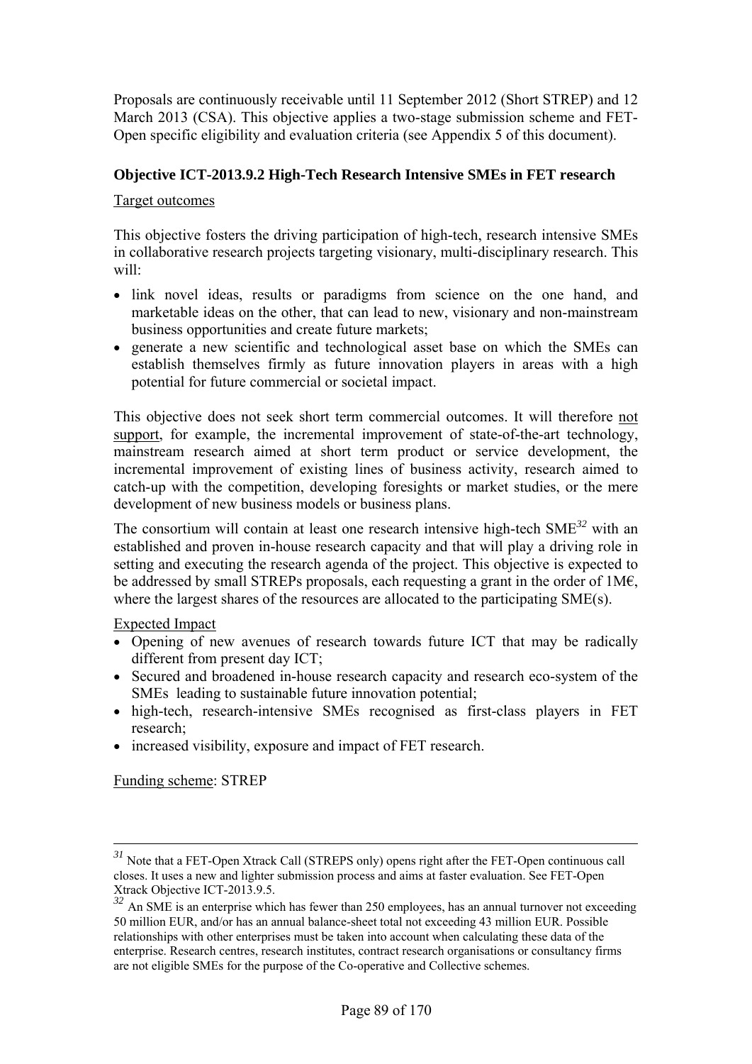Proposals are continuously receivable until 11 September 2012 (Short STREP) and 12 March 2013 (CSA). This objective applies a two-stage submission scheme and FET-Open specific eligibility and evaluation criteria (see Appendix 5 of this document).

### Objective ICT-2013.9.2 High-Tech Research Intensive SMEs in FET research

Target outcomes

This objective fosters the driving participation of high-tech, research intensive SMEs in collaborative research projects targeting visionary, multi-disciplinary research. This will:

- link novel ideas, results or paradigms from science on the one hand, and marketable ideas on the other, that can lead to new, visionary and non-mainstream business opportunities and create future markets;
- generate a new scientific and technological asset base on which the SMEs can establish themselves firmly as future innovation players in areas with a high potential for future commercial or societal impact.

This objective does not seek short term commercial outcomes. It will therefore not support, for example, the incremental improvement of state-of-the-art technology, mainstream research aimed at short term product or service development, the incremental improvement of existing lines of business activity, research aimed to catch-up with the competition, developing foresights or market studies, or the mere development of new business models or business plans.

The consortium will contain at least one research intensive high-tech SME[32] with an established and proven in-house research capacity and that will play a driving role in setting and executing the research agenda of the project. This objective is expected to be addressed by small STREPs proposals, each requesting a grant in the order of 1M€, where the largest shares of the resources are allocated to the participating SME(s).

Expected Impact

- Opening of new avenues of research towards future ICT that may be radically different from present day ICT;
- Secured and broadened in-house research capacity and research eco-system of the SMEs leading to sustainable future innovation potential;
- high-tech, research-intensive SMEs recognised as first-class players in FET research;
- increased visibility, exposure and impact of FET research.

Funding scheme: STREP

---

[31] Note that a FET-Open Xtrack Call (STREPS only) opens right after the FET-Open continuous call closes. It uses a new and lighter submission process and aims at faster evaluation. See FET-Open Xtrack Objective ICT-2013.9.5.

[32] An SME is an enterprise which has fewer than 250 employees, has an annual turnover not exceeding 50 million EUR, and/or has an annual balance-sheet total not exceeding 43 million EUR. Possible relationships with other enterprises must be taken into account when calculating these data of the enterprise. Research centres, research institutes, contract research organisations or consultancy firms are not eligible SMEs for the purpose of the Co-operative and Collective schemes.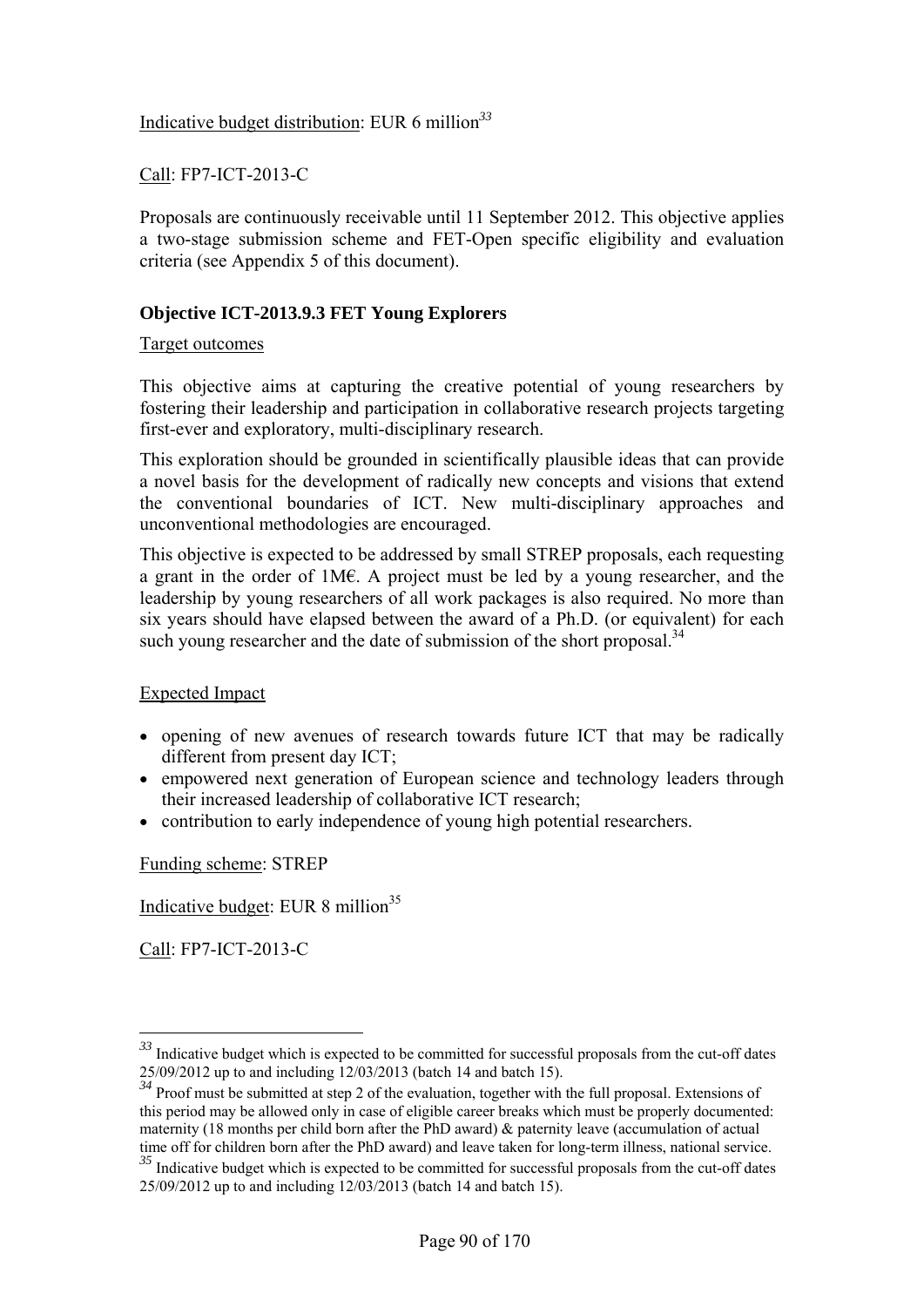Indicative budget distribution: EUR 6 million[33]

Call: FP7-ICT-2013-C

Proposals are continuously receivable until 11 September 2012. This objective applies a two-stage submission scheme and FET-Open specific eligibility and evaluation criteria (see Appendix 5 of this document).

**Objective ICT-2013.9.3 FET Young Explorers**

Target outcomes

This objective aims at capturing the creative potential of young researchers by fostering their leadership and participation in collaborative research projects targeting first-ever and exploratory, multi-disciplinary research.

This exploration should be grounded in scientifically plausible ideas that can provide a novel basis for the development of radically new concepts and visions that extend the conventional boundaries of ICT. New multi-disciplinary approaches and unconventional methodologies are encouraged.

This objective is expected to be addressed by small STREP proposals, each requesting a grant in the order of 1M€. A project must be led by a young researcher, and the leadership by young researchers of all work packages is also required. No more than six years should have elapsed between the award of a Ph.D. (or equivalent) for each such young researcher and the date of submission of the short proposal.[34]

Expected Impact

- opening of new avenues of research towards future ICT that may be radically different from present day ICT;
- empowered next generation of European science and technology leaders through their increased leadership of collaborative ICT research;
- contribution to early independence of young high potential researchers.

Funding scheme: STREP

Indicative budget: EUR 8 million[35]

Call: FP7-ICT-2013-C

---

[33] Indicative budget which is expected to be committed for successful proposals from the cut-off dates 25/09/2012 up to and including 12/03/2013 (batch 14 and batch 15).

[34] Proof must be submitted at step 2 of the evaluation, together with the full proposal. Extensions of this period may be allowed only in case of eligible career breaks which must be properly documented: maternity (18 months per child born after the PhD award) & paternity leave (accumulation of actual time off for children born after the PhD award) and leave taken for long-term illness, national service.

[35] Indicative budget which is expected to be committed for successful proposals from the cut-off dates 25/09/2012 up to and including 12/03/2013 (batch 14 and batch 15).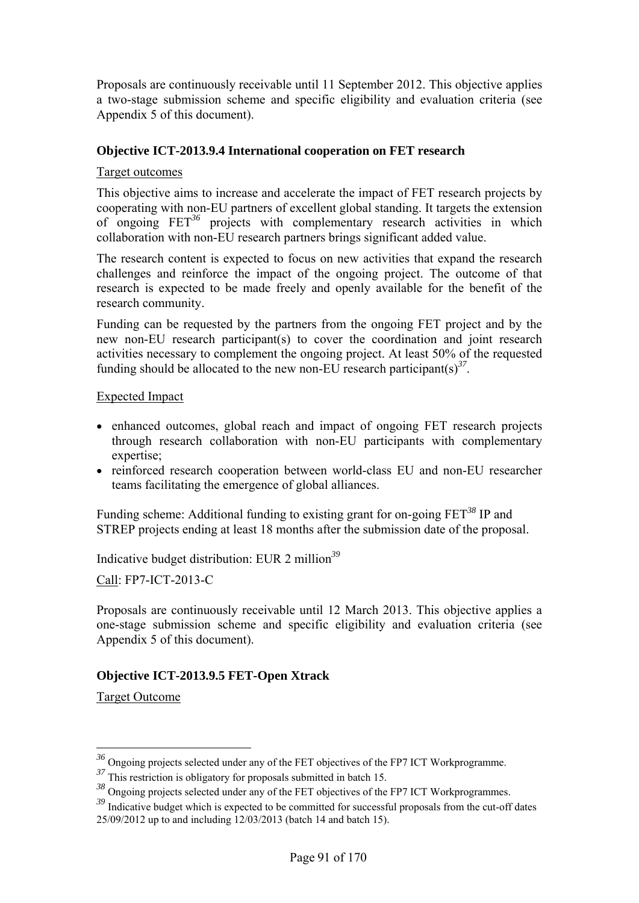Proposals are continuously receivable until 11 September 2012. This objective applies a two-stage submission scheme and specific eligibility and evaluation criteria (see Appendix 5 of this document).

### Objective ICT-2013.9.4 International cooperation on FET research

Target outcomes

This objective aims to increase and accelerate the impact of FET research projects by cooperating with non-EU partners of excellent global standing. It targets the extension of ongoing FET[36] projects with complementary research activities in which collaboration with non-EU research partners brings significant added value.

The research content is expected to focus on new activities that expand the research challenges and reinforce the impact of the ongoing project. The outcome of that research is expected to be made freely and openly available for the benefit of the research community.

Funding can be requested by the partners from the ongoing FET project and by the new non-EU research participant(s) to cover the coordination and joint research activities necessary to complement the ongoing project. At least 50% of the requested funding should be allocated to the new non-EU research participant(s)[37].

Expected Impact

- enhanced outcomes, global reach and impact of ongoing FET research projects through research collaboration with non-EU participants with complementary expertise;
- reinforced research cooperation between world-class EU and non-EU researcher teams facilitating the emergence of global alliances.

Funding scheme: Additional funding to existing grant for on-going FET[38] IP and STREP projects ending at least 18 months after the submission date of the proposal.

Indicative budget distribution: EUR 2 million[39]

Call: FP7-ICT-2013-C

Proposals are continuously receivable until 12 March 2013. This objective applies a one-stage submission scheme and specific eligibility and evaluation criteria (see Appendix 5 of this document).

### Objective ICT-2013.9.5 FET-Open Xtrack

Target Outcome

---

[36] Ongoing projects selected under any of the FET objectives of the FP7 ICT Workprogramme.

[37] This restriction is obligatory for proposals submitted in batch 15.

[38] Ongoing projects selected under any of the FET objectives of the FP7 ICT Workprogrammes.

[39] Indicative budget which is expected to be committed for successful proposals from the cut-off dates 25/09/2012 up to and including 12/03/2013 (batch 14 and batch 15).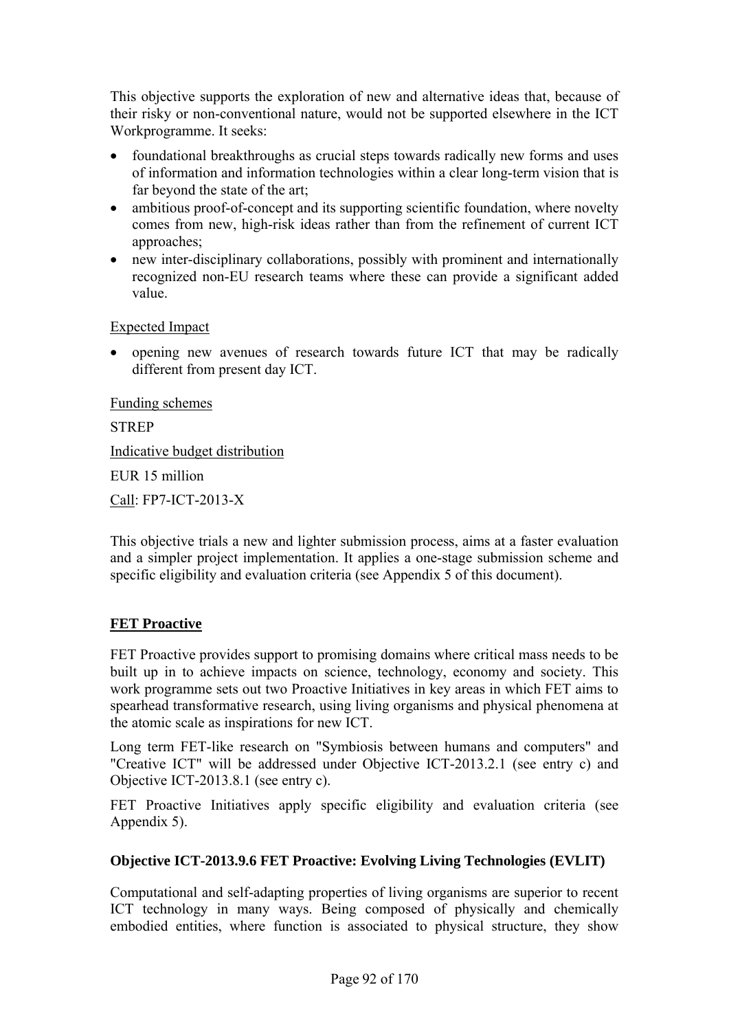This objective supports the exploration of new and alternative ideas that, because of their risky or non-conventional nature, would not be supported elsewhere in the ICT Workprogramme. It seeks:

- foundational breakthroughs as crucial steps towards radically new forms and uses of information and information technologies within a clear long-term vision that is far beyond the state of the art;
- ambitious proof-of-concept and its supporting scientific foundation, where novelty comes from new, high-risk ideas rather than from the refinement of current ICT approaches;
- new inter-disciplinary collaborations, possibly with prominent and internationally recognized non-EU research teams where these can provide a significant added value.

Expected Impact

- opening new avenues of research towards future ICT that may be radically different from present day ICT.

Funding schemes

STREP

Indicative budget distribution

EUR 15 million

Call: FP7-ICT-2013-X

This objective trials a new and lighter submission process, aims at a faster evaluation and a simpler project implementation. It applies a one-stage submission scheme and specific eligibility and evaluation criteria (see Appendix 5 of this document).

## FET Proactive

FET Proactive provides support to promising domains where critical mass needs to be built up in to achieve impacts on science, technology, economy and society. This work programme sets out two Proactive Initiatives in key areas in which FET aims to spearhead transformative research, using living organisms and physical phenomena at the atomic scale as inspirations for new ICT.

Long term FET-like research on "Symbiosis between humans and computers" and "Creative ICT" will be addressed under Objective ICT-2013.2.1 (see entry c) and Objective ICT-2013.8.1 (see entry c).

FET Proactive Initiatives apply specific eligibility and evaluation criteria (see Appendix 5).

### Objective ICT-2013.9.6 FET Proactive: Evolving Living Technologies (EVLIT)

Computational and self-adapting properties of living organisms are superior to recent ICT technology in many ways. Being composed of physically and chemically embodied entities, where function is associated to physical structure, they show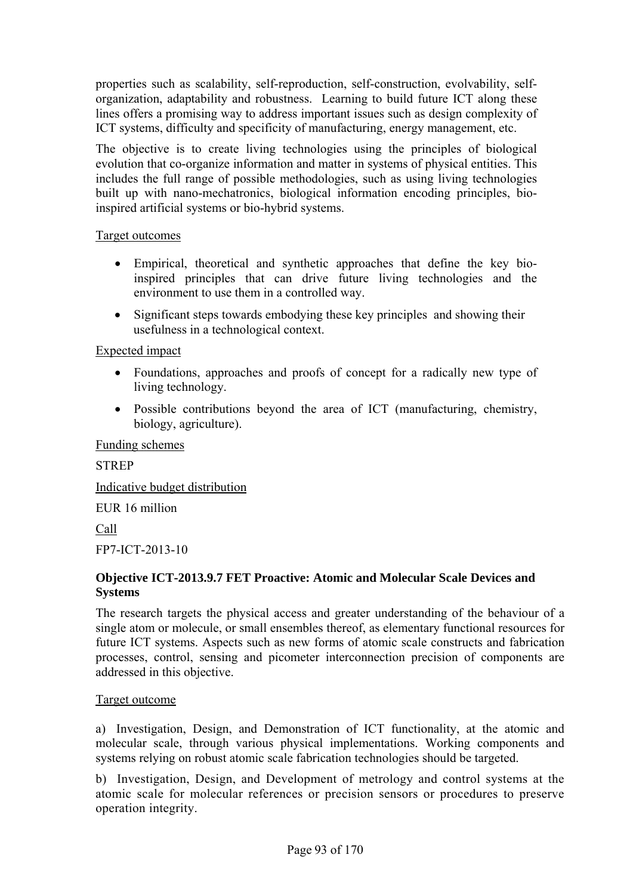properties such as scalability, self-reproduction, self-construction, evolvability, self-organization, adaptability and robustness. Learning to build future ICT along these lines offers a promising way to address important issues such as design complexity of ICT systems, difficulty and specificity of manufacturing, energy management, etc.

The objective is to create living technologies using the principles of biological evolution that co-organize information and matter in systems of physical entities. This includes the full range of possible methodologies, such as using living technologies built up with nano-mechatronics, biological information encoding principles, bio-inspired artificial systems or bio-hybrid systems.

<u>Target outcomes</u>

- Empirical, theoretical and synthetic approaches that define the key bio-inspired principles that can drive future living technologies and the environment to use them in a controlled way.
- Significant steps towards embodying these key principles and showing their usefulness in a technological context.

<u>Expected impact</u>

- Foundations, approaches and proofs of concept for a radically new type of living technology.
- Possible contributions beyond the area of ICT (manufacturing, chemistry, biology, agriculture).

<u>Funding schemes</u>

STREP

<u>Indicative budget distribution</u>

EUR 16 million

<u>Call</u>

FP7-ICT-2013-10

**Objective ICT-2013.9.7 FET Proactive: Atomic and Molecular Scale Devices and Systems**

The research targets the physical access and greater understanding of the behaviour of a single atom or molecule, or small ensembles thereof, as elementary functional resources for future ICT systems. Aspects such as new forms of atomic scale constructs and fabrication processes, control, sensing and picometer interconnection precision of components are addressed in this objective.

<u>Target outcome</u>

a) Investigation, Design, and Demonstration of ICT functionality, at the atomic and molecular scale, through various physical implementations. Working components and systems relying on robust atomic scale fabrication technologies should be targeted.

b) Investigation, Design, and Development of metrology and control systems at the atomic scale for molecular references or precision sensors or procedures to preserve operation integrity.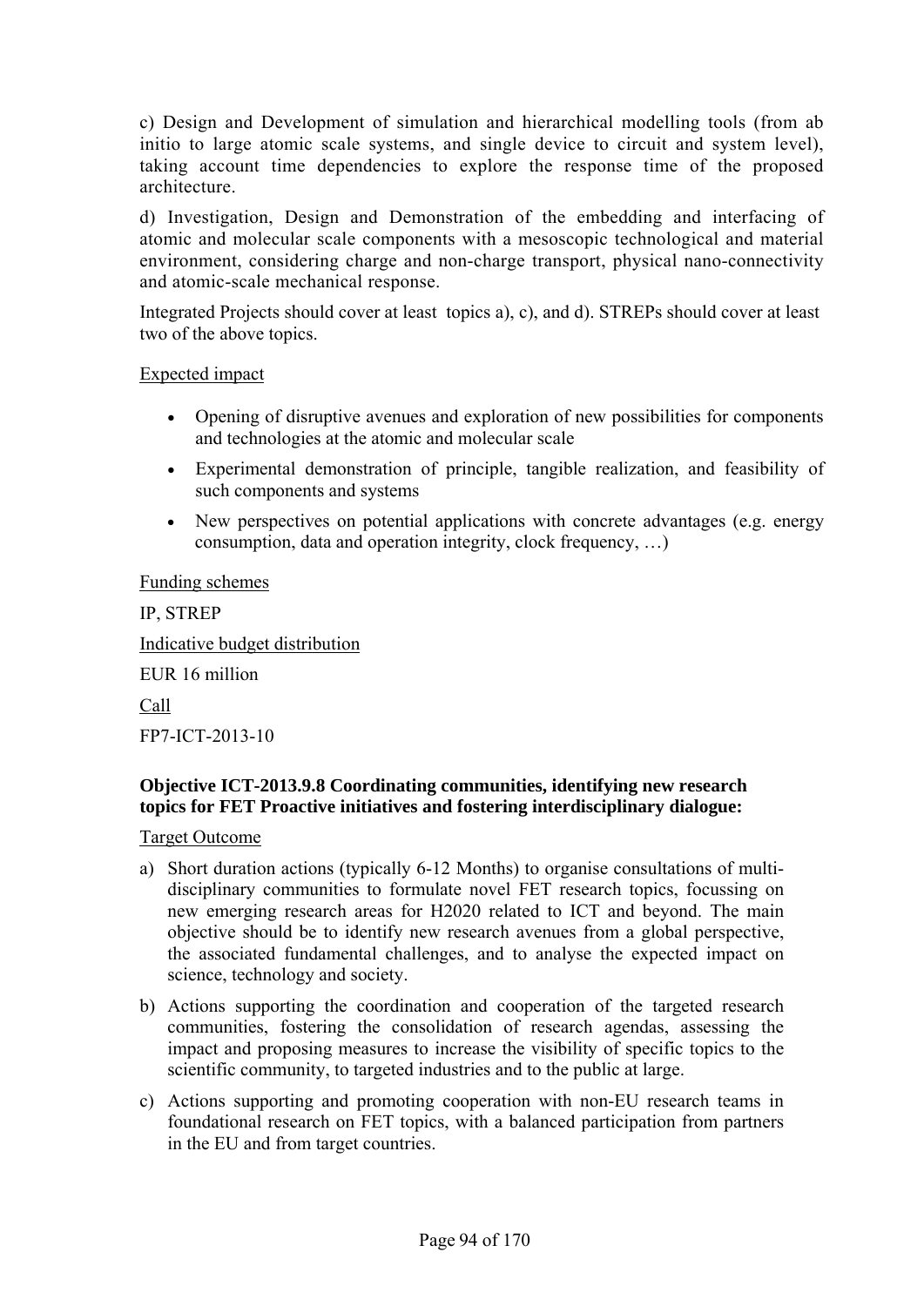c) Design and Development of simulation and hierarchical modelling tools (from ab initio to large atomic scale systems, and single device to circuit and system level), taking account time dependencies to explore the response time of the proposed architecture.

d) Investigation, Design and Demonstration of the embedding and interfacing of atomic and molecular scale components with a mesoscopic technological and material environment, considering charge and non-charge transport, physical nano-connectivity and atomic-scale mechanical response.

Integrated Projects should cover at least topics a), c), and d). STREPs should cover at least two of the above topics.

Expected impact

- Opening of disruptive avenues and exploration of new possibilities for components and technologies at the atomic and molecular scale
- Experimental demonstration of principle, tangible realization, and feasibility of such components and systems
- New perspectives on potential applications with concrete advantages (e.g. energy consumption, data and operation integrity, clock frequency, …)

Funding schemes

IP, STREP

Indicative budget distribution

EUR 16 million

Call

FP7-ICT-2013-10

**Objective ICT-2013.9.8 Coordinating communities, identifying new research topics for FET Proactive initiatives and fostering interdisciplinary dialogue:**

Target Outcome

a) Short duration actions (typically 6-12 Months) to organise consultations of multi-disciplinary communities to formulate novel FET research topics, focussing on new emerging research areas for H2020 related to ICT and beyond. The main objective should be to identify new research avenues from a global perspective, the associated fundamental challenges, and to analyse the expected impact on science, technology and society.

b) Actions supporting the coordination and cooperation of the targeted research communities, fostering the consolidation of research agendas, assessing the impact and proposing measures to increase the visibility of specific topics to the scientific community, to targeted industries and to the public at large.

c) Actions supporting and promoting cooperation with non-EU research teams in foundational research on FET topics, with a balanced participation from partners in the EU and from target countries.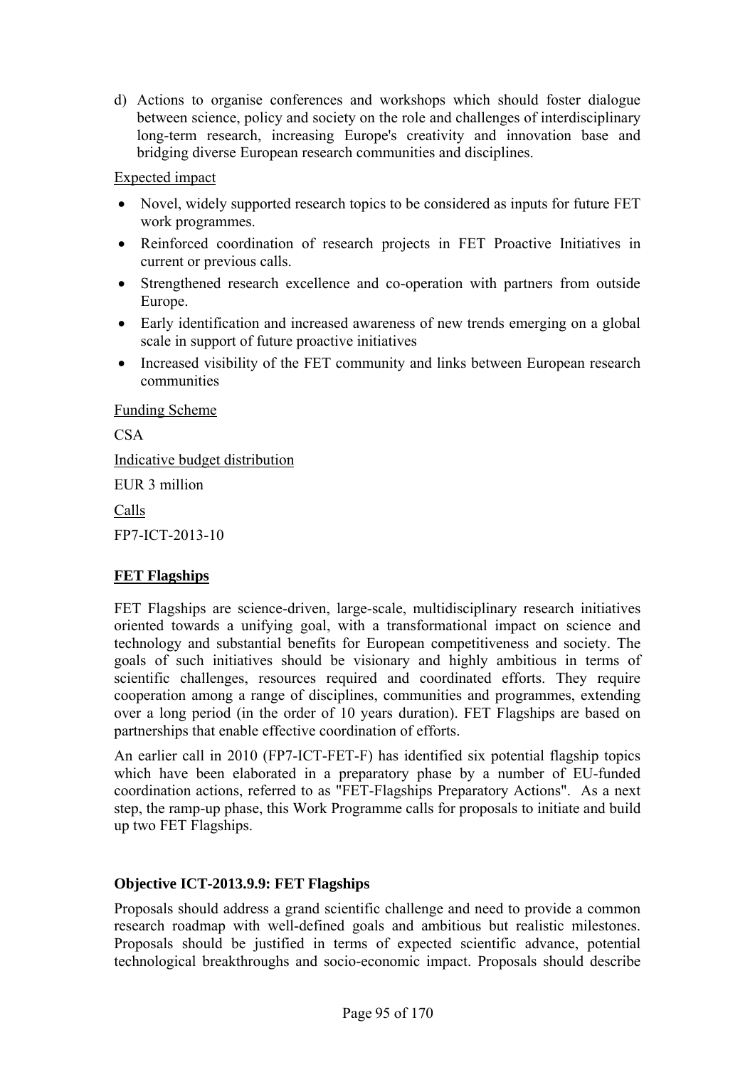d) Actions to organise conferences and workshops which should foster dialogue between science, policy and society on the role and challenges of interdisciplinary long-term research, increasing Europe's creativity and innovation base and bridging diverse European research communities and disciplines.

Expected impact

- Novel, widely supported research topics to be considered as inputs for future FET work programmes.
- Reinforced coordination of research projects in FET Proactive Initiatives in current or previous calls.
- Strengthened research excellence and co-operation with partners from outside Europe.
- Early identification and increased awareness of new trends emerging on a global scale in support of future proactive initiatives
- Increased visibility of the FET community and links between European research communities

Funding Scheme

CSA

Indicative budget distribution

EUR 3 million

Calls

FP7-ICT-2013-10

**FET Flagships**

FET Flagships are science-driven, large-scale, multidisciplinary research initiatives oriented towards a unifying goal, with a transformational impact on science and technology and substantial benefits for European competitiveness and society. The goals of such initiatives should be visionary and highly ambitious in terms of scientific challenges, resources required and coordinated efforts. They require cooperation among a range of disciplines, communities and programmes, extending over a long period (in the order of 10 years duration). FET Flagships are based on partnerships that enable effective coordination of efforts.

An earlier call in 2010 (FP7-ICT-FET-F) has identified six potential flagship topics which have been elaborated in a preparatory phase by a number of EU-funded coordination actions, referred to as "FET-Flagships Preparatory Actions". As a next step, the ramp-up phase, this Work Programme calls for proposals to initiate and build up two FET Flagships.

**Objective ICT-2013.9.9: FET Flagships**

Proposals should address a grand scientific challenge and need to provide a common research roadmap with well-defined goals and ambitious but realistic milestones. Proposals should be justified in terms of expected scientific advance, potential technological breakthroughs and socio-economic impact. Proposals should describe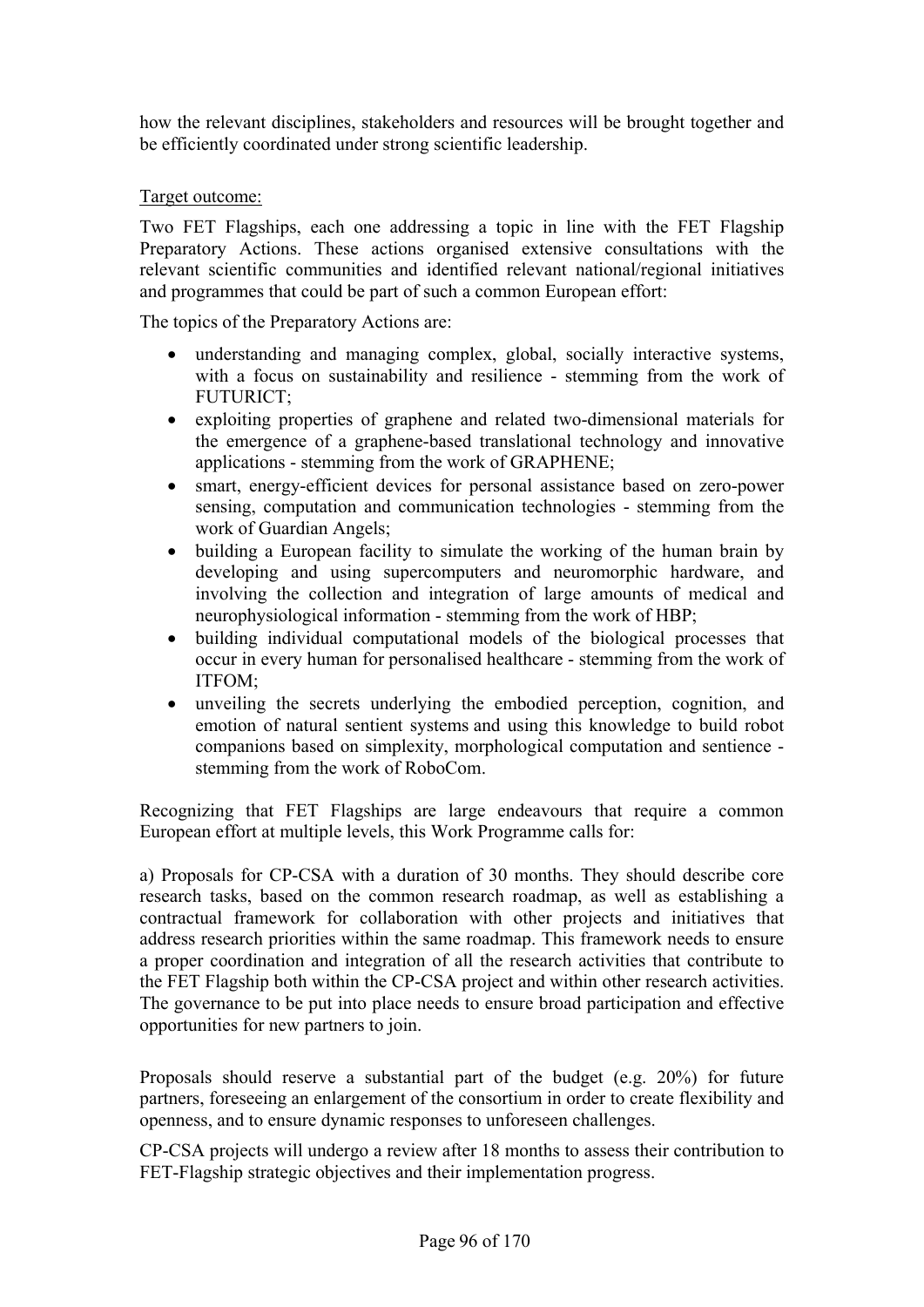how the relevant disciplines, stakeholders and resources will be brought together and be efficiently coordinated under strong scientific leadership.

Target outcome:

Two FET Flagships, each one addressing a topic in line with the FET Flagship Preparatory Actions. These actions organised extensive consultations with the relevant scientific communities and identified relevant national/regional initiatives and programmes that could be part of such a common European effort:

The topics of the Preparatory Actions are:

- understanding and managing complex, global, socially interactive systems, with a focus on sustainability and resilience - stemming from the work of FUTURICT;
- exploiting properties of graphene and related two-dimensional materials for the emergence of a graphene-based translational technology and innovative applications - stemming from the work of GRAPHENE;
- smart, energy-efficient devices for personal assistance based on zero-power sensing, computation and communication technologies - stemming from the work of Guardian Angels;
- building a European facility to simulate the working of the human brain by developing and using supercomputers and neuromorphic hardware, and involving the collection and integration of large amounts of medical and neurophysiological information - stemming from the work of HBP;
- building individual computational models of the biological processes that occur in every human for personalised healthcare - stemming from the work of ITFOM;
- unveiling the secrets underlying the embodied perception, cognition, and emotion of natural sentient systems and using this knowledge to build robot companions based on simplexity, morphological computation and sentience - stemming from the work of RoboCom.

Recognizing that FET Flagships are large endeavours that require a common European effort at multiple levels, this Work Programme calls for:

a) Proposals for CP-CSA with a duration of 30 months. They should describe core research tasks, based on the common research roadmap, as well as establishing a contractual framework for collaboration with other projects and initiatives that address research priorities within the same roadmap. This framework needs to ensure a proper coordination and integration of all the research activities that contribute to the FET Flagship both within the CP-CSA project and within other research activities. The governance to be put into place needs to ensure broad participation and effective opportunities for new partners to join.

Proposals should reserve a substantial part of the budget (e.g. 20%) for future partners, foreseeing an enlargement of the consortium in order to create flexibility and openness, and to ensure dynamic responses to unforeseen challenges.

CP-CSA projects will undergo a review after 18 months to assess their contribution to FET-Flagship strategic objectives and their implementation progress.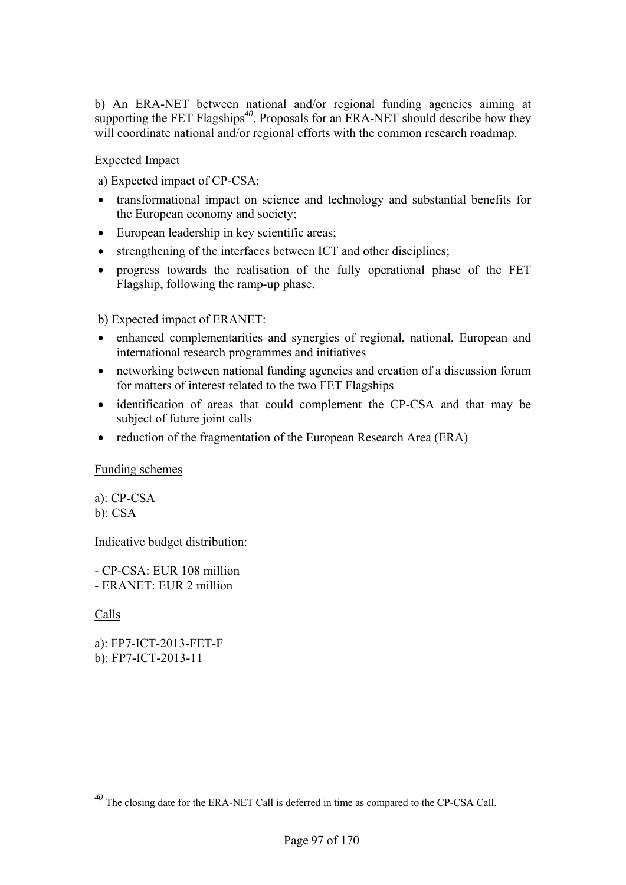b) An ERA-NET between national and/or regional funding agencies aiming at supporting the FET Flagships[40]. Proposals for an ERA-NET should describe how they will coordinate national and/or regional efforts with the common research roadmap.

Expected Impact

a) Expected impact of CP-CSA:

- transformational impact on science and technology and substantial benefits for the European economy and society;
- European leadership in key scientific areas;
- strengthening of the interfaces between ICT and other disciplines;
- progress towards the realisation of the fully operational phase of the FET Flagship, following the ramp-up phase.

b) Expected impact of ERANET:

- enhanced complementarities and synergies of regional, national, European and international research programmes and initiatives
- networking between national funding agencies and creation of a discussion forum for matters of interest related to the two FET Flagships
- identification of areas that could complement the CP-CSA and that may be subject of future joint calls
- reduction of the fragmentation of the European Research Area (ERA)

Funding schemes

a): CP-CSA
b): CSA

Indicative budget distribution:

- CP-CSA: EUR 108 million
- ERANET: EUR 2 million

Calls

a): FP7-ICT-2013-FET-F
b): FP7-ICT-2013-11

[40] The closing date for the ERA-NET Call is deferred in time as compared to the CP-CSA Call.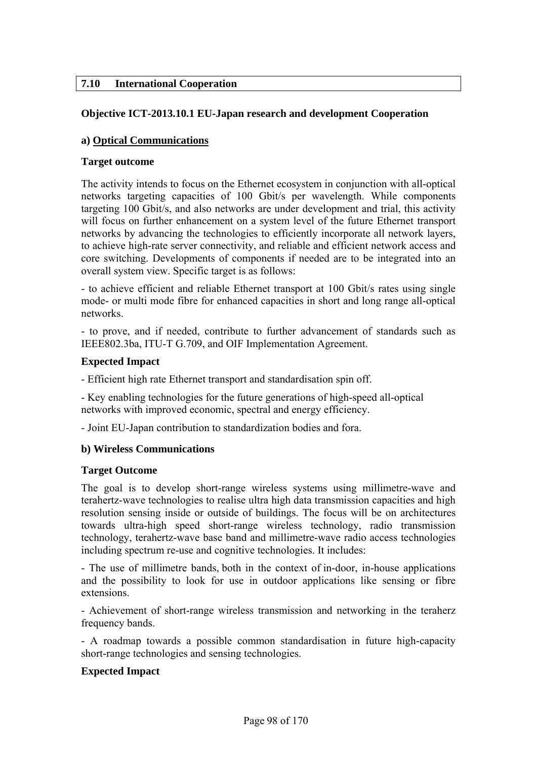## 7.10 International Cooperation

### Objective ICT-2013.10.1 EU-Japan research and development Cooperation

**a) Optical Communications**

**Target outcome**

The activity intends to focus on the Ethernet ecosystem in conjunction with all-optical networks targeting capacities of 100 Gbit/s per wavelength. While components targeting 100 Gbit/s, and also networks are under development and trial, this activity will focus on further enhancement on a system level of the future Ethernet transport networks by advancing the technologies to efficiently incorporate all network layers, to achieve high-rate server connectivity, and reliable and efficient network access and core switching. Developments of components if needed are to be integrated into an overall system view. Specific target is as follows:

- to achieve efficient and reliable Ethernet transport at 100 Gbit/s rates using single mode- or multi mode fibre for enhanced capacities in short and long range all-optical networks.

- to prove, and if needed, contribute to further advancement of standards such as IEEE802.3ba, ITU-T G.709, and OIF Implementation Agreement.

**Expected Impact**

- Efficient high rate Ethernet transport and standardisation spin off.

- Key enabling technologies for the future generations of high-speed all-optical networks with improved economic, spectral and energy efficiency.

- Joint EU-Japan contribution to standardization bodies and fora.

**b) Wireless Communications**

**Target Outcome**

The goal is to develop short-range wireless systems using millimetre-wave and terahertz-wave technologies to realise ultra high data transmission capacities and high resolution sensing inside or outside of buildings. The focus will be on architectures towards ultra-high speed short-range wireless technology, radio transmission technology, terahertz-wave base band and millimetre-wave radio access technologies including spectrum re-use and cognitive technologies. It includes:

- The use of millimetre bands, both in the context of in-door, in-house applications and the possibility to look for use in outdoor applications like sensing or fibre extensions.

- Achievement of short-range wireless transmission and networking in the teraherz frequency bands.

- A roadmap towards a possible common standardisation in future high-capacity short-range technologies and sensing technologies.

**Expected Impact**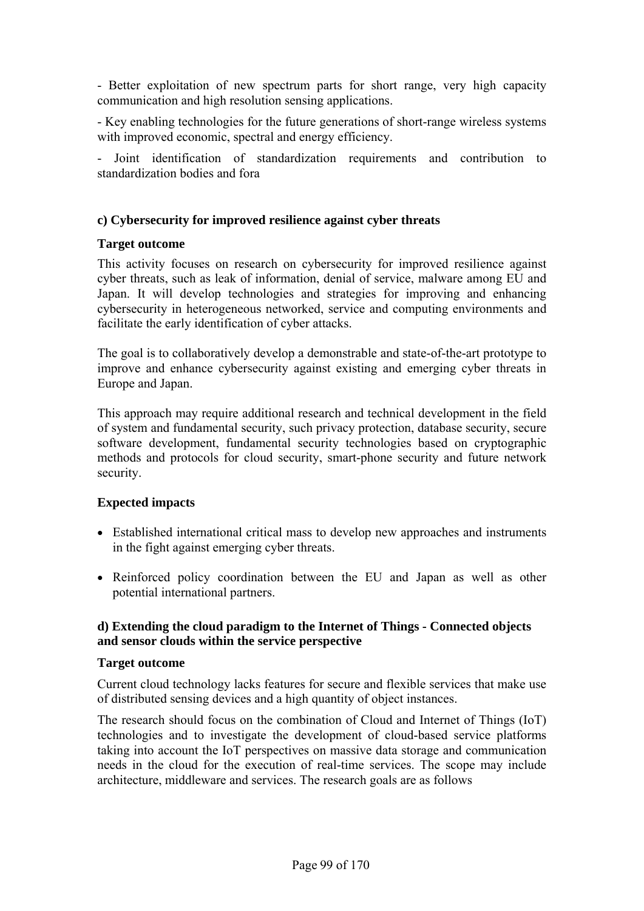- Better exploitation of new spectrum parts for short range, very high capacity communication and high resolution sensing applications.

- Key enabling technologies for the future generations of short-range wireless systems with improved economic, spectral and energy efficiency.

- Joint identification of standardization requirements and contribution to standardization bodies and fora

**c) Cybersecurity for improved resilience against cyber threats**

**Target outcome**

This activity focuses on research on cybersecurity for improved resilience against cyber threats, such as leak of information, denial of service, malware among EU and Japan. It will develop technologies and strategies for improving and enhancing cybersecurity in heterogeneous networked, service and computing environments and facilitate the early identification of cyber attacks.

The goal is to collaboratively develop a demonstrable and state-of-the-art prototype to improve and enhance cybersecurity against existing and emerging cyber threats in Europe and Japan.

This approach may require additional research and technical development in the field of system and fundamental security, such privacy protection, database security, secure software development, fundamental security technologies based on cryptographic methods and protocols for cloud security, smart-phone security and future network security.

**Expected impacts**

- Established international critical mass to develop new approaches and instruments in the fight against emerging cyber threats.

- Reinforced policy coordination between the EU and Japan as well as other potential international partners.

**d) Extending the cloud paradigm to the Internet of Things - Connected objects and sensor clouds within the service perspective**

**Target outcome**

Current cloud technology lacks features for secure and flexible services that make use of distributed sensing devices and a high quantity of object instances.

The research should focus on the combination of Cloud and Internet of Things (IoT) technologies and to investigate the development of cloud-based service platforms taking into account the IoT perspectives on massive data storage and communication needs in the cloud for the execution of real-time services. The scope may include architecture, middleware and services. The research goals are as follows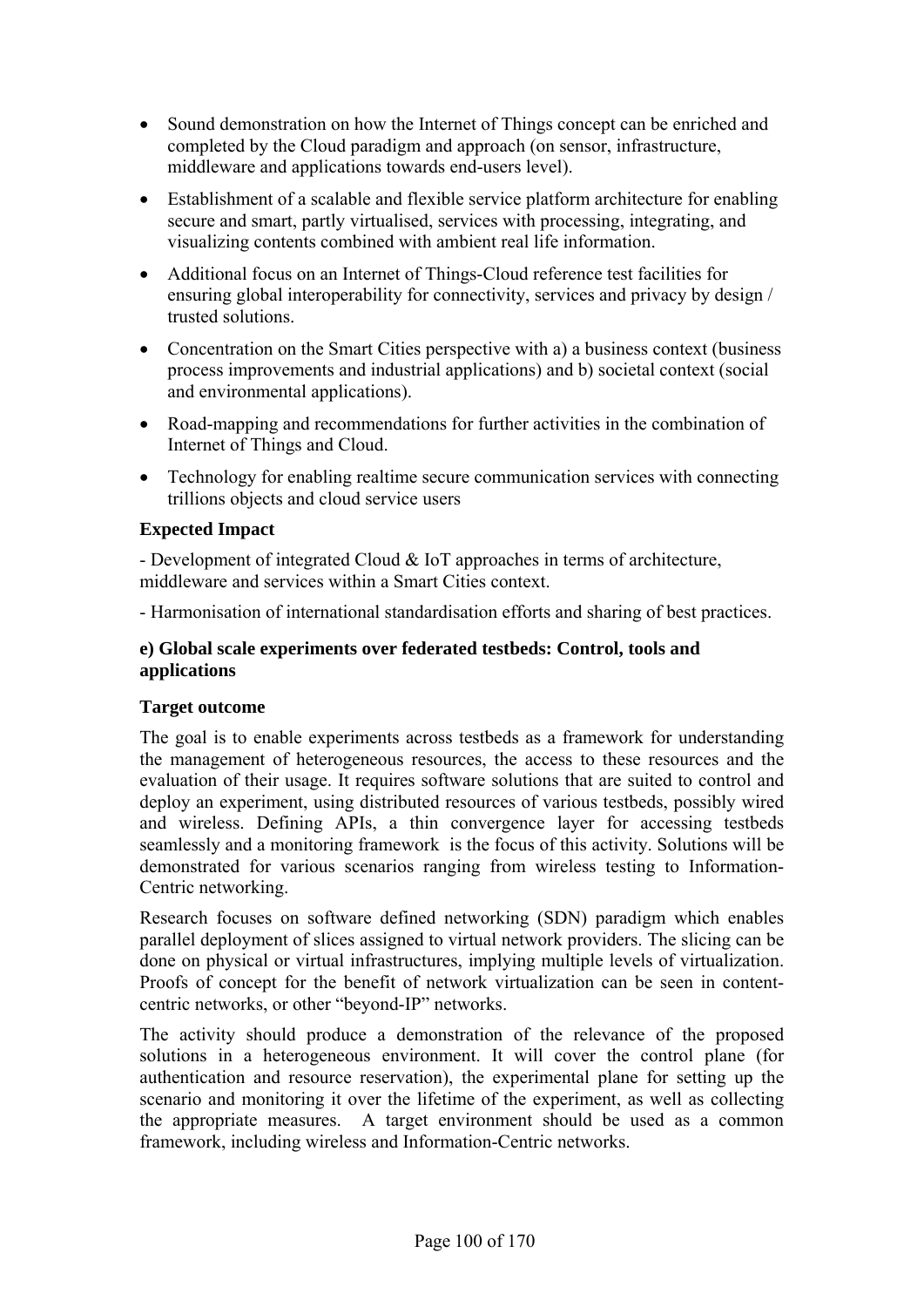- Sound demonstration on how the Internet of Things concept can be enriched and completed by the Cloud paradigm and approach (on sensor, infrastructure, middleware and applications towards end-users level).
- Establishment of a scalable and flexible service platform architecture for enabling secure and smart, partly virtualised, services with processing, integrating, and visualizing contents combined with ambient real life information.
- Additional focus on an Internet of Things-Cloud reference test facilities for ensuring global interoperability for connectivity, services and privacy by design / trusted solutions.
- Concentration on the Smart Cities perspective with a) a business context (business process improvements and industrial applications) and b) societal context (social and environmental applications).
- Road-mapping and recommendations for further activities in the combination of Internet of Things and Cloud.
- Technology for enabling realtime secure communication services with connecting trillions objects and cloud service users

**Expected Impact**

- Development of integrated Cloud & IoT approaches in terms of architecture, middleware and services within a Smart Cities context.

- Harmonisation of international standardisation efforts and sharing of best practices.

**e) Global scale experiments over federated testbeds: Control, tools and applications**

**Target outcome**

The goal is to enable experiments across testbeds as a framework for understanding the management of heterogeneous resources, the access to these resources and the evaluation of their usage. It requires software solutions that are suited to control and deploy an experiment, using distributed resources of various testbeds, possibly wired and wireless. Defining APIs, a thin convergence layer for accessing testbeds seamlessly and a monitoring framework is the focus of this activity. Solutions will be demonstrated for various scenarios ranging from wireless testing to Information-Centric networking.

Research focuses on software defined networking (SDN) paradigm which enables parallel deployment of slices assigned to virtual network providers. The slicing can be done on physical or virtual infrastructures, implying multiple levels of virtualization. Proofs of concept for the benefit of network virtualization can be seen in content-centric networks, or other "beyond-IP" networks.

The activity should produce a demonstration of the relevance of the proposed solutions in a heterogeneous environment. It will cover the control plane (for authentication and resource reservation), the experimental plane for setting up the scenario and monitoring it over the lifetime of the experiment, as well as collecting the appropriate measures. A target environment should be used as a common framework, including wireless and Information-Centric networks.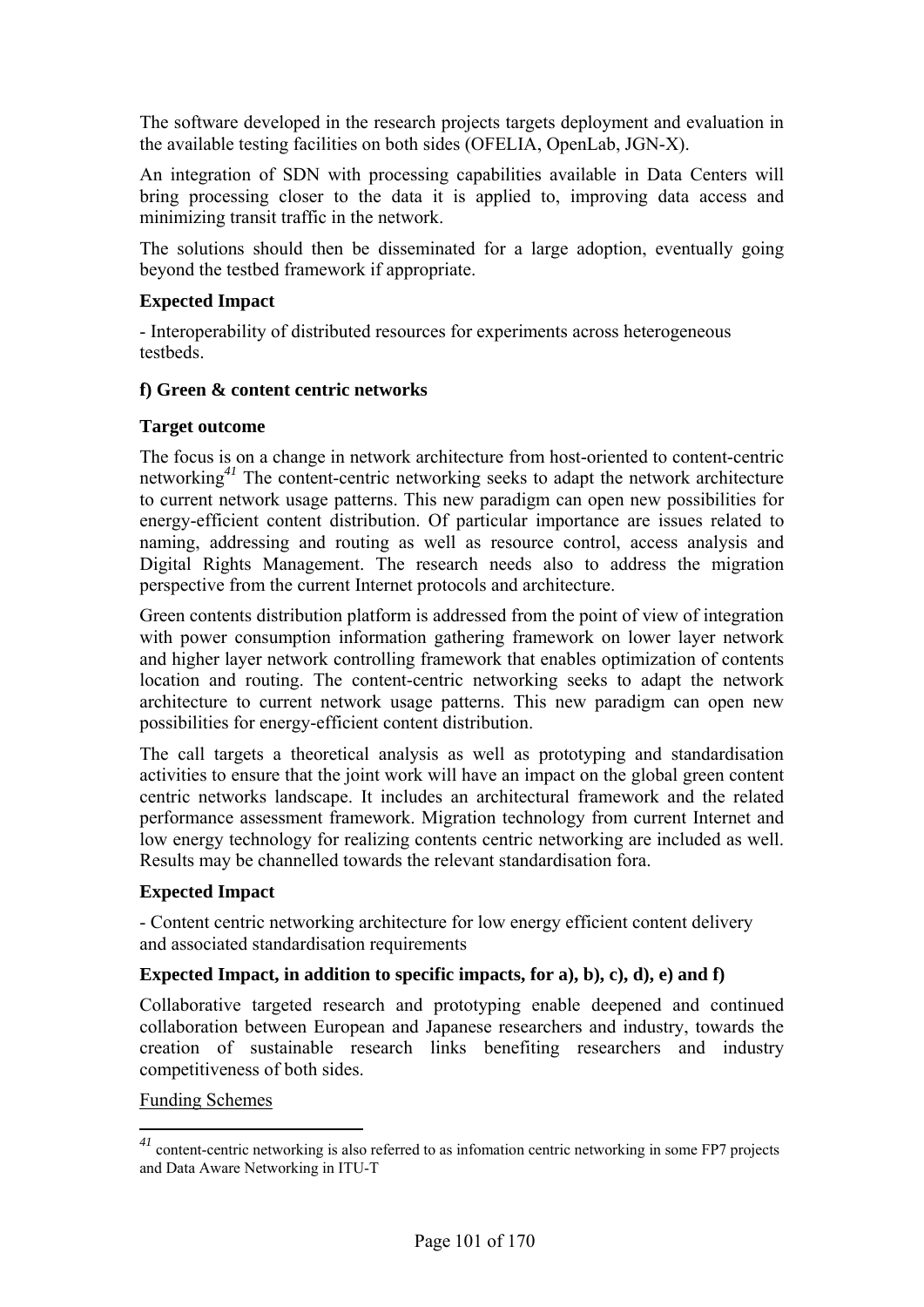The software developed in the research projects targets deployment and evaluation in the available testing facilities on both sides (OFELIA, OpenLab, JGN-X).

An integration of SDN with processing capabilities available in Data Centers will bring processing closer to the data it is applied to, improving data access and minimizing transit traffic in the network.

The solutions should then be disseminated for a large adoption, eventually going beyond the testbed framework if appropriate.

**Expected Impact**

- Interoperability of distributed resources for experiments across heterogeneous testbeds.

**f) Green & content centric networks**

**Target outcome**

The focus is on a change in network architecture from host-oriented to content-centric networking[41] The content-centric networking seeks to adapt the network architecture to current network usage patterns. This new paradigm can open new possibilities for energy-efficient content distribution. Of particular importance are issues related to naming, addressing and routing as well as resource control, access analysis and Digital Rights Management. The research needs also to address the migration perspective from the current Internet protocols and architecture.

Green contents distribution platform is addressed from the point of view of integration with power consumption information gathering framework on lower layer network and higher layer network controlling framework that enables optimization of contents location and routing. The content-centric networking seeks to adapt the network architecture to current network usage patterns. This new paradigm can open new possibilities for energy-efficient content distribution.

The call targets a theoretical analysis as well as prototyping and standardisation activities to ensure that the joint work will have an impact on the global green content centric networks landscape. It includes an architectural framework and the related performance assessment framework. Migration technology from current Internet and low energy technology for realizing contents centric networking are included as well. Results may be channelled towards the relevant standardisation fora.

**Expected Impact**

- Content centric networking architecture for low energy efficient content delivery and associated standardisation requirements

**Expected Impact, in addition to specific impacts, for a), b), c), d), e) and f)**

Collaborative targeted research and prototyping enable deepened and continued collaboration between European and Japanese researchers and industry, towards the creation of sustainable research links benefiting researchers and industry competitiveness of both sides.

Funding Schemes

---

[41] content-centric networking is also referred to as infomation centric networking in some FP7 projects and Data Aware Networking in ITU-T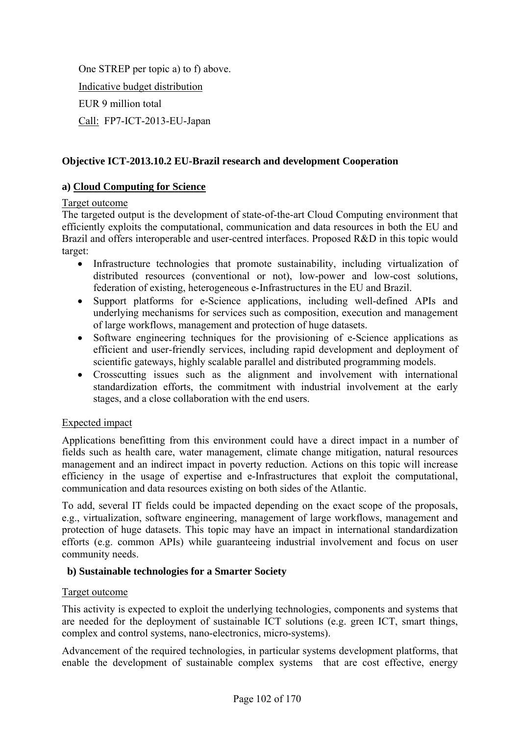One STREP per topic a) to f) above.

Indicative budget distribution

EUR 9 million total

Call: FP7-ICT-2013-EU-Japan

**Objective ICT-2013.10.2 EU-Brazil research and development Cooperation**

**a) Cloud Computing for Science**

Target outcome

The targeted output is the development of state-of-the-art Cloud Computing environment that efficiently exploits the computational, communication and data resources in both the EU and Brazil and offers interoperable and user-centred interfaces. Proposed R&D in this topic would target:

- Infrastructure technologies that promote sustainability, including virtualization of distributed resources (conventional or not), low-power and low-cost solutions, federation of existing, heterogeneous e-Infrastructures in the EU and Brazil.
- Support platforms for e-Science applications, including well-defined APIs and underlying mechanisms for services such as composition, execution and management of large workflows, management and protection of huge datasets.
- Software engineering techniques for the provisioning of e-Science applications as efficient and user-friendly services, including rapid development and deployment of scientific gateways, highly scalable parallel and distributed programming models.
- Crosscutting issues such as the alignment and involvement with international standardization efforts, the commitment with industrial involvement at the early stages, and a close collaboration with the end users.

Expected impact

Applications benefitting from this environment could have a direct impact in a number of fields such as health care, water management, climate change mitigation, natural resources management and an indirect impact in poverty reduction. Actions on this topic will increase efficiency in the usage of expertise and e-Infrastructures that exploit the computational, communication and data resources existing on both sides of the Atlantic.

To add, several IT fields could be impacted depending on the exact scope of the proposals, e.g., virtualization, software engineering, management of large workflows, management and protection of huge datasets. This topic may have an impact in international standardization efforts (e.g. common APIs) while guaranteeing industrial involvement and focus on user community needs.

**b) Sustainable technologies for a Smarter Society**

Target outcome

This activity is expected to exploit the underlying technologies, components and systems that are needed for the deployment of sustainable ICT solutions (e.g. green ICT, smart things, complex and control systems, nano-electronics, micro-systems).

Advancement of the required technologies, in particular systems development platforms, that enable the development of sustainable complex systems that are cost effective, energy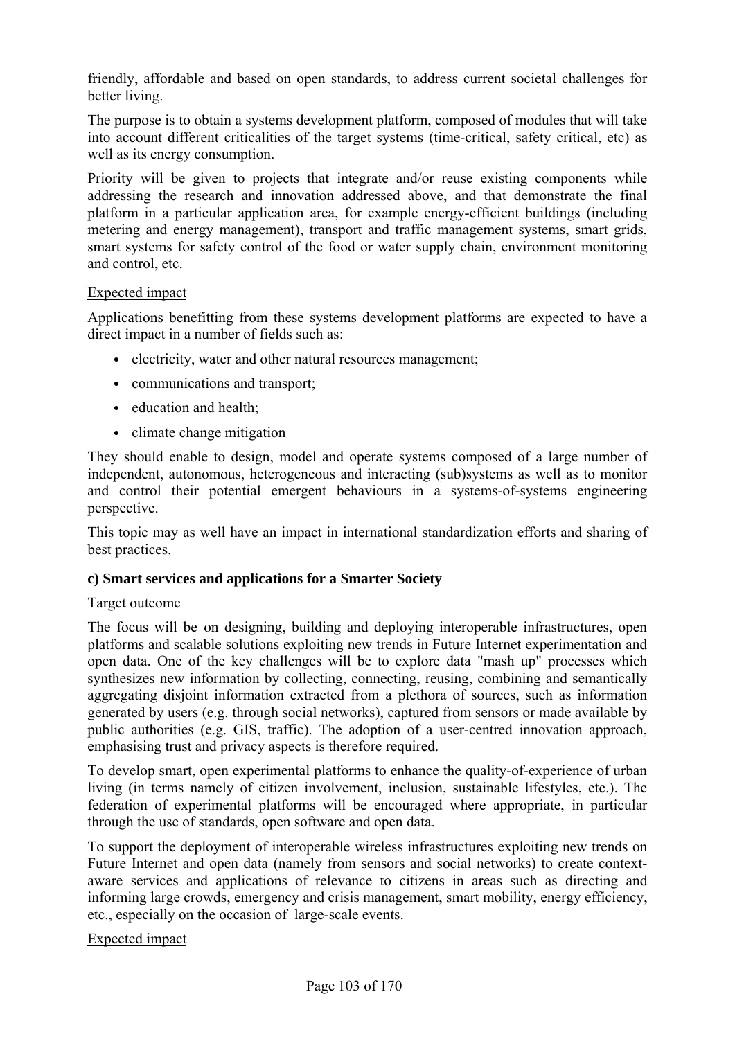friendly, affordable and based on open standards, to address current societal challenges for better living.

The purpose is to obtain a systems development platform, composed of modules that will take into account different criticalities of the target systems (time-critical, safety critical, etc) as well as its energy consumption.

Priority will be given to projects that integrate and/or reuse existing components while addressing the research and innovation addressed above, and that demonstrate the final platform in a particular application area, for example energy-efficient buildings (including metering and energy management), transport and traffic management systems, smart grids, smart systems for safety control of the food or water supply chain, environment monitoring and control, etc.

Expected impact

Applications benefitting from these systems development platforms are expected to have a direct impact in a number of fields such as:

- electricity, water and other natural resources management;
- communications and transport;
- education and health;
- climate change mitigation

They should enable to design, model and operate systems composed of a large number of independent, autonomous, heterogeneous and interacting (sub)systems as well as to monitor and control their potential emergent behaviours in a systems-of-systems engineering perspective.

This topic may as well have an impact in international standardization efforts and sharing of best practices.

**c) Smart services and applications for a Smarter Society**

Target outcome

The focus will be on designing, building and deploying interoperable infrastructures, open platforms and scalable solutions exploiting new trends in Future Internet experimentation and open data. One of the key challenges will be to explore data "mash up" processes which synthesizes new information by collecting, connecting, reusing, combining and semantically aggregating disjoint information extracted from a plethora of sources, such as information generated by users (e.g. through social networks), captured from sensors or made available by public authorities (e.g. GIS, traffic). The adoption of a user-centred innovation approach, emphasising trust and privacy aspects is therefore required.

To develop smart, open experimental platforms to enhance the quality-of-experience of urban living (in terms namely of citizen involvement, inclusion, sustainable lifestyles, etc.). The federation of experimental platforms will be encouraged where appropriate, in particular through the use of standards, open software and open data.

To support the deployment of interoperable wireless infrastructures exploiting new trends on Future Internet and open data (namely from sensors and social networks) to create context-aware services and applications of relevance to citizens in areas such as directing and informing large crowds, emergency and crisis management, smart mobility, energy efficiency, etc., especially on the occasion of large-scale events.

Expected impact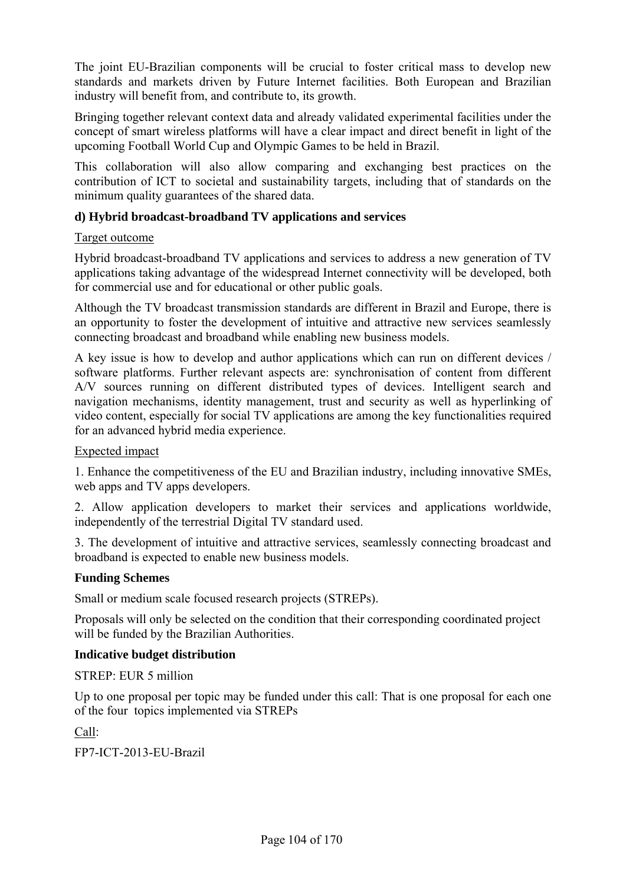The joint EU-Brazilian components will be crucial to foster critical mass to develop new standards and markets driven by Future Internet facilities. Both European and Brazilian industry will benefit from, and contribute to, its growth.

Bringing together relevant context data and already validated experimental facilities under the concept of smart wireless platforms will have a clear impact and direct benefit in light of the upcoming Football World Cup and Olympic Games to be held in Brazil.

This collaboration will also allow comparing and exchanging best practices on the contribution of ICT to societal and sustainability targets, including that of standards on the minimum quality guarantees of the shared data.

**d) Hybrid broadcast-broadband TV applications and services**

Target outcome

Hybrid broadcast-broadband TV applications and services to address a new generation of TV applications taking advantage of the widespread Internet connectivity will be developed, both for commercial use and for educational or other public goals.

Although the TV broadcast transmission standards are different in Brazil and Europe, there is an opportunity to foster the development of intuitive and attractive new services seamlessly connecting broadcast and broadband while enabling new business models.

A key issue is how to develop and author applications which can run on different devices / software platforms. Further relevant aspects are: synchronisation of content from different A/V sources running on different distributed types of devices. Intelligent search and navigation mechanisms, identity management, trust and security as well as hyperlinking of video content, especially for social TV applications are among the key functionalities required for an advanced hybrid media experience.

Expected impact

1. Enhance the competitiveness of the EU and Brazilian industry, including innovative SMEs, web apps and TV apps developers.

2. Allow application developers to market their services and applications worldwide, independently of the terrestrial Digital TV standard used.

3. The development of intuitive and attractive services, seamlessly connecting broadcast and broadband is expected to enable new business models.

**Funding Schemes**

Small or medium scale focused research projects (STREPs).

Proposals will only be selected on the condition that their corresponding coordinated project will be funded by the Brazilian Authorities.

**Indicative budget distribution**

STREP: EUR 5 million

Up to one proposal per topic may be funded under this call: That is one proposal for each one of the four topics implemented via STREPs

Call:

FP7-ICT-2013-EU-Brazil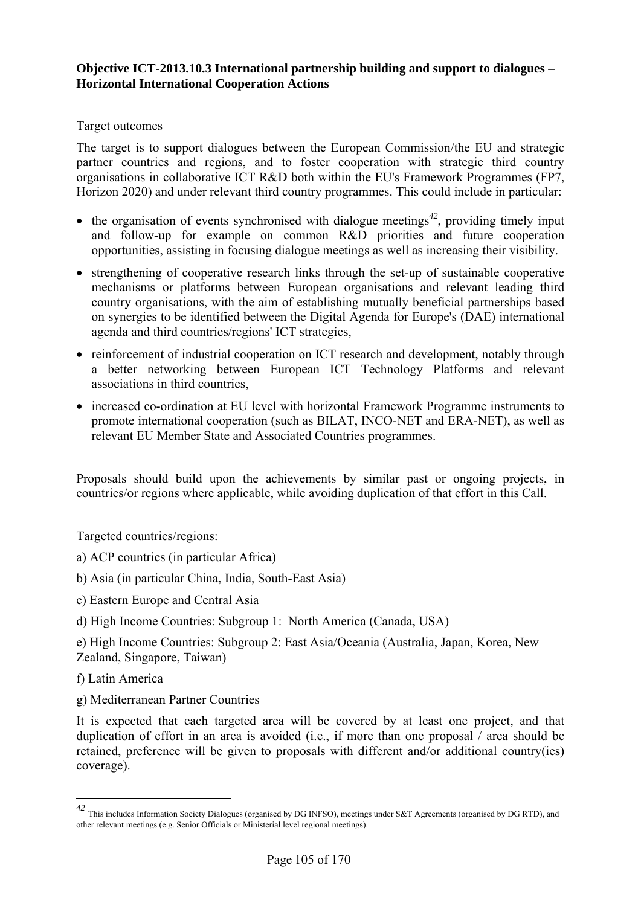**Objective ICT-2013.10.3 International partnership building and support to dialogues – Horizontal International Cooperation Actions**

Target outcomes

The target is to support dialogues between the European Commission/the EU and strategic partner countries and regions, and to foster cooperation with strategic third country organisations in collaborative ICT R&D both within the EU's Framework Programmes (FP7, Horizon 2020) and under relevant third country programmes. This could include in particular:

- the organisation of events synchronised with dialogue meetings[42], providing timely input and follow-up for example on common R&D priorities and future cooperation opportunities, assisting in focusing dialogue meetings as well as increasing their visibility.
- strengthening of cooperative research links through the set-up of sustainable cooperative mechanisms or platforms between European organisations and relevant leading third country organisations, with the aim of establishing mutually beneficial partnerships based on synergies to be identified between the Digital Agenda for Europe's (DAE) international agenda and third countries/regions' ICT strategies,
- reinforcement of industrial cooperation on ICT research and development, notably through a better networking between European ICT Technology Platforms and relevant associations in third countries,
- increased co-ordination at EU level with horizontal Framework Programme instruments to promote international cooperation (such as BILAT, INCO-NET and ERA-NET), as well as relevant EU Member State and Associated Countries programmes.

Proposals should build upon the achievements by similar past or ongoing projects, in countries/or regions where applicable, while avoiding duplication of that effort in this Call.

Targeted countries/regions:

a) ACP countries (in particular Africa)

b) Asia (in particular China, India, South-East Asia)

c) Eastern Europe and Central Asia

d) High Income Countries: Subgroup 1: North America (Canada, USA)

e) High Income Countries: Subgroup 2: East Asia/Oceania (Australia, Japan, Korea, New Zealand, Singapore, Taiwan)

f) Latin America

g) Mediterranean Partner Countries

It is expected that each targeted area will be covered by at least one project, and that duplication of effort in an area is avoided (i.e., if more than one proposal / area should be retained, preference will be given to proposals with different and/or additional country(ies) coverage).

---

[42] This includes Information Society Dialogues (organised by DG INFSO), meetings under S&T Agreements (organised by DG RTD), and other relevant meetings (e.g. Senior Officials or Ministerial level regional meetings).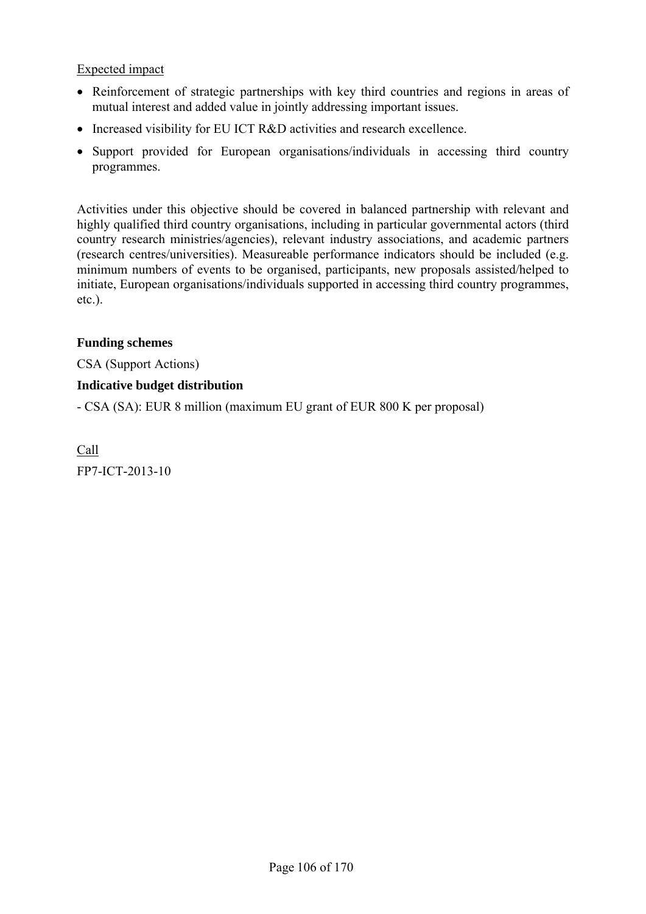Expected impact

- Reinforcement of strategic partnerships with key third countries and regions in areas of mutual interest and added value in jointly addressing important issues.
- Increased visibility for EU ICT R&D activities and research excellence.
- Support provided for European organisations/individuals in accessing third country programmes.

Activities under this objective should be covered in balanced partnership with relevant and highly qualified third country organisations, including in particular governmental actors (third country research ministries/agencies), relevant industry associations, and academic partners (research centres/universities). Measureable performance indicators should be included (e.g. minimum numbers of events to be organised, participants, new proposals assisted/helped to initiate, European organisations/individuals supported in accessing third country programmes, etc.).

**Funding schemes**

CSA (Support Actions)

**Indicative budget distribution**

- CSA (SA): EUR 8 million (maximum EU grant of EUR 800 K per proposal)

Call

FP7-ICT-2013-10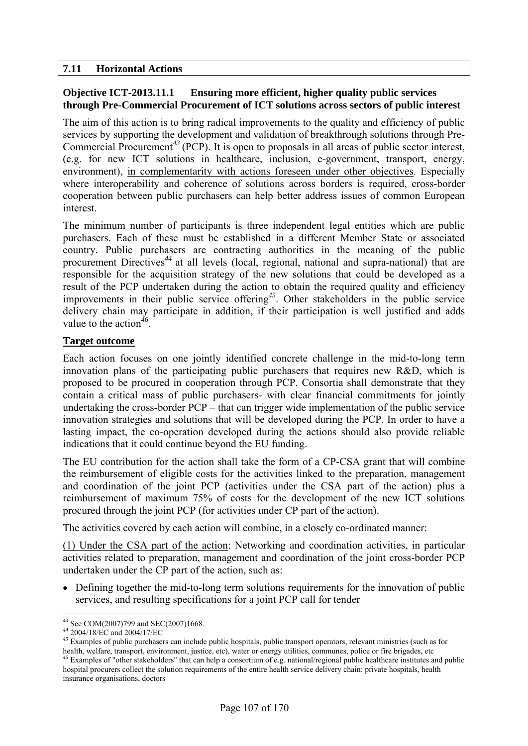## 7.11 Horizontal Actions

**Objective ICT-2013.11.1 Ensuring more efficient, higher quality public services through Pre-Commercial Procurement of ICT solutions across sectors of public interest**

The aim of this action is to bring radical improvements to the quality and efficiency of public services by supporting the development and validation of breakthrough solutions through Pre-Commercial Procurement[43] (PCP). It is open to proposals in all areas of public sector interest, (e.g. for new ICT solutions in healthcare, inclusion, e-government, transport, energy, environment), in complementarity with actions foreseen under other objectives. Especially where interoperability and coherence of solutions across borders is required, cross-border cooperation between public purchasers can help better address issues of common European interest.

The minimum number of participants is three independent legal entities which are public purchasers. Each of these must be established in a different Member State or associated country. Public purchasers are contracting authorities in the meaning of the public procurement Directives[44] at all levels (local, regional, national and supra-national) that are responsible for the acquisition strategy of the new solutions that could be developed as a result of the PCP undertaken during the action to obtain the required quality and efficiency improvements in their public service offering[45]. Other stakeholders in the public service delivery chain may participate in addition, if their participation is well justified and adds value to the action[46].

**Target outcome**

Each action focuses on one jointly identified concrete challenge in the mid-to-long term innovation plans of the participating public purchasers that requires new R&D, which is proposed to be procured in cooperation through PCP. Consortia shall demonstrate that they contain a critical mass of public purchasers- with clear financial commitments for jointly undertaking the cross-border PCP – that can trigger wide implementation of the public service innovation strategies and solutions that will be developed during the PCP. In order to have a lasting impact, the co-operation developed during the actions should also provide reliable indications that it could continue beyond the EU funding.

The EU contribution for the action shall take the form of a CP-CSA grant that will combine the reimbursement of eligible costs for the activities linked to the preparation, management and coordination of the joint PCP (activities under the CSA part of the action) plus a reimbursement of maximum 75% of costs for the development of the new ICT solutions procured through the joint PCP (for activities under CP part of the action).

The activities covered by each action will combine, in a closely co-ordinated manner:

(1) Under the CSA part of the action: Networking and coordination activities, in particular activities related to preparation, management and coordination of the joint cross-border PCP undertaken under the CP part of the action, such as:

- Defining together the mid-to-long term solutions requirements for the innovation of public services, and resulting specifications for a joint PCP call for tender

---

[43] See COM(2007)799 and SEC(2007)1668.

[44] 2004/18/EC and 2004/17/EC

[45] Examples of public purchasers can include public hospitals, public transport operators, relevant ministries (such as for health, welfare, transport, environment, justice, etc), water or energy utilities, communes, police or fire brigades, etc

[46] Examples of "other stakeholders" that can help a consortium of e.g. national/regional public healthcare institutes and public hospital procurers collect the solution requirements of the entire health service delivery chain: private hospitals, health insurance organisations, doctors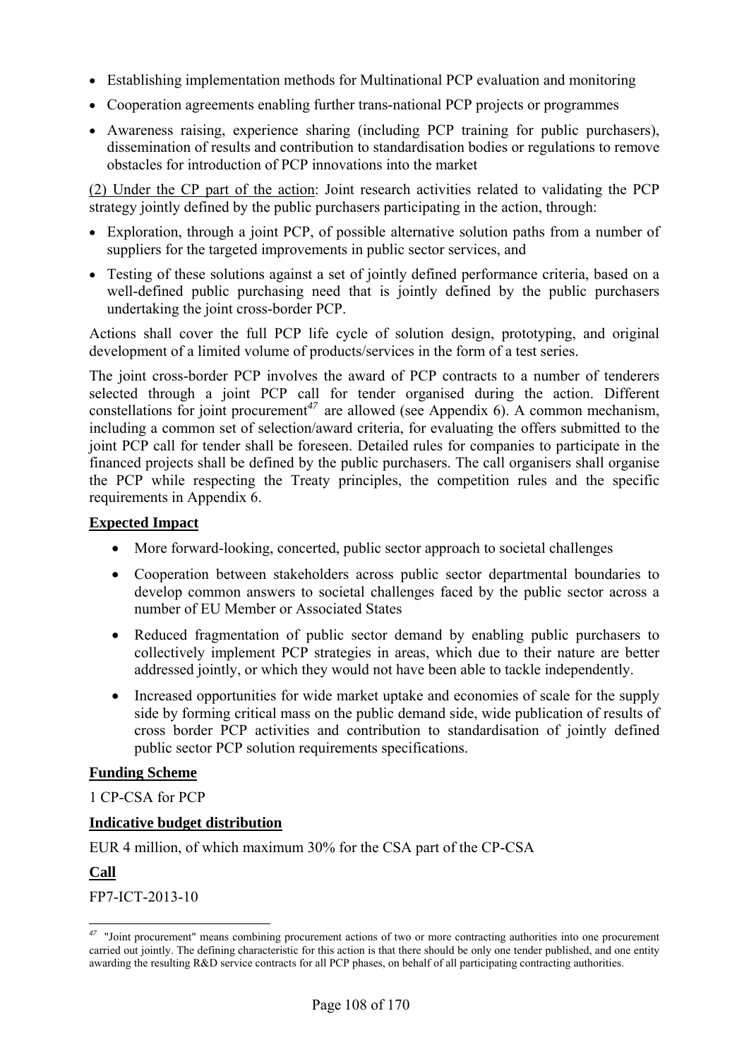- Establishing implementation methods for Multinational PCP evaluation and monitoring
- Cooperation agreements enabling further trans-national PCP projects or programmes
- Awareness raising, experience sharing (including PCP training for public purchasers), dissemination of results and contribution to standardisation bodies or regulations to remove obstacles for introduction of PCP innovations into the market

(2) Under the CP part of the action: Joint research activities related to validating the PCP strategy jointly defined by the public purchasers participating in the action, through:

- Exploration, through a joint PCP, of possible alternative solution paths from a number of suppliers for the targeted improvements in public sector services, and
- Testing of these solutions against a set of jointly defined performance criteria, based on a well-defined public purchasing need that is jointly defined by the public purchasers undertaking the joint cross-border PCP.

Actions shall cover the full PCP life cycle of solution design, prototyping, and original development of a limited volume of products/services in the form of a test series.

The joint cross-border PCP involves the award of PCP contracts to a number of tenderers selected through a joint PCP call for tender organised during the action. Different constellations for joint procurement[47] are allowed (see Appendix 6). A common mechanism, including a common set of selection/award criteria, for evaluating the offers submitted to the joint PCP call for tender shall be foreseen. Detailed rules for companies to participate in the financed projects shall be defined by the public purchasers. The call organisers shall organise the PCP while respecting the Treaty principles, the competition rules and the specific requirements in Appendix 6.

**Expected Impact**

- More forward-looking, concerted, public sector approach to societal challenges
- Cooperation between stakeholders across public sector departmental boundaries to develop common answers to societal challenges faced by the public sector across a number of EU Member or Associated States
- Reduced fragmentation of public sector demand by enabling public purchasers to collectively implement PCP strategies in areas, which due to their nature are better addressed jointly, or which they would not have been able to tackle independently.
- Increased opportunities for wide market uptake and economies of scale for the supply side by forming critical mass on the public demand side, wide publication of results of cross border PCP activities and contribution to standardisation of jointly defined public sector PCP solution requirements specifications.

**Funding Scheme**

1 CP-CSA for PCP

**Indicative budget distribution**

EUR 4 million, of which maximum 30% for the CSA part of the CP-CSA

**Call**

FP7-ICT-2013-10

[47] "Joint procurement" means combining procurement actions of two or more contracting authorities into one procurement carried out jointly. The defining characteristic for this action is that there should be only one tender published, and one entity awarding the resulting R&D service contracts for all PCP phases, on behalf of all participating contracting authorities.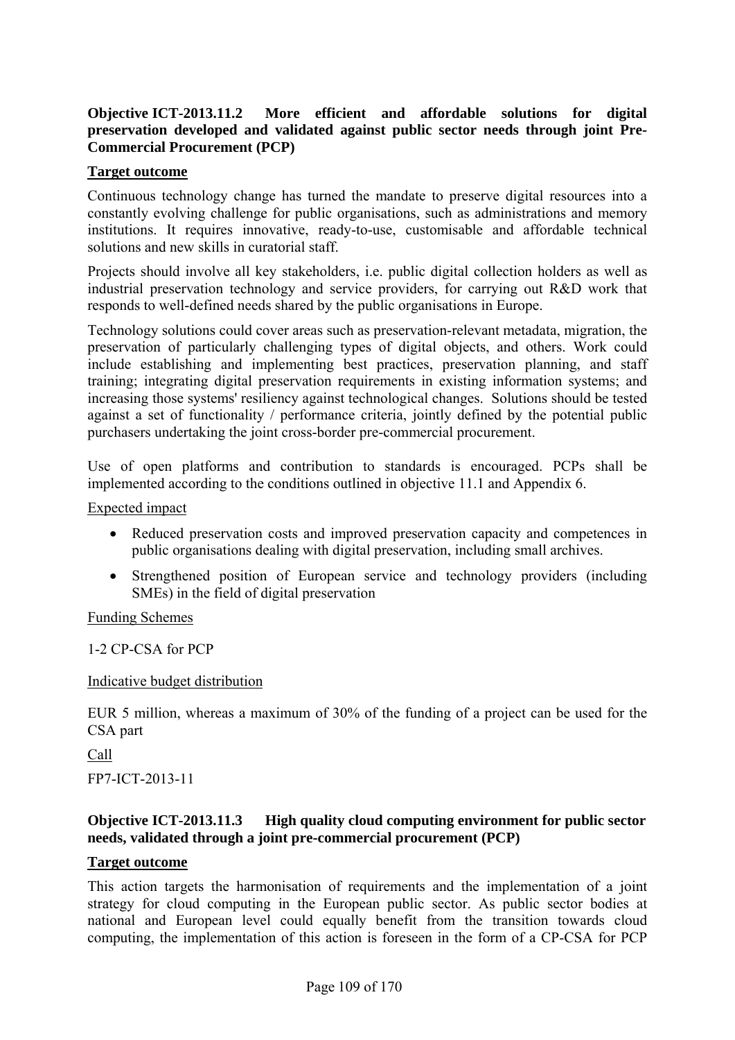**Objective ICT-2013.11.2 More efficient and affordable solutions for digital preservation developed and validated against public sector needs through joint Pre-Commercial Procurement (PCP)**

**Target outcome**

Continuous technology change has turned the mandate to preserve digital resources into a constantly evolving challenge for public organisations, such as administrations and memory institutions. It requires innovative, ready-to-use, customisable and affordable technical solutions and new skills in curatorial staff.

Projects should involve all key stakeholders, i.e. public digital collection holders as well as industrial preservation technology and service providers, for carrying out R&D work that responds to well-defined needs shared by the public organisations in Europe.

Technology solutions could cover areas such as preservation-relevant metadata, migration, the preservation of particularly challenging types of digital objects, and others. Work could include establishing and implementing best practices, preservation planning, and staff training; integrating digital preservation requirements in existing information systems; and increasing those systems' resiliency against technological changes. Solutions should be tested against a set of functionality / performance criteria, jointly defined by the potential public purchasers undertaking the joint cross-border pre-commercial procurement.

Use of open platforms and contribution to standards is encouraged. PCPs shall be implemented according to the conditions outlined in objective 11.1 and Appendix 6.

Expected impact

- Reduced preservation costs and improved preservation capacity and competences in public organisations dealing with digital preservation, including small archives.
- Strengthened position of European service and technology providers (including SMEs) in the field of digital preservation

Funding Schemes

1-2 CP-CSA for PCP

Indicative budget distribution

EUR 5 million, whereas a maximum of 30% of the funding of a project can be used for the CSA part

Call

FP7-ICT-2013-11

**Objective ICT-2013.11.3 High quality cloud computing environment for public sector needs, validated through a joint pre-commercial procurement (PCP)**

**Target outcome**

This action targets the harmonisation of requirements and the implementation of a joint strategy for cloud computing in the European public sector. As public sector bodies at national and European level could equally benefit from the transition towards cloud computing, the implementation of this action is foreseen in the form of a CP-CSA for PCP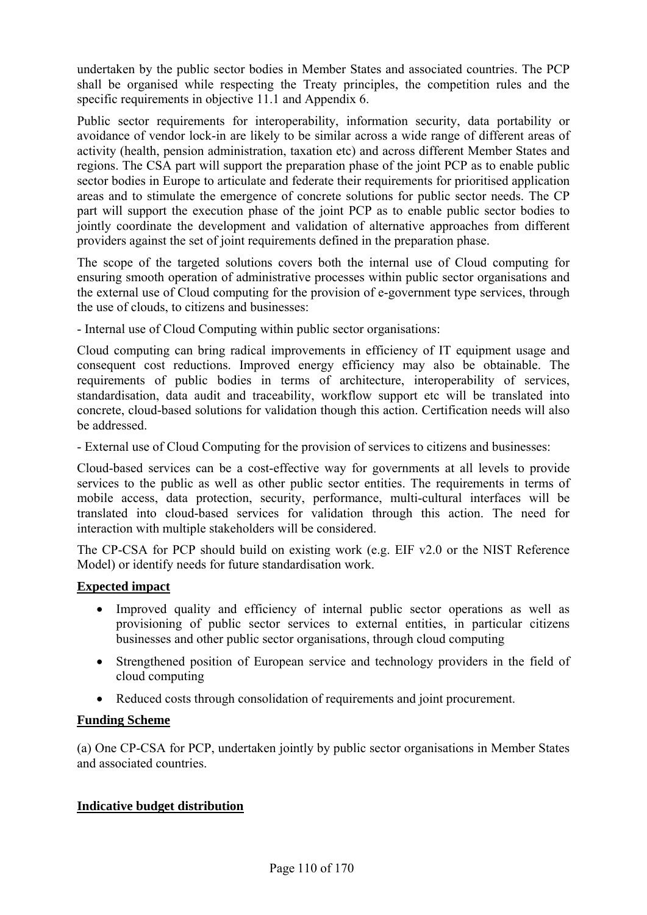undertaken by the public sector bodies in Member States and associated countries. The PCP shall be organised while respecting the Treaty principles, the competition rules and the specific requirements in objective 11.1 and Appendix 6.

Public sector requirements for interoperability, information security, data portability or avoidance of vendor lock-in are likely to be similar across a wide range of different areas of activity (health, pension administration, taxation etc) and across different Member States and regions. The CSA part will support the preparation phase of the joint PCP as to enable public sector bodies in Europe to articulate and federate their requirements for prioritised application areas and to stimulate the emergence of concrete solutions for public sector needs. The CP part will support the execution phase of the joint PCP as to enable public sector bodies to jointly coordinate the development and validation of alternative approaches from different providers against the set of joint requirements defined in the preparation phase.

The scope of the targeted solutions covers both the internal use of Cloud computing for ensuring smooth operation of administrative processes within public sector organisations and the external use of Cloud computing for the provision of e-government type services, through the use of clouds, to citizens and businesses:

- Internal use of Cloud Computing within public sector organisations:

Cloud computing can bring radical improvements in efficiency of IT equipment usage and consequent cost reductions. Improved energy efficiency may also be obtainable. The requirements of public bodies in terms of architecture, interoperability of services, standardisation, data audit and traceability, workflow support etc will be translated into concrete, cloud-based solutions for validation though this action. Certification needs will also be addressed.

- External use of Cloud Computing for the provision of services to citizens and businesses:

Cloud-based services can be a cost-effective way for governments at all levels to provide services to the public as well as other public sector entities. The requirements in terms of mobile access, data protection, security, performance, multi-cultural interfaces will be translated into cloud-based services for validation through this action. The need for interaction with multiple stakeholders will be considered.

The CP-CSA for PCP should build on existing work (e.g. EIF v2.0 or the NIST Reference Model) or identify needs for future standardisation work.

**Expected impact**

- Improved quality and efficiency of internal public sector operations as well as provisioning of public sector services to external entities, in particular citizens businesses and other public sector organisations, through cloud computing
- Strengthened position of European service and technology providers in the field of cloud computing
- Reduced costs through consolidation of requirements and joint procurement.

**Funding Scheme**

(a) One CP-CSA for PCP, undertaken jointly by public sector organisations in Member States and associated countries.

**Indicative budget distribution**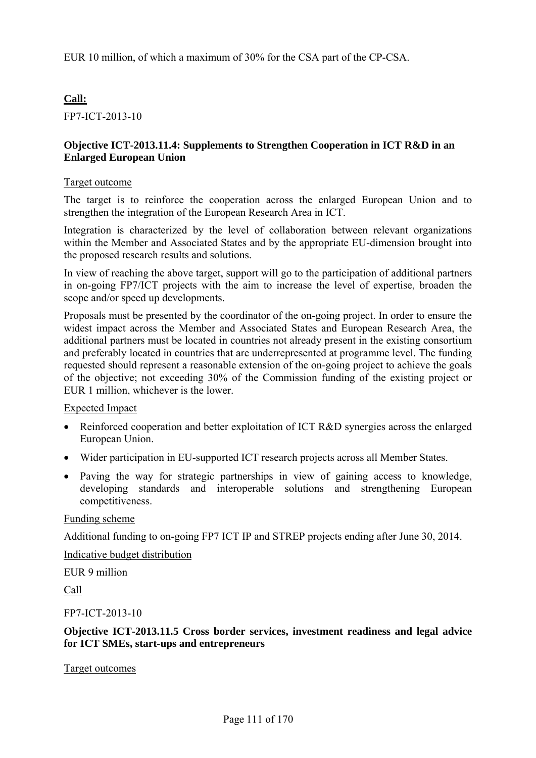EUR 10 million, of which a maximum of 30% for the CSA part of the CP-CSA.

**Call:**

FP7-ICT-2013-10

**Objective ICT-2013.11.4: Supplements to Strengthen Cooperation in ICT R&D in an Enlarged European Union**

Target outcome

The target is to reinforce the cooperation across the enlarged European Union and to strengthen the integration of the European Research Area in ICT.

Integration is characterized by the level of collaboration between relevant organizations within the Member and Associated States and by the appropriate EU-dimension brought into the proposed research results and solutions.

In view of reaching the above target, support will go to the participation of additional partners in on-going FP7/ICT projects with the aim to increase the level of expertise, broaden the scope and/or speed up developments.

Proposals must be presented by the coordinator of the on-going project. In order to ensure the widest impact across the Member and Associated States and European Research Area, the additional partners must be located in countries not already present in the existing consortium and preferably located in countries that are underrepresented at programme level. The funding requested should represent a reasonable extension of the on-going project to achieve the goals of the objective; not exceeding 30% of the Commission funding of the existing project or EUR 1 million, whichever is the lower.

Expected Impact

- Reinforced cooperation and better exploitation of ICT R&D synergies across the enlarged European Union.
- Wider participation in EU-supported ICT research projects across all Member States.
- Paving the way for strategic partnerships in view of gaining access to knowledge, developing standards and interoperable solutions and strengthening European competitiveness.

Funding scheme

Additional funding to on-going FP7 ICT IP and STREP projects ending after June 30, 2014.

Indicative budget distribution

EUR 9 million

Call

FP7-ICT-2013-10

**Objective ICT-2013.11.5 Cross border services, investment readiness and legal advice for ICT SMEs, start-ups and entrepreneurs**

Target outcomes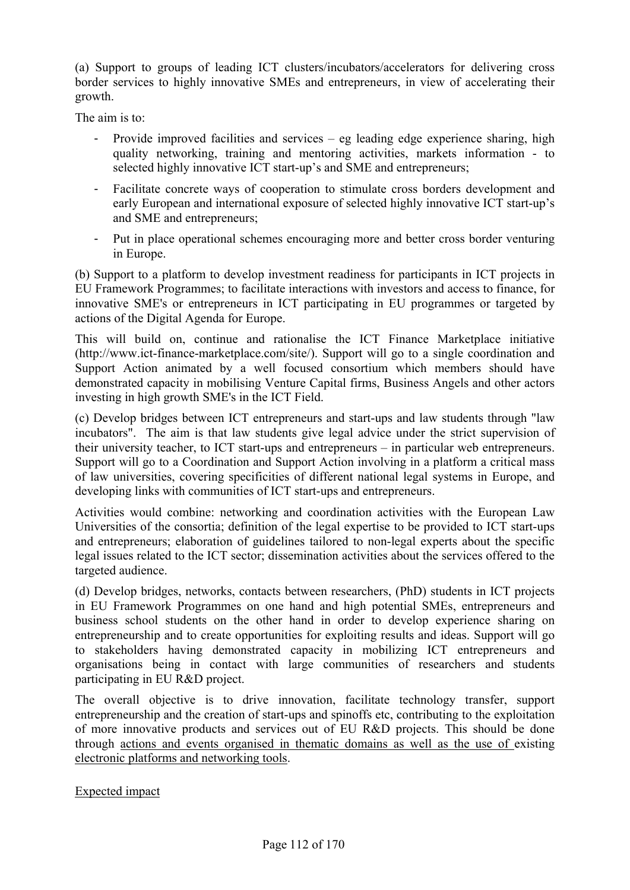(a) Support to groups of leading ICT clusters/incubators/accelerators for delivering cross border services to highly innovative SMEs and entrepreneurs, in view of accelerating their growth.

The aim is to:

- Provide improved facilities and services – eg leading edge experience sharing, high quality networking, training and mentoring activities, markets information - to selected highly innovative ICT start-up's and SME and entrepreneurs;
- Facilitate concrete ways of cooperation to stimulate cross borders development and early European and international exposure of selected highly innovative ICT start-up's and SME and entrepreneurs;
- Put in place operational schemes encouraging more and better cross border venturing in Europe.

(b) Support to a platform to develop investment readiness for participants in ICT projects in EU Framework Programmes; to facilitate interactions with investors and access to finance, for innovative SME's or entrepreneurs in ICT participating in EU programmes or targeted by actions of the Digital Agenda for Europe.

This will build on, continue and rationalise the ICT Finance Marketplace initiative (http://www.ict-finance-marketplace.com/site/). Support will go to a single coordination and Support Action animated by a well focused consortium which members should have demonstrated capacity in mobilising Venture Capital firms, Business Angels and other actors investing in high growth SME's in the ICT Field.

(c) Develop bridges between ICT entrepreneurs and start-ups and law students through "law incubators". The aim is that law students give legal advice under the strict supervision of their university teacher, to ICT start-ups and entrepreneurs – in particular web entrepreneurs. Support will go to a Coordination and Support Action involving in a platform a critical mass of law universities, covering specificities of different national legal systems in Europe, and developing links with communities of ICT start-ups and entrepreneurs.

Activities would combine: networking and coordination activities with the European Law Universities of the consortia; definition of the legal expertise to be provided to ICT start-ups and entrepreneurs; elaboration of guidelines tailored to non-legal experts about the specific legal issues related to the ICT sector; dissemination activities about the services offered to the targeted audience.

(d) Develop bridges, networks, contacts between researchers, (PhD) students in ICT projects in EU Framework Programmes on one hand and high potential SMEs, entrepreneurs and business school students on the other hand in order to develop experience sharing on entrepreneurship and to create opportunities for exploiting results and ideas. Support will go to stakeholders having demonstrated capacity in mobilizing ICT entrepreneurs and organisations being in contact with large communities of researchers and students participating in EU R&D project.

The overall objective is to drive innovation, facilitate technology transfer, support entrepreneurship and the creation of start-ups and spinoffs etc, contributing to the exploitation of more innovative products and services out of EU R&D projects. This should be done through actions and events organised in thematic domains as well as the use of existing electronic platforms and networking tools.

Expected impact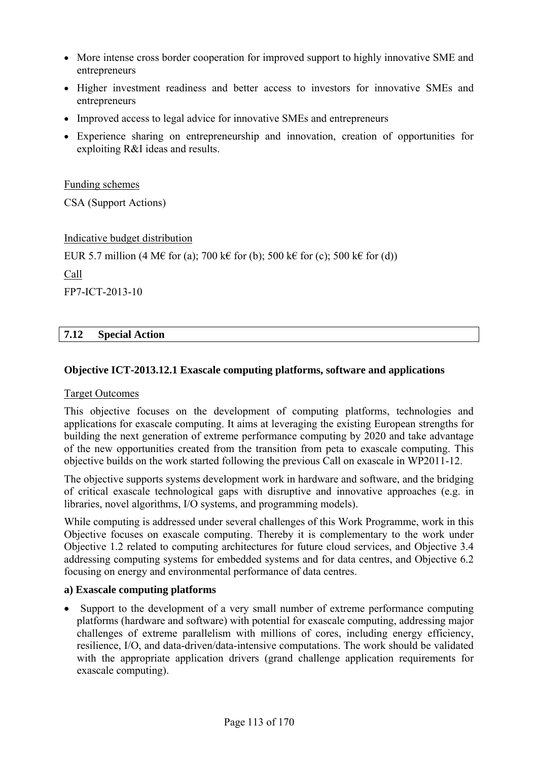- More intense cross border cooperation for improved support to highly innovative SME and entrepreneurs
- Higher investment readiness and better access to investors for innovative SMEs and entrepreneurs
- Improved access to legal advice for innovative SMEs and entrepreneurs
- Experience sharing on entrepreneurship and innovation, creation of opportunities for exploiting R&I ideas and results.

Funding schemes

CSA (Support Actions)

Indicative budget distribution

EUR 5.7 million (4 M€ for (a); 700 k€ for (b); 500 k€ for (c); 500 k€ for (d))

Call

FP7-ICT-2013-10

## 7.12 Special Action

### Objective ICT-2013.12.1 Exascale computing platforms, software and applications

Target Outcomes

This objective focuses on the development of computing platforms, technologies and applications for exascale computing. It aims at leveraging the existing European strengths for building the next generation of extreme performance computing by 2020 and take advantage of the new opportunities created from the transition from peta to exascale computing. This objective builds on the work started following the previous Call on exascale in WP2011-12.

The objective supports systems development work in hardware and software, and the bridging of critical exascale technological gaps with disruptive and innovative approaches (e.g. in libraries, novel algorithms, I/O systems, and programming models).

While computing is addressed under several challenges of this Work Programme, work in this Objective focuses on exascale computing. Thereby it is complementary to the work under Objective 1.2 related to computing architectures for future cloud services, and Objective 3.4 addressing computing systems for embedded systems and for data centres, and Objective 6.2 focusing on energy and environmental performance of data centres.

**a) Exascale computing platforms**

- Support to the development of a very small number of extreme performance computing platforms (hardware and software) with potential for exascale computing, addressing major challenges of extreme parallelism with millions of cores, including energy efficiency, resilience, I/O, and data-driven/data-intensive computations. The work should be validated with the appropriate application drivers (grand challenge application requirements for exascale computing).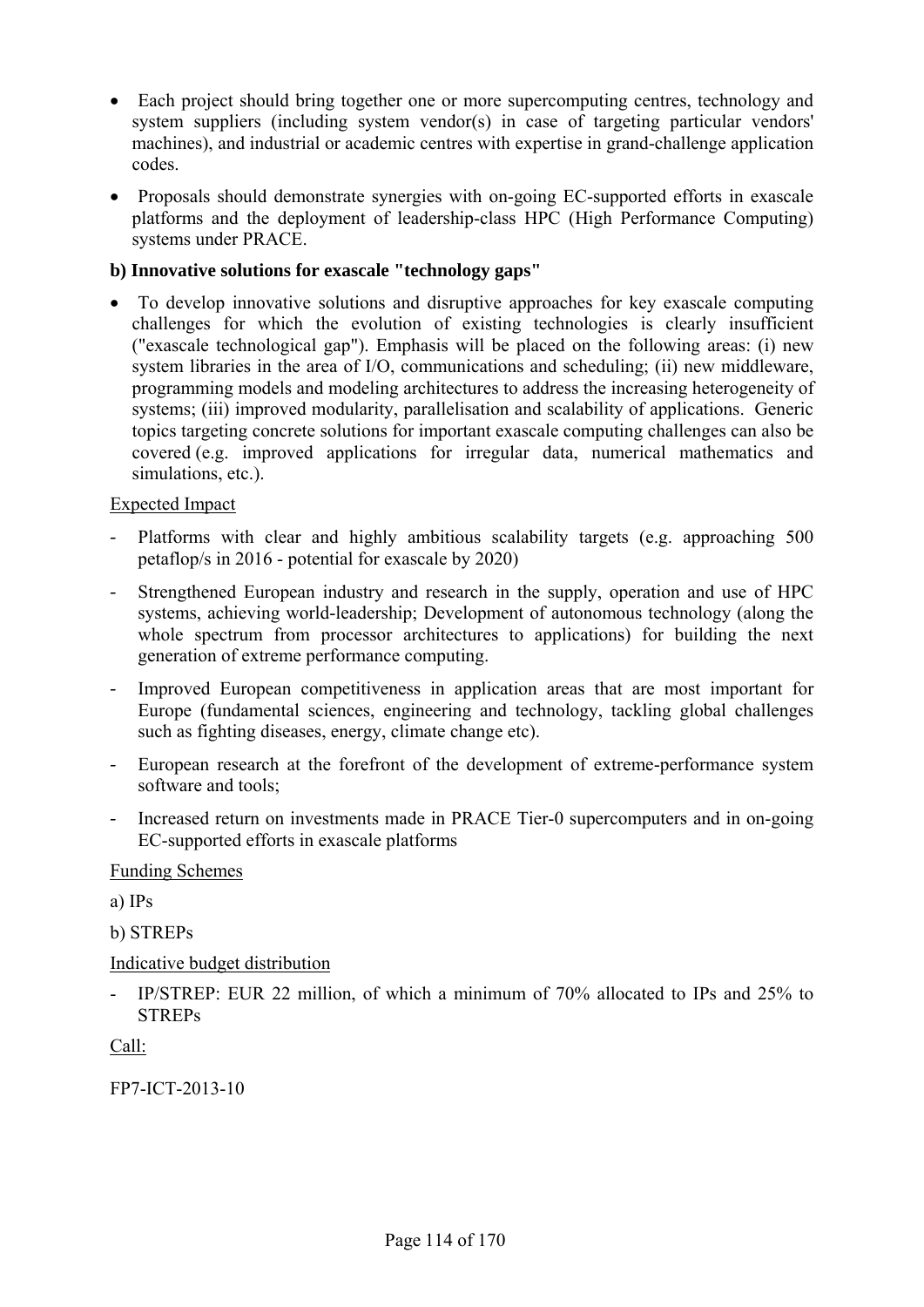- Each project should bring together one or more supercomputing centres, technology and system suppliers (including system vendor(s) in case of targeting particular vendors' machines), and industrial or academic centres with expertise in grand-challenge application codes.
- Proposals should demonstrate synergies with on-going EC-supported efforts in exascale platforms and the deployment of leadership-class HPC (High Performance Computing) systems under PRACE.

**b) Innovative solutions for exascale "technology gaps"**

- To develop innovative solutions and disruptive approaches for key exascale computing challenges for which the evolution of existing technologies is clearly insufficient ("exascale technological gap"). Emphasis will be placed on the following areas: (i) new system libraries in the area of I/O, communications and scheduling; (ii) new middleware, programming models and modeling architectures to address the increasing heterogeneity of systems; (iii) improved modularity, parallelisation and scalability of applications. Generic topics targeting concrete solutions for important exascale computing challenges can also be covered (e.g. improved applications for irregular data, numerical mathematics and simulations, etc.).

Expected Impact

- Platforms with clear and highly ambitious scalability targets (e.g. approaching 500 petaflop/s in 2016 - potential for exascale by 2020)
- Strengthened European industry and research in the supply, operation and use of HPC systems, achieving world-leadership; Development of autonomous technology (along the whole spectrum from processor architectures to applications) for building the next generation of extreme performance computing.
- Improved European competitiveness in application areas that are most important for Europe (fundamental sciences, engineering and technology, tackling global challenges such as fighting diseases, energy, climate change etc).
- European research at the forefront of the development of extreme-performance system software and tools;
- Increased return on investments made in PRACE Tier-0 supercomputers and in on-going EC-supported efforts in exascale platforms

Funding Schemes

a) IPs

b) STREPs

Indicative budget distribution

- IP/STREP: EUR 22 million, of which a minimum of 70% allocated to IPs and 25% to STREPs

Call:

FP7-ICT-2013-10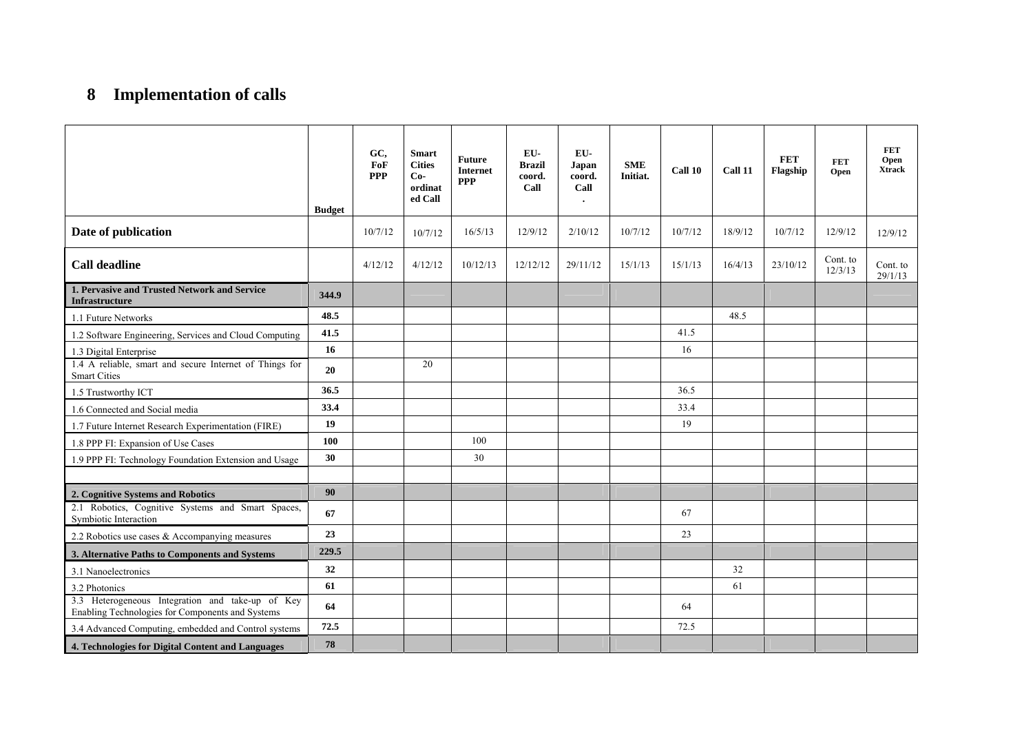## 8 Implementation of calls

| | Budget | GC, FoF PPP | Smart Cities Co-ordinated Call | Future Internet PPP | EU-Brazil coord. Call | EU-Japan coord. Call . | SME Initiat. | Call 10 | Call 11 | FET Flagship | FET Open | FET Open Xtrack |
|---|---|---|---|---|---|---|---|---|---|---|---|---|
| **Date of publication** | | 10/7/12 | 10/7/12 | 16/5/13 | 12/9/12 | 2/10/12 | 10/7/12 | 10/7/12 | 18/9/12 | 10/7/12 | 12/9/12 | 12/9/12 |
| **Call deadline** | | 4/12/12 | 4/12/12 | 10/12/13 | 12/12/12 | 29/11/12 | 15/1/13 | 15/1/13 | 16/4/13 | 23/10/12 | Cont. to 12/3/13 | Cont. to 29/1/13 |
| **1. Pervasive and Trusted Network and Service Infrastructure** | **344.9** | | | | | | | | | | | |
| 1.1 Future Networks | **48.5** | | | | | | | | 48.5 | | | |
| 1.2 Software Engineering, Services and Cloud Computing | **41.5** | | | | | | | 41.5 | | | | |
| 1.3 Digital Enterprise | **16** | | | | | | | 16 | | | | |
| 1.4 A reliable, smart and secure Internet of Things for Smart Cities | **20** | | 20 | | | | | | | | | |
| 1.5 Trustworthy ICT | **36.5** | | | | | | | 36.5 | | | | |
| 1.6 Connected and Social media | **33.4** | | | | | | | 33.4 | | | | |
| 1.7 Future Internet Research Experimentation (FIRE) | **19** | | | | | | | 19 | | | | |
| 1.8 PPP FI: Expansion of Use Cases | **100** | | | 100 | | | | | | | | |
| 1.9 PPP FI: Technology Foundation Extension and Usage | **30** | | | 30 | | | | | | | | |
| | | | | | | | | | | | | |
| **2. Cognitive Systems and Robotics** | **90** | | | | | | | | | | | |
| 2.1 Robotics, Cognitive Systems and Smart Spaces, Symbiotic Interaction | **67** | | | | | | | 67 | | | | |
| 2.2 Robotics use cases & Accompanying measures | **23** | | | | | | | 23 | | | | |
| **3. Alternative Paths to Components and Systems** | **229.5** | | | | | | | | | | | |
| 3.1 Nanoelectronics | **32** | | | | | | | | 32 | | | |
| 3.2 Photonics | **61** | | | | | | | | 61 | | | |
| 3.3 Heterogeneous Integration and take-up of Key Enabling Technologies for Components and Systems | **64** | | | | | | | 64 | | | | |
| 3.4 Advanced Computing, embedded and Control systems | **72.5** | | | | | | | 72.5 | | | | |
| **4. Technologies for Digital Content and Languages** | **78** | | | | | | | | | | | |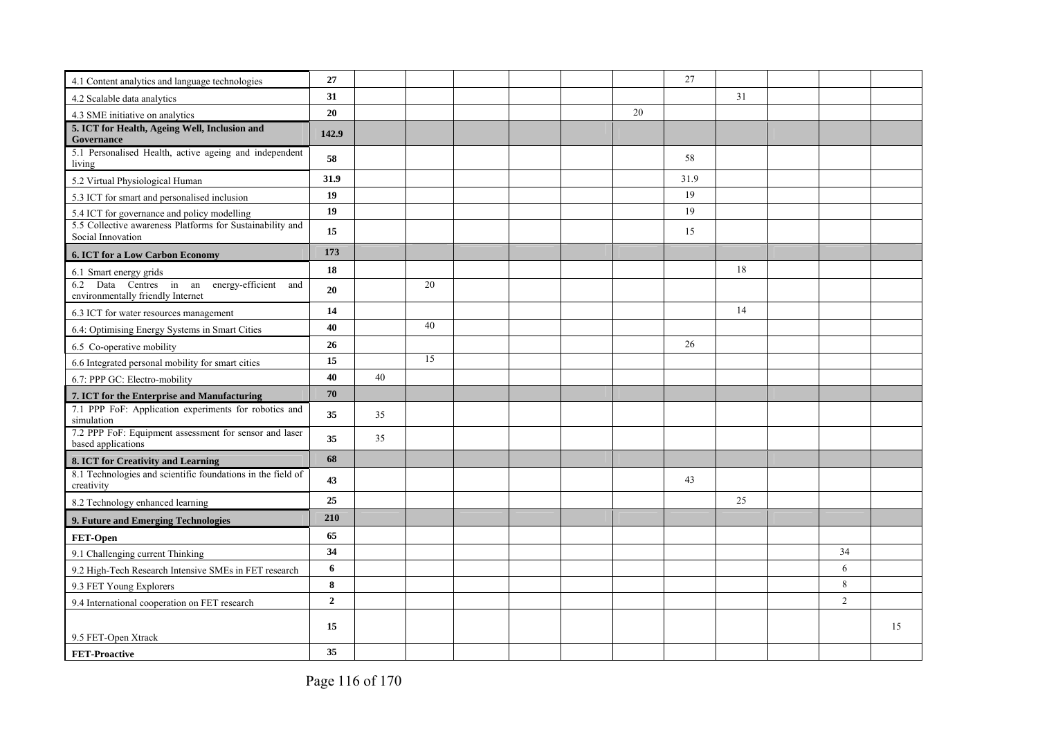| | | | | | | | | | | | | |
|---|---|---|---|---|---|---|---|---|---|---|---|---|
| 4.1 Content analytics and language technologies | **27** | | | | | | | 27 | | | | |
| 4.2 Scalable data analytics | **31** | | | | | | | | 31 | | | |
| 4.3 SME initiative on analytics | **20** | | | | | | 20 | | | | | |
| **5. ICT for Health, Ageing Well, Inclusion and Governance** | **142.9** | | | | | | | | | | | |
| 5.1 Personalised Health, active ageing and independent living | **58** | | | | | | | 58 | | | | |
| 5.2 Virtual Physiological Human | **31.9** | | | | | | | 31.9 | | | | |
| 5.3 ICT for smart and personalised inclusion | **19** | | | | | | | 19 | | | | |
| 5.4 ICT for governance and policy modelling | **19** | | | | | | | 19 | | | | |
| 5.5 Collective awareness Platforms for Sustainability and Social Innovation | **15** | | | | | | | 15 | | | | |
| **6. ICT for a Low Carbon Economy** | **173** | | | | | | | | | | | |
| 6.1 Smart energy grids | **18** | | | | | | | | 18 | | | |
| 6.2 Data Centres in an energy-efficient and environmentally friendly Internet | **20** | | 20 | | | | | | | | | |
| 6.3 ICT for water resources management | **14** | | | | | | | | 14 | | | |
| 6.4: Optimising Energy Systems in Smart Cities | **40** | | 40 | | | | | | | | | |
| 6.5 Co-operative mobility | **26** | | | | | | | 26 | | | | |
| 6.6 Integrated personal mobility for smart cities | **15** | | 15 | | | | | | | | | |
| 6.7: PPP GC: Electro-mobility | **40** | 40 | | | | | | | | | | |
| **7. ICT for the Enterprise and Manufacturing** | **70** | | | | | | | | | | | |
| 7.1 PPP FoF: Application experiments for robotics and simulation | **35** | 35 | | | | | | | | | | |
| 7.2 PPP FoF: Equipment assessment for sensor and laser based applications | **35** | 35 | | | | | | | | | | |
| **8. ICT for Creativity and Learning** | **68** | | | | | | | | | | | |
| 8.1 Technologies and scientific foundations in the field of creativity | **43** | | | | | | | 43 | | | | |
| 8.2 Technology enhanced learning | **25** | | | | | | | | 25 | | | |
| **9. Future and Emerging Technologies** | **210** | | | | | | | | | | | |
| **FET-Open** | **65** | | | | | | | | | | | |
| 9.1 Challenging current Thinking | **34** | | | | | | | | | | 34 | |
| 9.2 High-Tech Research Intensive SMEs in FET research | **6** | | | | | | | | | | 6 | |
| 9.3 FET Young Explorers | **8** | | | | | | | | | | 8 | |
| 9.4 International cooperation on FET research | **2** | | | | | | | | | | 2 | |
| 9.5 FET-Open Xtrack | **15** | | | | | | | | | | | 15 |
| **FET-Proactive** | **35** | | | | | | | | | | | |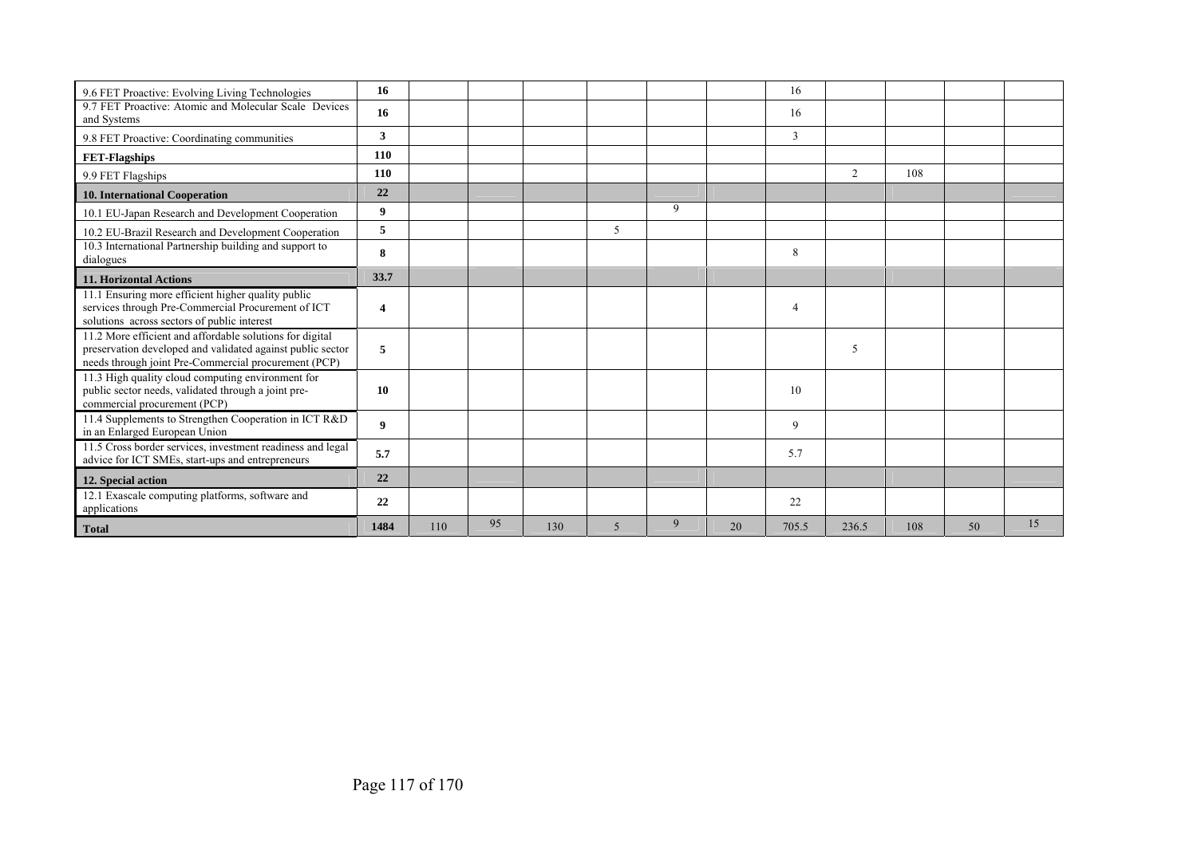| 9.6 FET Proactive: Evolving Living Technologies | **16** | | | | | | | 16 | | | | |
|---|---|---|---|---|---|---|---|---|---|---|---|---|
| 9.7 FET Proactive: Atomic and Molecular Scale Devices and Systems | **16** | | | | | | | 16 | | | | |
| 9.8 FET Proactive: Coordinating communities | **3** | | | | | | | 3 | | | | |
| **FET-Flagships** | **110** | | | | | | | | | | | |
| 9.9 FET Flagships | **110** | | | | | | | | 2 | 108 | | |
| **10. International Cooperation** | **22** | | | | | | | | | | | |
| 10.1 EU-Japan Research and Development Cooperation | **9** | | | | | 9 | | | | | | |
| 10.2 EU-Brazil Research and Development Cooperation | **5** | | | | 5 | | | | | | | |
| 10.3 International Partnership building and support to dialogues | **8** | | | | | | | 8 | | | | |
| **11. Horizontal Actions** | **33.7** | | | | | | | | | | | |
| 11.1 Ensuring more efficient higher quality public services through Pre-Commercial Procurement of ICT solutions across sectors of public interest | **4** | | | | | | | 4 | | | | |
| 11.2 More efficient and affordable solutions for digital preservation developed and validated against public sector needs through joint Pre-Commercial procurement (PCP) | **5** | | | | | | | | 5 | | | |
| 11.3 High quality cloud computing environment for public sector needs, validated through a joint pre-commercial procurement (PCP) | **10** | | | | | | | 10 | | | | |
| 11.4 Supplements to Strengthen Cooperation in ICT R&D in an Enlarged European Union | **9** | | | | | | | 9 | | | | |
| 11.5 Cross border services, investment readiness and legal advice for ICT SMEs, start-ups and entrepreneurs | **5.7** | | | | | | | 5.7 | | | | |
| **12. Special action** | **22** | | | | | | | | | | | |
| 12.1 Exascale computing platforms, software and applications | **22** | | | | | | | 22 | | | | |
| **Total** | **1484** | 110 | 95 | 130 | 5 | 9 | 20 | 705.5 | 236.5 | 108 | 50 | 15 |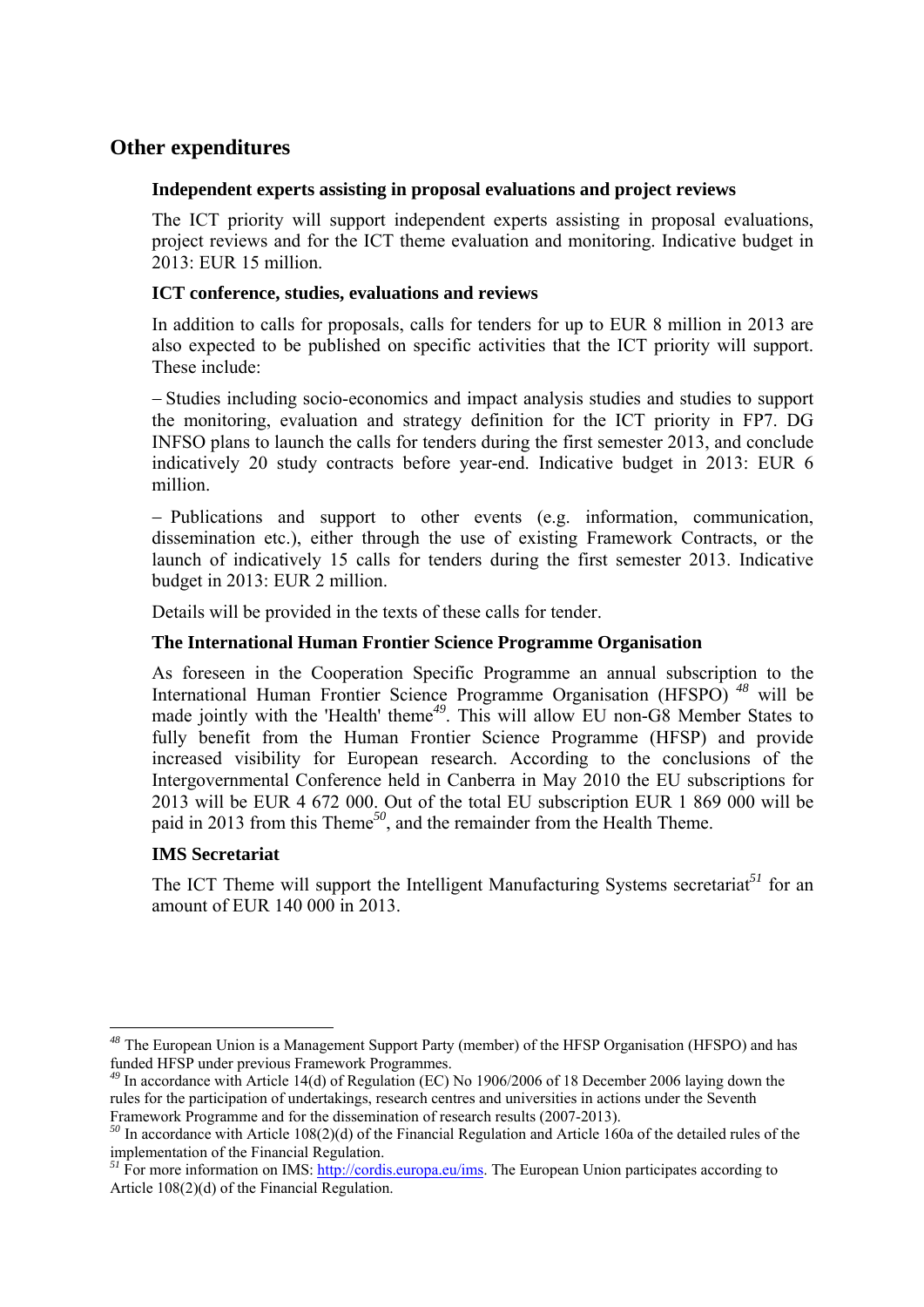## Other expenditures

### Independent experts assisting in proposal evaluations and project reviews

The ICT priority will support independent experts assisting in proposal evaluations, project reviews and for the ICT theme evaluation and monitoring. Indicative budget in 2013: EUR 15 million.

### ICT conference, studies, evaluations and reviews

In addition to calls for proposals, calls for tenders for up to EUR 8 million in 2013 are also expected to be published on specific activities that the ICT priority will support. These include:

– Studies including socio-economics and impact analysis studies and studies to support the monitoring, evaluation and strategy definition for the ICT priority in FP7. DG INFSO plans to launch the calls for tenders during the first semester 2013, and conclude indicatively 20 study contracts before year-end. Indicative budget in 2013: EUR 6 million.

– Publications and support to other events (e.g. information, communication, dissemination etc.), either through the use of existing Framework Contracts, or the launch of indicatively 15 calls for tenders during the first semester 2013. Indicative budget in 2013: EUR 2 million.

Details will be provided in the texts of these calls for tender.

### The International Human Frontier Science Programme Organisation

As foreseen in the Cooperation Specific Programme an annual subscription to the International Human Frontier Science Programme Organisation (HFSPO) [48] will be made jointly with the 'Health' theme[49]. This will allow EU non-G8 Member States to fully benefit from the Human Frontier Science Programme (HFSP) and provide increased visibility for European research. According to the conclusions of the Intergovernmental Conference held in Canberra in May 2010 the EU subscriptions for 2013 will be EUR 4 672 000. Out of the total EU subscription EUR 1 869 000 will be paid in 2013 from this Theme[50], and the remainder from the Health Theme.

### IMS Secretariat

The ICT Theme will support the Intelligent Manufacturing Systems secretariat[51] for an amount of EUR 140 000 in 2013.

---

[48] The European Union is a Management Support Party (member) of the HFSP Organisation (HFSPO) and has funded HFSP under previous Framework Programmes.

[49] In accordance with Article 14(d) of Regulation (EC) No 1906/2006 of 18 December 2006 laying down the rules for the participation of undertakings, research centres and universities in actions under the Seventh Framework Programme and for the dissemination of research results (2007-2013).

[50] In accordance with Article 108(2)(d) of the Financial Regulation and Article 160a of the detailed rules of the implementation of the Financial Regulation.

[51] For more information on IMS: http://cordis.europa.eu/ims. The European Union participates according to Article 108(2)(d) of the Financial Regulation.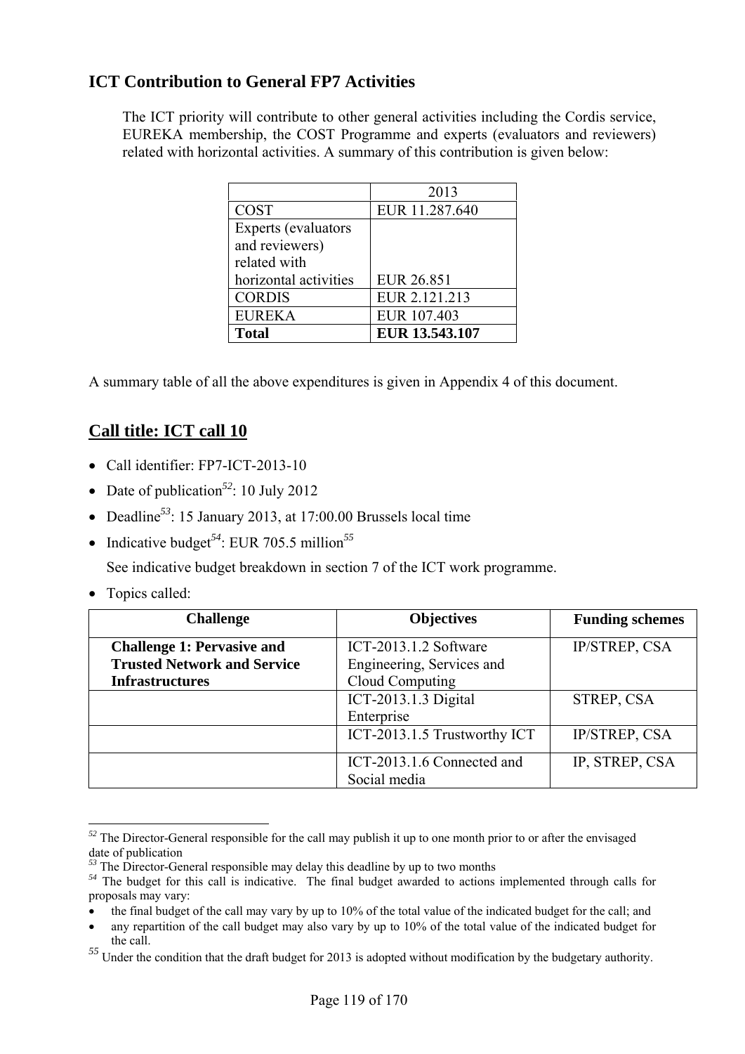## ICT Contribution to General FP7 Activities

The ICT priority will contribute to other general activities including the Cordis service, EUREKA membership, the COST Programme and experts (evaluators and reviewers) related with horizontal activities. A summary of this contribution is given below:

| | 2013 |
|---|---|
| COST | EUR 11.287.640 |
| Experts (evaluators and reviewers) related with horizontal activities | EUR 26.851 |
| CORDIS | EUR 2.121.213 |
| EUREKA | EUR 107.403 |
| **Total** | **EUR 13.543.107** |

A summary table of all the above expenditures is given in Appendix 4 of this document.

## Call title: ICT call 10

- Call identifier: FP7-ICT-2013-10
- Date of publication[52]: 10 July 2012
- Deadline[53]: 15 January 2013, at 17:00.00 Brussels local time
- Indicative budget[54]: EUR 705.5 million[55]

  See indicative budget breakdown in section 7 of the ICT work programme.
- Topics called:

| Challenge | Objectives | Funding schemes |
|---|---|---|
| **Challenge 1: Pervasive and Trusted Network and Service Infrastructures** | ICT-2013.1.2 Software Engineering, Services and Cloud Computing | IP/STREP, CSA |
| | ICT-2013.1.3 Digital Enterprise | STREP, CSA |
| | ICT-2013.1.5 Trustworthy ICT | IP/STREP, CSA |
| | ICT-2013.1.6 Connected and Social media | IP, STREP, CSA |

---

[52] The Director-General responsible for the call may publish it up to one month prior to or after the envisaged date of publication

[53] The Director-General responsible may delay this deadline by up to two months

[54] The budget for this call is indicative. The final budget awarded to actions implemented through calls for proposals may vary:

- the final budget of the call may vary by up to 10% of the total value of the indicated budget for the call; and
- any repartition of the call budget may also vary by up to 10% of the total value of the indicated budget for the call.

[55] Under the condition that the draft budget for 2013 is adopted without modification by the budgetary authority.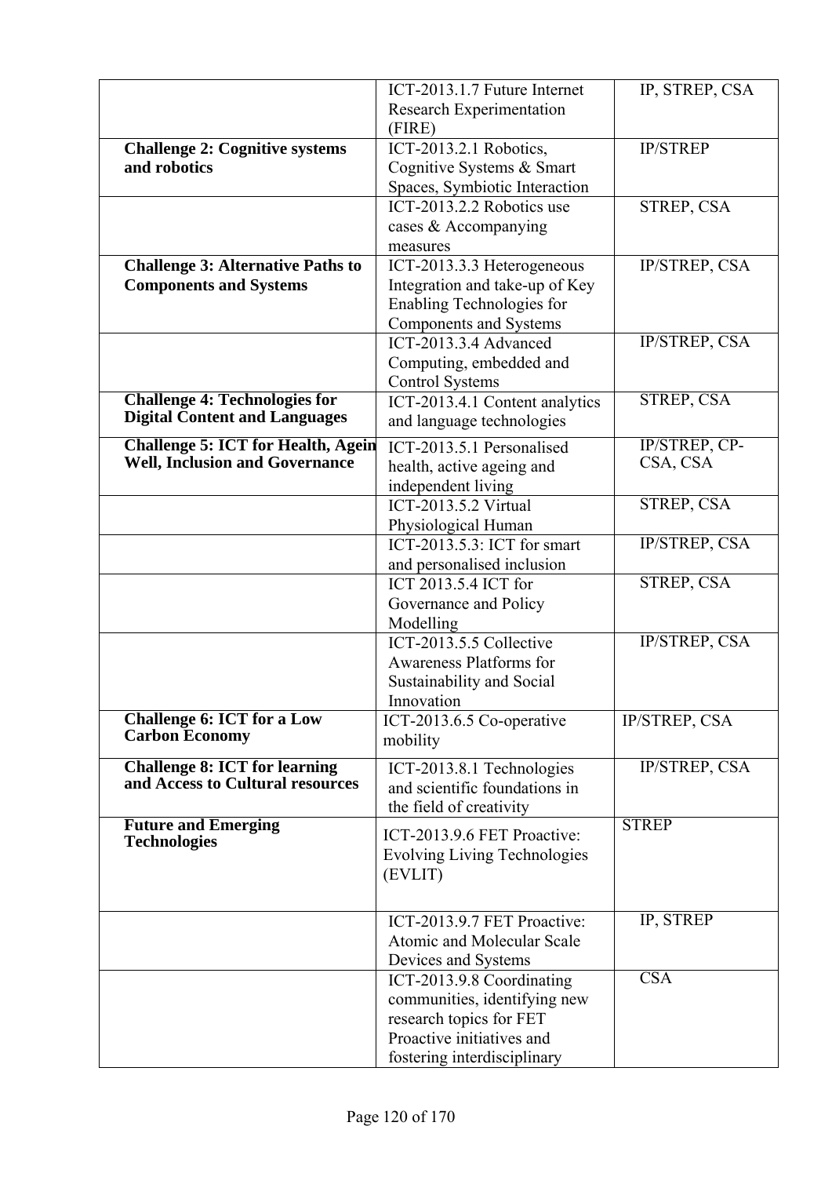| | | |
|---|---|---|
| | ICT-2013.1.7 Future Internet Research Experimentation (FIRE) | IP, STREP, CSA |
| **Challenge 2: Cognitive systems and robotics** | ICT-2013.2.1 Robotics, Cognitive Systems & Smart Spaces, Symbiotic Interaction | IP/STREP |
| | ICT-2013.2.2 Robotics use cases & Accompanying measures | STREP, CSA |
| **Challenge 3: Alternative Paths to Components and Systems** | ICT-2013.3.3 Heterogeneous Integration and take-up of Key Enabling Technologies for Components and Systems | IP/STREP, CSA |
| | ICT-2013.3.4 Advanced Computing, embedded and Control Systems | IP/STREP, CSA |
| **Challenge 4: Technologies for Digital Content and Languages** | ICT-2013.4.1 Content analytics and language technologies | STREP, CSA |
| **Challenge 5: ICT for Health, Agein Well, Inclusion and Governance** | ICT-2013.5.1 Personalised health, active ageing and independent living | IP/STREP, CP-CSA, CSA |
| | ICT-2013.5.2 Virtual Physiological Human | STREP, CSA |
| | ICT-2013.5.3: ICT for smart and personalised inclusion | IP/STREP, CSA |
| | ICT 2013.5.4 ICT for Governance and Policy Modelling | STREP, CSA |
| | ICT-2013.5.5 Collective Awareness Platforms for Sustainability and Social Innovation | IP/STREP, CSA |
| **Challenge 6: ICT for a Low Carbon Economy** | ICT-2013.6.5 Co-operative mobility | IP/STREP, CSA |
| **Challenge 8: ICT for learning and Access to Cultural resources** | ICT-2013.8.1 Technologies and scientific foundations in the field of creativity | IP/STREP, CSA |
| **Future and Emerging Technologies** | ICT-2013.9.6 FET Proactive: Evolving Living Technologies (EVLIT) | STREP |
| | ICT-2013.9.7 FET Proactive: Atomic and Molecular Scale Devices and Systems | IP, STREP |
| | ICT-2013.9.8 Coordinating communities, identifying new research topics for FET Proactive initiatives and fostering interdisciplinary | CSA |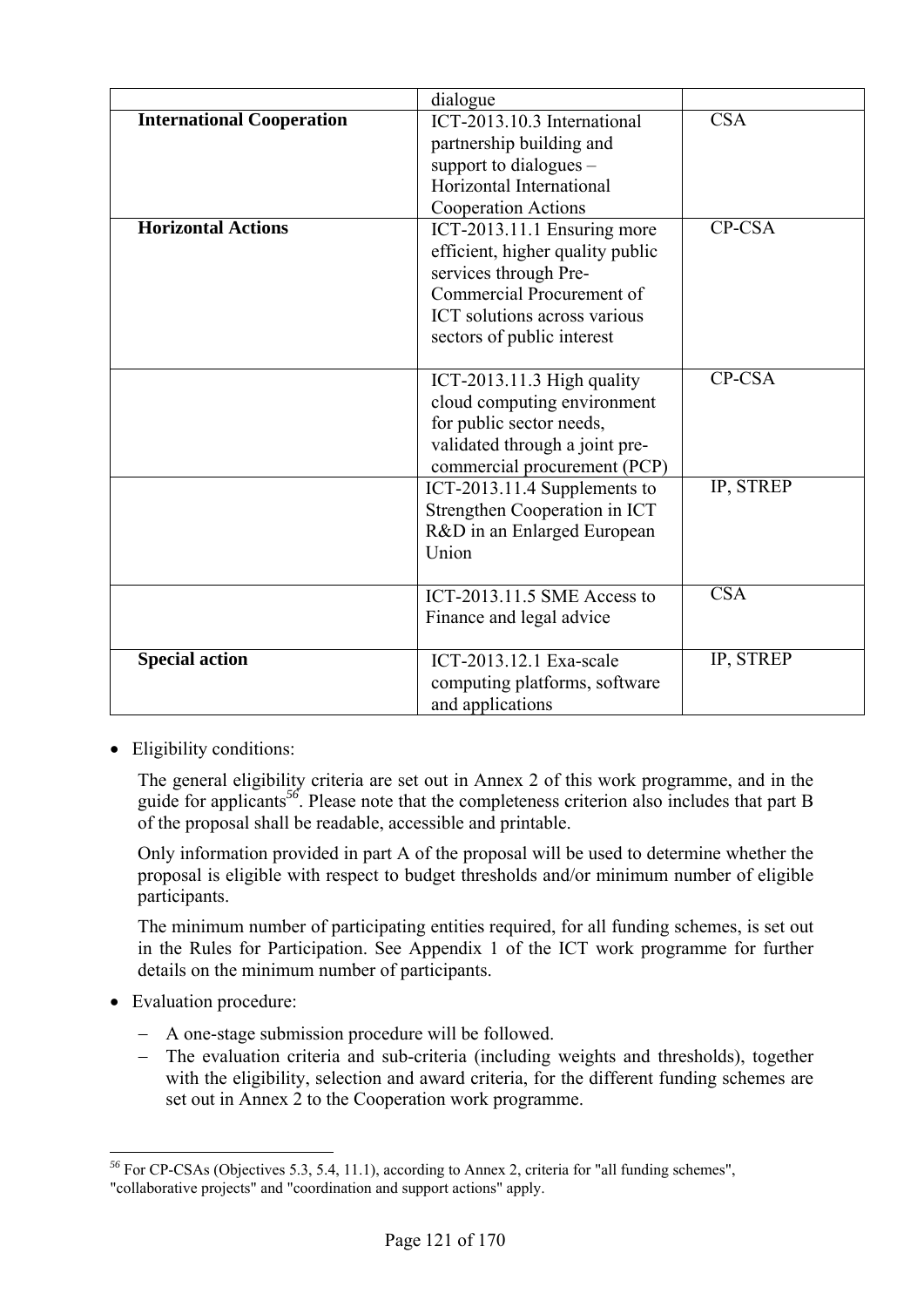| | | |
|---|---|---|
| | dialogue | |
| **International Cooperation** | ICT-2013.10.3 International partnership building and support to dialogues – Horizontal International Cooperation Actions | CSA |
| **Horizontal Actions** | ICT-2013.11.1 Ensuring more efficient, higher quality public services through Pre-Commercial Procurement of ICT solutions across various sectors of public interest | CP-CSA |
| | ICT-2013.11.3 High quality cloud computing environment for public sector needs, validated through a joint pre-commercial procurement (PCP) | CP-CSA |
| | ICT-2013.11.4 Supplements to Strengthen Cooperation in ICT R&D in an Enlarged European Union | IP, STREP |
| | ICT-2013.11.5 SME Access to Finance and legal advice | CSA |
| **Special action** | ICT-2013.12.1 Exa-scale computing platforms, software and applications | IP, STREP |

- Eligibility conditions:

  The general eligibility criteria are set out in Annex 2 of this work programme, and in the guide for applicants[56]. Please note that the completeness criterion also includes that part B of the proposal shall be readable, accessible and printable.

  Only information provided in part A of the proposal will be used to determine whether the proposal is eligible with respect to budget thresholds and/or minimum number of eligible participants.

  The minimum number of participating entities required, for all funding schemes, is set out in the Rules for Participation. See Appendix 1 of the ICT work programme for further details on the minimum number of participants.

- Evaluation procedure:

  - A one-stage submission procedure will be followed.
  - The evaluation criteria and sub-criteria (including weights and thresholds), together with the eligibility, selection and award criteria, for the different funding schemes are set out in Annex 2 to the Cooperation work programme.

[56] For CP-CSAs (Objectives 5.3, 5.4, 11.1), according to Annex 2, criteria for "all funding schemes", "collaborative projects" and "coordination and support actions" apply.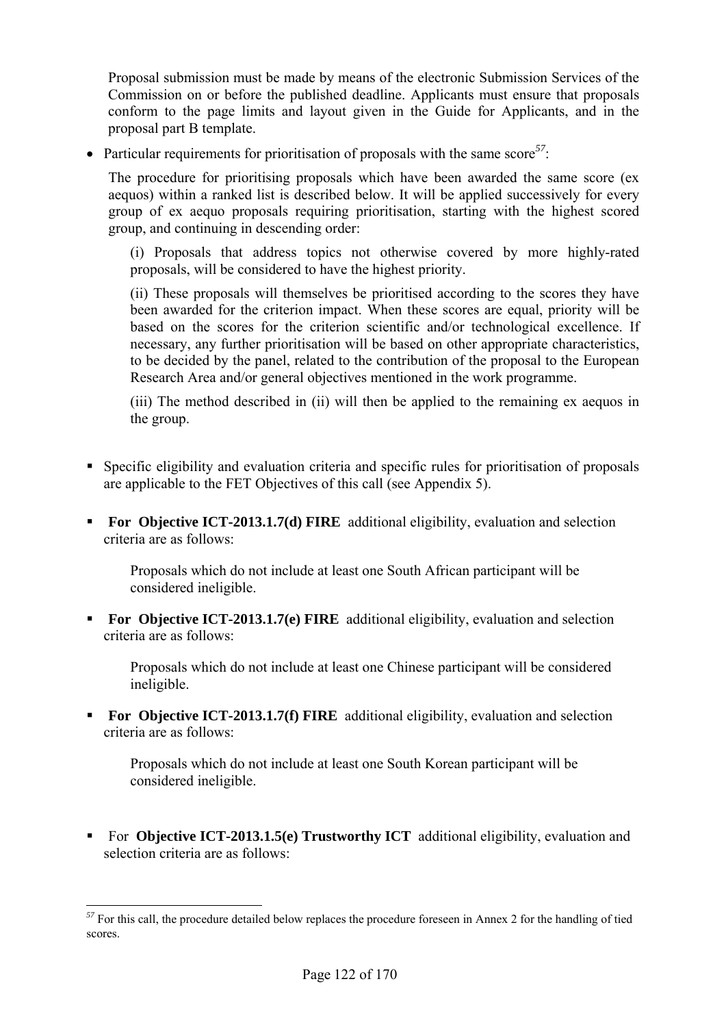Proposal submission must be made by means of the electronic Submission Services of the Commission on or before the published deadline. Applicants must ensure that proposals conform to the page limits and layout given in the Guide for Applicants, and in the proposal part B template.

- Particular requirements for prioritisation of proposals with the same score[57]:

  The procedure for prioritising proposals which have been awarded the same score (ex aequos) within a ranked list is described below. It will be applied successively for every group of ex aequo proposals requiring prioritisation, starting with the highest scored group, and continuing in descending order:

  (i) Proposals that address topics not otherwise covered by more highly-rated proposals, will be considered to have the highest priority.

  (ii) These proposals will themselves be prioritised according to the scores they have been awarded for the criterion impact. When these scores are equal, priority will be based on the scores for the criterion scientific and/or technological excellence. If necessary, any further prioritisation will be based on other appropriate characteristics, to be decided by the panel, related to the contribution of the proposal to the European Research Area and/or general objectives mentioned in the work programme.

  (iii) The method described in (ii) will then be applied to the remaining ex aequos in the group.

- Specific eligibility and evaluation criteria and specific rules for prioritisation of proposals are applicable to the FET Objectives of this call (see Appendix 5).

- **For Objective ICT-2013.1.7(d) FIRE** additional eligibility, evaluation and selection criteria are as follows:

  Proposals which do not include at least one South African participant will be considered ineligible.

- **For Objective ICT-2013.1.7(e) FIRE** additional eligibility, evaluation and selection criteria are as follows:

  Proposals which do not include at least one Chinese participant will be considered ineligible.

- **For Objective ICT-2013.1.7(f) FIRE** additional eligibility, evaluation and selection criteria are as follows:

  Proposals which do not include at least one South Korean participant will be considered ineligible.

- For **Objective ICT-2013.1.5(e) Trustworthy ICT** additional eligibility, evaluation and selection criteria are as follows:

---

[57] For this call, the procedure detailed below replaces the procedure foreseen in Annex 2 for the handling of tied scores.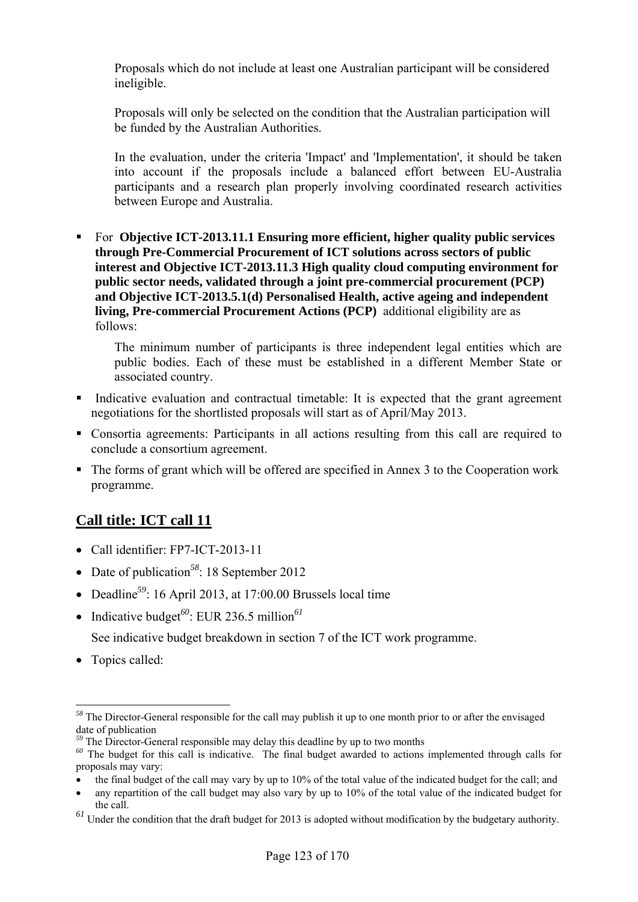Proposals which do not include at least one Australian participant will be considered ineligible.

Proposals will only be selected on the condition that the Australian participation will be funded by the Australian Authorities.

In the evaluation, under the criteria 'Impact' and 'Implementation', it should be taken into account if the proposals include a balanced effort between EU-Australia participants and a research plan properly involving coordinated research activities between Europe and Australia.

- For **Objective ICT-2013.11.1 Ensuring more efficient, higher quality public services through Pre-Commercial Procurement of ICT solutions across sectors of public interest and Objective ICT-2013.11.3 High quality cloud computing environment for public sector needs, validated through a joint pre-commercial procurement (PCP) and Objective ICT-2013.5.1(d) Personalised Health, active ageing and independent living, Pre-commercial Procurement Actions (PCP)** additional eligibility are as follows:

  The minimum number of participants is three independent legal entities which are public bodies. Each of these must be established in a different Member State or associated country.

- Indicative evaluation and contractual timetable: It is expected that the grant agreement negotiations for the shortlisted proposals will start as of April/May 2013.
- Consortia agreements: Participants in all actions resulting from this call are required to conclude a consortium agreement.
- The forms of grant which will be offered are specified in Annex 3 to the Cooperation work programme.

## Call title: ICT call 11

- Call identifier: FP7-ICT-2013-11
- Date of publication[58]: 18 September 2012
- Deadline[59]: 16 April 2013, at 17:00.00 Brussels local time
- Indicative budget[60]: EUR 236.5 million[61]

  See indicative budget breakdown in section 7 of the ICT work programme.
- Topics called:

---

[58] The Director-General responsible for the call may publish it up to one month prior to or after the envisaged date of publication

[59] The Director-General responsible may delay this deadline by up to two months

[60] The budget for this call is indicative. The final budget awarded to actions implemented through calls for proposals may vary:

- the final budget of the call may vary by up to 10% of the total value of the indicated budget for the call; and
- any repartition of the call budget may also vary by up to 10% of the total value of the indicated budget for the call.

[61] Under the condition that the draft budget for 2013 is adopted without modification by the budgetary authority.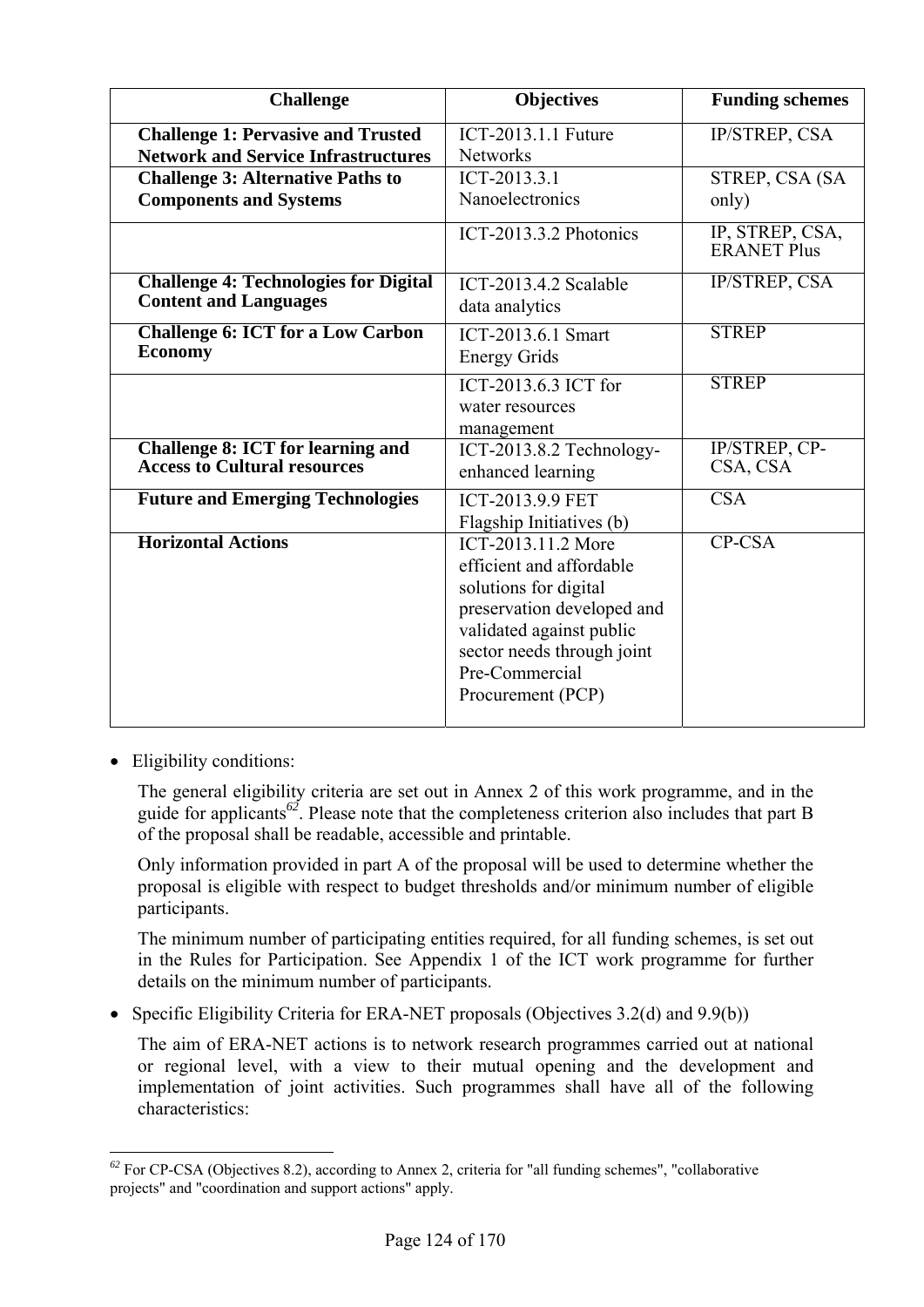| Challenge | Objectives | Funding schemes |
|---|---|---|
| **Challenge 1: Pervasive and Trusted Network and Service Infrastructures** | ICT-2013.1.1 Future Networks | IP/STREP, CSA |
| **Challenge 3: Alternative Paths to Components and Systems** | ICT-2013.3.1 Nanoelectronics | STREP, CSA (SA only) |
| | ICT-2013.3.2 Photonics | IP, STREP, CSA, ERANET Plus |
| **Challenge 4: Technologies for Digital Content and Languages** | ICT-2013.4.2 Scalable data analytics | IP/STREP, CSA |
| **Challenge 6: ICT for a Low Carbon Economy** | ICT-2013.6.1 Smart Energy Grids | STREP |
| | ICT-2013.6.3 ICT for water resources management | STREP |
| **Challenge 8: ICT for learning and Access to Cultural resources** | ICT-2013.8.2 Technology-enhanced learning | IP/STREP, CP-CSA, CSA |
| **Future and Emerging Technologies** | ICT-2013.9.9 FET Flagship Initiatives (b) | CSA |
| **Horizontal Actions** | ICT-2013.11.2 More efficient and affordable solutions for digital preservation developed and validated against public sector needs through joint Pre-Commercial Procurement (PCP) | CP-CSA |

- Eligibility conditions:

  The general eligibility criteria are set out in Annex 2 of this work programme, and in the guide for applicants[62]. Please note that the completeness criterion also includes that part B of the proposal shall be readable, accessible and printable.

  Only information provided in part A of the proposal will be used to determine whether the proposal is eligible with respect to budget thresholds and/or minimum number of eligible participants.

  The minimum number of participating entities required, for all funding schemes, is set out in the Rules for Participation. See Appendix 1 of the ICT work programme for further details on the minimum number of participants.

- Specific Eligibility Criteria for ERA-NET proposals (Objectives 3.2(d) and 9.9(b))

  The aim of ERA-NET actions is to network research programmes carried out at national or regional level, with a view to their mutual opening and the development and implementation of joint activities. Such programmes shall have all of the following characteristics:

[62] For CP-CSA (Objectives 8.2), according to Annex 2, criteria for "all funding schemes", "collaborative projects" and "coordination and support actions" apply.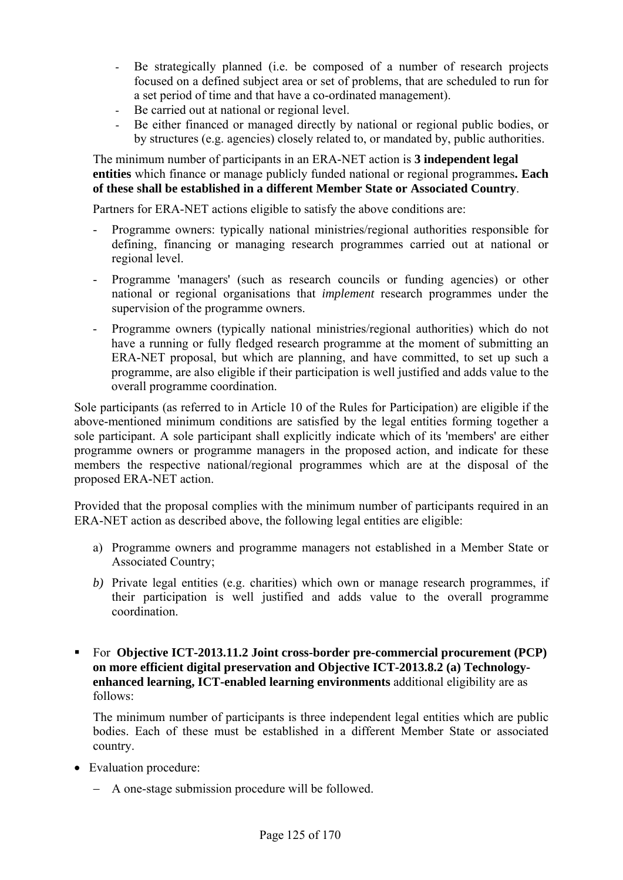- Be strategically planned (i.e. be composed of a number of research projects focused on a defined subject area or set of problems, that are scheduled to run for a set period of time and that have a co-ordinated management).
- Be carried out at national or regional level.
- Be either financed or managed directly by national or regional public bodies, or by structures (e.g. agencies) closely related to, or mandated by, public authorities.

The minimum number of participants in an ERA-NET action is **3 independent legal entities** which finance or manage publicly funded national or regional programmes**. Each of these shall be established in a different Member State or Associated Country**.

Partners for ERA-NET actions eligible to satisfy the above conditions are:

- Programme owners: typically national ministries/regional authorities responsible for defining, financing or managing research programmes carried out at national or regional level.
- Programme 'managers' (such as research councils or funding agencies) or other national or regional organisations that *implement* research programmes under the supervision of the programme owners.
- Programme owners (typically national ministries/regional authorities) which do not have a running or fully fledged research programme at the moment of submitting an ERA-NET proposal, but which are planning, and have committed, to set up such a programme, are also eligible if their participation is well justified and adds value to the overall programme coordination.

Sole participants (as referred to in Article 10 of the Rules for Participation) are eligible if the above-mentioned minimum conditions are satisfied by the legal entities forming together a sole participant. A sole participant shall explicitly indicate which of its 'members' are either programme owners or programme managers in the proposed action, and indicate for these members the respective national/regional programmes which are at the disposal of the proposed ERA-NET action.

Provided that the proposal complies with the minimum number of participants required in an ERA-NET action as described above, the following legal entities are eligible:

a) Programme owners and programme managers not established in a Member State or Associated Country;

*b)* Private legal entities (e.g. charities) which own or manage research programmes, if their participation is well justified and adds value to the overall programme coordination.

- For **Objective ICT-2013.11.2 Joint cross-border pre-commercial procurement (PCP) on more efficient digital preservation and Objective ICT-2013.8.2 (a) Technology-enhanced learning, ICT-enabled learning environments** additional eligibility are as follows:

  The minimum number of participants is three independent legal entities which are public bodies. Each of these must be established in a different Member State or associated country.

- Evaluation procedure:
  - A one-stage submission procedure will be followed.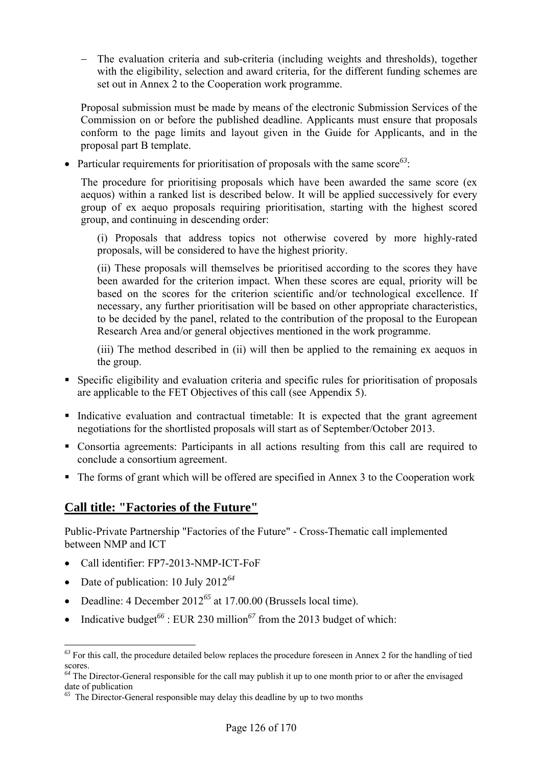- The evaluation criteria and sub-criteria (including weights and thresholds), together with the eligibility, selection and award criteria, for the different funding schemes are set out in Annex 2 to the Cooperation work programme.

Proposal submission must be made by means of the electronic Submission Services of the Commission on or before the published deadline. Applicants must ensure that proposals conform to the page limits and layout given in the Guide for Applicants, and in the proposal part B template.

- Particular requirements for prioritisation of proposals with the same score[63]:

The procedure for prioritising proposals which have been awarded the same score (ex aequos) within a ranked list is described below. It will be applied successively for every group of ex aequo proposals requiring prioritisation, starting with the highest scored group, and continuing in descending order:

(i) Proposals that address topics not otherwise covered by more highly-rated proposals, will be considered to have the highest priority.

(ii) These proposals will themselves be prioritised according to the scores they have been awarded for the criterion impact. When these scores are equal, priority will be based on the scores for the criterion scientific and/or technological excellence. If necessary, any further prioritisation will be based on other appropriate characteristics, to be decided by the panel, related to the contribution of the proposal to the European Research Area and/or general objectives mentioned in the work programme.

(iii) The method described in (ii) will then be applied to the remaining ex aequos in the group.

- Specific eligibility and evaluation criteria and specific rules for prioritisation of proposals are applicable to the FET Objectives of this call (see Appendix 5).
- Indicative evaluation and contractual timetable: It is expected that the grant agreement negotiations for the shortlisted proposals will start as of September/October 2013.
- Consortia agreements: Participants in all actions resulting from this call are required to conclude a consortium agreement.
- The forms of grant which will be offered are specified in Annex 3 to the Cooperation work

## Call title: "Factories of the Future"

Public-Private Partnership "Factories of the Future" - Cross-Thematic call implemented between NMP and ICT

- Call identifier: FP7-2013-NMP-ICT-FoF
- Date of publication: 10 July 2012[64]
- Deadline: 4 December 2012[65] at 17.00.00 (Brussels local time).
- Indicative budget[66] : EUR 230 million[67] from the 2013 budget of which:

---

[63] For this call, the procedure detailed below replaces the procedure foreseen in Annex 2 for the handling of tied scores.

[64] The Director-General responsible for the call may publish it up to one month prior to or after the envisaged date of publication

[65] The Director-General responsible may delay this deadline by up to two months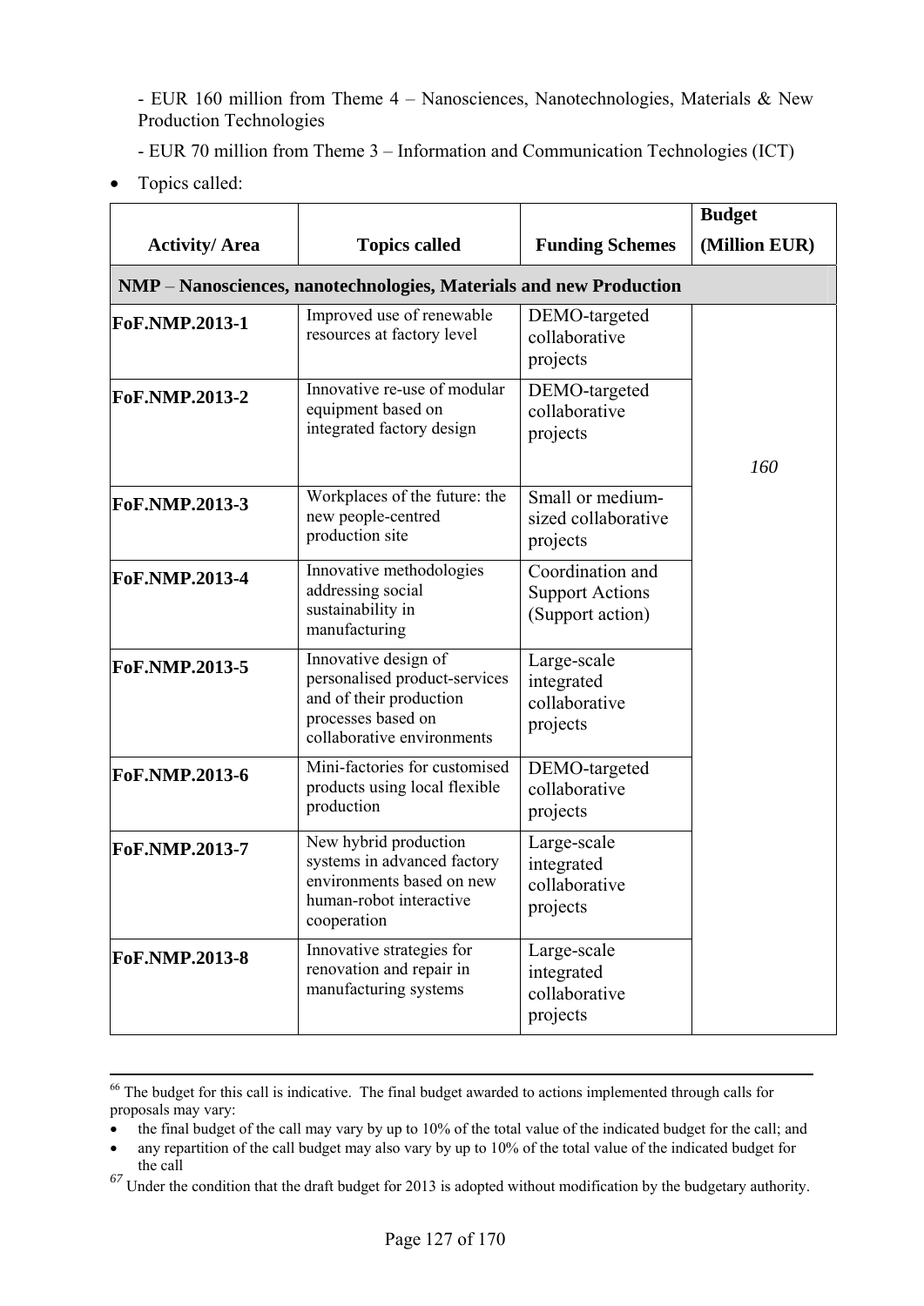- EUR 160 million from Theme 4 – Nanosciences, Nanotechnologies, Materials & New Production Technologies

- EUR 70 million from Theme 3 – Information and Communication Technologies (ICT)

- Topics called:

| Activity/ Area | Topics called | Funding Schemes | Budget (Million EUR) |
|---|---|---|---|
| **NMP** – **Nanosciences, nanotechnologies, Materials and new Production** | | | |
| **FoF.NMP.2013-1** | Improved use of renewable resources at factory level | DEMO-targeted collaborative projects | *160* |
| **FoF.NMP.2013-2** | Innovative re-use of modular equipment based on integrated factory design | DEMO-targeted collaborative projects | |
| **FoF.NMP.2013-3** | Workplaces of the future: the new people-centred production site | Small or medium-sized collaborative projects | |
| **FoF.NMP.2013-4** | Innovative methodologies addressing social sustainability in manufacturing | Coordination and Support Actions (Support action) | |
| **FoF.NMP.2013-5** | Innovative design of personalised product-services and of their production processes based on collaborative environments | Large-scale integrated collaborative projects | |
| **FoF.NMP.2013-6** | Mini-factories for customised products using local flexible production | DEMO-targeted collaborative projects | |
| **FoF.NMP.2013-7** | New hybrid production systems in advanced factory environments based on new human-robot interactive cooperation | Large-scale integrated collaborative projects | |
| **FoF.NMP.2013-8** | Innovative strategies for renovation and repair in manufacturing systems | Large-scale integrated collaborative projects | |

---

[66] The budget for this call is indicative. The final budget awarded to actions implemented through calls for proposals may vary:

- the final budget of the call may vary by up to 10% of the total value of the indicated budget for the call; and
- any repartition of the call budget may also vary by up to 10% of the total value of the indicated budget for the call

[67] Under the condition that the draft budget for 2013 is adopted without modification by the budgetary authority.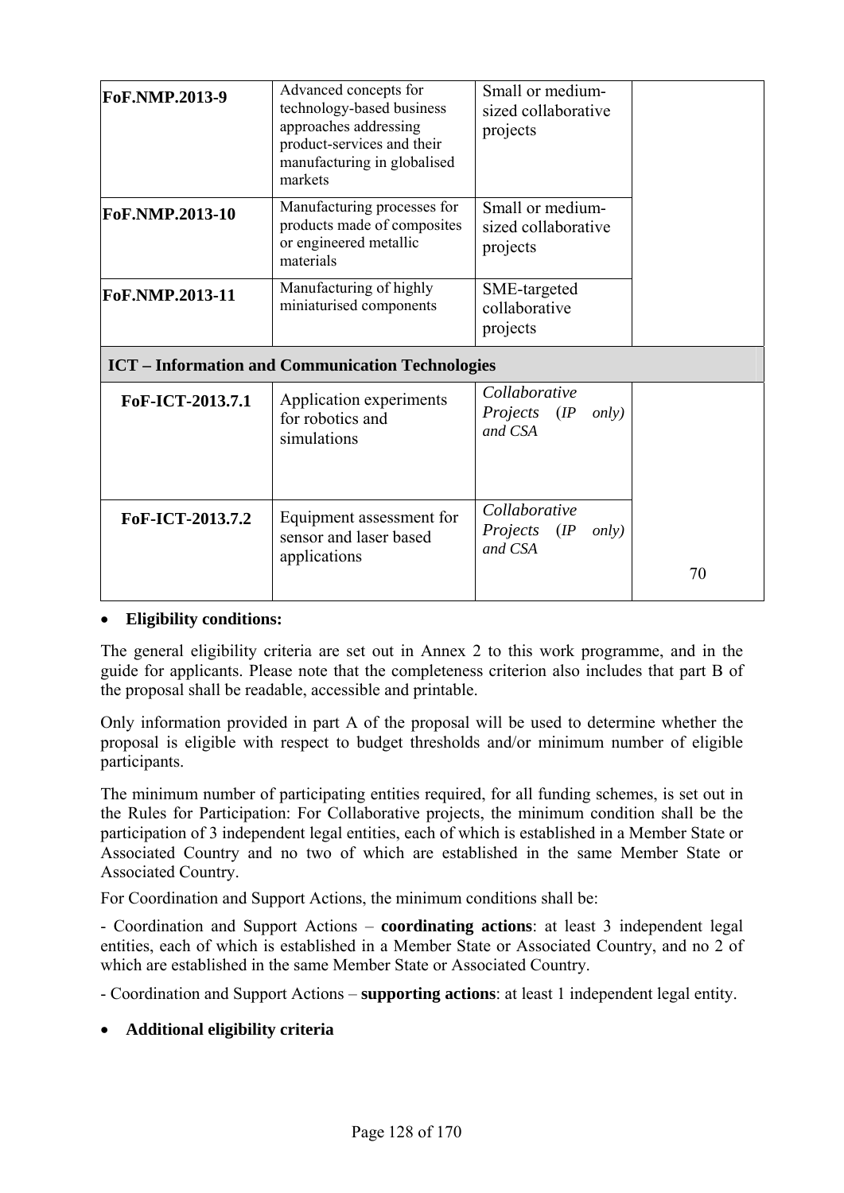| | | | |
|---|---|---|---|
| **FoF.NMP.2013-9** | Advanced concepts for technology-based business approaches addressing product-services and their manufacturing in globalised markets | Small or medium-sized collaborative projects | |
| **FoF.NMP.2013-10** | Manufacturing processes for products made of composites or engineered metallic materials | Small or medium-sized collaborative projects | |
| **FoF.NMP.2013-11** | Manufacturing of highly miniaturised components | SME-targeted collaborative projects | |
| **ICT – Information and Communication Technologies** | | | |
| **FoF-ICT-2013.7.1** | Application experiments for robotics and simulations | *Collaborative Projects (IP only) and CSA* | |
| **FoF-ICT-2013.7.2** | Equipment assessment for sensor and laser based applications | *Collaborative Projects (IP only) and CSA* | 70 |

- **Eligibility conditions:**

The general eligibility criteria are set out in Annex 2 to this work programme, and in the guide for applicants. Please note that the completeness criterion also includes that part B of the proposal shall be readable, accessible and printable.

Only information provided in part A of the proposal will be used to determine whether the proposal is eligible with respect to budget thresholds and/or minimum number of eligible participants.

The minimum number of participating entities required, for all funding schemes, is set out in the Rules for Participation: For Collaborative projects, the minimum condition shall be the participation of 3 independent legal entities, each of which is established in a Member State or Associated Country and no two of which are established in the same Member State or Associated Country.

For Coordination and Support Actions, the minimum conditions shall be:

- Coordination and Support Actions – **coordinating actions**: at least 3 independent legal entities, each of which is established in a Member State or Associated Country, and no 2 of which are established in the same Member State or Associated Country.

- Coordination and Support Actions – **supporting actions**: at least 1 independent legal entity.

- **Additional eligibility criteria**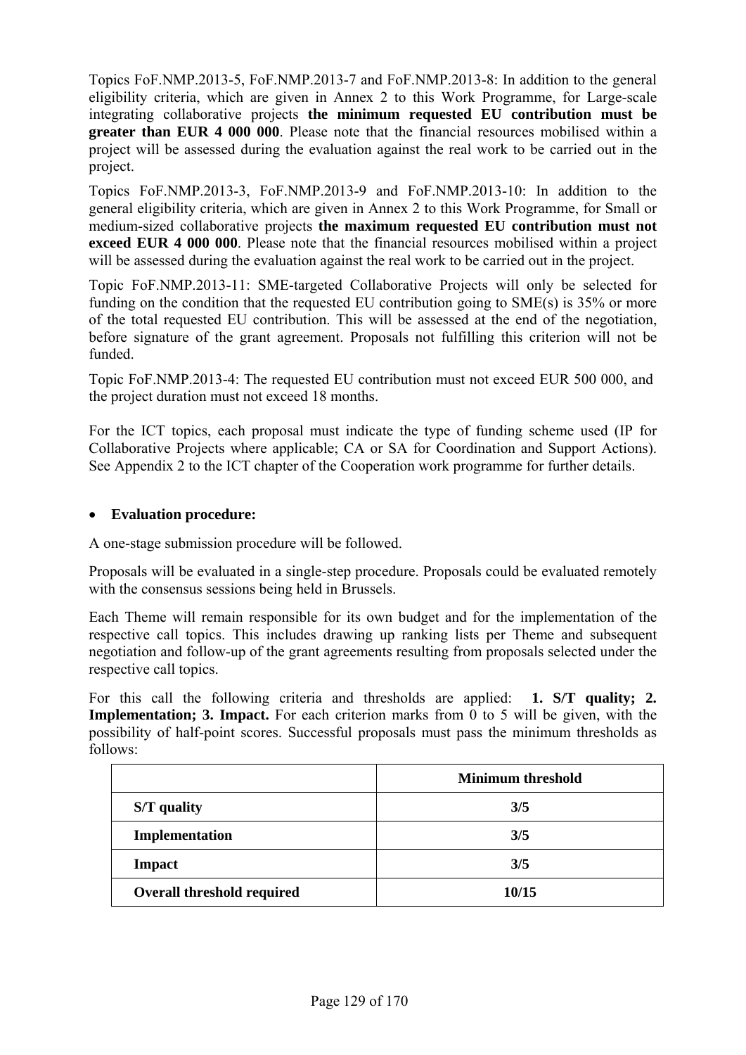Topics FoF.NMP.2013-5, FoF.NMP.2013-7 and FoF.NMP.2013-8: In addition to the general eligibility criteria, which are given in Annex 2 to this Work Programme, for Large-scale integrating collaborative projects **the minimum requested EU contribution must be greater than EUR 4 000 000**. Please note that the financial resources mobilised within a project will be assessed during the evaluation against the real work to be carried out in the project.

Topics FoF.NMP.2013-3, FoF.NMP.2013-9 and FoF.NMP.2013-10: In addition to the general eligibility criteria, which are given in Annex 2 to this Work Programme, for Small or medium-sized collaborative projects **the maximum requested EU contribution must not exceed EUR 4 000 000**. Please note that the financial resources mobilised within a project will be assessed during the evaluation against the real work to be carried out in the project.

Topic FoF.NMP.2013-11: SME-targeted Collaborative Projects will only be selected for funding on the condition that the requested EU contribution going to SME(s) is 35% or more of the total requested EU contribution. This will be assessed at the end of the negotiation, before signature of the grant agreement. Proposals not fulfilling this criterion will not be funded.

Topic FoF.NMP.2013-4: The requested EU contribution must not exceed EUR 500 000, and the project duration must not exceed 18 months.

For the ICT topics, each proposal must indicate the type of funding scheme used (IP for Collaborative Projects where applicable; CA or SA for Coordination and Support Actions). See Appendix 2 to the ICT chapter of the Cooperation work programme for further details.

- **Evaluation procedure:**

A one-stage submission procedure will be followed.

Proposals will be evaluated in a single-step procedure. Proposals could be evaluated remotely with the consensus sessions being held in Brussels.

Each Theme will remain responsible for its own budget and for the implementation of the respective call topics. This includes drawing up ranking lists per Theme and subsequent negotiation and follow-up of the grant agreements resulting from proposals selected under the respective call topics.

For this call the following criteria and thresholds are applied: **1. S/T quality; 2. Implementation; 3. Impact.** For each criterion marks from 0 to 5 will be given, with the possibility of half-point scores. Successful proposals must pass the minimum thresholds as follows:

| | **Minimum threshold** |
|---|---|
| **S/T quality** | **3/5** |
| **Implementation** | **3/5** |
| **Impact** | **3/5** |
| **Overall threshold required** | **10/15** |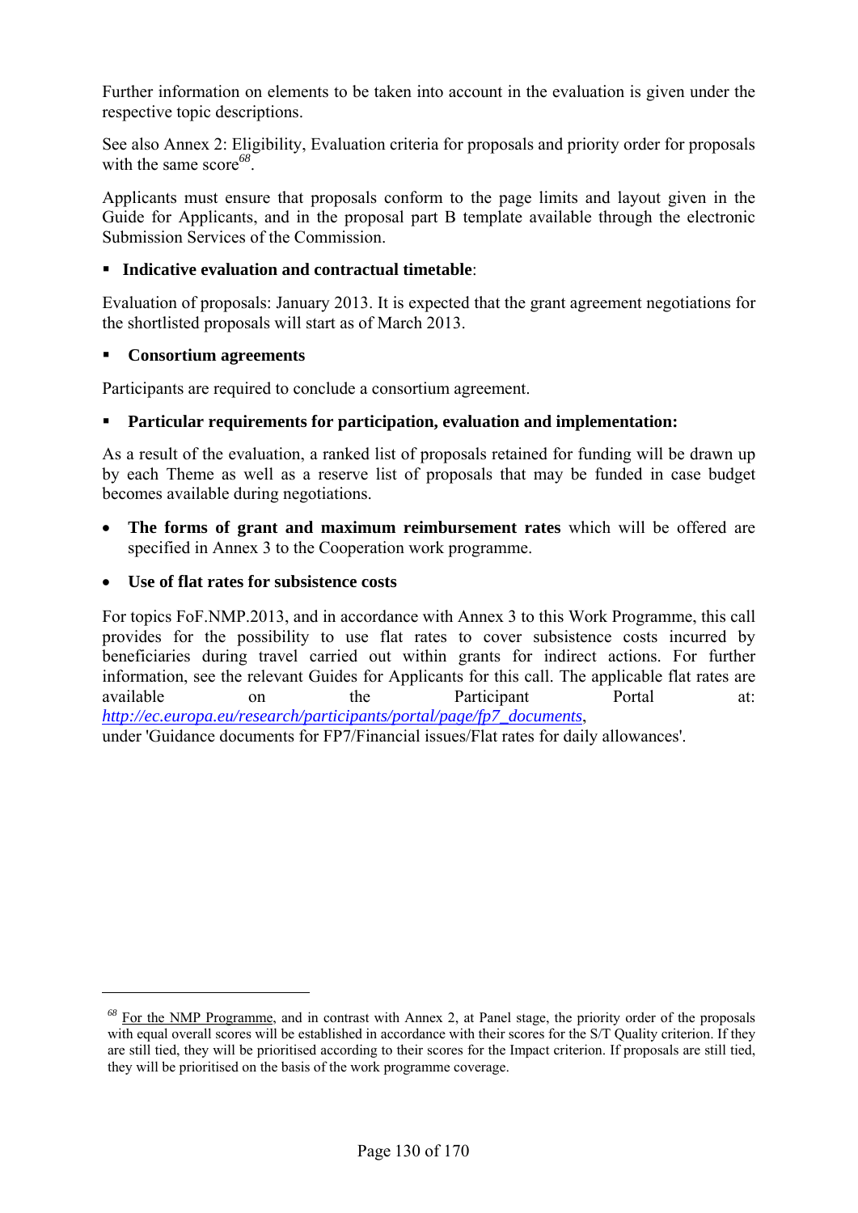Further information on elements to be taken into account in the evaluation is given under the respective topic descriptions.

See also Annex 2: Eligibility, Evaluation criteria for proposals and priority order for proposals with the same score[68].

Applicants must ensure that proposals conform to the page limits and layout given in the Guide for Applicants, and in the proposal part B template available through the electronic Submission Services of the Commission.

- **Indicative evaluation and contractual timetable**:

Evaluation of proposals: January 2013. It is expected that the grant agreement negotiations for the shortlisted proposals will start as of March 2013.

- **Consortium agreements**

Participants are required to conclude a consortium agreement.

- **Particular requirements for participation, evaluation and implementation:**

As a result of the evaluation, a ranked list of proposals retained for funding will be drawn up by each Theme as well as a reserve list of proposals that may be funded in case budget becomes available during negotiations.

- **The forms of grant and maximum reimbursement rates** which will be offered are specified in Annex 3 to the Cooperation work programme.
- **Use of flat rates for subsistence costs**

For topics FoF.NMP.2013, and in accordance with Annex 3 to this Work Programme, this call provides for the possibility to use flat rates to cover subsistence costs incurred by beneficiaries during travel carried out within grants for indirect actions. For further information, see the relevant Guides for Applicants for this call. The applicable flat rates are available on the Participant Portal at: *http://ec.europa.eu/research/participants/portal/page/fp7_documents*, under 'Guidance documents for FP7/Financial issues/Flat rates for daily allowances'.

---

[68] For the NMP Programme, and in contrast with Annex 2, at Panel stage, the priority order of the proposals with equal overall scores will be established in accordance with their scores for the S/T Quality criterion. If they are still tied, they will be prioritised according to their scores for the Impact criterion. If proposals are still tied, they will be prioritised on the basis of the work programme coverage.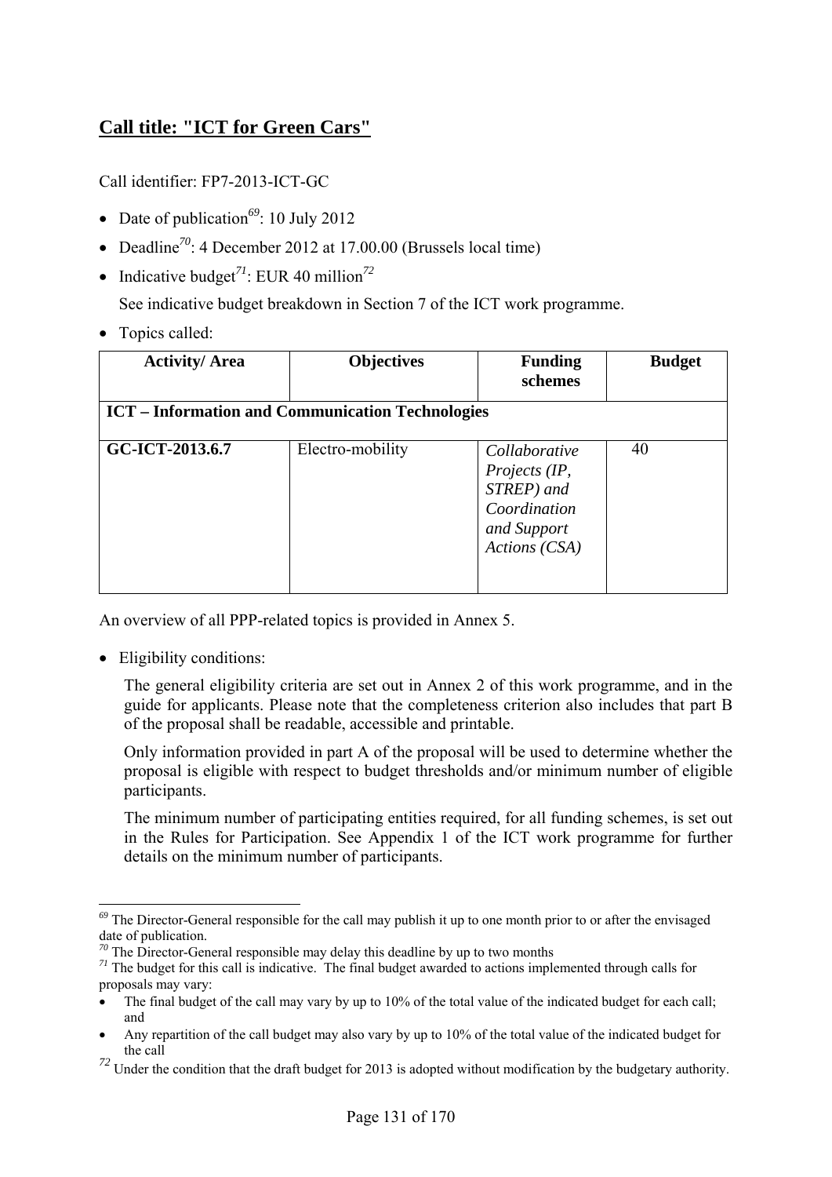## Call title: "ICT for Green Cars"

Call identifier: FP7-2013-ICT-GC

- Date of publication[69]: 10 July 2012
- Deadline[70]: 4 December 2012 at 17.00.00 (Brussels local time)
- Indicative budget[71]: EUR 40 million[72]

  See indicative budget breakdown in Section 7 of the ICT work programme.

- Topics called:

| Activity/ Area | Objectives | Funding schemes | Budget |
|---|---|---|---|
| **ICT – Information and Communication Technologies** | | | |
| **GC-ICT-2013.6.7** | Electro-mobility | *Collaborative Projects (IP, STREP) and Coordination and Support Actions (CSA)* | 40 |

An overview of all PPP-related topics is provided in Annex 5.

- Eligibility conditions:

  The general eligibility criteria are set out in Annex 2 of this work programme, and in the guide for applicants. Please note that the completeness criterion also includes that part B of the proposal shall be readable, accessible and printable.

  Only information provided in part A of the proposal will be used to determine whether the proposal is eligible with respect to budget thresholds and/or minimum number of eligible participants.

  The minimum number of participating entities required, for all funding schemes, is set out in the Rules for Participation. See Appendix 1 of the ICT work programme for further details on the minimum number of participants.

---

[69] The Director-General responsible for the call may publish it up to one month prior to or after the envisaged date of publication.

[70] The Director-General responsible may delay this deadline by up to two months

[71] The budget for this call is indicative. The final budget awarded to actions implemented through calls for proposals may vary:

- The final budget of the call may vary by up to 10% of the total value of the indicated budget for each call; and
- Any repartition of the call budget may also vary by up to 10% of the total value of the indicated budget for the call

[72] Under the condition that the draft budget for 2013 is adopted without modification by the budgetary authority.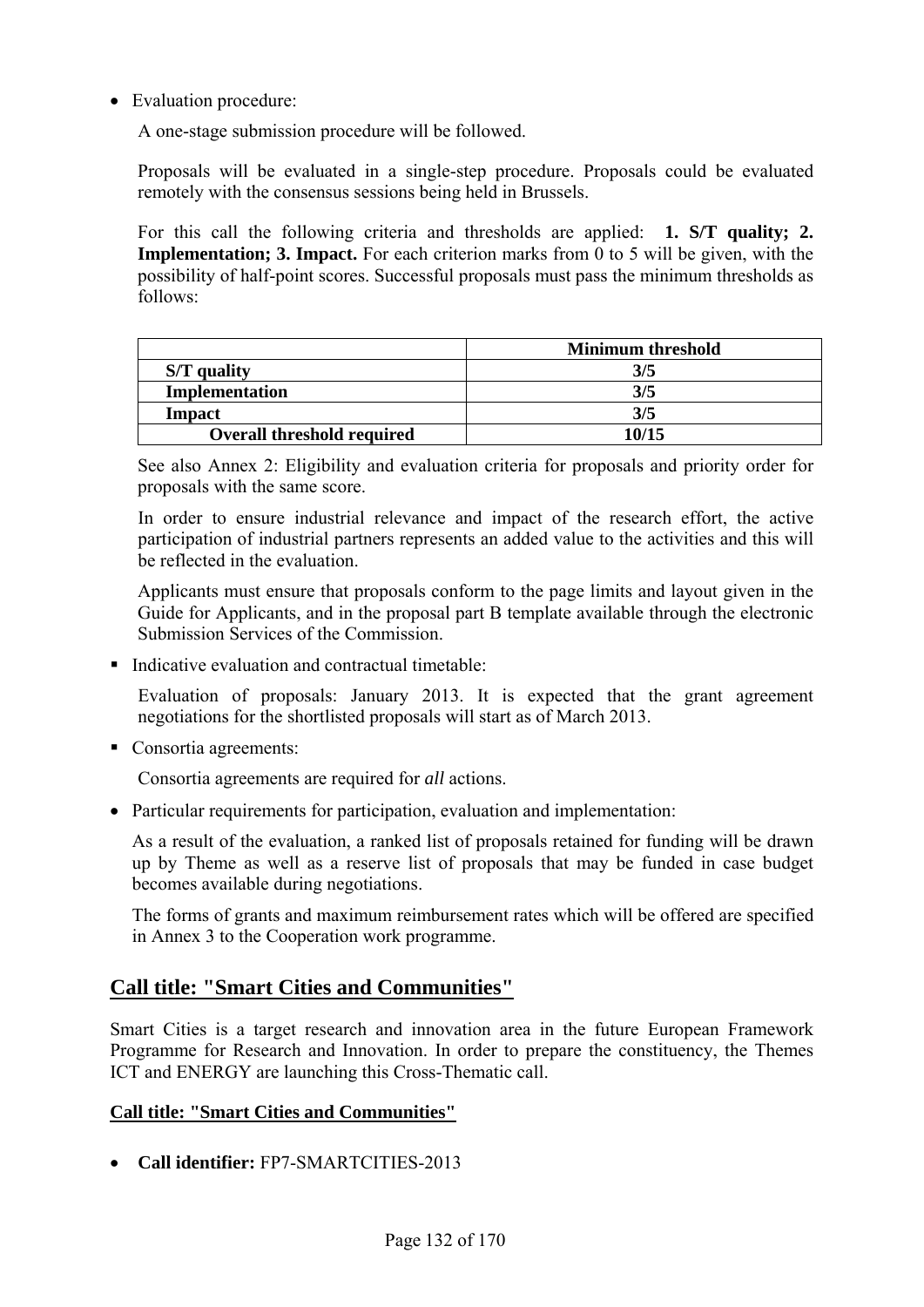- Evaluation procedure:

  A one-stage submission procedure will be followed.

  Proposals will be evaluated in a single-step procedure. Proposals could be evaluated remotely with the consensus sessions being held in Brussels.

  For this call the following criteria and thresholds are applied: **1. S/T quality; 2. Implementation; 3. Impact.** For each criterion marks from 0 to 5 will be given, with the possibility of half-point scores. Successful proposals must pass the minimum thresholds as follows:

| | **Minimum threshold** |
|---|---|
| **S/T quality** | **3/5** |
| **Implementation** | **3/5** |
| **Impact** | **3/5** |
| **Overall threshold required** | **10/15** |

  See also Annex 2: Eligibility and evaluation criteria for proposals and priority order for proposals with the same score.

  In order to ensure industrial relevance and impact of the research effort, the active participation of industrial partners represents an added value to the activities and this will be reflected in the evaluation.

  Applicants must ensure that proposals conform to the page limits and layout given in the Guide for Applicants, and in the proposal part B template available through the electronic Submission Services of the Commission.

- Indicative evaluation and contractual timetable:

  Evaluation of proposals: January 2013. It is expected that the grant agreement negotiations for the shortlisted proposals will start as of March 2013.

- Consortia agreements:

  Consortia agreements are required for *all* actions.

- Particular requirements for participation, evaluation and implementation:

  As a result of the evaluation, a ranked list of proposals retained for funding will be drawn up by Theme as well as a reserve list of proposals that may be funded in case budget becomes available during negotiations.

  The forms of grants and maximum reimbursement rates which will be offered are specified in Annex 3 to the Cooperation work programme.

## Call title: "Smart Cities and Communities"

Smart Cities is a target research and innovation area in the future European Framework Programme for Research and Innovation. In order to prepare the constituency, the Themes ICT and ENERGY are launching this Cross-Thematic call.

### Call title: "Smart Cities and Communities"

- **Call identifier:** FP7-SMARTCITIES-2013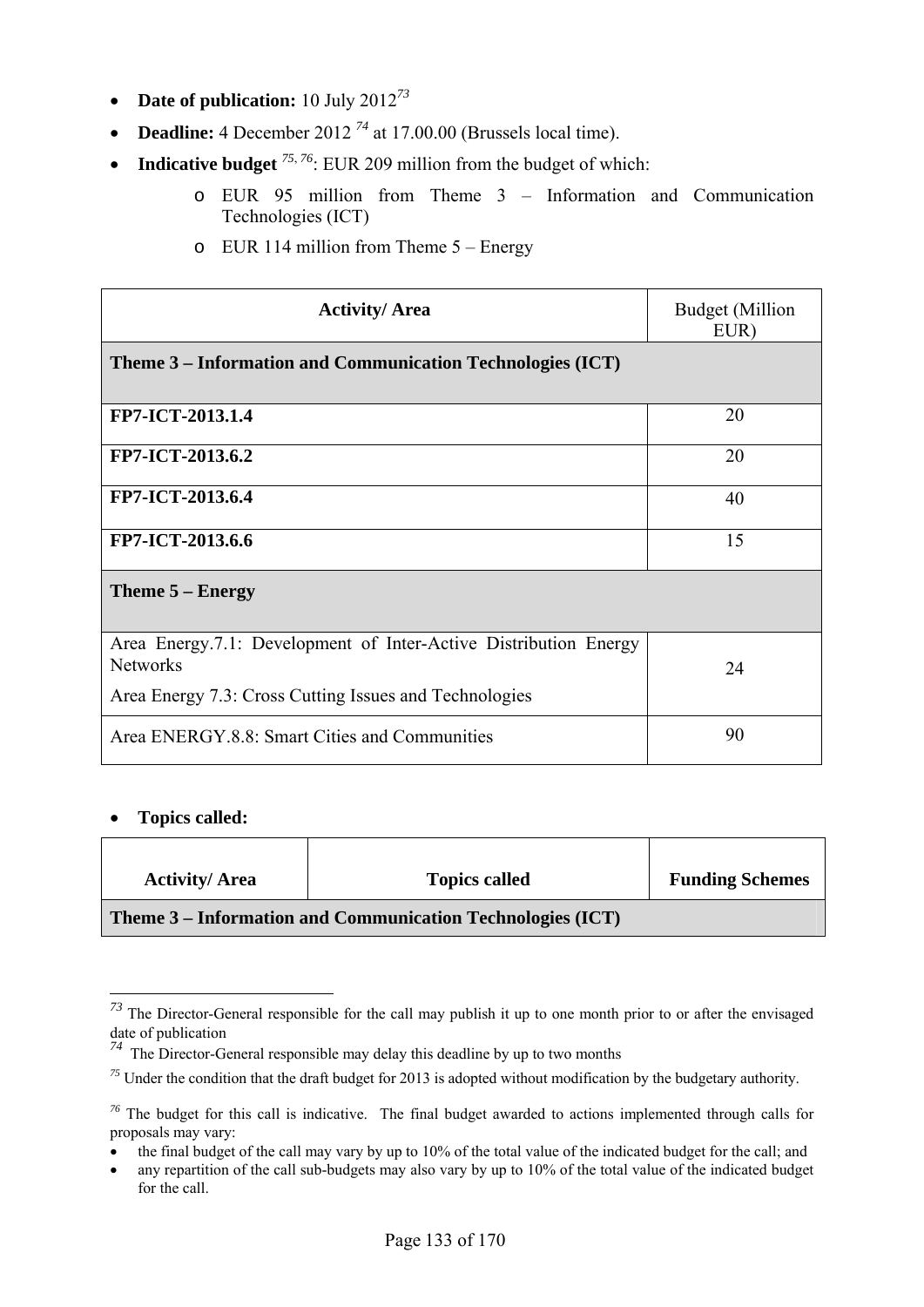- **Date of publication:** 10 July 2012[73]
- **Deadline:** 4 December 2012 [74] at 17.00.00 (Brussels local time).
- **Indicative budget** [75, 76]: EUR 209 million from the budget of which:
  - EUR 95 million from Theme 3 – Information and Communication Technologies (ICT)
  - EUR 114 million from Theme 5 – Energy

| **Activity/ Area** | Budget (Million EUR) |
|---|---|
| **Theme 3 – Information and Communication Technologies (ICT)** | |
| **FP7-ICT-2013.1.4** | 20 |
| **FP7-ICT-2013.6.2** | 20 |
| **FP7-ICT-2013.6.4** | 40 |
| **FP7-ICT-2013.6.6** | 15 |
| **Theme 5 – Energy** | |
| Area Energy.7.1: Development of Inter-Active Distribution Energy Networks<br>Area Energy 7.3: Cross Cutting Issues and Technologies | 24 |
| Area ENERGY.8.8: Smart Cities and Communities | 90 |

- **Topics called:**

| **Activity/ Area** | **Topics called** | **Funding Schemes** |
|---|---|---|
| **Theme 3 – Information and Communication Technologies (ICT)** | | |

[73] The Director-General responsible for the call may publish it up to one month prior to or after the envisaged date of publication

[74] The Director-General responsible may delay this deadline by up to two months

[75] Under the condition that the draft budget for 2013 is adopted without modification by the budgetary authority.

[76] The budget for this call is indicative. The final budget awarded to actions implemented through calls for proposals may vary:

- the final budget of the call may vary by up to 10% of the total value of the indicated budget for the call; and
- any repartition of the call sub-budgets may also vary by up to 10% of the total value of the indicated budget for the call.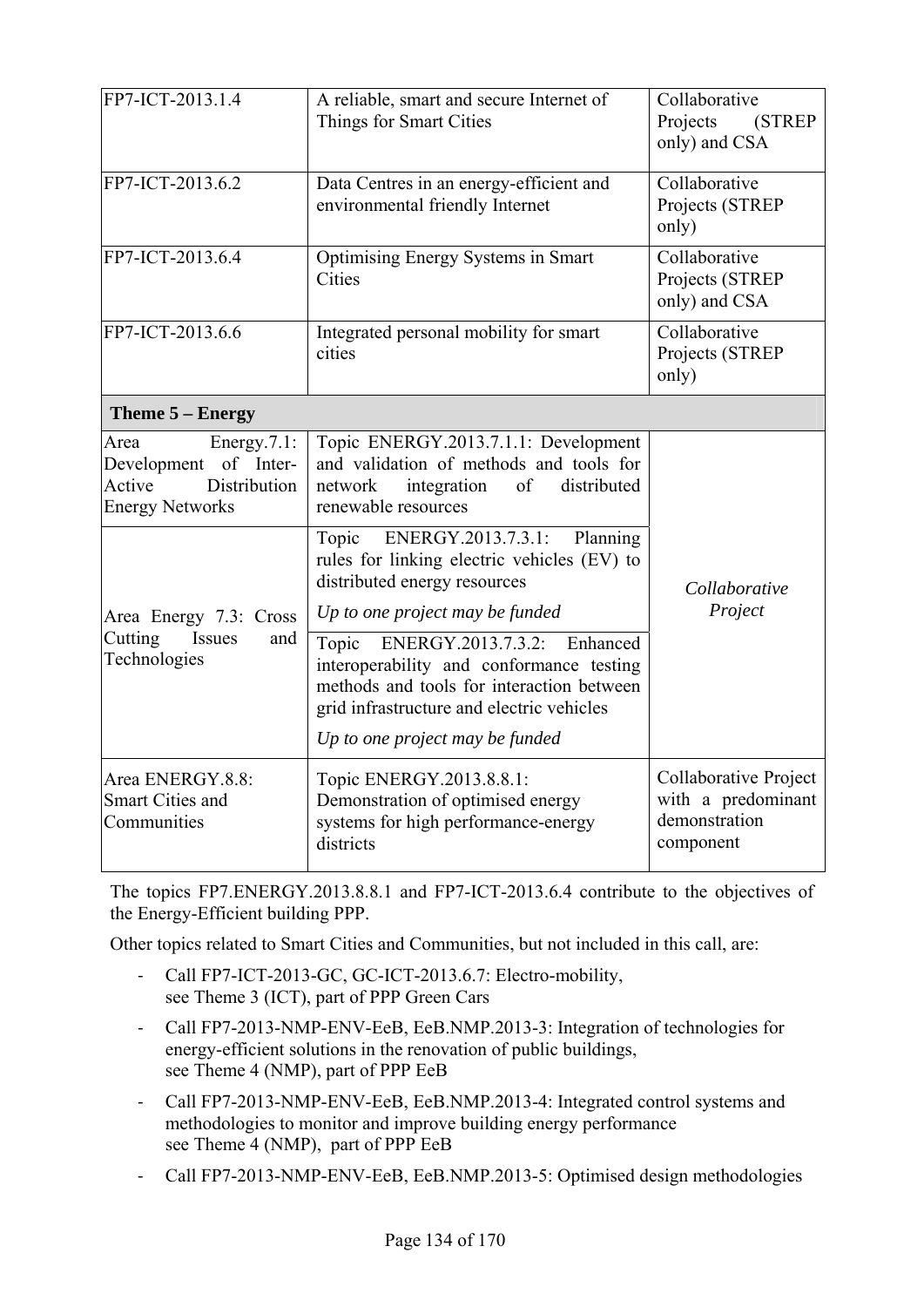| | | |
|---|---|---|
| FP7-ICT-2013.1.4 | A reliable, smart and secure Internet of Things for Smart Cities | Collaborative Projects (STREP only) and CSA |
| FP7-ICT-2013.6.2 | Data Centres in an energy-efficient and environmental friendly Internet | Collaborative Projects (STREP only) |
| FP7-ICT-2013.6.4 | Optimising Energy Systems in Smart Cities | Collaborative Projects (STREP only) and CSA |
| FP7-ICT-2013.6.6 | Integrated personal mobility for smart cities | Collaborative Projects (STREP only) |
| **Theme 5 – Energy** | | |
| Area Energy.7.1: Development of Inter-Active Distribution Energy Networks | Topic ENERGY.2013.7.1.1: Development and validation of methods and tools for network integration of distributed renewable resources | *Collaborative Project* |
| Area Energy 7.3: Cross Cutting Issues and Technologies | Topic ENERGY.2013.7.3.1: Planning rules for linking electric vehicles (EV) to distributed energy resources<br>*Up to one project may be funded* | |
| | Topic ENERGY.2013.7.3.2: Enhanced interoperability and conformance testing methods and tools for interaction between grid infrastructure and electric vehicles<br>*Up to one project may be funded* | |
| Area ENERGY.8.8: Smart Cities and Communities | Topic ENERGY.2013.8.8.1: Demonstration of optimised energy systems for high performance-energy districts | Collaborative Project with a predominant demonstration component |

The topics FP7.ENERGY.2013.8.8.1 and FP7-ICT-2013.6.4 contribute to the objectives of the Energy-Efficient building PPP.

Other topics related to Smart Cities and Communities, but not included in this call, are:

- Call FP7-ICT-2013-GC, GC-ICT-2013.6.7: Electro-mobility, see Theme 3 (ICT), part of PPP Green Cars
- Call FP7-2013-NMP-ENV-EeB, EeB.NMP.2013-3: Integration of technologies for energy-efficient solutions in the renovation of public buildings, see Theme 4 (NMP), part of PPP EeB
- Call FP7-2013-NMP-ENV-EeB, EeB.NMP.2013-4: Integrated control systems and methodologies to monitor and improve building energy performance see Theme 4 (NMP), part of PPP EeB
- Call FP7-2013-NMP-ENV-EeB, EeB.NMP.2013-5: Optimised design methodologies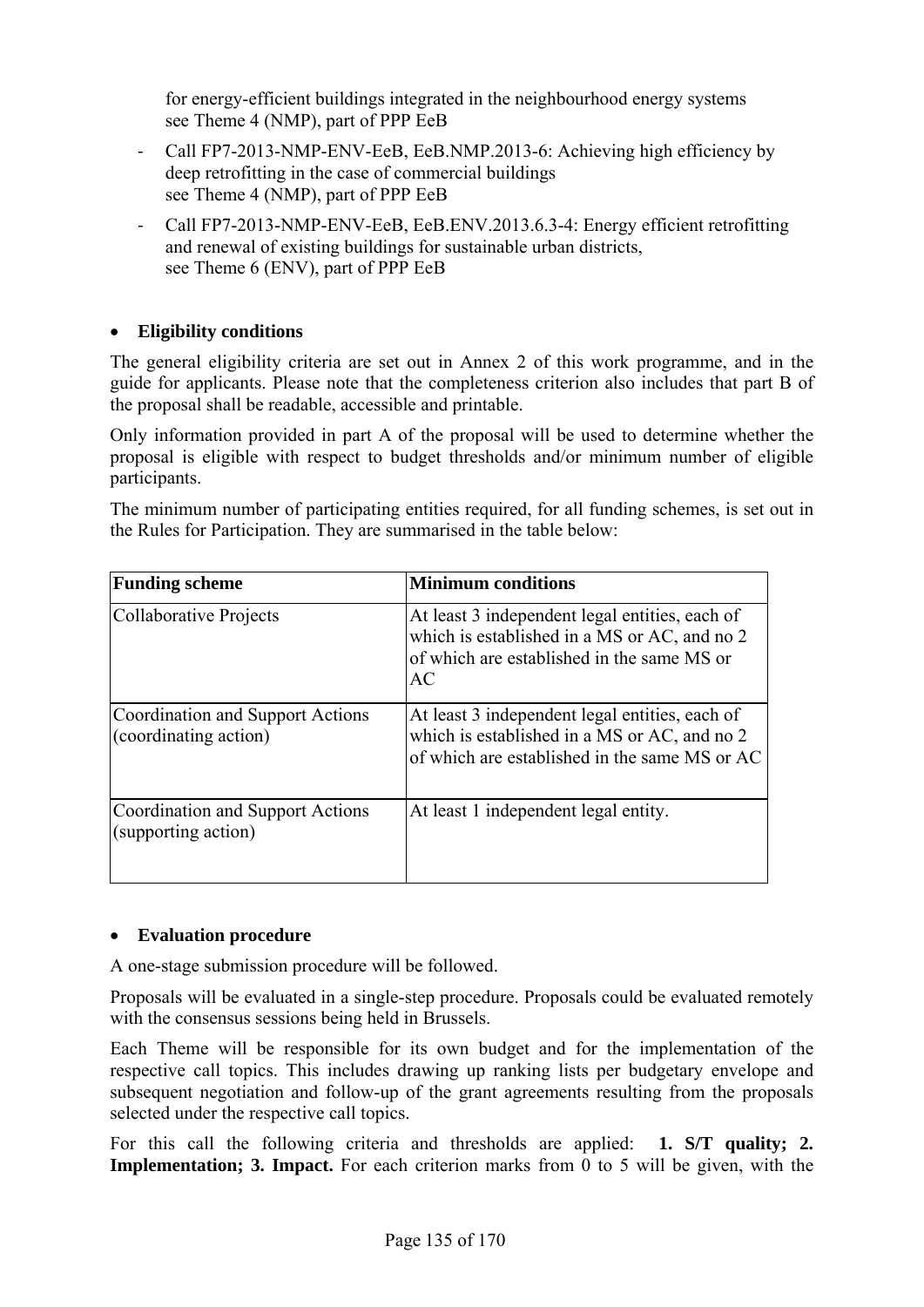for energy-efficient buildings integrated in the neighbourhood energy systems
see Theme 4 (NMP), part of PPP EeB

- Call FP7-2013-NMP-ENV-EeB, EeB.NMP.2013-6: Achieving high efficiency by deep retrofitting in the case of commercial buildings
  see Theme 4 (NMP), part of PPP EeB
- Call FP7-2013-NMP-ENV-EeB, EeB.ENV.2013.6.3-4: Energy efficient retrofitting and renewal of existing buildings for sustainable urban districts,
  see Theme 6 (ENV), part of PPP EeB

- **Eligibility conditions**

The general eligibility criteria are set out in Annex 2 of this work programme, and in the guide for applicants. Please note that the completeness criterion also includes that part B of the proposal shall be readable, accessible and printable.

Only information provided in part A of the proposal will be used to determine whether the proposal is eligible with respect to budget thresholds and/or minimum number of eligible participants.

The minimum number of participating entities required, for all funding schemes, is set out in the Rules for Participation. They are summarised in the table below:

| Funding scheme | Minimum conditions |
| --- | --- |
| Collaborative Projects | At least 3 independent legal entities, each of which is established in a MS or AC, and no 2 of which are established in the same MS or AC |
| Coordination and Support Actions (coordinating action) | At least 3 independent legal entities, each of which is established in a MS or AC, and no 2 of which are established in the same MS or AC |
| Coordination and Support Actions (supporting action) | At least 1 independent legal entity. |

- **Evaluation procedure**

A one-stage submission procedure will be followed.

Proposals will be evaluated in a single-step procedure. Proposals could be evaluated remotely with the consensus sessions being held in Brussels.

Each Theme will be responsible for its own budget and for the implementation of the respective call topics. This includes drawing up ranking lists per budgetary envelope and subsequent negotiation and follow-up of the grant agreements resulting from the proposals selected under the respective call topics.

For this call the following criteria and thresholds are applied: **1. S/T quality; 2. Implementation; 3. Impact.** For each criterion marks from 0 to 5 will be given, with the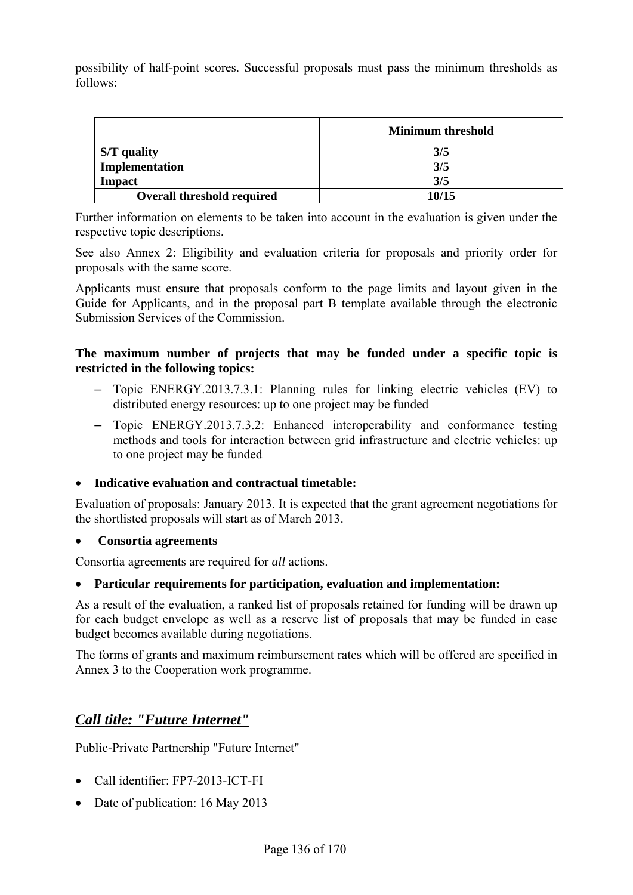possibility of half-point scores. Successful proposals must pass the minimum thresholds as follows:

| | **Minimum threshold** |
|---|---|
| **S/T quality** | **3/5** |
| **Implementation** | **3/5** |
| **Impact** | **3/5** |
| **Overall threshold required** | **10/15** |

Further information on elements to be taken into account in the evaluation is given under the respective topic descriptions.

See also Annex 2: Eligibility and evaluation criteria for proposals and priority order for proposals with the same score.

Applicants must ensure that proposals conform to the page limits and layout given in the Guide for Applicants, and in the proposal part B template available through the electronic Submission Services of the Commission.

**The maximum number of projects that may be funded under a specific topic is restricted in the following topics:**

- Topic ENERGY.2013.7.3.1: Planning rules for linking electric vehicles (EV) to distributed energy resources: up to one project may be funded
- Topic ENERGY.2013.7.3.2: Enhanced interoperability and conformance testing methods and tools for interaction between grid infrastructure and electric vehicles: up to one project may be funded

- **Indicative evaluation and contractual timetable:**

Evaluation of proposals: January 2013. It is expected that the grant agreement negotiations for the shortlisted proposals will start as of March 2013.

- **Consortia agreements**

Consortia agreements are required for *all* actions.

- **Particular requirements for participation, evaluation and implementation:**

As a result of the evaluation, a ranked list of proposals retained for funding will be drawn up for each budget envelope as well as a reserve list of proposals that may be funded in case budget becomes available during negotiations.

The forms of grants and maximum reimbursement rates which will be offered are specified in Annex 3 to the Cooperation work programme.

## ***Call title: "Future Internet"***

Public-Private Partnership "Future Internet"

- Call identifier: FP7-2013-ICT-FI
- Date of publication: 16 May 2013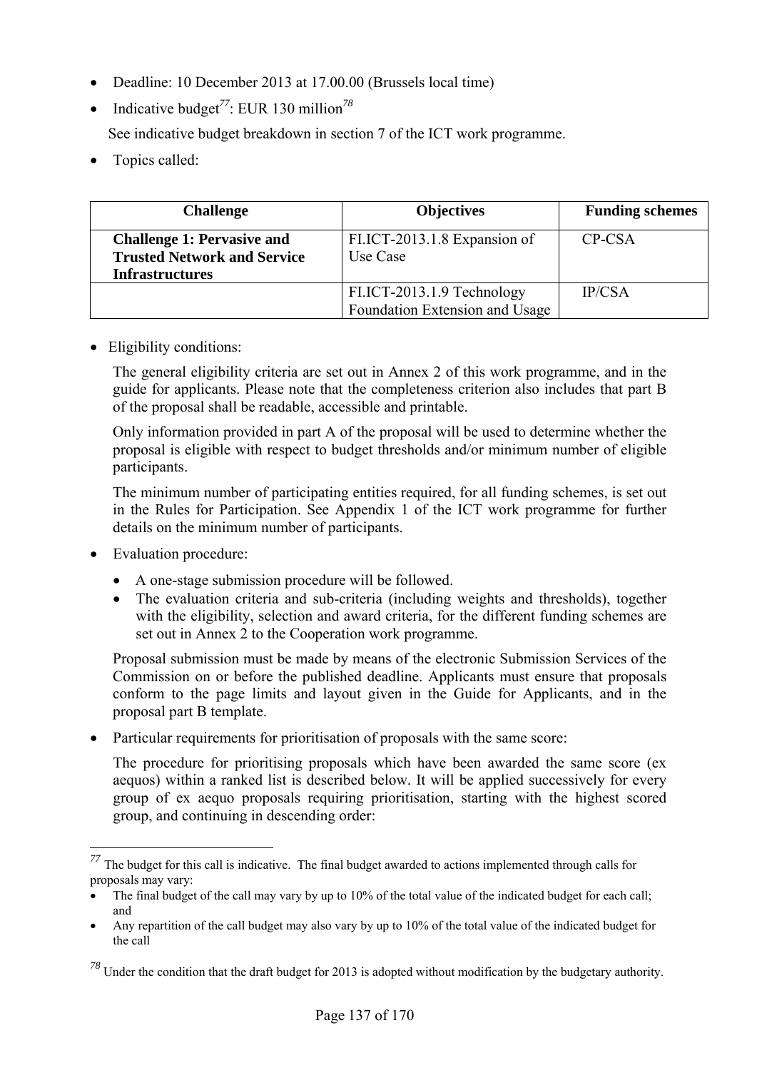- Deadline: 10 December 2013 at 17.00.00 (Brussels local time)
- Indicative budget[77]: EUR 130 million[78]

  See indicative budget breakdown in section 7 of the ICT work programme.

- Topics called:

| Challenge | Objectives | Funding schemes |
|---|---|---|
| **Challenge 1: Pervasive and Trusted Network and Service Infrastructures** | FI.ICT-2013.1.8 Expansion of Use Case | CP-CSA |
| | FI.ICT-2013.1.9 Technology Foundation Extension and Usage | IP/CSA |

- Eligibility conditions:

  The general eligibility criteria are set out in Annex 2 of this work programme, and in the guide for applicants. Please note that the completeness criterion also includes that part B of the proposal shall be readable, accessible and printable.

  Only information provided in part A of the proposal will be used to determine whether the proposal is eligible with respect to budget thresholds and/or minimum number of eligible participants.

  The minimum number of participating entities required, for all funding schemes, is set out in the Rules for Participation. See Appendix 1 of the ICT work programme for further details on the minimum number of participants.

- Evaluation procedure:
  - A one-stage submission procedure will be followed.
  - The evaluation criteria and sub-criteria (including weights and thresholds), together with the eligibility, selection and award criteria, for the different funding schemes are set out in Annex 2 to the Cooperation work programme.

  Proposal submission must be made by means of the electronic Submission Services of the Commission on or before the published deadline. Applicants must ensure that proposals conform to the page limits and layout given in the Guide for Applicants, and in the proposal part B template.

- Particular requirements for prioritisation of proposals with the same score:

  The procedure for prioritising proposals which have been awarded the same score (ex aequos) within a ranked list is described below. It will be applied successively for every group of ex aequo proposals requiring prioritisation, starting with the highest scored group, and continuing in descending order:

---

[77] The budget for this call is indicative. The final budget awarded to actions implemented through calls for proposals may vary:

- The final budget of the call may vary by up to 10% of the total value of the indicated budget for each call; and
- Any repartition of the call budget may also vary by up to 10% of the total value of the indicated budget for the call

[78] Under the condition that the draft budget for 2013 is adopted without modification by the budgetary authority.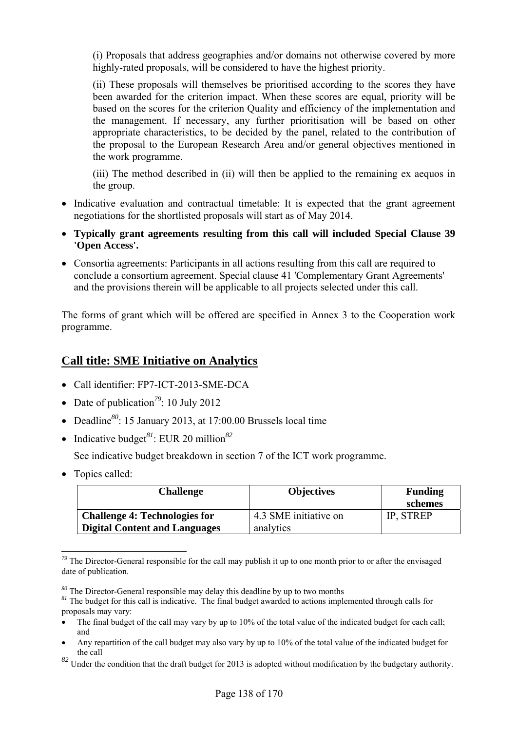(i) Proposals that address geographies and/or domains not otherwise covered by more highly-rated proposals, will be considered to have the highest priority.

(ii) These proposals will themselves be prioritised according to the scores they have been awarded for the criterion impact. When these scores are equal, priority will be based on the scores for the criterion Quality and efficiency of the implementation and the management. If necessary, any further prioritisation will be based on other appropriate characteristics, to be decided by the panel, related to the contribution of the proposal to the European Research Area and/or general objectives mentioned in the work programme.

(iii) The method described in (ii) will then be applied to the remaining ex aequos in the group.

- Indicative evaluation and contractual timetable: It is expected that the grant agreement negotiations for the shortlisted proposals will start as of May 2014.
- **Typically grant agreements resulting from this call will included Special Clause 39 'Open Access'.**
- Consortia agreements: Participants in all actions resulting from this call are required to conclude a consortium agreement. Special clause 41 'Complementary Grant Agreements' and the provisions therein will be applicable to all projects selected under this call.

The forms of grant which will be offered are specified in Annex 3 to the Cooperation work programme.

## Call title: SME Initiative on Analytics

- Call identifier: FP7-ICT-2013-SME-DCA
- Date of publication[79]: 10 July 2012
- Deadline[80]: 15 January 2013, at 17:00.00 Brussels local time
- Indicative budget[81]: EUR 20 million[82]

  See indicative budget breakdown in section 7 of the ICT work programme.
- Topics called:

| Challenge | Objectives | Funding schemes |
|---|---|---|
| **Challenge 4: Technologies for Digital Content and Languages** | 4.3 SME initiative on analytics | IP, STREP |

[79] The Director-General responsible for the call may publish it up to one month prior to or after the envisaged date of publication.

[80] The Director-General responsible may delay this deadline by up to two months

[81] The budget for this call is indicative. The final budget awarded to actions implemented through calls for proposals may vary:

- The final budget of the call may vary by up to 10% of the total value of the indicated budget for each call; and
- Any repartition of the call budget may also vary by up to 10% of the total value of the indicated budget for the call

[82] Under the condition that the draft budget for 2013 is adopted without modification by the budgetary authority.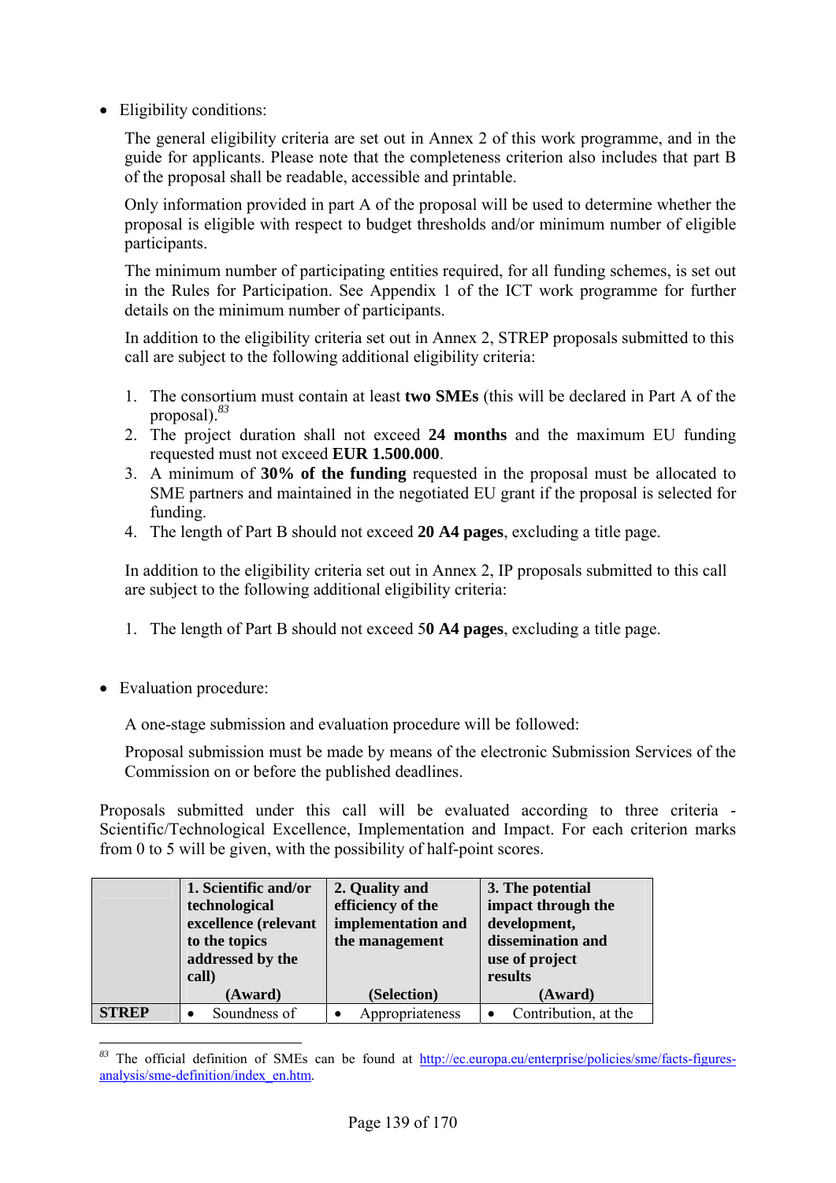- Eligibility conditions:

  The general eligibility criteria are set out in Annex 2 of this work programme, and in the guide for applicants. Please note that the completeness criterion also includes that part B of the proposal shall be readable, accessible and printable.

  Only information provided in part A of the proposal will be used to determine whether the proposal is eligible with respect to budget thresholds and/or minimum number of eligible participants.

  The minimum number of participating entities required, for all funding schemes, is set out in the Rules for Participation. See Appendix 1 of the ICT work programme for further details on the minimum number of participants.

  In addition to the eligibility criteria set out in Annex 2, STREP proposals submitted to this call are subject to the following additional eligibility criteria:

  1. The consortium must contain at least **two SMEs** (this will be declared in Part A of the proposal).[83]
  2. The project duration shall not exceed **24 months** and the maximum EU funding requested must not exceed **EUR 1.500.000**.
  3. A minimum of **30% of the funding** requested in the proposal must be allocated to SME partners and maintained in the negotiated EU grant if the proposal is selected for funding.
  4. The length of Part B should not exceed **20 A4 pages**, excluding a title page.

  In addition to the eligibility criteria set out in Annex 2, IP proposals submitted to this call are subject to the following additional eligibility criteria:

  1. The length of Part B should not exceed 5**0 A4 pages**, excluding a title page.

- Evaluation procedure:

  A one-stage submission and evaluation procedure will be followed:

  Proposal submission must be made by means of the electronic Submission Services of the Commission on or before the published deadlines.

Proposals submitted under this call will be evaluated according to three criteria - Scientific/Technological Excellence, Implementation and Impact. For each criterion marks from 0 to 5 will be given, with the possibility of half-point scores.

| | **1. Scientific and/or technological excellence (relevant to the topics addressed by the call) (Award)** | **2. Quality and efficiency of the implementation and the management (Selection)** | **3. The potential impact through the development, dissemination and use of project results (Award)** |
|---|---|---|---|
| **STREP** | • Soundness of | • Appropriateness | • Contribution, at the |

[83] The official definition of SMEs can be found at http://ec.europa.eu/enterprise/policies/sme/facts-figures-analysis/sme-definition/index_en.htm.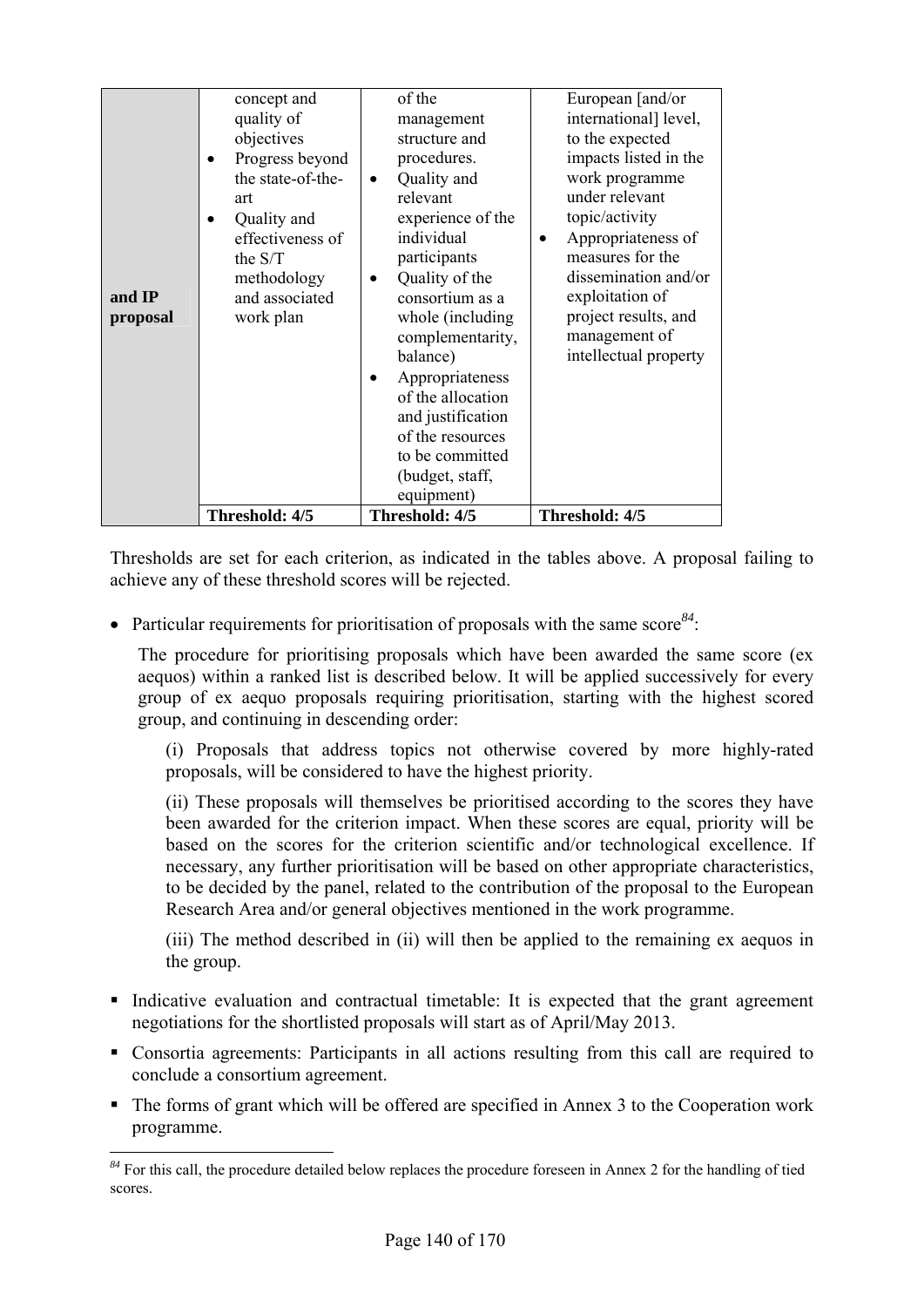| and IP proposal | • concept and quality of objectives<br>• Progress beyond the state-of-the-art<br>• Quality and effectiveness of the S/T methodology and associated work plan | of the management structure and procedures.<br>• Quality and relevant experience of the individual participants<br>• Quality of the consortium as a whole (including complementarity, balance)<br>• Appropriateness of the allocation and justification of the resources to be committed (budget, staff, equipment) | European [and/or international] level, to the expected impacts listed in the work programme under relevant topic/activity<br>• Appropriateness of measures for the dissemination and/or exploitation of project results, and management of intellectual property |
|---|---|---|---|
| | **Threshold: 4/5** | **Threshold: 4/5** | **Threshold: 4/5** |

Thresholds are set for each criterion, as indicated in the tables above. A proposal failing to achieve any of these threshold scores will be rejected.

- Particular requirements for prioritisation of proposals with the same score[84]:

  The procedure for prioritising proposals which have been awarded the same score (ex aequos) within a ranked list is described below. It will be applied successively for every group of ex aequo proposals requiring prioritisation, starting with the highest scored group, and continuing in descending order:

  (i) Proposals that address topics not otherwise covered by more highly-rated proposals, will be considered to have the highest priority.

  (ii) These proposals will themselves be prioritised according to the scores they have been awarded for the criterion impact. When these scores are equal, priority will be based on the scores for the criterion scientific and/or technological excellence. If necessary, any further prioritisation will be based on other appropriate characteristics, to be decided by the panel, related to the contribution of the proposal to the European Research Area and/or general objectives mentioned in the work programme.

  (iii) The method described in (ii) will then be applied to the remaining ex aequos in the group.

- Indicative evaluation and contractual timetable: It is expected that the grant agreement negotiations for the shortlisted proposals will start as of April/May 2013.
- Consortia agreements: Participants in all actions resulting from this call are required to conclude a consortium agreement.
- The forms of grant which will be offered are specified in Annex 3 to the Cooperation work programme.

[84] For this call, the procedure detailed below replaces the procedure foreseen in Annex 2 for the handling of tied scores.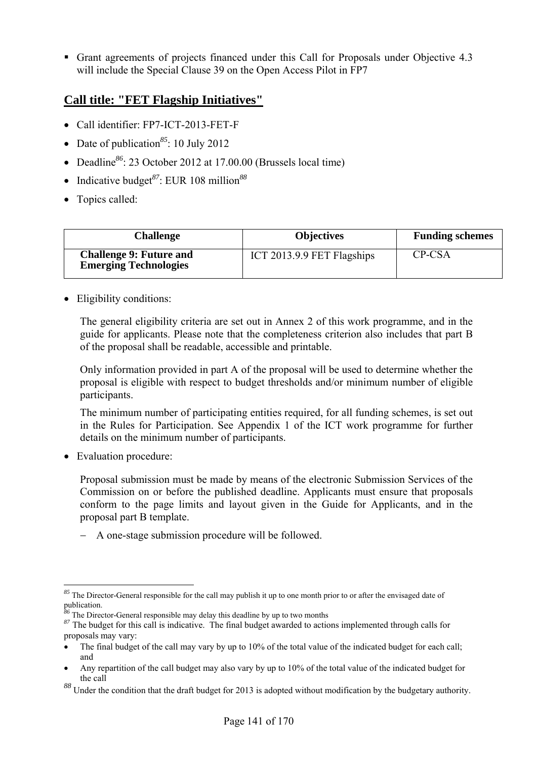- Grant agreements of projects financed under this Call for Proposals under Objective 4.3 will include the Special Clause 39 on the Open Access Pilot in FP7

## Call title: "FET Flagship Initiatives"

- Call identifier: FP7-ICT-2013-FET-F
- Date of publication[85]: 10 July 2012
- Deadline[86]: 23 October 2012 at 17.00.00 (Brussels local time)
- Indicative budget[87]: EUR 108 million[88]
- Topics called:

| Challenge | Objectives | Funding schemes |
|---|---|---|
| **Challenge 9: Future and Emerging Technologies** | ICT 2013.9.9 FET Flagships | CP-CSA |

- Eligibility conditions:

  The general eligibility criteria are set out in Annex 2 of this work programme, and in the guide for applicants. Please note that the completeness criterion also includes that part B of the proposal shall be readable, accessible and printable.

  Only information provided in part A of the proposal will be used to determine whether the proposal is eligible with respect to budget thresholds and/or minimum number of eligible participants.

  The minimum number of participating entities required, for all funding schemes, is set out in the Rules for Participation. See Appendix 1 of the ICT work programme for further details on the minimum number of participants.

- Evaluation procedure:

  Proposal submission must be made by means of the electronic Submission Services of the Commission on or before the published deadline. Applicants must ensure that proposals conform to the page limits and layout given in the Guide for Applicants, and in the proposal part B template.

  - A one-stage submission procedure will be followed.

---

[85] The Director-General responsible for the call may publish it up to one month prior to or after the envisaged date of publication.

[86] The Director-General responsible may delay this deadline by up to two months

[87] The budget for this call is indicative. The final budget awarded to actions implemented through calls for proposals may vary:

- The final budget of the call may vary by up to 10% of the total value of the indicated budget for each call; and
- Any repartition of the call budget may also vary by up to 10% of the total value of the indicated budget for the call

[88] Under the condition that the draft budget for 2013 is adopted without modification by the budgetary authority.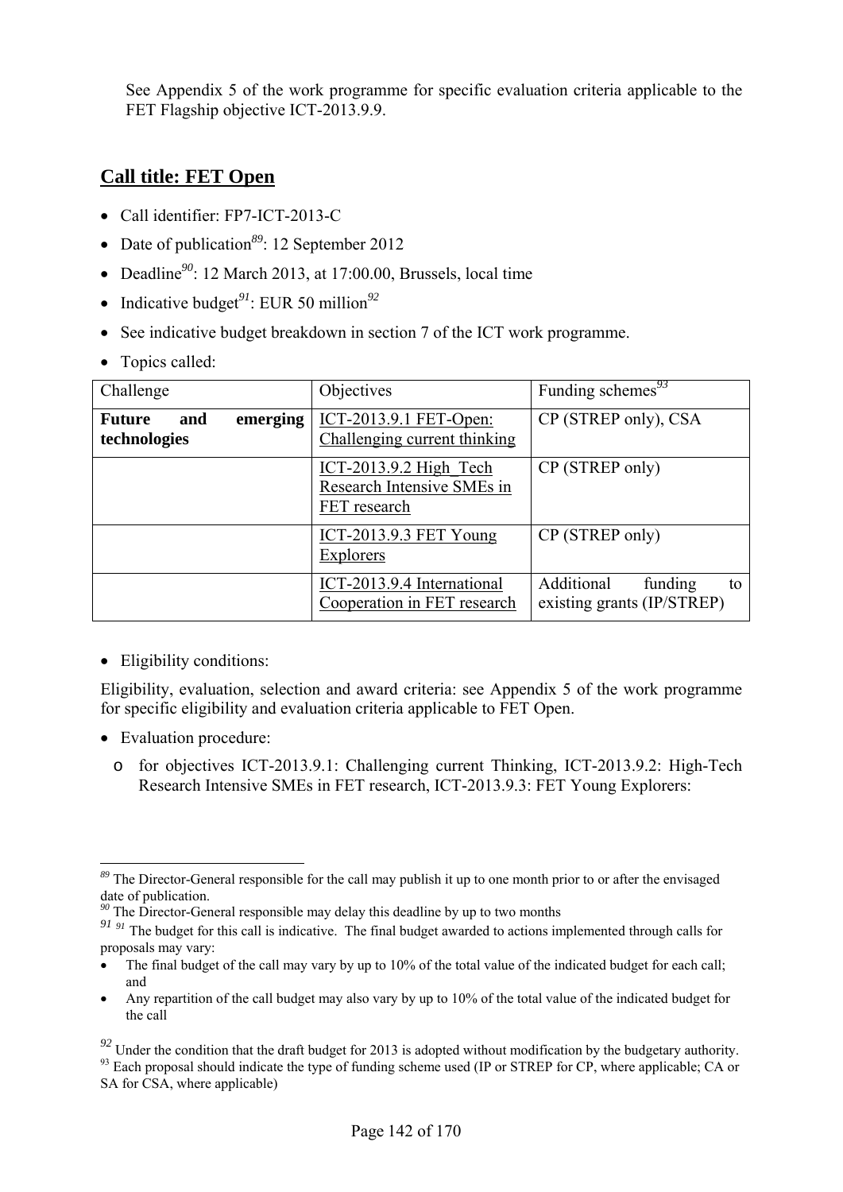See Appendix 5 of the work programme for specific evaluation criteria applicable to the FET Flagship objective ICT-2013.9.9.

## Call title: FET Open

- Call identifier: FP7-ICT-2013-C
- Date of publication[89]: 12 September 2012
- Deadline[90]: 12 March 2013, at 17:00.00, Brussels, local time
- Indicative budget[91]: EUR 50 million[92]
- See indicative budget breakdown in section 7 of the ICT work programme.
- Topics called:

| Challenge | Objectives | Funding schemes[93] |
|---|---|---|
| **Future and emerging technologies** | ICT-2013.9.1 FET-Open: Challenging current thinking | CP (STREP only), CSA |
| | ICT-2013.9.2 High_Tech Research Intensive SMEs in FET research | CP (STREP only) |
| | ICT-2013.9.3 FET Young Explorers | CP (STREP only) |
| | ICT-2013.9.4 International Cooperation in FET research | Additional funding to existing grants (IP/STREP) |

- Eligibility conditions:

Eligibility, evaluation, selection and award criteria: see Appendix 5 of the work programme for specific eligibility and evaluation criteria applicable to FET Open.

- Evaluation procedure:
  - o for objectives ICT-2013.9.1: Challenging current Thinking, ICT-2013.9.2: High-Tech Research Intensive SMEs in FET research, ICT-2013.9.3: FET Young Explorers:

---

[89] The Director-General responsible for the call may publish it up to one month prior to or after the envisaged date of publication.

[90] The Director-General responsible may delay this deadline by up to two months

[91] [91] The budget for this call is indicative. The final budget awarded to actions implemented through calls for proposals may vary:

- The final budget of the call may vary by up to 10% of the total value of the indicated budget for each call; and
- Any repartition of the call budget may also vary by up to 10% of the total value of the indicated budget for the call

[92] Under the condition that the draft budget for 2013 is adopted without modification by the budgetary authority.

[93] Each proposal should indicate the type of funding scheme used (IP or STREP for CP, where applicable; CA or SA for CSA, where applicable)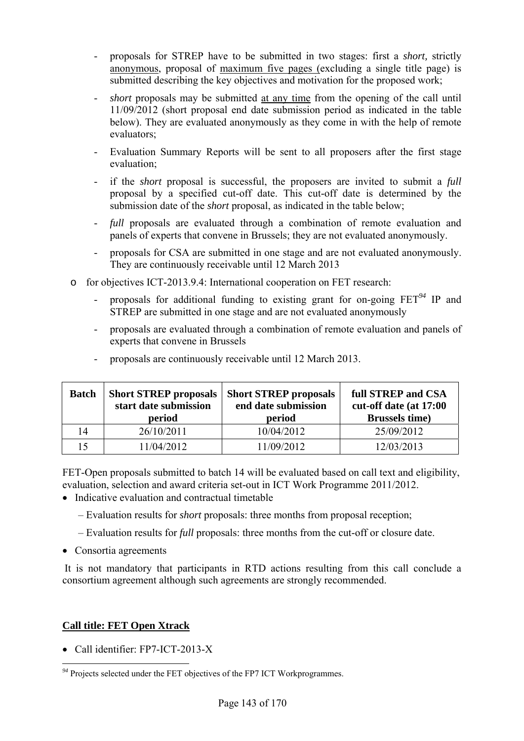- proposals for STREP have to be submitted in two stages: first a *short,* strictly anonymous, proposal of maximum five pages (excluding a single title page) is submitted describing the key objectives and motivation for the proposed work;
- *short* proposals may be submitted at any time from the opening of the call until 11/09/2012 (short proposal end date submission period as indicated in the table below). They are evaluated anonymously as they come in with the help of remote evaluators;
- Evaluation Summary Reports will be sent to all proposers after the first stage evaluation;
- if the *short* proposal is successful, the proposers are invited to submit a *full* proposal by a specified cut-off date. This cut-off date is determined by the submission date of the *short* proposal, as indicated in the table below;
- *full* proposals are evaluated through a combination of remote evaluation and panels of experts that convene in Brussels; they are not evaluated anonymously.
- proposals for CSA are submitted in one stage and are not evaluated anonymously. They are continuously receivable until 12 March 2013

- for objectives ICT-2013.9.4: International cooperation on FET research:
  - proposals for additional funding to existing grant for on-going FET[94] IP and STREP are submitted in one stage and are not evaluated anonymously
  - proposals are evaluated through a combination of remote evaluation and panels of experts that convene in Brussels
  - proposals are continuously receivable until 12 March 2013.

| Batch | Short STREP proposals start date submission period | Short STREP proposals end date submission period | full STREP and CSA cut-off date (at 17:00 Brussels time) |
|---|---|---|---|
| 14 | 26/10/2011 | 10/04/2012 | 25/09/2012 |
| 15 | 11/04/2012 | 11/09/2012 | 12/03/2013 |

FET-Open proposals submitted to batch 14 will be evaluated based on call text and eligibility, evaluation, selection and award criteria set-out in ICT Work Programme 2011/2012.

- Indicative evaluation and contractual timetable
  - Evaluation results for *short* proposals: three months from proposal reception;
  - Evaluation results for *full* proposals: three months from the cut-off or closure date.
- Consortia agreements

It is not mandatory that participants in RTD actions resulting from this call conclude a consortium agreement although such agreements are strongly recommended.

**Call title: FET Open Xtrack**

- Call identifier: FP7-ICT-2013-X

[94] Projects selected under the FET objectives of the FP7 ICT Workprogrammes.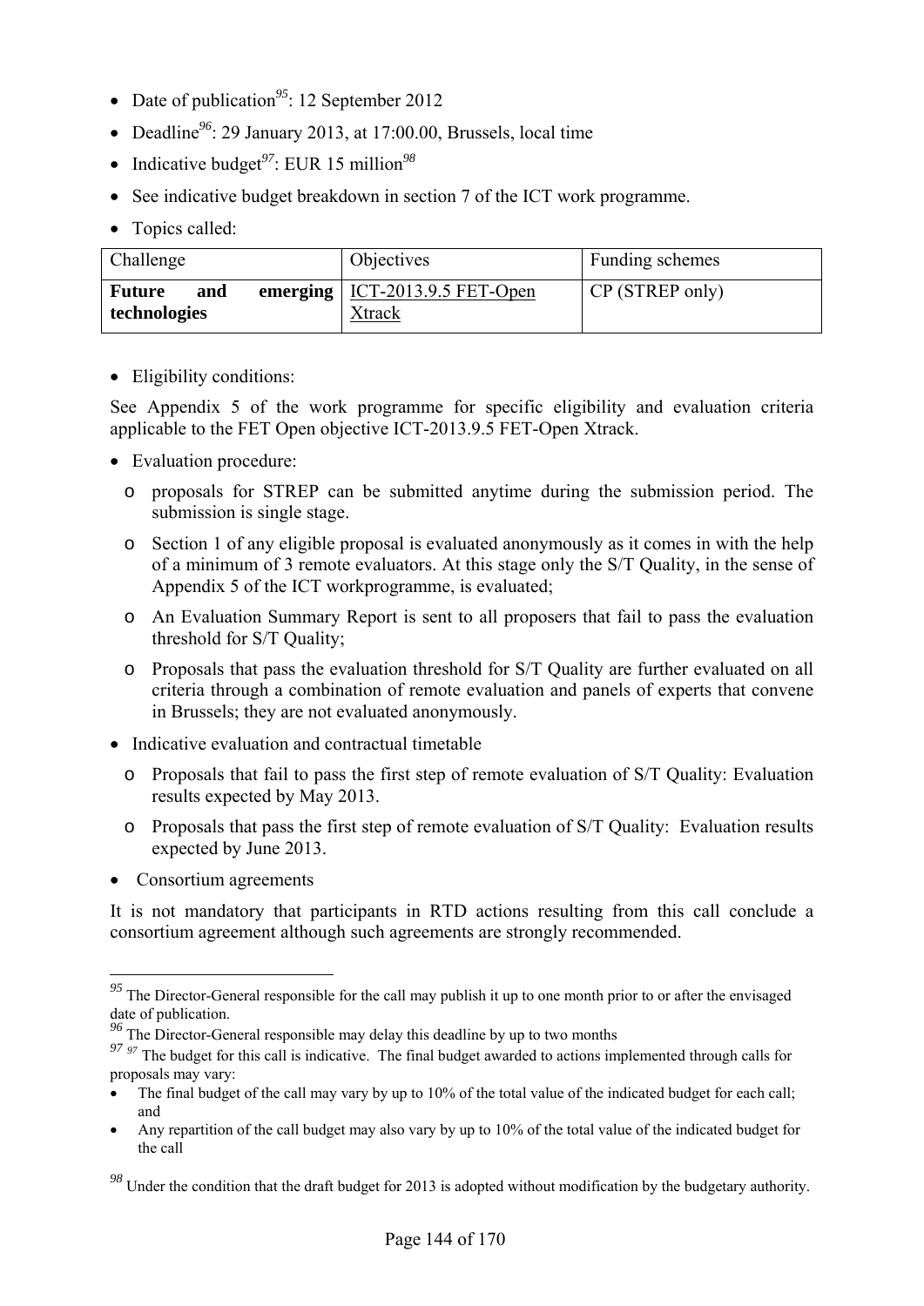- Date of publication[95]: 12 September 2012
- Deadline[96]: 29 January 2013, at 17:00.00, Brussels, local time
- Indicative budget[97]: EUR 15 million[98]
- See indicative budget breakdown in section 7 of the ICT work programme.
- Topics called:

| Challenge | Objectives | Funding schemes |
|---|---|---|
| **Future and emerging technologies** | ICT-2013.9.5 FET-Open Xtrack | CP (STREP only) |

- Eligibility conditions:

See Appendix 5 of the work programme for specific eligibility and evaluation criteria applicable to the FET Open objective ICT-2013.9.5 FET-Open Xtrack.

- Evaluation procedure:
  - proposals for STREP can be submitted anytime during the submission period. The submission is single stage.
  - Section 1 of any eligible proposal is evaluated anonymously as it comes in with the help of a minimum of 3 remote evaluators. At this stage only the S/T Quality, in the sense of Appendix 5 of the ICT workprogramme, is evaluated;
  - An Evaluation Summary Report is sent to all proposers that fail to pass the evaluation threshold for S/T Quality;
  - Proposals that pass the evaluation threshold for S/T Quality are further evaluated on all criteria through a combination of remote evaluation and panels of experts that convene in Brussels; they are not evaluated anonymously.
- Indicative evaluation and contractual timetable
  - Proposals that fail to pass the first step of remote evaluation of S/T Quality: Evaluation results expected by May 2013.
  - Proposals that pass the first step of remote evaluation of S/T Quality: Evaluation results expected by June 2013.
- Consortium agreements

It is not mandatory that participants in RTD actions resulting from this call conclude a consortium agreement although such agreements are strongly recommended.

---

[95] The Director-General responsible for the call may publish it up to one month prior to or after the envisaged date of publication.

[96] The Director-General responsible may delay this deadline by up to two months

[97] [97] The budget for this call is indicative. The final budget awarded to actions implemented through calls for proposals may vary:

- The final budget of the call may vary by up to 10% of the total value of the indicated budget for each call; and
- Any repartition of the call budget may also vary by up to 10% of the total value of the indicated budget for the call

[98] Under the condition that the draft budget for 2013 is adopted without modification by the budgetary authority.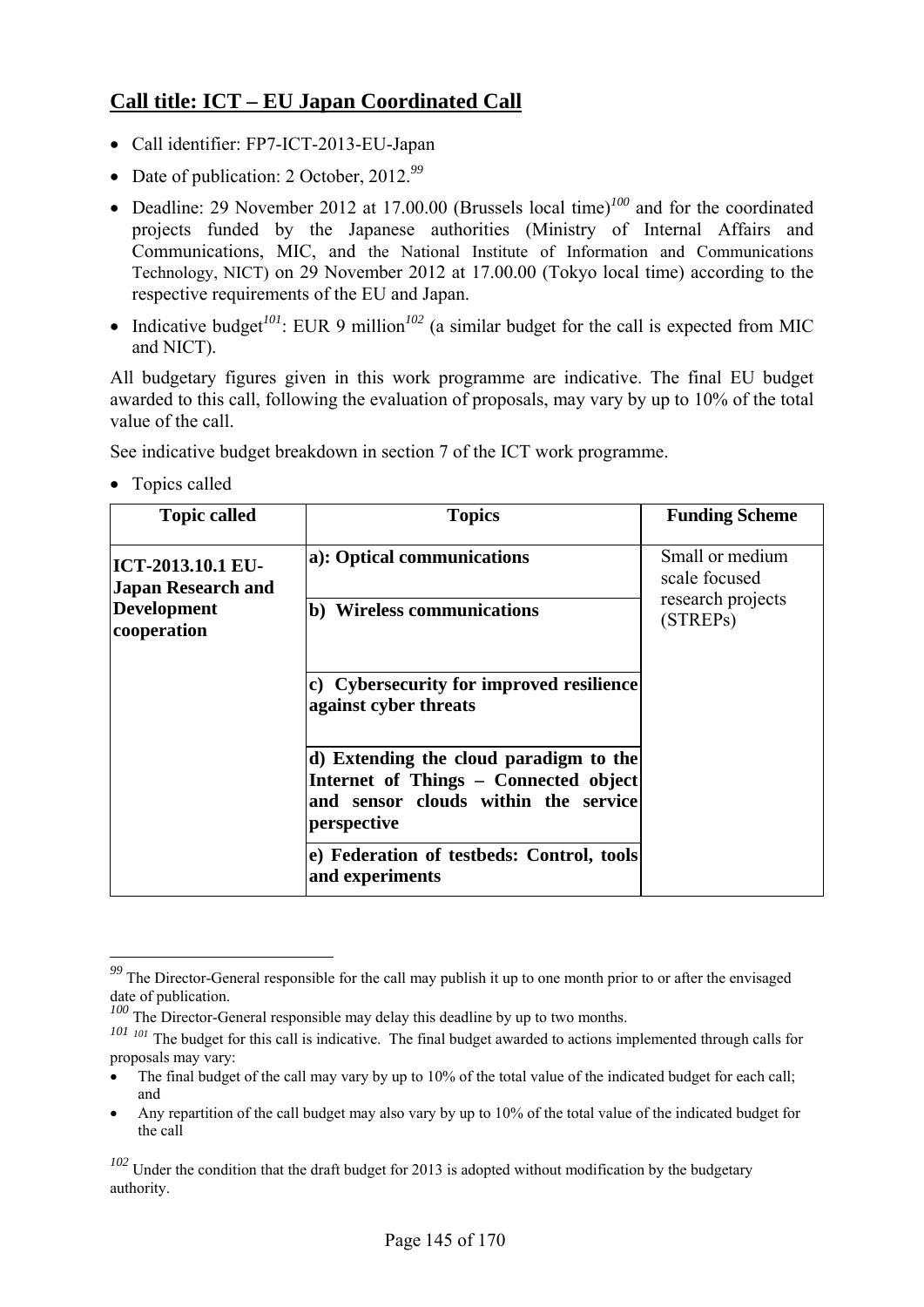## Call title: ICT – EU Japan Coordinated Call

- Call identifier: FP7-ICT-2013-EU-Japan
- Date of publication: 2 October, 2012.[99]
- Deadline: 29 November 2012 at 17.00.00 (Brussels local time)[100] and for the coordinated projects funded by the Japanese authorities (Ministry of Internal Affairs and Communications, MIC, and the National Institute of Information and Communications Technology, NICT) on 29 November 2012 at 17.00.00 (Tokyo local time) according to the respective requirements of the EU and Japan.
- Indicative budget[101]: EUR 9 million[102] (a similar budget for the call is expected from MIC and NICT).

All budgetary figures given in this work programme are indicative. The final EU budget awarded to this call, following the evaluation of proposals, may vary by up to 10% of the total value of the call.

See indicative budget breakdown in section 7 of the ICT work programme.

- Topics called

| Topic called | Topics | Funding Scheme |
|---|---|---|
| **ICT-2013.10.1 EU-Japan Research and Development cooperation** | **a): Optical communications** | Small or medium scale focused research projects (STREPs) |
| | **b) Wireless communications** | |
| | **c) Cybersecurity for improved resilience against cyber threats** | |
| | **d) Extending the cloud paradigm to the Internet of Things – Connected object and sensor clouds within the service perspective** | |
| | **e) Federation of testbeds: Control, tools and experiments** | |

---

[99] The Director-General responsible for the call may publish it up to one month prior to or after the envisaged date of publication.

[100] The Director-General responsible may delay this deadline by up to two months.

[101] [101] The budget for this call is indicative. The final budget awarded to actions implemented through calls for proposals may vary:

- The final budget of the call may vary by up to 10% of the total value of the indicated budget for each call; and
- Any repartition of the call budget may also vary by up to 10% of the total value of the indicated budget for the call

[102] Under the condition that the draft budget for 2013 is adopted without modification by the budgetary authority.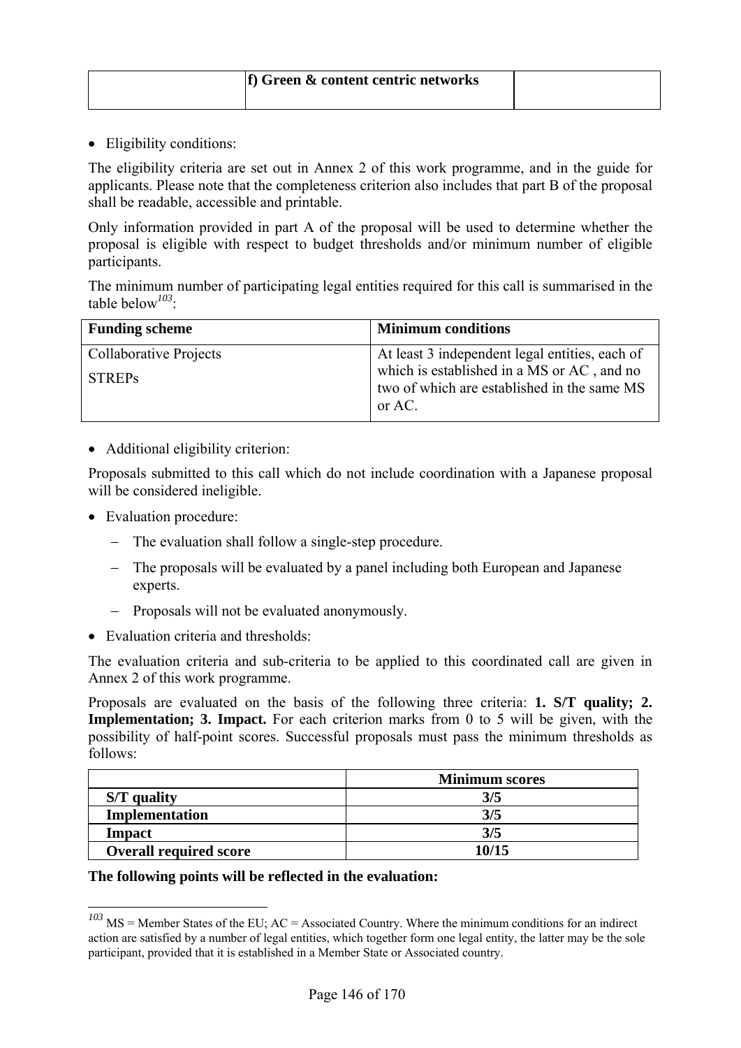| | f) Green & content centric networks | |
|---|---|---|

- Eligibility conditions:

The eligibility criteria are set out in Annex 2 of this work programme, and in the guide for applicants. Please note that the completeness criterion also includes that part B of the proposal shall be readable, accessible and printable.

Only information provided in part A of the proposal will be used to determine whether the proposal is eligible with respect to budget thresholds and/or minimum number of eligible participants.

The minimum number of participating legal entities required for this call is summarised in the table below[103]:

| Funding scheme | Minimum conditions |
|---|---|
| Collaborative Projects<br>STREPs | At least 3 independent legal entities, each of which is established in a MS or AC , and no two of which are established in the same MS or AC. |

- Additional eligibility criterion:

Proposals submitted to this call which do not include coordination with a Japanese proposal will be considered ineligible.

- Evaluation procedure:
  - The evaluation shall follow a single-step procedure.
  - The proposals will be evaluated by a panel including both European and Japanese experts.
  - Proposals will not be evaluated anonymously.
- Evaluation criteria and thresholds:

The evaluation criteria and sub-criteria to be applied to this coordinated call are given in Annex 2 of this work programme.

Proposals are evaluated on the basis of the following three criteria: **1. S/T quality; 2. Implementation; 3. Impact.** For each criterion marks from 0 to 5 will be given, with the possibility of half-point scores. Successful proposals must pass the minimum thresholds as follows:

| | Minimum scores |
|---|---|
| **S/T quality** | **3/5** |
| **Implementation** | **3/5** |
| **Impact** | **3/5** |
| **Overall required score** | **10/15** |

**The following points will be reflected in the evaluation:**

[103] MS = Member States of the EU; AC = Associated Country. Where the minimum conditions for an indirect action are satisfied by a number of legal entities, which together form one legal entity, the latter may be the sole participant, provided that it is established in a Member State or Associated country.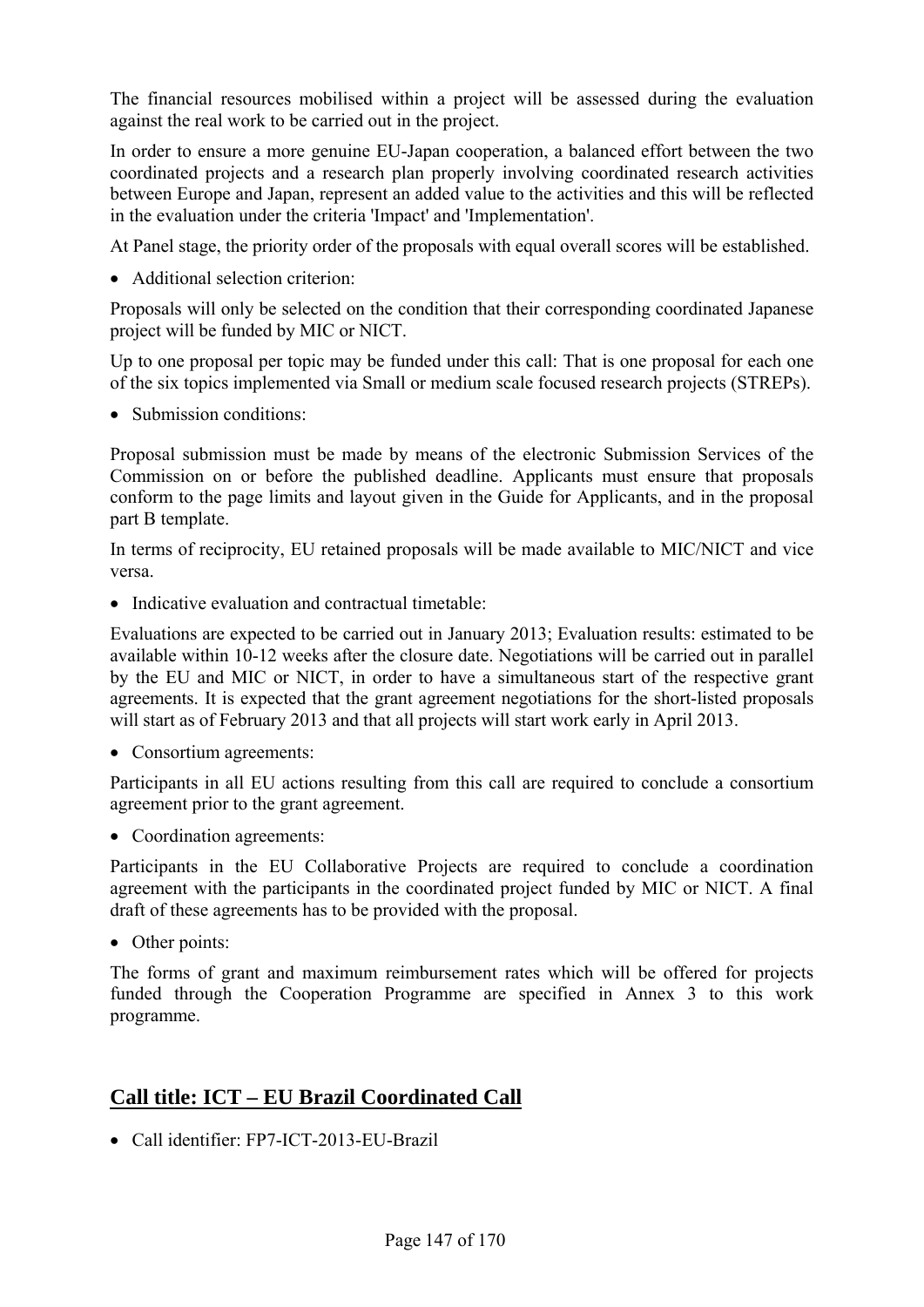The financial resources mobilised within a project will be assessed during the evaluation against the real work to be carried out in the project.

In order to ensure a more genuine EU-Japan cooperation, a balanced effort between the two coordinated projects and a research plan properly involving coordinated research activities between Europe and Japan, represent an added value to the activities and this will be reflected in the evaluation under the criteria 'Impact' and 'Implementation'.

At Panel stage, the priority order of the proposals with equal overall scores will be established.

- Additional selection criterion:

Proposals will only be selected on the condition that their corresponding coordinated Japanese project will be funded by MIC or NICT.

Up to one proposal per topic may be funded under this call: That is one proposal for each one of the six topics implemented via Small or medium scale focused research projects (STREPs).

- Submission conditions:

Proposal submission must be made by means of the electronic Submission Services of the Commission on or before the published deadline. Applicants must ensure that proposals conform to the page limits and layout given in the Guide for Applicants, and in the proposal part B template.

In terms of reciprocity, EU retained proposals will be made available to MIC/NICT and vice versa.

- Indicative evaluation and contractual timetable:

Evaluations are expected to be carried out in January 2013; Evaluation results: estimated to be available within 10-12 weeks after the closure date. Negotiations will be carried out in parallel by the EU and MIC or NICT, in order to have a simultaneous start of the respective grant agreements. It is expected that the grant agreement negotiations for the short-listed proposals will start as of February 2013 and that all projects will start work early in April 2013.

- Consortium agreements:

Participants in all EU actions resulting from this call are required to conclude a consortium agreement prior to the grant agreement.

- Coordination agreements:

Participants in the EU Collaborative Projects are required to conclude a coordination agreement with the participants in the coordinated project funded by MIC or NICT. A final draft of these agreements has to be provided with the proposal.

- Other points:

The forms of grant and maximum reimbursement rates which will be offered for projects funded through the Cooperation Programme are specified in Annex 3 to this work programme.

## Call title: ICT – EU Brazil Coordinated Call

- Call identifier: FP7-ICT-2013-EU-Brazil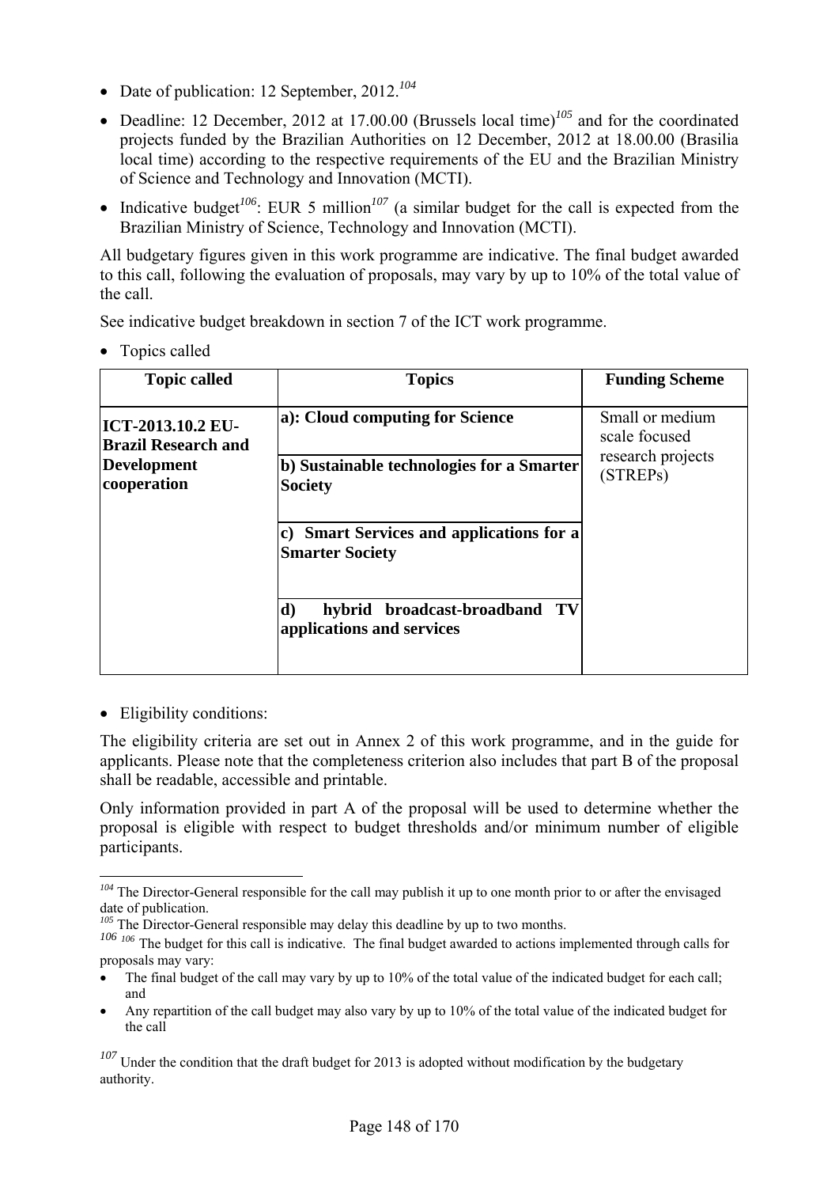- Date of publication: 12 September, 2012.[104]
- Deadline: 12 December, 2012 at 17.00.00 (Brussels local time)[105] and for the coordinated projects funded by the Brazilian Authorities on 12 December, 2012 at 18.00.00 (Brasilia local time) according to the respective requirements of the EU and the Brazilian Ministry of Science and Technology and Innovation (MCTI).
- Indicative budget[106]: EUR 5 million[107] (a similar budget for the call is expected from the Brazilian Ministry of Science, Technology and Innovation (MCTI).

All budgetary figures given in this work programme are indicative. The final budget awarded to this call, following the evaluation of proposals, may vary by up to 10% of the total value of the call.

See indicative budget breakdown in section 7 of the ICT work programme.

- Topics called

| Topic called | Topics | Funding Scheme |
|---|---|---|
| **ICT-2013.10.2 EU-Brazil Research and Development cooperation** | **a): Cloud computing for Science** | Small or medium scale focused research projects (STREPs) |
| | **b) Sustainable technologies for a Smarter Society** | |
| | **c) Smart Services and applications for a Smarter Society** | |
| | **d) hybrid broadcast-broadband TV applications and services** | |

- Eligibility conditions:

The eligibility criteria are set out in Annex 2 of this work programme, and in the guide for applicants. Please note that the completeness criterion also includes that part B of the proposal shall be readable, accessible and printable.

Only information provided in part A of the proposal will be used to determine whether the proposal is eligible with respect to budget thresholds and/or minimum number of eligible participants.

---

[104] The Director-General responsible for the call may publish it up to one month prior to or after the envisaged date of publication.

[105] The Director-General responsible may delay this deadline by up to two months.

[106] [106] The budget for this call is indicative. The final budget awarded to actions implemented through calls for proposals may vary:

- The final budget of the call may vary by up to 10% of the total value of the indicated budget for each call; and
- Any repartition of the call budget may also vary by up to 10% of the total value of the indicated budget for the call

[107] Under the condition that the draft budget for 2013 is adopted without modification by the budgetary authority.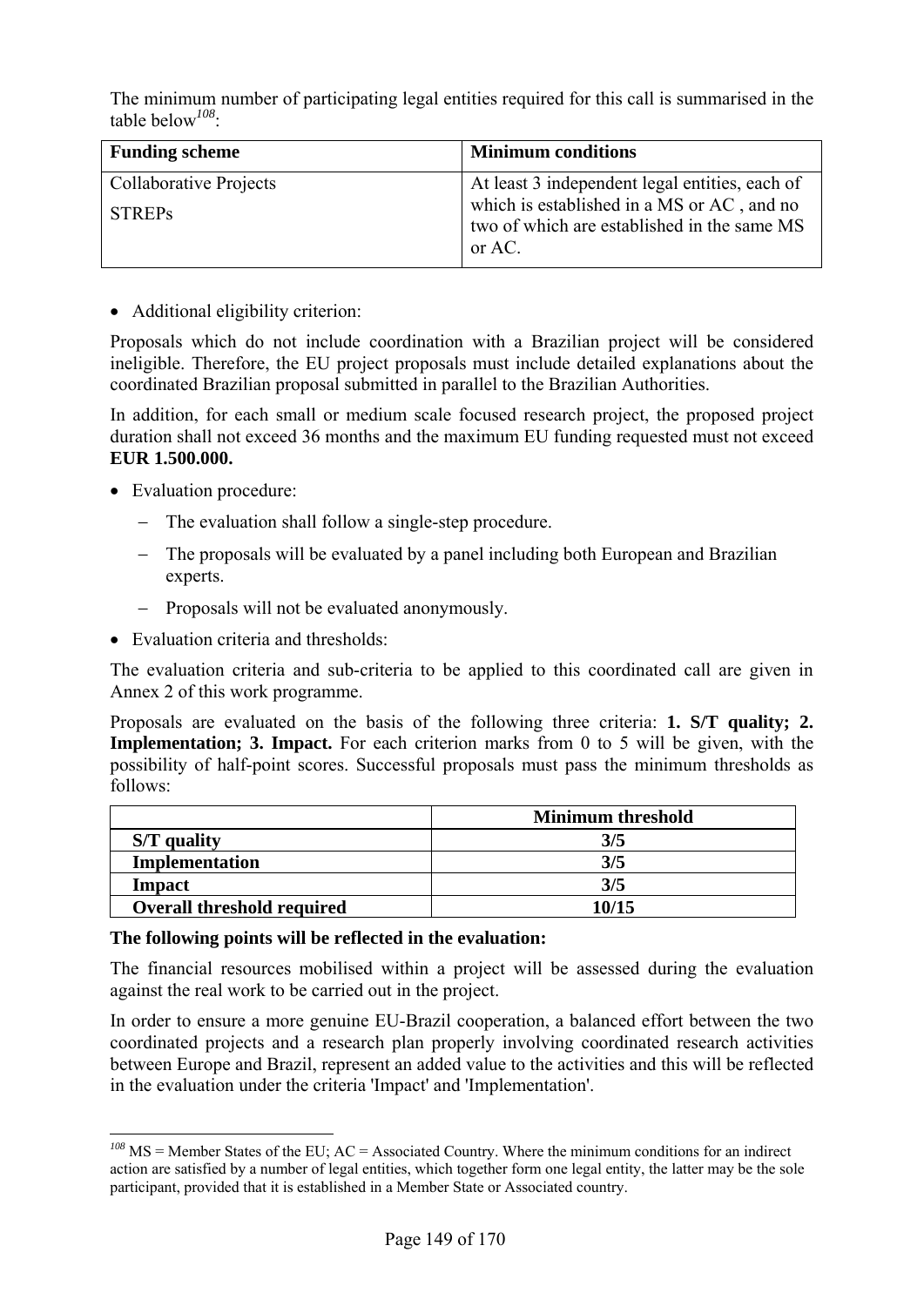The minimum number of participating legal entities required for this call is summarised in the table below[108]:

| Funding scheme | Minimum conditions |
| --- | --- |
| Collaborative Projects<br>STREPs | At least 3 independent legal entities, each of which is established in a MS or AC , and no two of which are established in the same MS or AC. |

- Additional eligibility criterion:

Proposals which do not include coordination with a Brazilian project will be considered ineligible. Therefore, the EU project proposals must include detailed explanations about the coordinated Brazilian proposal submitted in parallel to the Brazilian Authorities.

In addition, for each small or medium scale focused research project, the proposed project duration shall not exceed 36 months and the maximum EU funding requested must not exceed **EUR 1.500.000.**

- Evaluation procedure:
  - The evaluation shall follow a single-step procedure.
  - The proposals will be evaluated by a panel including both European and Brazilian experts.
  - Proposals will not be evaluated anonymously.
- Evaluation criteria and thresholds:

The evaluation criteria and sub-criteria to be applied to this coordinated call are given in Annex 2 of this work programme.

Proposals are evaluated on the basis of the following three criteria: **1. S/T quality; 2. Implementation; 3. Impact.** For each criterion marks from 0 to 5 will be given, with the possibility of half-point scores. Successful proposals must pass the minimum thresholds as follows:

| | Minimum threshold |
| --- | --- |
| **S/T quality** | **3/5** |
| **Implementation** | **3/5** |
| **Impact** | **3/5** |
| **Overall threshold required** | **10/15** |

**The following points will be reflected in the evaluation:**

The financial resources mobilised within a project will be assessed during the evaluation against the real work to be carried out in the project.

In order to ensure a more genuine EU-Brazil cooperation, a balanced effort between the two coordinated projects and a research plan properly involving coordinated research activities between Europe and Brazil, represent an added value to the activities and this will be reflected in the evaluation under the criteria 'Impact' and 'Implementation'.

[108] MS = Member States of the EU; AC = Associated Country. Where the minimum conditions for an indirect action are satisfied by a number of legal entities, which together form one legal entity, the latter may be the sole participant, provided that it is established in a Member State or Associated country.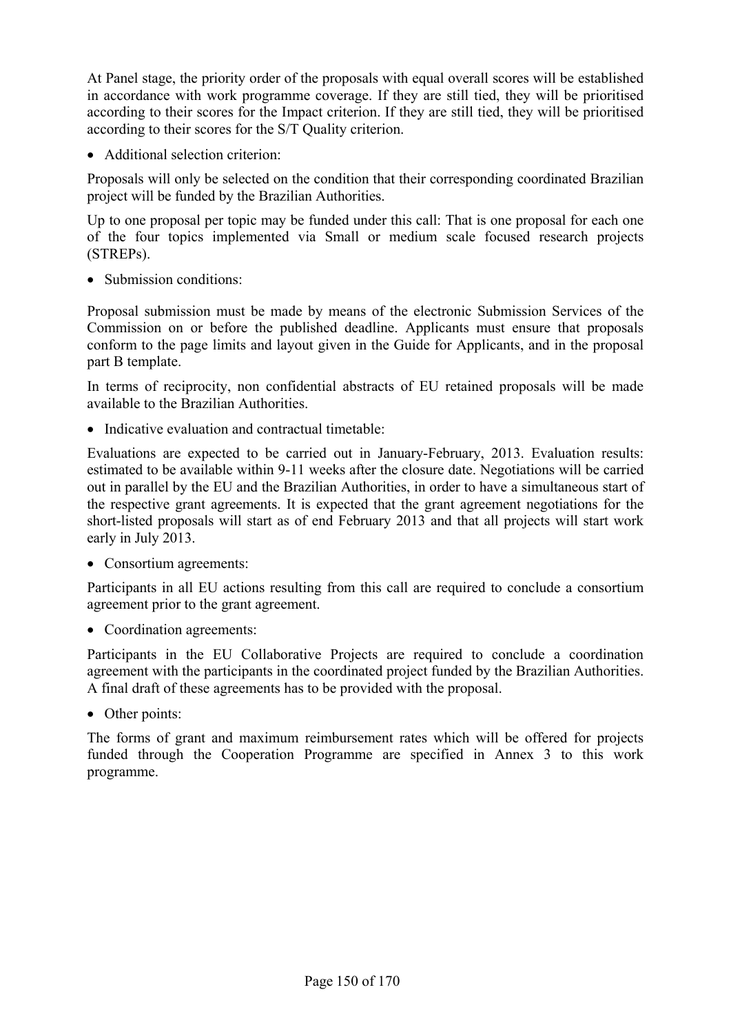At Panel stage, the priority order of the proposals with equal overall scores will be established in accordance with work programme coverage. If they are still tied, they will be prioritised according to their scores for the Impact criterion. If they are still tied, they will be prioritised according to their scores for the S/T Quality criterion.

- Additional selection criterion:

Proposals will only be selected on the condition that their corresponding coordinated Brazilian project will be funded by the Brazilian Authorities.

Up to one proposal per topic may be funded under this call: That is one proposal for each one of the four topics implemented via Small or medium scale focused research projects (STREPs).

- Submission conditions:

Proposal submission must be made by means of the electronic Submission Services of the Commission on or before the published deadline. Applicants must ensure that proposals conform to the page limits and layout given in the Guide for Applicants, and in the proposal part B template.

In terms of reciprocity, non confidential abstracts of EU retained proposals will be made available to the Brazilian Authorities.

- Indicative evaluation and contractual timetable:

Evaluations are expected to be carried out in January-February, 2013. Evaluation results: estimated to be available within 9-11 weeks after the closure date. Negotiations will be carried out in parallel by the EU and the Brazilian Authorities, in order to have a simultaneous start of the respective grant agreements. It is expected that the grant agreement negotiations for the short-listed proposals will start as of end February 2013 and that all projects will start work early in July 2013.

- Consortium agreements:

Participants in all EU actions resulting from this call are required to conclude a consortium agreement prior to the grant agreement.

- Coordination agreements:

Participants in the EU Collaborative Projects are required to conclude a coordination agreement with the participants in the coordinated project funded by the Brazilian Authorities. A final draft of these agreements has to be provided with the proposal.

- Other points:

The forms of grant and maximum reimbursement rates which will be offered for projects funded through the Cooperation Programme are specified in Annex 3 to this work programme.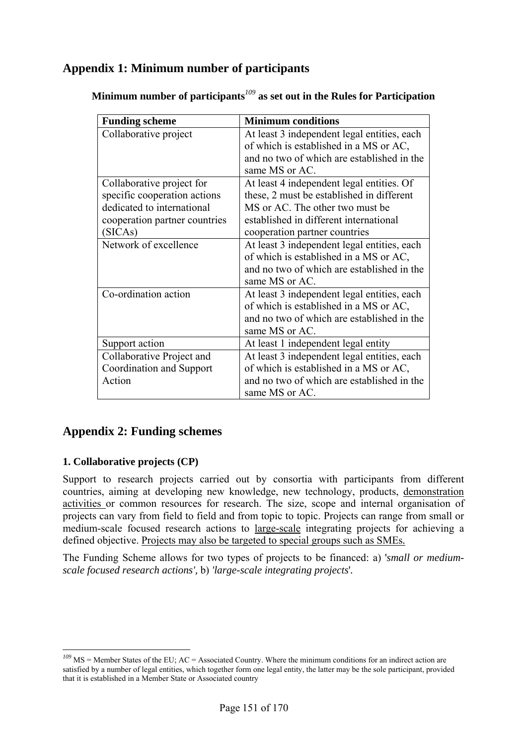## Appendix 1: Minimum number of participants

**Minimum number of participants[109] as set out in the Rules for Participation**

| Funding scheme | Minimum conditions |
|---|---|
| Collaborative project | At least 3 independent legal entities, each of which is established in a MS or AC, and no two of which are established in the same MS or AC. |
| Collaborative project for specific cooperation actions dedicated to international cooperation partner countries (SICAs) | At least 4 independent legal entities. Of these, 2 must be established in different MS or AC. The other two must be established in different international cooperation partner countries |
| Network of excellence | At least 3 independent legal entities, each of which is established in a MS or AC, and no two of which are established in the same MS or AC. |
| Co-ordination action | At least 3 independent legal entities, each of which is established in a MS or AC, and no two of which are established in the same MS or AC. |
| Support action | At least 1 independent legal entity |
| Collaborative Project and Coordination and Support Action | At least 3 independent legal entities, each of which is established in a MS or AC, and no two of which are established in the same MS or AC. |

## Appendix 2: Funding schemes

### 1. Collaborative projects (CP)

Support to research projects carried out by consortia with participants from different countries, aiming at developing new knowledge, new technology, products, demonstration activities or common resources for research. The size, scope and internal organisation of projects can vary from field to field and from topic to topic. Projects can range from small or medium-scale focused research actions to large-scale integrating projects for achieving a defined objective. Projects may also be targeted to special groups such as SMEs.

The Funding Scheme allows for two types of projects to be financed: a) '*small or medium-scale focused research actions'*, b) '*large-scale integrating projects*'.

[109] MS = Member States of the EU; AC = Associated Country. Where the minimum conditions for an indirect action are satisfied by a number of legal entities, which together form one legal entity, the latter may be the sole participant, provided that it is established in a Member State or Associated country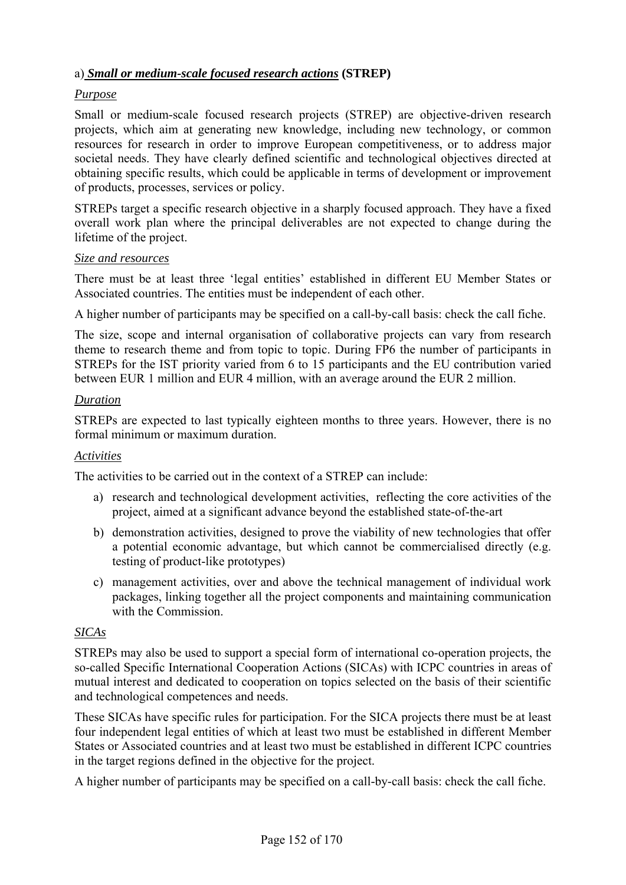### a) ***Small or medium-scale focused research actions*** **(STREP)**

*Purpose*

Small or medium-scale focused research projects (STREP) are objective-driven research projects, which aim at generating new knowledge, including new technology, or common resources for research in order to improve European competitiveness, or to address major societal needs. They have clearly defined scientific and technological objectives directed at obtaining specific results, which could be applicable in terms of development or improvement of products, processes, services or policy.

STREPs target a specific research objective in a sharply focused approach. They have a fixed overall work plan where the principal deliverables are not expected to change during the lifetime of the project.

*Size and resources*

There must be at least three 'legal entities' established in different EU Member States or Associated countries. The entities must be independent of each other.

A higher number of participants may be specified on a call-by-call basis: check the call fiche.

The size, scope and internal organisation of collaborative projects can vary from research theme to research theme and from topic to topic. During FP6 the number of participants in STREPs for the IST priority varied from 6 to 15 participants and the EU contribution varied between EUR 1 million and EUR 4 million, with an average around the EUR 2 million.

*Duration*

STREPs are expected to last typically eighteen months to three years. However, there is no formal minimum or maximum duration.

*Activities*

The activities to be carried out in the context of a STREP can include:

a) research and technological development activities, reflecting the core activities of the project, aimed at a significant advance beyond the established state-of-the-art
b) demonstration activities, designed to prove the viability of new technologies that offer a potential economic advantage, but which cannot be commercialised directly (e.g. testing of product-like prototypes)
c) management activities, over and above the technical management of individual work packages, linking together all the project components and maintaining communication with the Commission.

*SICAs*

STREPs may also be used to support a special form of international co-operation projects, the so-called Specific International Cooperation Actions (SICAs) with ICPC countries in areas of mutual interest and dedicated to cooperation on topics selected on the basis of their scientific and technological competences and needs.

These SICAs have specific rules for participation. For the SICA projects there must be at least four independent legal entities of which at least two must be established in different Member States or Associated countries and at least two must be established in different ICPC countries in the target regions defined in the objective for the project.

A higher number of participants may be specified on a call-by-call basis: check the call fiche.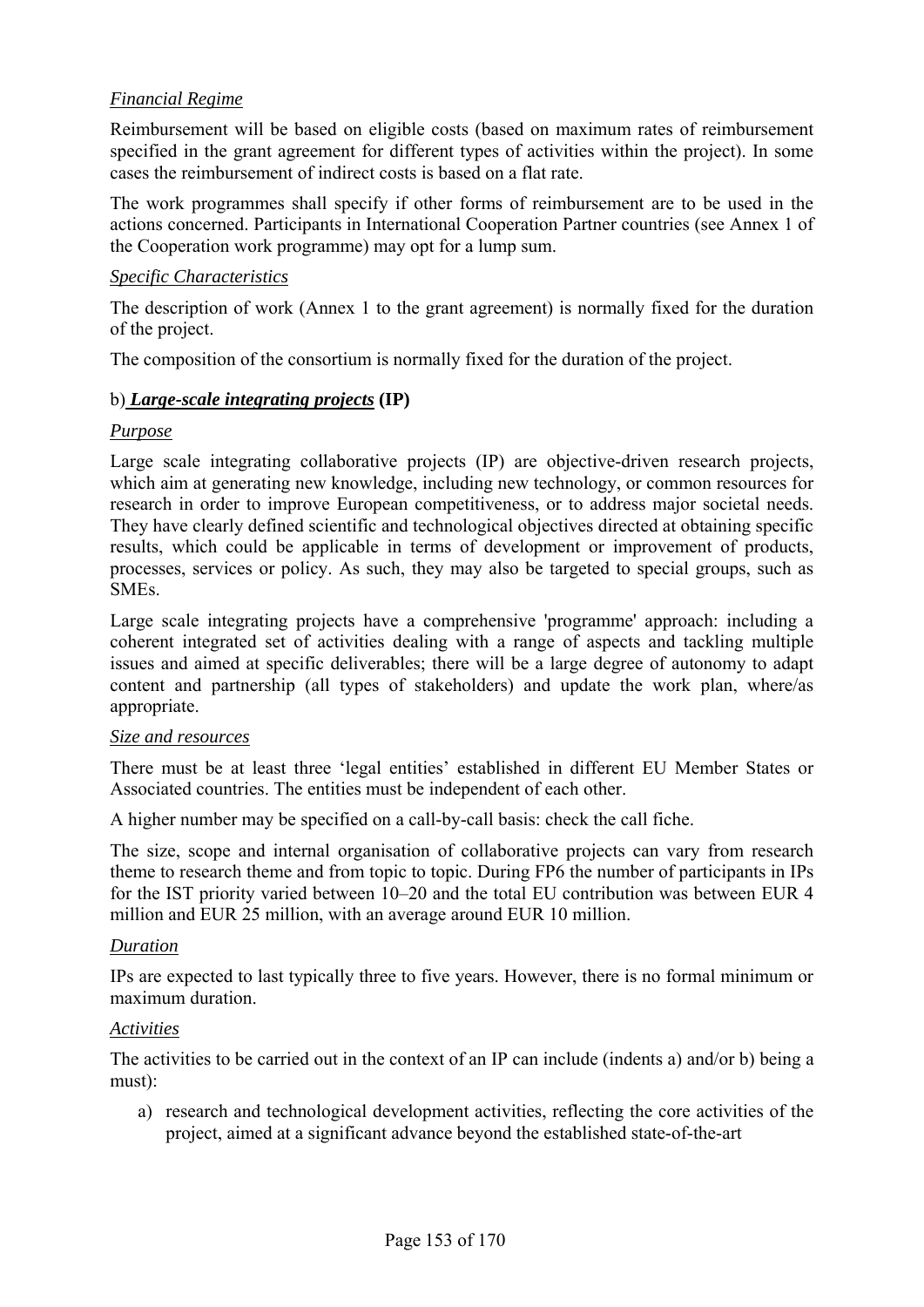*Financial Regime*

Reimbursement will be based on eligible costs (based on maximum rates of reimbursement specified in the grant agreement for different types of activities within the project). In some cases the reimbursement of indirect costs is based on a flat rate.

The work programmes shall specify if other forms of reimbursement are to be used in the actions concerned. Participants in International Cooperation Partner countries (see Annex 1 of the Cooperation work programme) may opt for a lump sum.

*Specific Characteristics*

The description of work (Annex 1 to the grant agreement) is normally fixed for the duration of the project.

The composition of the consortium is normally fixed for the duration of the project.

b) ***Large-scale integrating projects* (IP)**

*Purpose*

Large scale integrating collaborative projects (IP) are objective-driven research projects, which aim at generating new knowledge, including new technology, or common resources for research in order to improve European competitiveness, or to address major societal needs. They have clearly defined scientific and technological objectives directed at obtaining specific results, which could be applicable in terms of development or improvement of products, processes, services or policy. As such, they may also be targeted to special groups, such as SMEs.

Large scale integrating projects have a comprehensive 'programme' approach: including a coherent integrated set of activities dealing with a range of aspects and tackling multiple issues and aimed at specific deliverables; there will be a large degree of autonomy to adapt content and partnership (all types of stakeholders) and update the work plan, where/as appropriate.

*Size and resources*

There must be at least three ‘legal entities’ established in different EU Member States or Associated countries. The entities must be independent of each other.

A higher number may be specified on a call-by-call basis: check the call fiche.

The size, scope and internal organisation of collaborative projects can vary from research theme to research theme and from topic to topic. During FP6 the number of participants in IPs for the IST priority varied between 10–20 and the total EU contribution was between EUR 4 million and EUR 25 million, with an average around EUR 10 million.

*Duration*

IPs are expected to last typically three to five years. However, there is no formal minimum or maximum duration.

*Activities*

The activities to be carried out in the context of an IP can include (indents a) and/or b) being a must):

a) research and technological development activities, reflecting the core activities of the project, aimed at a significant advance beyond the established state-of-the-art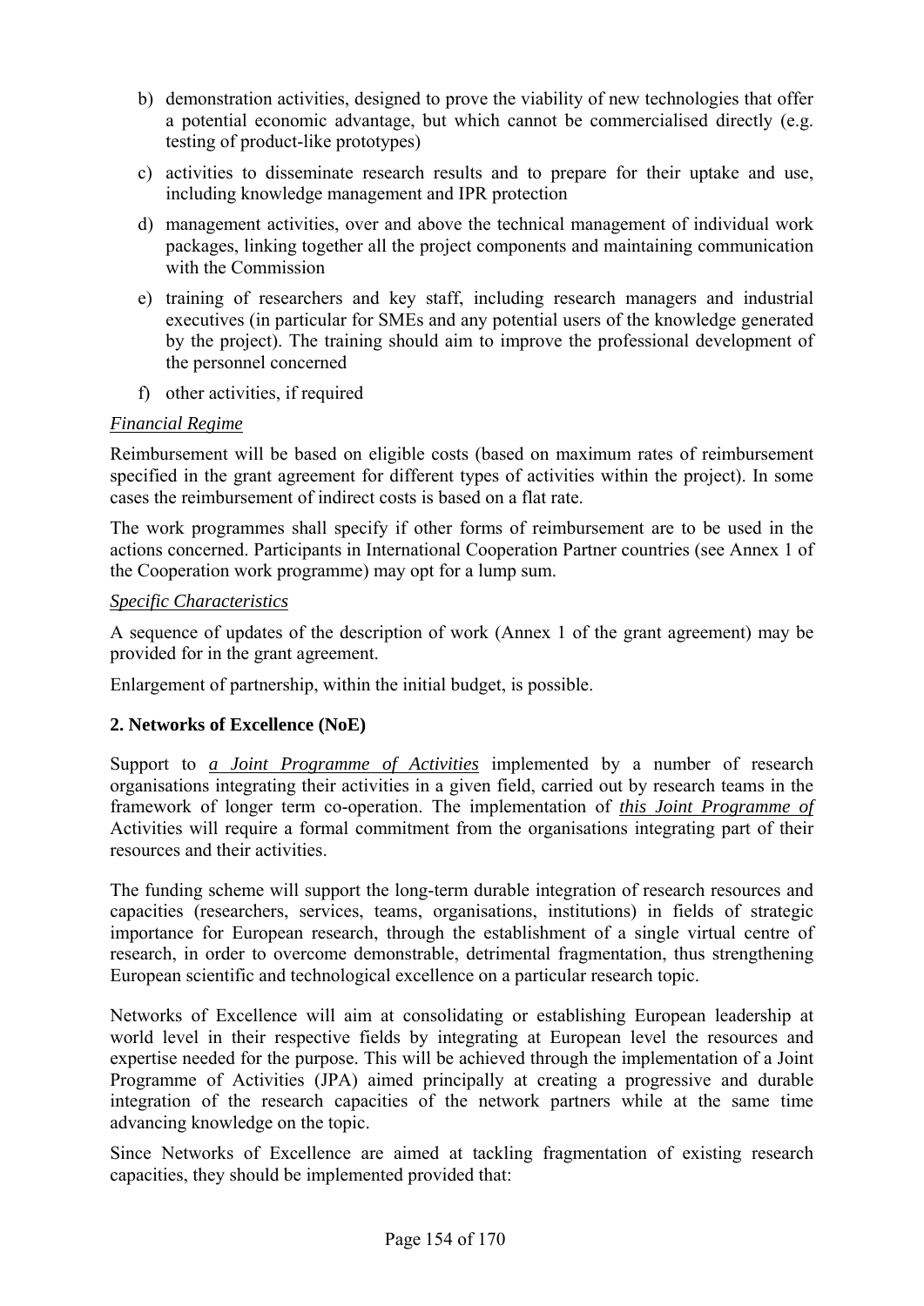b) demonstration activities, designed to prove the viability of new technologies that offer a potential economic advantage, but which cannot be commercialised directly (e.g. testing of product-like prototypes)

c) activities to disseminate research results and to prepare for their uptake and use, including knowledge management and IPR protection

d) management activities, over and above the technical management of individual work packages, linking together all the project components and maintaining communication with the Commission

e) training of researchers and key staff, including research managers and industrial executives (in particular for SMEs and any potential users of the knowledge generated by the project). The training should aim to improve the professional development of the personnel concerned

f) other activities, if required

*Financial Regime*

Reimbursement will be based on eligible costs (based on maximum rates of reimbursement specified in the grant agreement for different types of activities within the project). In some cases the reimbursement of indirect costs is based on a flat rate.

The work programmes shall specify if other forms of reimbursement are to be used in the actions concerned. Participants in International Cooperation Partner countries (see Annex 1 of the Cooperation work programme) may opt for a lump sum.

*Specific Characteristics*

A sequence of updates of the description of work (Annex 1 of the grant agreement) may be provided for in the grant agreement.

Enlargement of partnership, within the initial budget, is possible.

**2. Networks of Excellence (NoE)**

Support to ***a Joint Programme of Activities*** implemented by a number of research organisations integrating their activities in a given field, carried out by research teams in the framework of longer term co-operation. The implementation of ***this Joint Programme of*** Activities will require a formal commitment from the organisations integrating part of their resources and their activities.

The funding scheme will support the long-term durable integration of research resources and capacities (researchers, services, teams, organisations, institutions) in fields of strategic importance for European research, through the establishment of a single virtual centre of research, in order to overcome demonstrable, detrimental fragmentation, thus strengthening European scientific and technological excellence on a particular research topic.

Networks of Excellence will aim at consolidating or establishing European leadership at world level in their respective fields by integrating at European level the resources and expertise needed for the purpose. This will be achieved through the implementation of a Joint Programme of Activities (JPA) aimed principally at creating a progressive and durable integration of the research capacities of the network partners while at the same time advancing knowledge on the topic.

Since Networks of Excellence are aimed at tackling fragmentation of existing research capacities, they should be implemented provided that: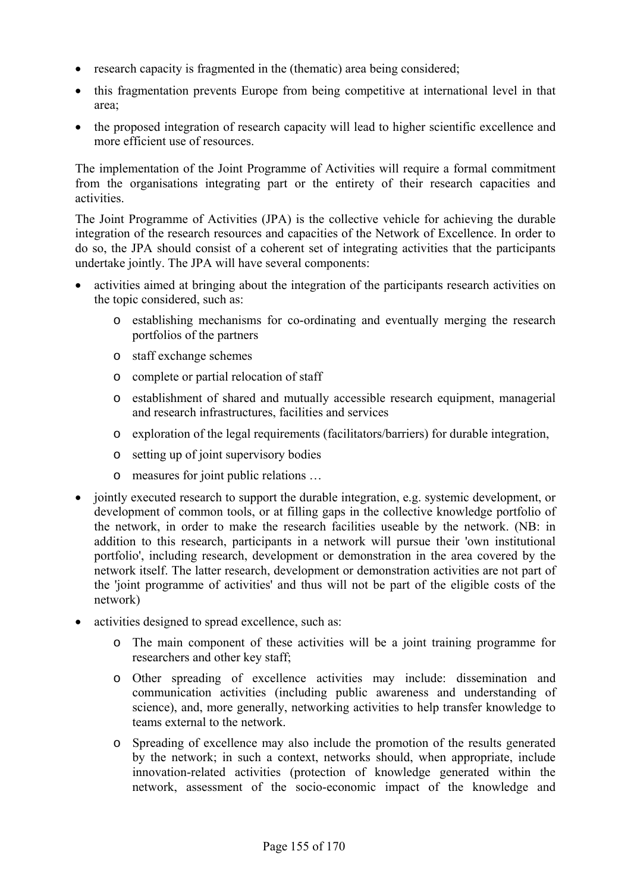- research capacity is fragmented in the (thematic) area being considered;
- this fragmentation prevents Europe from being competitive at international level in that area;
- the proposed integration of research capacity will lead to higher scientific excellence and more efficient use of resources.

The implementation of the Joint Programme of Activities will require a formal commitment from the organisations integrating part or the entirety of their research capacities and activities.

The Joint Programme of Activities (JPA) is the collective vehicle for achieving the durable integration of the research resources and capacities of the Network of Excellence. In order to do so, the JPA should consist of a coherent set of integrating activities that the participants undertake jointly. The JPA will have several components:

- activities aimed at bringing about the integration of the participants research activities on the topic considered, such as:
    - establishing mechanisms for co-ordinating and eventually merging the research portfolios of the partners
    - staff exchange schemes
    - complete or partial relocation of staff
    - establishment of shared and mutually accessible research equipment, managerial and research infrastructures, facilities and services
    - exploration of the legal requirements (facilitators/barriers) for durable integration,
    - setting up of joint supervisory bodies
    - measures for joint public relations …
- jointly executed research to support the durable integration, e.g. systemic development, or development of common tools, or at filling gaps in the collective knowledge portfolio of the network, in order to make the research facilities useable by the network. (NB: in addition to this research, participants in a network will pursue their 'own institutional portfolio', including research, development or demonstration in the area covered by the network itself. The latter research, development or demonstration activities are not part of the 'joint programme of activities' and thus will not be part of the eligible costs of the network)
- activities designed to spread excellence, such as:
    - The main component of these activities will be a joint training programme for researchers and other key staff;
    - Other spreading of excellence activities may include: dissemination and communication activities (including public awareness and understanding of science), and, more generally, networking activities to help transfer knowledge to teams external to the network.
    - Spreading of excellence may also include the promotion of the results generated by the network; in such a context, networks should, when appropriate, include innovation-related activities (protection of knowledge generated within the network, assessment of the socio-economic impact of the knowledge and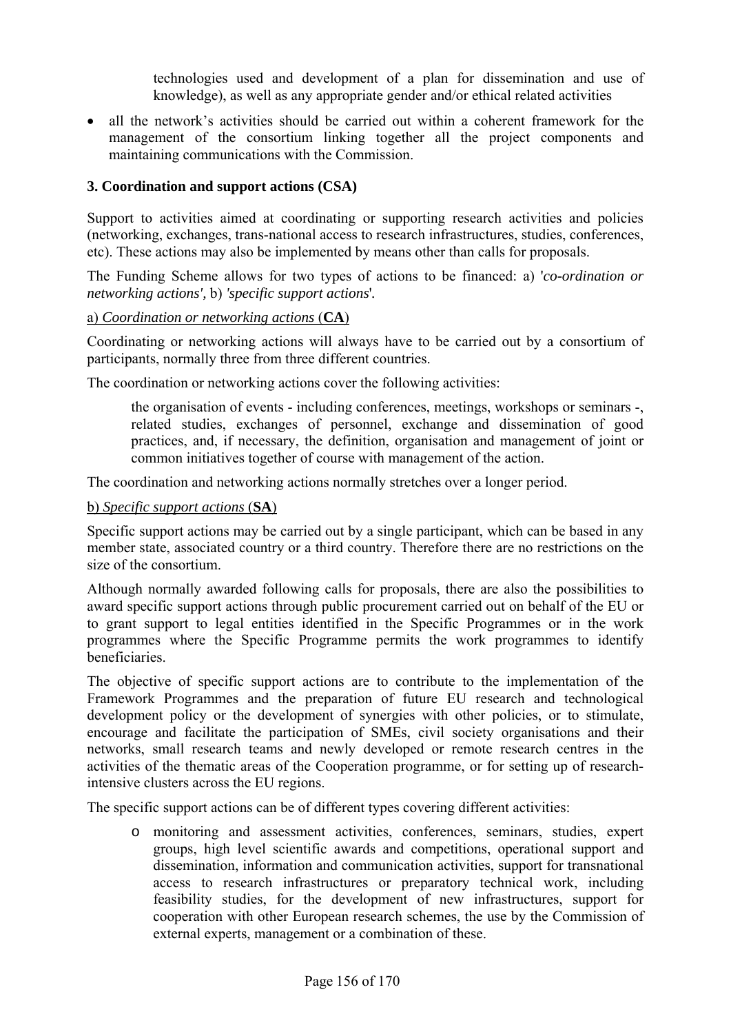technologies used and development of a plan for dissemination and use of knowledge), as well as any appropriate gender and/or ethical related activities

- all the network's activities should be carried out within a coherent framework for the management of the consortium linking together all the project components and maintaining communications with the Commission.

### 3. Coordination and support actions (CSA)

Support to activities aimed at coordinating or supporting research activities and policies (networking, exchanges, trans-national access to research infrastructures, studies, conferences, etc). These actions may also be implemented by means other than calls for proposals.

The Funding Scheme allows for two types of actions to be financed: a) '*co-ordination or networking actions'*, b) *'specific support actions*'.

a) *Coordination or networking actions* (**CA**)

Coordinating or networking actions will always have to be carried out by a consortium of participants, normally three from three different countries.

The coordination or networking actions cover the following activities:

> the organisation of events - including conferences, meetings, workshops or seminars -, related studies, exchanges of personnel, exchange and dissemination of good practices, and, if necessary, the definition, organisation and management of joint or common initiatives together of course with management of the action.

The coordination and networking actions normally stretches over a longer period.

b) *Specific support actions* (**SA**)

Specific support actions may be carried out by a single participant, which can be based in any member state, associated country or a third country. Therefore there are no restrictions on the size of the consortium.

Although normally awarded following calls for proposals, there are also the possibilities to award specific support actions through public procurement carried out on behalf of the EU or to grant support to legal entities identified in the Specific Programmes or in the work programmes where the Specific Programme permits the work programmes to identify beneficiaries.

The objective of specific support actions are to contribute to the implementation of the Framework Programmes and the preparation of future EU research and technological development policy or the development of synergies with other policies, or to stimulate, encourage and facilitate the participation of SMEs, civil society organisations and their networks, small research teams and newly developed or remote research centres in the activities of the thematic areas of the Cooperation programme, or for setting up of research-intensive clusters across the EU regions.

The specific support actions can be of different types covering different activities:

- monitoring and assessment activities, conferences, seminars, studies, expert groups, high level scientific awards and competitions, operational support and dissemination, information and communication activities, support for transnational access to research infrastructures or preparatory technical work, including feasibility studies, for the development of new infrastructures, support for cooperation with other European research schemes, the use by the Commission of external experts, management or a combination of these.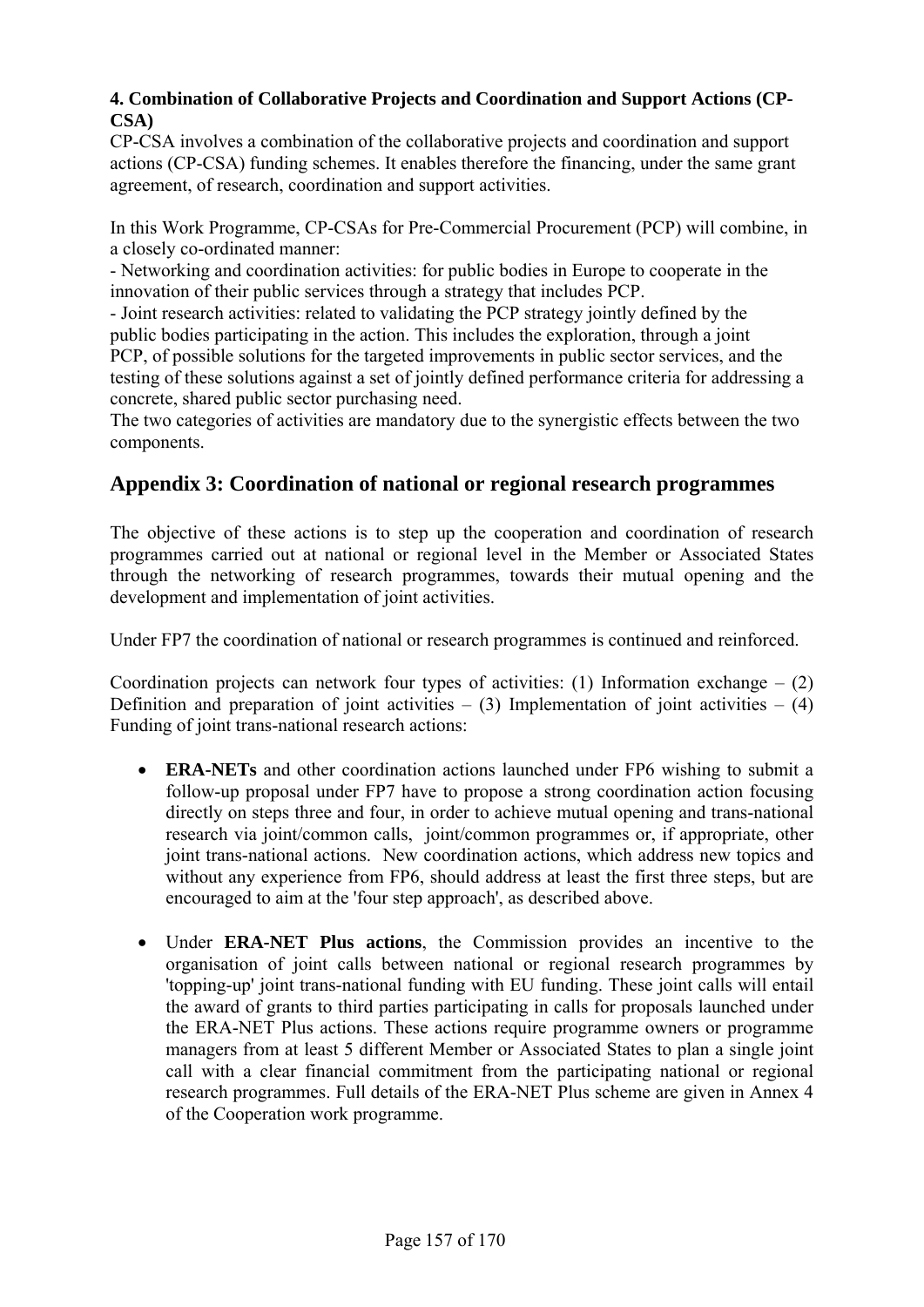**4. Combination of Collaborative Projects and Coordination and Support Actions (CP-CSA)**

CP-CSA involves a combination of the collaborative projects and coordination and support actions (CP-CSA) funding schemes. It enables therefore the financing, under the same grant agreement, of research, coordination and support activities.

In this Work Programme, CP-CSAs for Pre-Commercial Procurement (PCP) will combine, in a closely co-ordinated manner:

- Networking and coordination activities: for public bodies in Europe to cooperate in the innovation of their public services through a strategy that includes PCP.
- Joint research activities: related to validating the PCP strategy jointly defined by the public bodies participating in the action. This includes the exploration, through a joint PCP, of possible solutions for the targeted improvements in public sector services, and the testing of these solutions against a set of jointly defined performance criteria for addressing a concrete, shared public sector purchasing need.

The two categories of activities are mandatory due to the synergistic effects between the two components.

## Appendix 3: Coordination of national or regional research programmes

The objective of these actions is to step up the cooperation and coordination of research programmes carried out at national or regional level in the Member or Associated States through the networking of research programmes, towards their mutual opening and the development and implementation of joint activities.

Under FP7 the coordination of national or research programmes is continued and reinforced.

Coordination projects can network four types of activities: (1) Information exchange – (2) Definition and preparation of joint activities – (3) Implementation of joint activities – (4) Funding of joint trans-national research actions:

- **ERA-NETs** and other coordination actions launched under FP6 wishing to submit a follow-up proposal under FP7 have to propose a strong coordination action focusing directly on steps three and four, in order to achieve mutual opening and trans-national research via joint/common calls, joint/common programmes or, if appropriate, other joint trans-national actions. New coordination actions, which address new topics and without any experience from FP6, should address at least the first three steps, but are encouraged to aim at the 'four step approach', as described above.

- Under **ERA-NET Plus actions**, the Commission provides an incentive to the organisation of joint calls between national or regional research programmes by 'topping-up' joint trans-national funding with EU funding. These joint calls will entail the award of grants to third parties participating in calls for proposals launched under the ERA-NET Plus actions. These actions require programme owners or programme managers from at least 5 different Member or Associated States to plan a single joint call with a clear financial commitment from the participating national or regional research programmes. Full details of the ERA-NET Plus scheme are given in Annex 4 of the Cooperation work programme.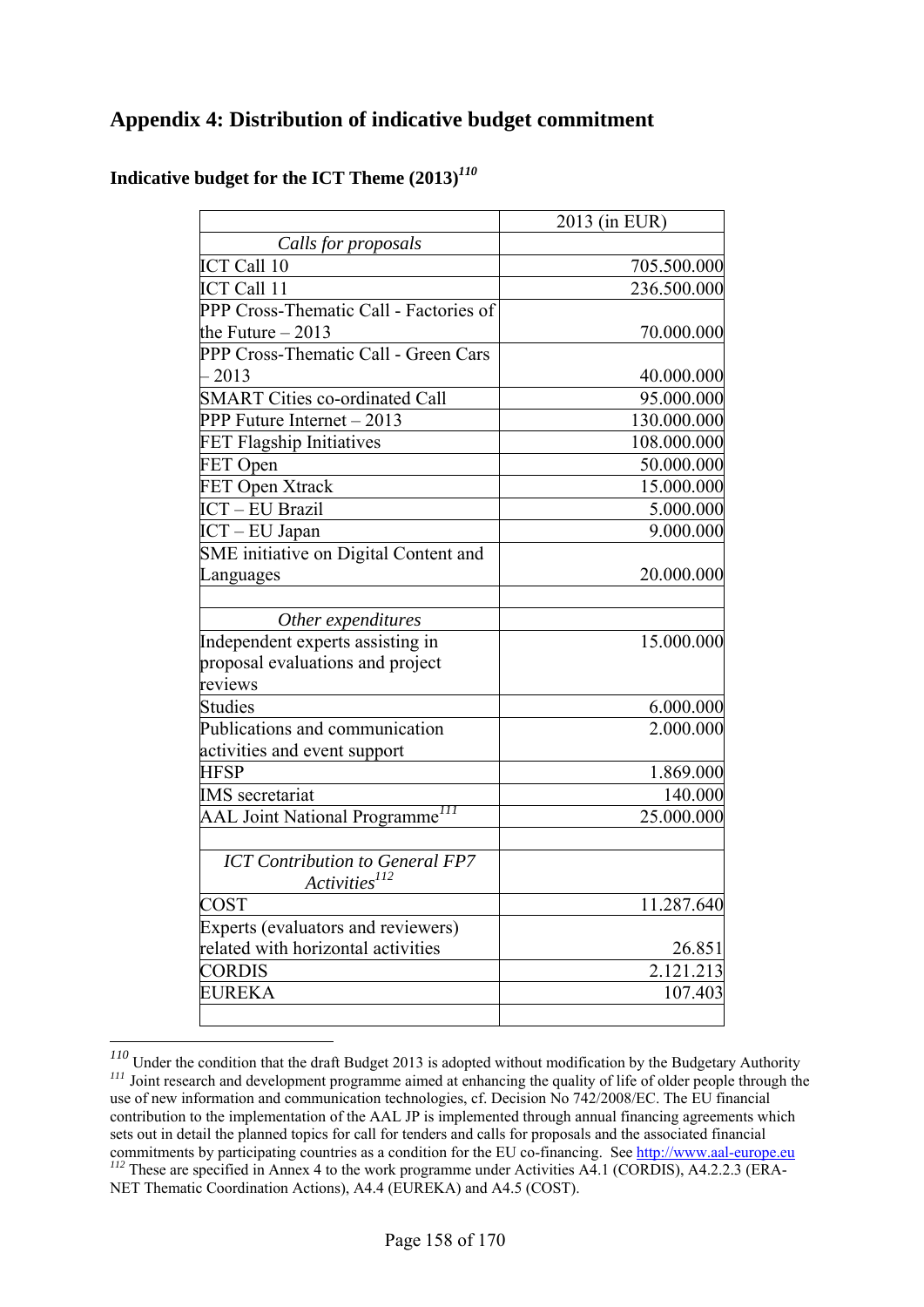## Appendix 4: Distribution of indicative budget commitment

### Indicative budget for the ICT Theme (2013)[110]

| | 2013 (in EUR) |
|---|---|
| *Calls for proposals* | |
| ICT Call 10 | 705.500.000 |
| ICT Call 11 | 236.500.000 |
| PPP Cross-Thematic Call - Factories of the Future – 2013 | 70.000.000 |
| PPP Cross-Thematic Call - Green Cars – 2013 | 40.000.000 |
| SMART Cities co-ordinated Call | 95.000.000 |
| PPP Future Internet – 2013 | 130.000.000 |
| FET Flagship Initiatives | 108.000.000 |
| FET Open | 50.000.000 |
| FET Open Xtrack | 15.000.000 |
| ICT – EU Brazil | 5.000.000 |
| ICT – EU Japan | 9.000.000 |
| SME initiative on Digital Content and Languages | 20.000.000 |
| | |
| *Other expenditures* | |
| Independent experts assisting in proposal evaluations and project reviews | 15.000.000 |
| Studies | 6.000.000 |
| Publications and communication activities and event support | 2.000.000 |
| HFSP | 1.869.000 |
| IMS secretariat | 140.000 |
| AAL Joint National Programme[111] | 25.000.000 |
| | |
| *ICT Contribution to General FP7 Activities*[112] | |
| COST | 11.287.640 |
| Experts (evaluators and reviewers) related with horizontal activities | 26.851 |
| CORDIS | 2.121.213 |
| EUREKA | 107.403 |
| | |

[110] Under the condition that the draft Budget 2013 is adopted without modification by the Budgetary Authority

[111] Joint research and development programme aimed at enhancing the quality of life of older people through the use of new information and communication technologies, cf. Decision No 742/2008/EC. The EU financial contribution to the implementation of the AAL JP is implemented through annual financing agreements which sets out in detail the planned topics for call for tenders and calls for proposals and the associated financial commitments by participating countries as a condition for the EU co-financing. See http://www.aal-europe.eu

[112] These are specified in Annex 4 to the work programme under Activities A4.1 (CORDIS), A4.2.2.3 (ERA-NET Thematic Coordination Actions), A4.4 (EUREKA) and A4.5 (COST).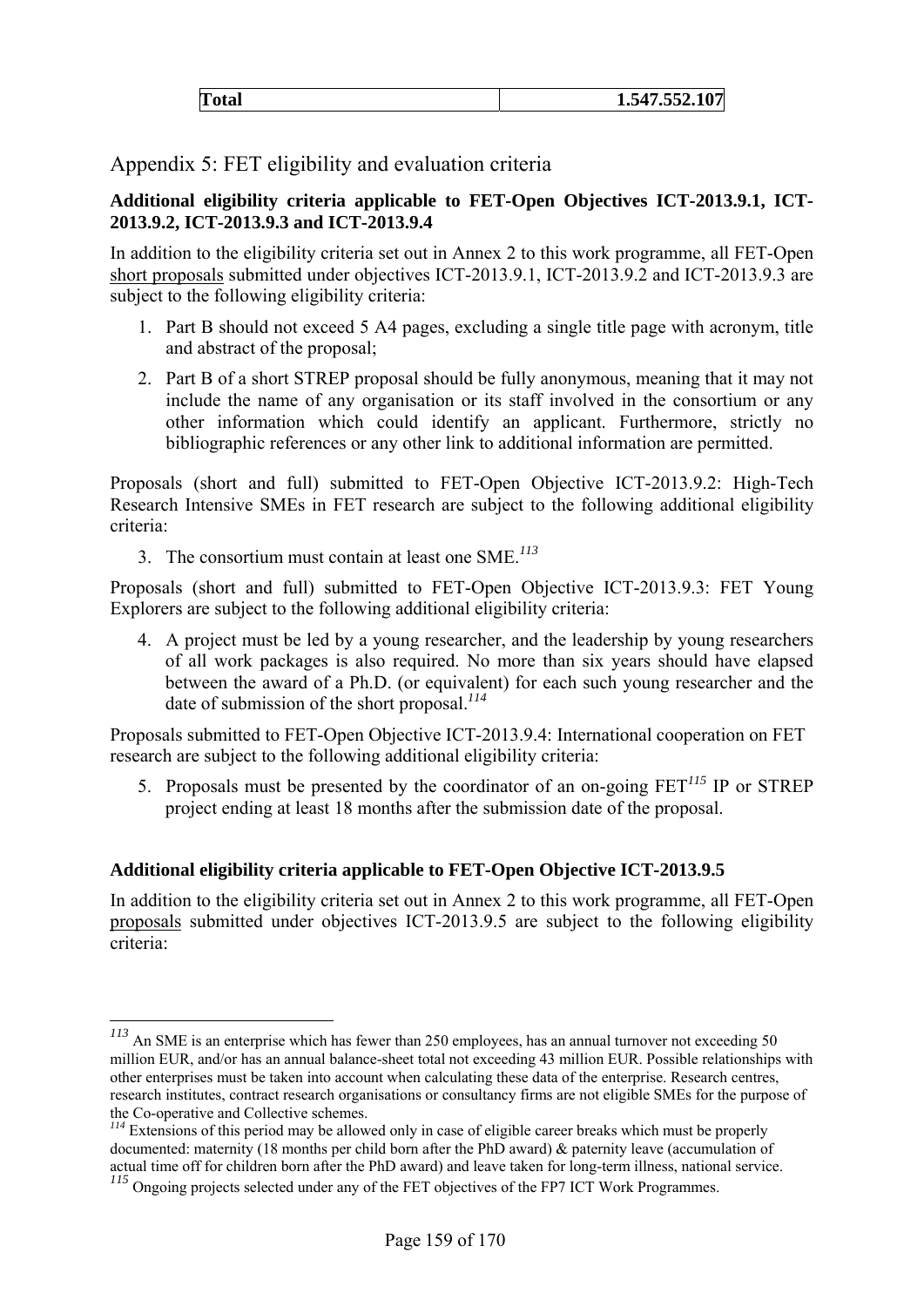| Total | 1.547.552.107 |
|---|---|

## Appendix 5: FET eligibility and evaluation criteria

**Additional eligibility criteria applicable to FET-Open Objectives ICT-2013.9.1, ICT-2013.9.2, ICT-2013.9.3 and ICT-2013.9.4**

In addition to the eligibility criteria set out in Annex 2 to this work programme, all FET-Open short proposals submitted under objectives ICT-2013.9.1, ICT-2013.9.2 and ICT-2013.9.3 are subject to the following eligibility criteria:

1. Part B should not exceed 5 A4 pages, excluding a single title page with acronym, title and abstract of the proposal;
2. Part B of a short STREP proposal should be fully anonymous, meaning that it may not include the name of any organisation or its staff involved in the consortium or any other information which could identify an applicant. Furthermore, strictly no bibliographic references or any other link to additional information are permitted.

Proposals (short and full) submitted to FET-Open Objective ICT-2013.9.2: High-Tech Research Intensive SMEs in FET research are subject to the following additional eligibility criteria:

3. The consortium must contain at least one SME.[113]

Proposals (short and full) submitted to FET-Open Objective ICT-2013.9.3: FET Young Explorers are subject to the following additional eligibility criteria:

4. A project must be led by a young researcher, and the leadership by young researchers of all work packages is also required. No more than six years should have elapsed between the award of a Ph.D. (or equivalent) for each such young researcher and the date of submission of the short proposal.[114]

Proposals submitted to FET-Open Objective ICT-2013.9.4: International cooperation on FET research are subject to the following additional eligibility criteria:

5. Proposals must be presented by the coordinator of an on-going FET[115] IP or STREP project ending at least 18 months after the submission date of the proposal.

**Additional eligibility criteria applicable to FET-Open Objective ICT-2013.9.5**

In addition to the eligibility criteria set out in Annex 2 to this work programme, all FET-Open proposals submitted under objectives ICT-2013.9.5 are subject to the following eligibility criteria:

---

[113] An SME is an enterprise which has fewer than 250 employees, has an annual turnover not exceeding 50 million EUR, and/or has an annual balance-sheet total not exceeding 43 million EUR. Possible relationships with other enterprises must be taken into account when calculating these data of the enterprise. Research centres, research institutes, contract research organisations or consultancy firms are not eligible SMEs for the purpose of the Co-operative and Collective schemes.

[114] Extensions of this period may be allowed only in case of eligible career breaks which must be properly documented: maternity (18 months per child born after the PhD award) & paternity leave (accumulation of actual time off for children born after the PhD award) and leave taken for long-term illness, national service.

[115] Ongoing projects selected under any of the FET objectives of the FP7 ICT Work Programmes.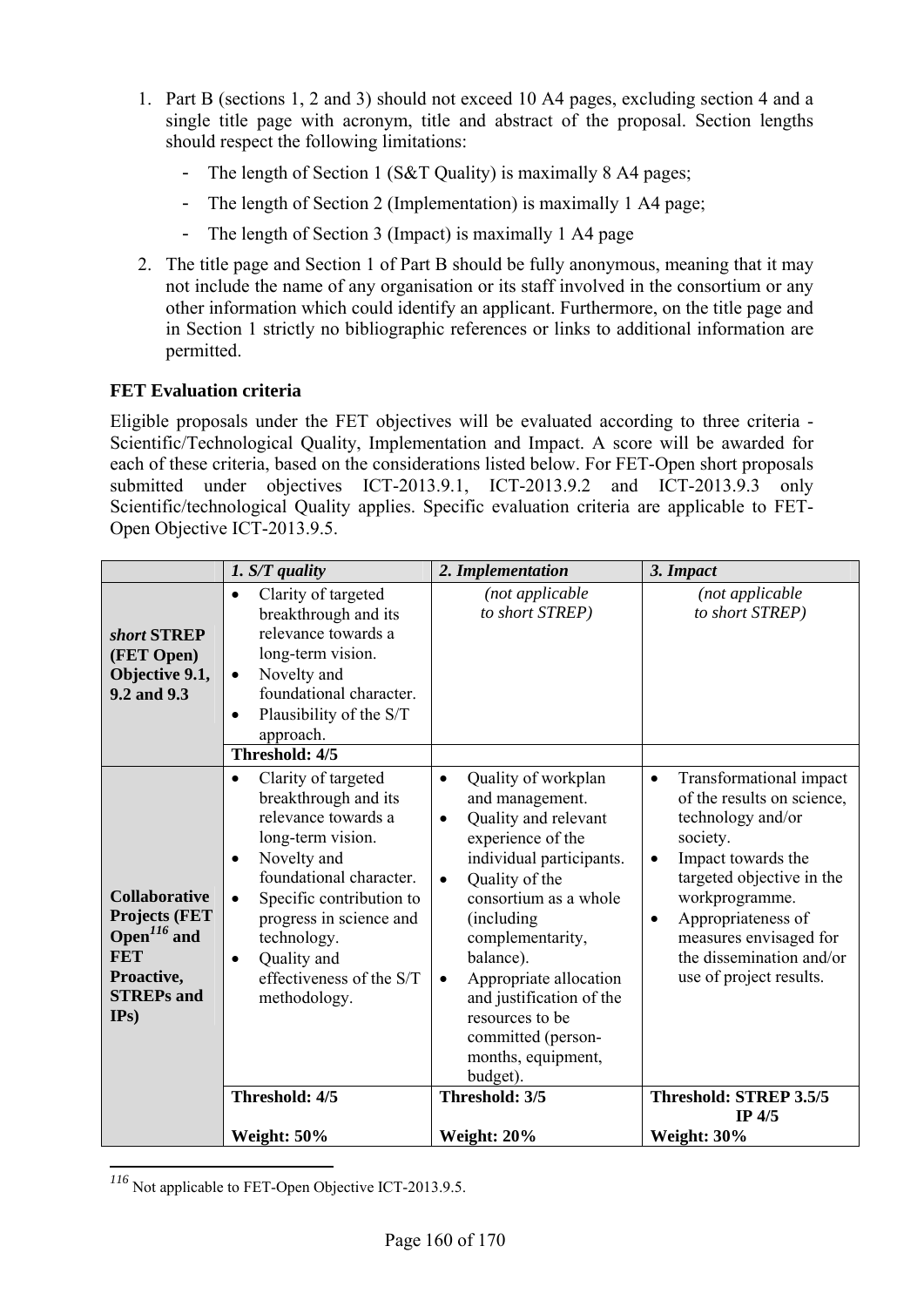1. Part B (sections 1, 2 and 3) should not exceed 10 A4 pages, excluding section 4 and a single title page with acronym, title and abstract of the proposal. Section lengths should respect the following limitations:
   - The length of Section 1 (S&T Quality) is maximally 8 A4 pages;
   - The length of Section 2 (Implementation) is maximally 1 A4 page;
   - The length of Section 3 (Impact) is maximally 1 A4 page
2. The title page and Section 1 of Part B should be fully anonymous, meaning that it may not include the name of any organisation or its staff involved in the consortium or any other information which could identify an applicant. Furthermore, on the title page and in Section 1 strictly no bibliographic references or links to additional information are permitted.

**FET Evaluation criteria**

Eligible proposals under the FET objectives will be evaluated according to three criteria - Scientific/Technological Quality, Implementation and Impact. A score will be awarded for each of these criteria, based on the considerations listed below. For FET-Open short proposals submitted under objectives ICT-2013.9.1, ICT-2013.9.2 and ICT-2013.9.3 only Scientific/technological Quality applies. Specific evaluation criteria are applicable to FET-Open Objective ICT-2013.9.5.

| | *1. S/T quality* | *2. Implementation* | *3. Impact* |
|---|---|---|---|
| ***short* STREP (FET Open) Objective 9.1, 9.2 and 9.3** | • Clarity of targeted breakthrough and its relevance towards a long-term vision.<br>• Novelty and foundational character.<br>• Plausibility of the S/T approach. | *(not applicable to short STREP)* | *(not applicable to short STREP)* |
| | **Threshold: 4/5** | | |
| **Collaborative Projects (FET Open[116] and FET Proactive, STREPs and IPs)** | • Clarity of targeted breakthrough and its relevance towards a long-term vision.<br>• Novelty and foundational character.<br>• Specific contribution to progress in science and technology.<br>• Quality and effectiveness of the S/T methodology. | • Quality of workplan and management.<br>• Quality and relevant experience of the individual participants.<br>• Quality of the consortium as a whole (including complementarity, balance).<br>• Appropriate allocation and justification of the resources to be committed (person-months, equipment, budget). | • Transformational impact of the results on science, technology and/or society.<br>• Impact towards the targeted objective in the workprogramme.<br>• Appropriateness of measures envisaged for the dissemination and/or use of project results. |
| | **Threshold: 4/5**<br><br>**Weight: 50%** | **Threshold: 3/5**<br><br>**Weight: 20%** | **Threshold: STREP 3.5/5 IP 4/5**<br>**Weight: 30%** |

[116] Not applicable to FET-Open Objective ICT-2013.9.5.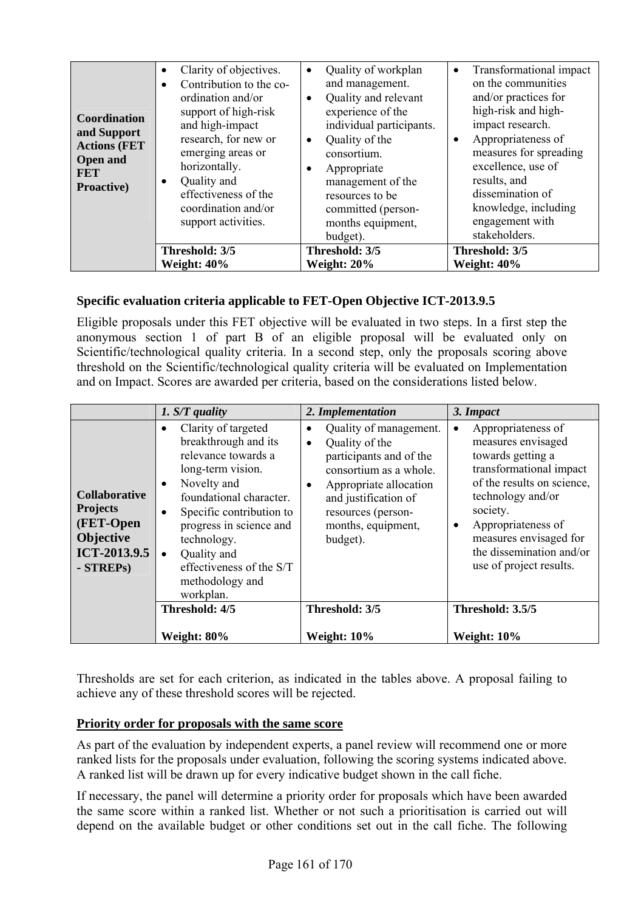| | | | |
|---|---|---|---|
| **Coordination and Support Actions (FET Open and FET Proactive)** | • Clarity of objectives.<br>• Contribution to the co-ordination and/or support of high-risk and high-impact research, for new or emerging areas or horizontally.<br>• Quality and effectiveness of the coordination and/or support activities. | • Quality of workplan and management.<br>• Quality and relevant experience of the individual participants.<br>• Quality of the consortium.<br>• Appropriate management of the resources to be committed (person-months equipment, budget). | • Transformational impact on the communities and/or practices for high-risk and high-impact research.<br>• Appropriateness of measures for spreading excellence, use of results, and dissemination of knowledge, including engagement with stakeholders. |
| | **Threshold: 3/5**<br>**Weight: 40%** | **Threshold: 3/5**<br>**Weight: 20%** | **Threshold: 3/5**<br>**Weight: 40%** |

### Specific evaluation criteria applicable to FET-Open Objective ICT-2013.9.5

Eligible proposals under this FET objective will be evaluated in two steps. In a first step the anonymous section 1 of part B of an eligible proposal will be evaluated only on Scientific/technological quality criteria. In a second step, only the proposals scoring above threshold on the Scientific/technological quality criteria will be evaluated on Implementation and on Impact. Scores are awarded per criteria, based on the considerations listed below.

| | *1. S/T quality* | *2. Implementation* | *3. Impact* |
|---|---|---|---|
| **Collaborative Projects (FET-Open Objective ICT-2013.9.5 - STREPs)** | • Clarity of targeted breakthrough and its relevance towards a long-term vision.<br>• Novelty and foundational character.<br>• Specific contribution to progress in science and technology.<br>• Quality and effectiveness of the S/T methodology and workplan. | • Quality of management.<br>• Quality of the participants and of the consortium as a whole.<br>• Appropriate allocation and justification of resources (person-months, equipment, budget). | • Appropriateness of measures envisaged towards getting a transformational impact of the results on science, technology and/or society.<br>• Appropriateness of measures envisaged for the dissemination and/or use of project results. |
| | **Threshold: 4/5**<br><br>**Weight: 80%** | **Threshold: 3/5**<br><br>**Weight: 10%** | **Threshold: 3.5/5**<br><br>**Weight: 10%** |

Thresholds are set for each criterion, as indicated in the tables above. A proposal failing to achieve any of these threshold scores will be rejected.

**Priority order for proposals with the same score**

As part of the evaluation by independent experts, a panel review will recommend one or more ranked lists for the proposals under evaluation, following the scoring systems indicated above. A ranked list will be drawn up for every indicative budget shown in the call fiche.

If necessary, the panel will determine a priority order for proposals which have been awarded the same score within a ranked list. Whether or not such a prioritisation is carried out will depend on the available budget or other conditions set out in the call fiche. The following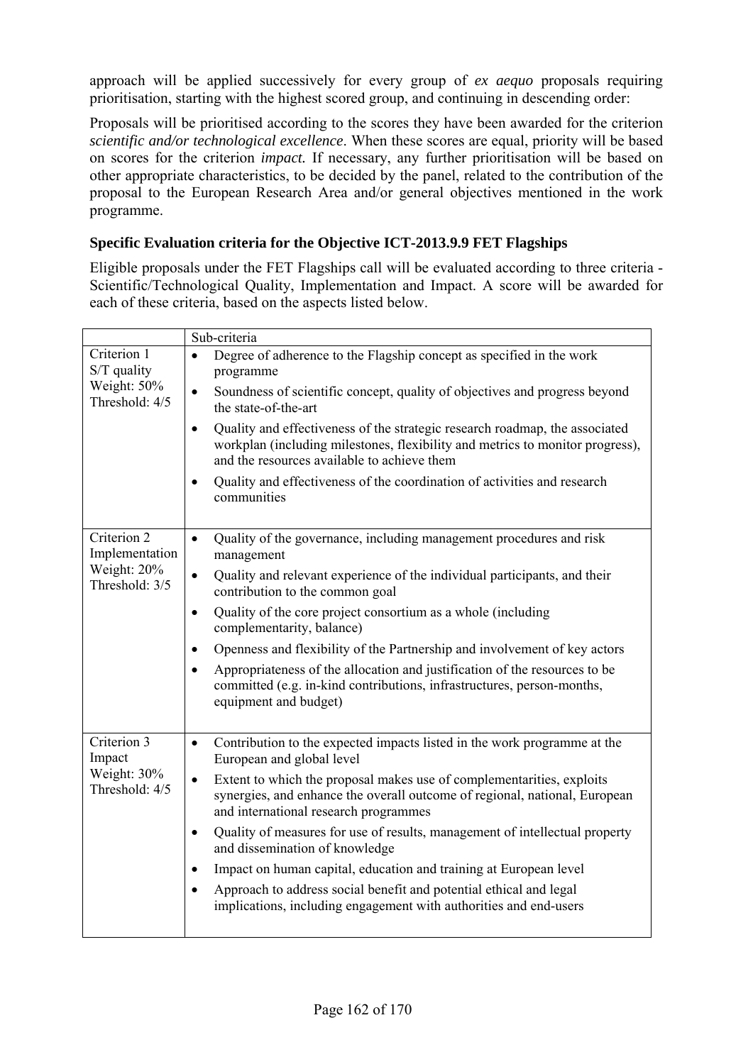approach will be applied successively for every group of *ex aequo* proposals requiring prioritisation, starting with the highest scored group, and continuing in descending order:

Proposals will be prioritised according to the scores they have been awarded for the criterion *scientific and/or technological excellence*. When these scores are equal, priority will be based on scores for the criterion *impact.* If necessary, any further prioritisation will be based on other appropriate characteristics, to be decided by the panel, related to the contribution of the proposal to the European Research Area and/or general objectives mentioned in the work programme.

### Specific Evaluation criteria for the Objective ICT-2013.9.9 FET Flagships

Eligible proposals under the FET Flagships call will be evaluated according to three criteria - Scientific/Technological Quality, Implementation and Impact. A score will be awarded for each of these criteria, based on the aspects listed below.

| | Sub-criteria |
|---|---|
| Criterion 1<br>S/T quality<br>Weight: 50%<br>Threshold: 4/5 | • Degree of adherence to the Flagship concept as specified in the work programme<br>• Soundness of scientific concept, quality of objectives and progress beyond the state-of-the-art<br>• Quality and effectiveness of the strategic research roadmap, the associated workplan (including milestones, flexibility and metrics to monitor progress), and the resources available to achieve them<br>• Quality and effectiveness of the coordination of activities and research communities |
| Criterion 2<br>Implementation<br>Weight: 20%<br>Threshold: 3/5 | • Quality of the governance, including management procedures and risk management<br>• Quality and relevant experience of the individual participants, and their contribution to the common goal<br>• Quality of the core project consortium as a whole (including complementarity, balance)<br>• Openness and flexibility of the Partnership and involvement of key actors<br>• Appropriateness of the allocation and justification of the resources to be committed (e.g. in-kind contributions, infrastructures, person-months, equipment and budget) |
| Criterion 3<br>Impact<br>Weight: 30%<br>Threshold: 4/5 | • Contribution to the expected impacts listed in the work programme at the European and global level<br>• Extent to which the proposal makes use of complementarities, exploits synergies, and enhance the overall outcome of regional, national, European and international research programmes<br>• Quality of measures for use of results, management of intellectual property and dissemination of knowledge<br>• Impact on human capital, education and training at European level<br>• Approach to address social benefit and potential ethical and legal implications, including engagement with authorities and end-users |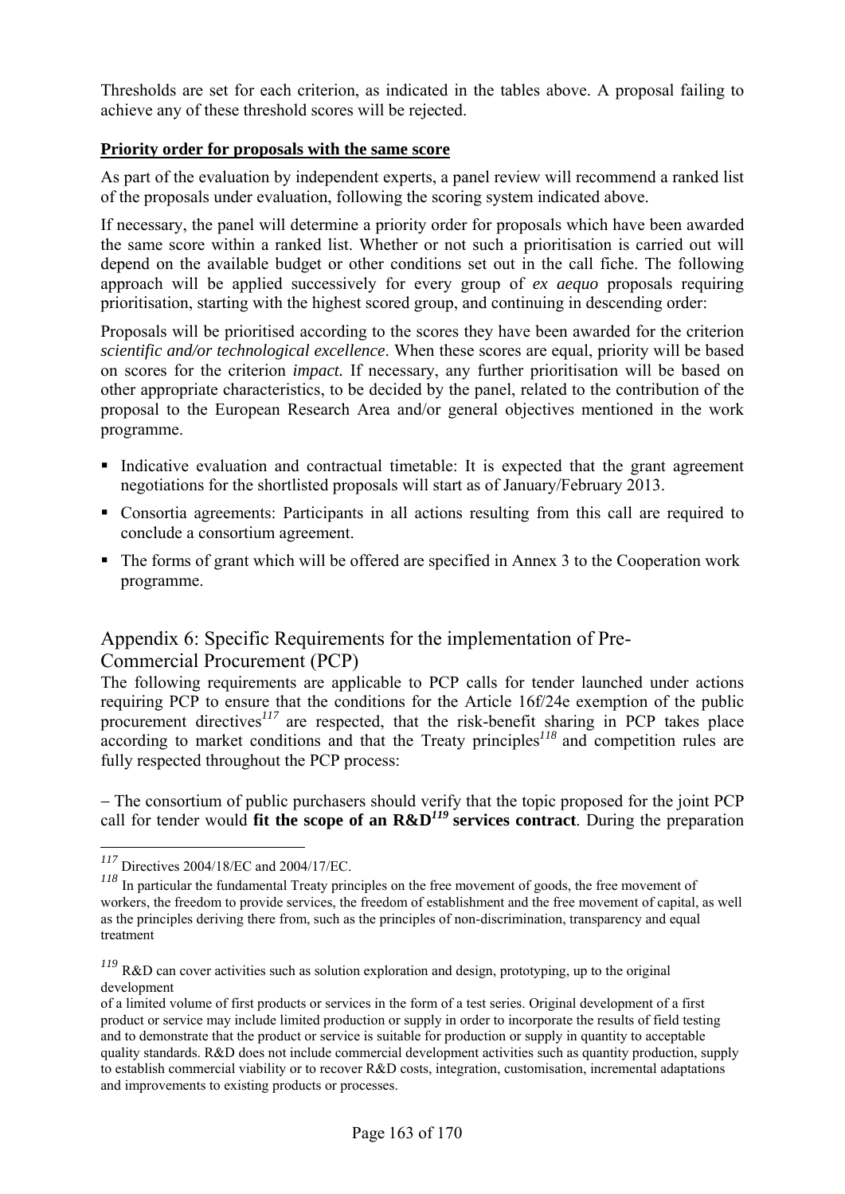Thresholds are set for each criterion, as indicated in the tables above. A proposal failing to achieve any of these threshold scores will be rejected.

**Priority order for proposals with the same score**

As part of the evaluation by independent experts, a panel review will recommend a ranked list of the proposals under evaluation, following the scoring system indicated above.

If necessary, the panel will determine a priority order for proposals which have been awarded the same score within a ranked list. Whether or not such a prioritisation is carried out will depend on the available budget or other conditions set out in the call fiche. The following approach will be applied successively for every group of *ex aequo* proposals requiring prioritisation, starting with the highest scored group, and continuing in descending order:

Proposals will be prioritised according to the scores they have been awarded for the criterion *scientific and/or technological excellence*. When these scores are equal, priority will be based on scores for the criterion *impact.* If necessary, any further prioritisation will be based on other appropriate characteristics, to be decided by the panel, related to the contribution of the proposal to the European Research Area and/or general objectives mentioned in the work programme.

- Indicative evaluation and contractual timetable: It is expected that the grant agreement negotiations for the shortlisted proposals will start as of January/February 2013.
- Consortia agreements: Participants in all actions resulting from this call are required to conclude a consortium agreement.
- The forms of grant which will be offered are specified in Annex 3 to the Cooperation work programme.

## Appendix 6: Specific Requirements for the implementation of Pre-Commercial Procurement (PCP)

The following requirements are applicable to PCP calls for tender launched under actions requiring PCP to ensure that the conditions for the Article 16f/24e exemption of the public procurement directives[117] are respected, that the risk-benefit sharing in PCP takes place according to market conditions and that the Treaty principles[118] and competition rules are fully respected throughout the PCP process:

– The consortium of public purchasers should verify that the topic proposed for the joint PCP call for tender would **fit the scope of an R&D[119] services contract**. During the preparation

---

[117] Directives 2004/18/EC and 2004/17/EC.

[118] In particular the fundamental Treaty principles on the free movement of goods, the free movement of workers, the freedom to provide services, the freedom of establishment and the free movement of capital, as well as the principles deriving there from, such as the principles of non-discrimination, transparency and equal treatment

[119] R&D can cover activities such as solution exploration and design, prototyping, up to the original development of a limited volume of first products or services in the form of a test series. Original development of a first product or service may include limited production or supply in order to incorporate the results of field testing and to demonstrate that the product or service is suitable for production or supply in quantity to acceptable quality standards. R&D does not include commercial development activities such as quantity production, supply to establish commercial viability or to recover R&D costs, integration, customisation, incremental adaptations and improvements to existing products or processes.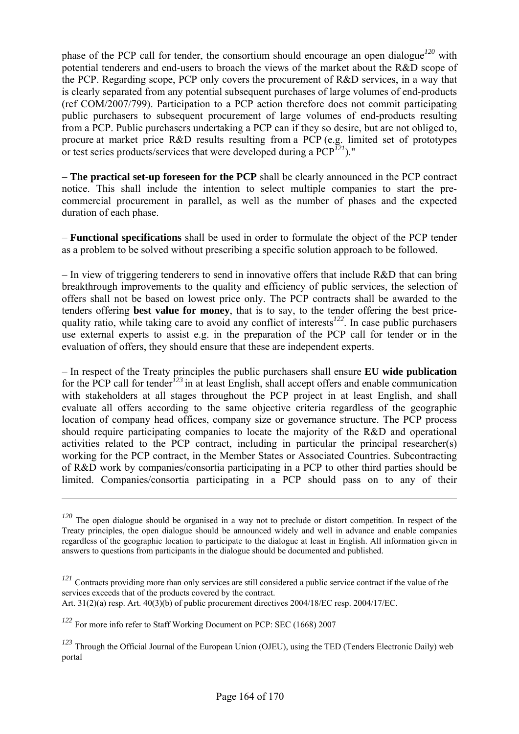phase of the PCP call for tender, the consortium should encourage an open dialogue[120] with potential tenderers and end-users to broach the views of the market about the R&D scope of the PCP. Regarding scope, PCP only covers the procurement of R&D services, in a way that is clearly separated from any potential subsequent purchases of large volumes of end-products (ref COM/2007/799). Participation to a PCP action therefore does not commit participating public purchasers to subsequent procurement of large volumes of end-products resulting from a PCP. Public purchasers undertaking a PCP can if they so desire, but are not obliged to, procure at market price R&D results resulting from a PCP (e.g. limited set of prototypes or test series products/services that were developed during a PCP[121])."

– **The practical set-up foreseen for the PCP** shall be clearly announced in the PCP contract notice. This shall include the intention to select multiple companies to start the pre-commercial procurement in parallel, as well as the number of phases and the expected duration of each phase.

– **Functional specifications** shall be used in order to formulate the object of the PCP tender as a problem to be solved without prescribing a specific solution approach to be followed.

– In view of triggering tenderers to send in innovative offers that include R&D that can bring breakthrough improvements to the quality and efficiency of public services, the selection of offers shall not be based on lowest price only. The PCP contracts shall be awarded to the tenders offering **best value for money**, that is to say, to the tender offering the best price-quality ratio, while taking care to avoid any conflict of interests[122]. In case public purchasers use external experts to assist e.g. in the preparation of the PCP call for tender or in the evaluation of offers, they should ensure that these are independent experts.

– In respect of the Treaty principles the public purchasers shall ensure **EU wide publication** for the PCP call for tender[123] in at least English, shall accept offers and enable communication with stakeholders at all stages throughout the PCP project in at least English, and shall evaluate all offers according to the same objective criteria regardless of the geographic location of company head offices, company size or governance structure. The PCP process should require participating companies to locate the majority of the R&D and operational activities related to the PCP contract, including in particular the principal researcher(s) working for the PCP contract, in the Member States or Associated Countries. Subcontracting of R&D work by companies/consortia participating in a PCP to other third parties should be limited. Companies/consortia participating in a PCP should pass on to any of their

---

[120] The open dialogue should be organised in a way not to preclude or distort competition. In respect of the Treaty principles, the open dialogue should be announced widely and well in advance and enable companies regardless of the geographic location to participate to the dialogue at least in English. All information given in answers to questions from participants in the dialogue should be documented and published.

[121] Contracts providing more than only services are still considered a public service contract if the value of the services exceeds that of the products covered by the contract.
Art. 31(2)(a) resp. Art. 40(3)(b) of public procurement directives 2004/18/EC resp. 2004/17/EC.

[122] For more info refer to Staff Working Document on PCP: SEC (1668) 2007

[123] Through the Official Journal of the European Union (OJEU), using the TED (Tenders Electronic Daily) web portal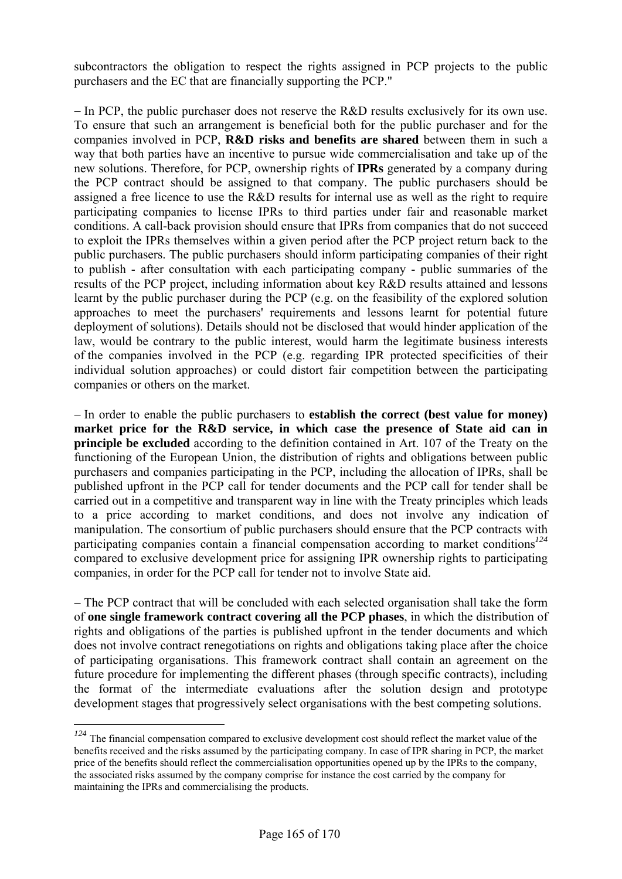subcontractors the obligation to respect the rights assigned in PCP projects to the public purchasers and the EC that are financially supporting the PCP."

– In PCP, the public purchaser does not reserve the R&D results exclusively for its own use. To ensure that such an arrangement is beneficial both for the public purchaser and for the companies involved in PCP, **R&D risks and benefits are shared** between them in such a way that both parties have an incentive to pursue wide commercialisation and take up of the new solutions. Therefore, for PCP, ownership rights of **IPRs** generated by a company during the PCP contract should be assigned to that company. The public purchasers should be assigned a free licence to use the R&D results for internal use as well as the right to require participating companies to license IPRs to third parties under fair and reasonable market conditions. A call-back provision should ensure that IPRs from companies that do not succeed to exploit the IPRs themselves within a given period after the PCP project return back to the public purchasers. The public purchasers should inform participating companies of their right to publish - after consultation with each participating company - public summaries of the results of the PCP project, including information about key R&D results attained and lessons learnt by the public purchaser during the PCP (e.g. on the feasibility of the explored solution approaches to meet the purchasers' requirements and lessons learnt for potential future deployment of solutions). Details should not be disclosed that would hinder application of the law, would be contrary to the public interest, would harm the legitimate business interests of the companies involved in the PCP (e.g. regarding IPR protected specificities of their individual solution approaches) or could distort fair competition between the participating companies or others on the market.

– In order to enable the public purchasers to **establish the correct (best value for money) market price for the R&D service, in which case the presence of State aid can in principle be excluded** according to the definition contained in Art. 107 of the Treaty on the functioning of the European Union, the distribution of rights and obligations between public purchasers and companies participating in the PCP, including the allocation of IPRs, shall be published upfront in the PCP call for tender documents and the PCP call for tender shall be carried out in a competitive and transparent way in line with the Treaty principles which leads to a price according to market conditions, and does not involve any indication of manipulation. The consortium of public purchasers should ensure that the PCP contracts with participating companies contain a financial compensation according to market conditions[124] compared to exclusive development price for assigning IPR ownership rights to participating companies, in order for the PCP call for tender not to involve State aid.

– The PCP contract that will be concluded with each selected organisation shall take the form of **one single framework contract covering all the PCP phases**, in which the distribution of rights and obligations of the parties is published upfront in the tender documents and which does not involve contract renegotiations on rights and obligations taking place after the choice of participating organisations. This framework contract shall contain an agreement on the future procedure for implementing the different phases (through specific contracts), including the format of the intermediate evaluations after the solution design and prototype development stages that progressively select organisations with the best competing solutions.

[124] The financial compensation compared to exclusive development cost should reflect the market value of the benefits received and the risks assumed by the participating company. In case of IPR sharing in PCP, the market price of the benefits should reflect the commercialisation opportunities opened up by the IPRs to the company, the associated risks assumed by the company comprise for instance the cost carried by the company for maintaining the IPRs and commercialising the products.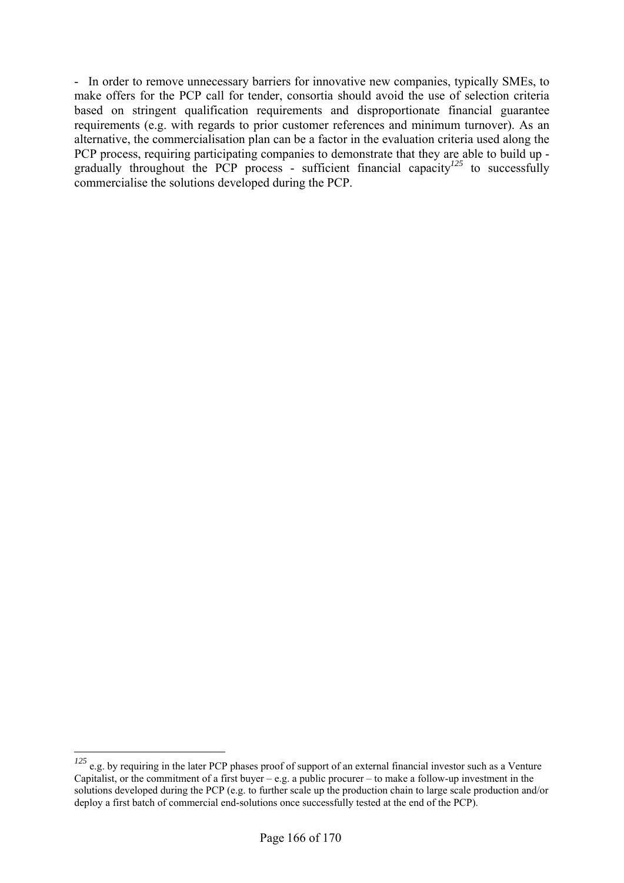- In order to remove unnecessary barriers for innovative new companies, typically SMEs, to make offers for the PCP call for tender, consortia should avoid the use of selection criteria based on stringent qualification requirements and disproportionate financial guarantee requirements (e.g. with regards to prior customer references and minimum turnover). As an alternative, the commercialisation plan can be a factor in the evaluation criteria used along the PCP process, requiring participating companies to demonstrate that they are able to build up - gradually throughout the PCP process - sufficient financial capacity[125] to successfully commercialise the solutions developed during the PCP.

---

[125] e.g. by requiring in the later PCP phases proof of support of an external financial investor such as a Venture Capitalist, or the commitment of a first buyer – e.g. a public procurer – to make a follow-up investment in the solutions developed during the PCP (e.g. to further scale up the production chain to large scale production and/or deploy a first batch of commercial end-solutions once successfully tested at the end of the PCP).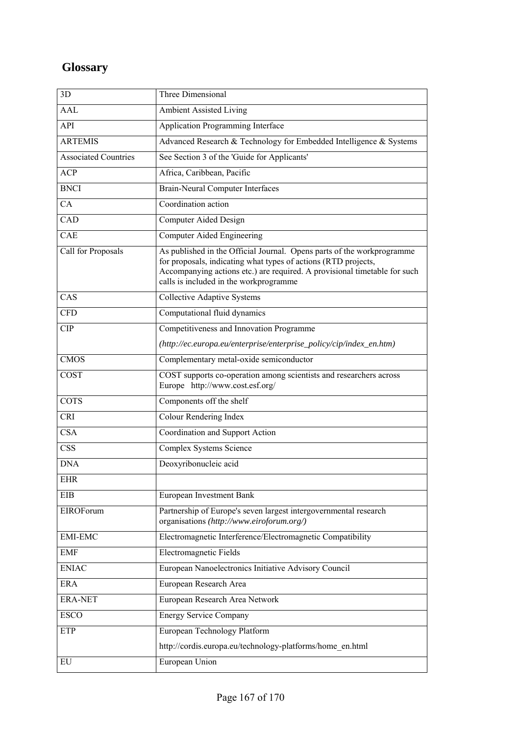## Glossary

| | |
|---|---|
| 3D | Three Dimensional |
| AAL | Ambient Assisted Living |
| API | Application Programming Interface |
| ARTEMIS | Advanced Research & Technology for Embedded Intelligence & Systems |
| Associated Countries | See Section 3 of the 'Guide for Applicants' |
| ACP | Africa, Caribbean, Pacific |
| BNCI | Brain-Neural Computer Interfaces |
| CA | Coordination action |
| CAD | Computer Aided Design |
| CAE | Computer Aided Engineering |
| Call for Proposals | As published in the Official Journal. Opens parts of the workprogramme for proposals, indicating what types of actions (RTD projects, Accompanying actions etc.) are required. A provisional timetable for such calls is included in the workprogramme |
| CAS | Collective Adaptive Systems |
| CFD | Computational fluid dynamics |
| CIP | Competitiveness and Innovation Programme *(http://ec.europa.eu/enterprise/enterprise_policy/cip/index_en.htm)* |
| CMOS | Complementary metal-oxide semiconductor |
| COST | COST supports co-operation among scientists and researchers across Europe http://www.cost.esf.org/ |
| COTS | Components off the shelf |
| CRI | Colour Rendering Index |
| CSA | Coordination and Support Action |
| CSS | Complex Systems Science |
| DNA | Deoxyribonucleic acid |
| EHR | |
| EIB | European Investment Bank |
| EIROForum | Partnership of Europe's seven largest intergovernmental research organisations *(http://www.eiroforum.org/)* |
| EMI-EMC | Electromagnetic Interference/Electromagnetic Compatibility |
| EMF | Electromagnetic Fields |
| ENIAC | European Nanoelectronics Initiative Advisory Council |
| ERA | European Research Area |
| ERA-NET | European Research Area Network |
| ESCO | Energy Service Company |
| ETP | European Technology Platform http://cordis.europa.eu/technology-platforms/home_en.html |
| EU | European Union |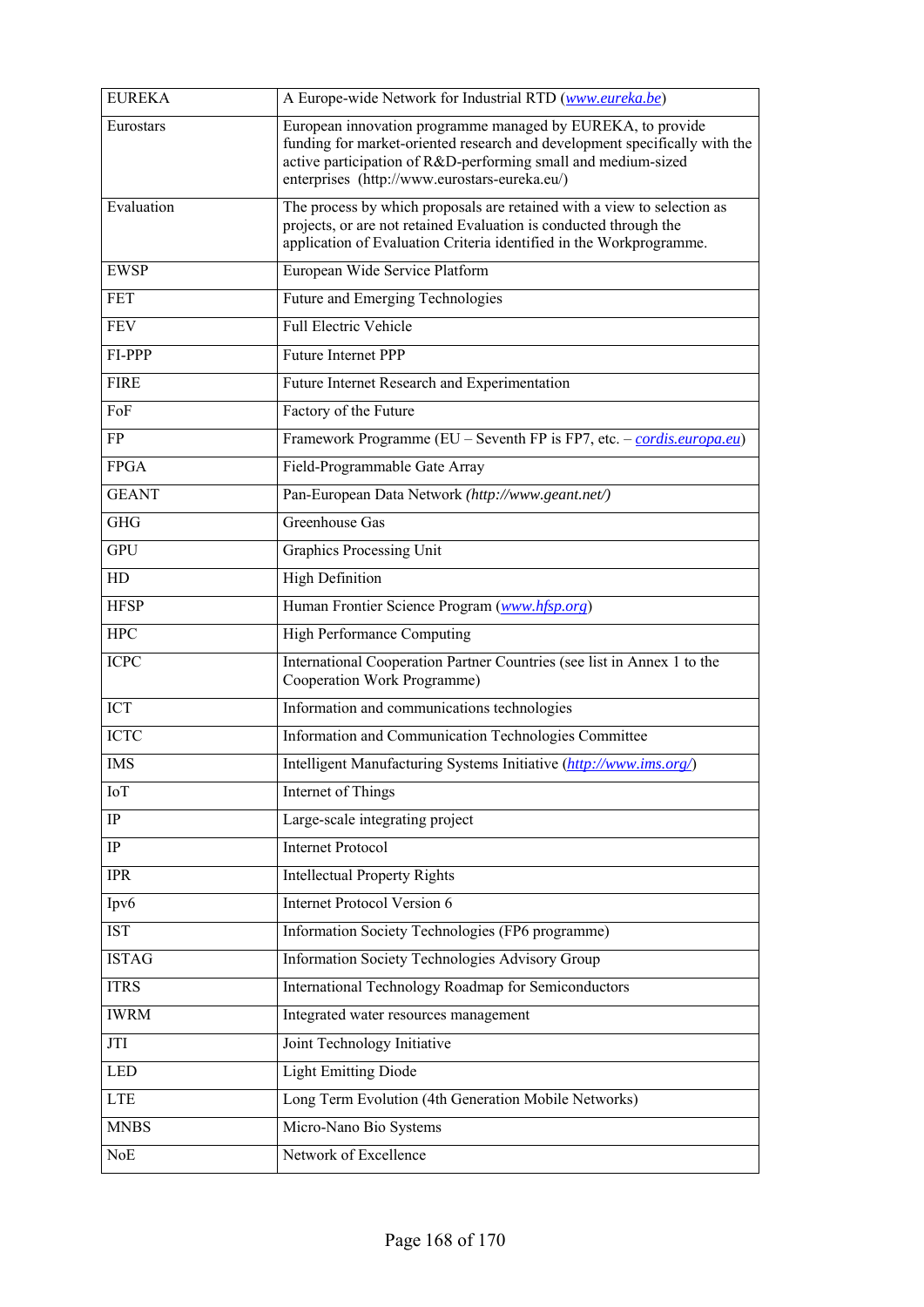| | |
|---|---|
| EUREKA | A Europe-wide Network for Industrial RTD (www.eureka.be) |
| Eurostars | European innovation programme managed by EUREKA, to provide funding for market-oriented research and development specifically with the active participation of R&D-performing small and medium-sized enterprises (http://www.eurostars-eureka.eu/) |
| Evaluation | The process by which proposals are retained with a view to selection as projects, or are not retained Evaluation is conducted through the application of Evaluation Criteria identified in the Workprogramme. |
| EWSP | European Wide Service Platform |
| FET | Future and Emerging Technologies |
| FEV | Full Electric Vehicle |
| FI-PPP | Future Internet PPP |
| FIRE | Future Internet Research and Experimentation |
| FoF | Factory of the Future |
| FP | Framework Programme (EU – Seventh FP is FP7, etc. – cordis.europa.eu) |
| FPGA | Field-Programmable Gate Array |
| GEANT | Pan-European Data Network *(http://www.geant.net/)* |
| GHG | Greenhouse Gas |
| GPU | Graphics Processing Unit |
| HD | High Definition |
| HFSP | Human Frontier Science Program (www.hfsp.org) |
| HPC | High Performance Computing |
| ICPC | International Cooperation Partner Countries (see list in Annex 1 to the Cooperation Work Programme) |
| ICT | Information and communications technologies |
| ICTC | Information and Communication Technologies Committee |
| IMS | Intelligent Manufacturing Systems Initiative (http://www.ims.org/) |
| IoT | Internet of Things |
| IP | Large-scale integrating project |
| IP | Internet Protocol |
| IPR | Intellectual Property Rights |
| Ipv6 | Internet Protocol Version 6 |
| IST | Information Society Technologies (FP6 programme) |
| ISTAG | Information Society Technologies Advisory Group |
| ITRS | International Technology Roadmap for Semiconductors |
| IWRM | Integrated water resources management |
| JTI | Joint Technology Initiative |
| LED | Light Emitting Diode |
| LTE | Long Term Evolution (4th Generation Mobile Networks) |
| MNBS | Micro-Nano Bio Systems |
| NoE | Network of Excellence |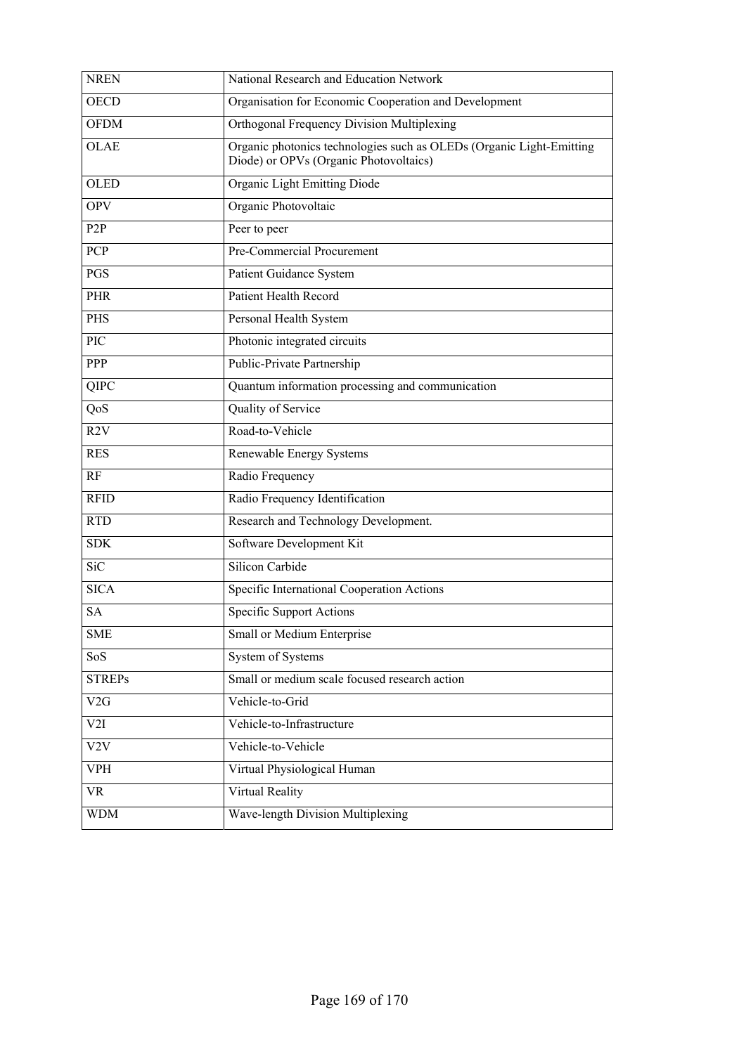| NREN | National Research and Education Network |
|---|---|
| OECD | Organisation for Economic Cooperation and Development |
| OFDM | Orthogonal Frequency Division Multiplexing |
| OLAE | Organic photonics technologies such as OLEDs (Organic Light-Emitting Diode) or OPVs (Organic Photovoltaics) |
| OLED | Organic Light Emitting Diode |
| OPV | Organic Photovoltaic |
| P2P | Peer to peer |
| PCP | Pre-Commercial Procurement |
| PGS | Patient Guidance System |
| PHR | Patient Health Record |
| PHS | Personal Health System |
| PIC | Photonic integrated circuits |
| PPP | Public-Private Partnership |
| QIPC | Quantum information processing and communication |
| QoS | Quality of Service |
| R2V | Road-to-Vehicle |
| RES | Renewable Energy Systems |
| RF | Radio Frequency |
| RFID | Radio Frequency Identification |
| RTD | Research and Technology Development. |
| SDK | Software Development Kit |
| SiC | Silicon Carbide |
| SICA | Specific International Cooperation Actions |
| SA | Specific Support Actions |
| SME | Small or Medium Enterprise |
| SoS | System of Systems |
| STREPs | Small or medium scale focused research action |
| V2G | Vehicle-to-Grid |
| V2I | Vehicle-to-Infrastructure |
| V2V | Vehicle-to-Vehicle |
| VPH | Virtual Physiological Human |
| VR | Virtual Reality |
| WDM | Wave-length Division Multiplexing |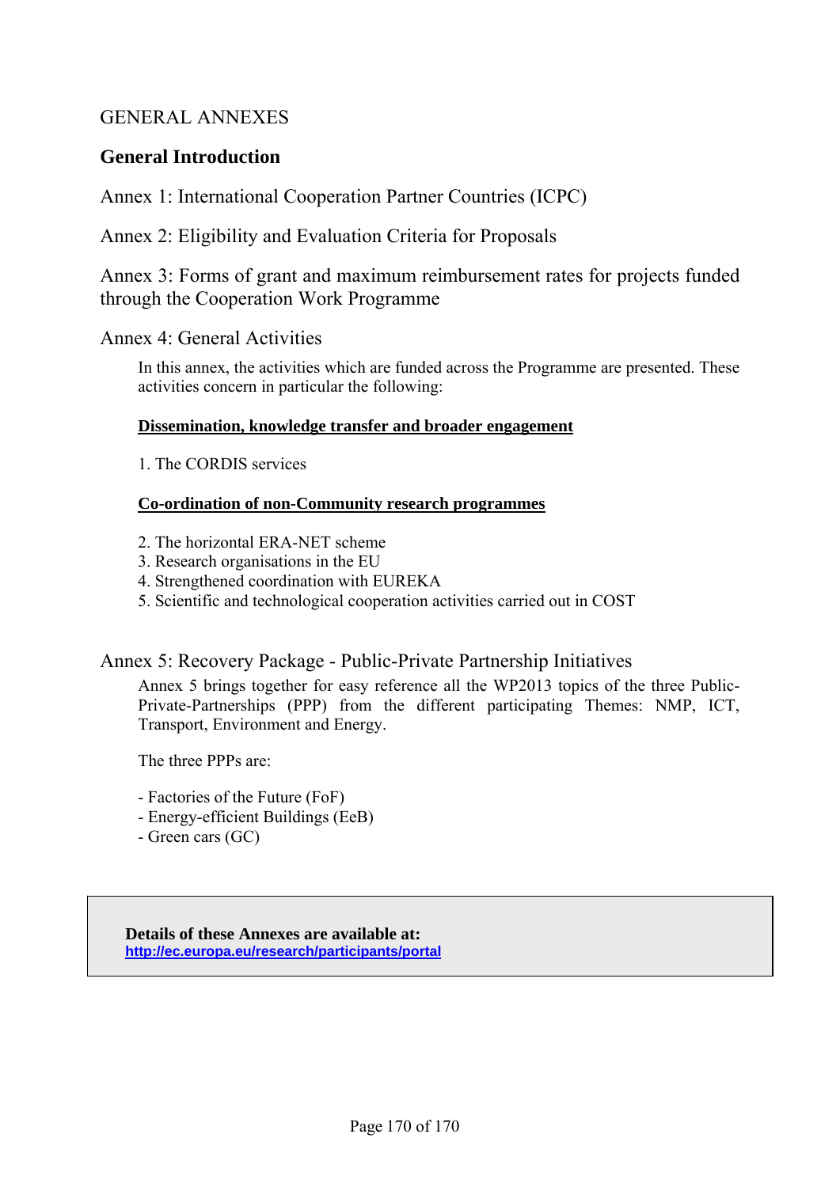# GENERAL ANNEXES

## General Introduction

### Annex 1: International Cooperation Partner Countries (ICPC)

### Annex 2: Eligibility and Evaluation Criteria for Proposals

### Annex 3: Forms of grant and maximum reimbursement rates for projects funded through the Cooperation Work Programme

### Annex 4: General Activities

In this annex, the activities which are funded across the Programme are presented. These activities concern in particular the following:

**Dissemination, knowledge transfer and broader engagement**

1. The CORDIS services

**Co-ordination of non-Community research programmes**

2. The horizontal ERA-NET scheme
3. Research organisations in the EU
4. Strengthened coordination with EUREKA
5. Scientific and technological cooperation activities carried out in COST

### Annex 5: Recovery Package - Public-Private Partnership Initiatives

Annex 5 brings together for easy reference all the WP2013 topics of the three Public-Private-Partnerships (PPP) from the different participating Themes: NMP, ICT, Transport, Environment and Energy.

The three PPPs are:

- Factories of the Future (FoF)
- Energy-efficient Buildings (EeB)
- Green cars (GC)

**Details of these Annexes are available at:**
http://ec.europa.eu/research/participants/portal